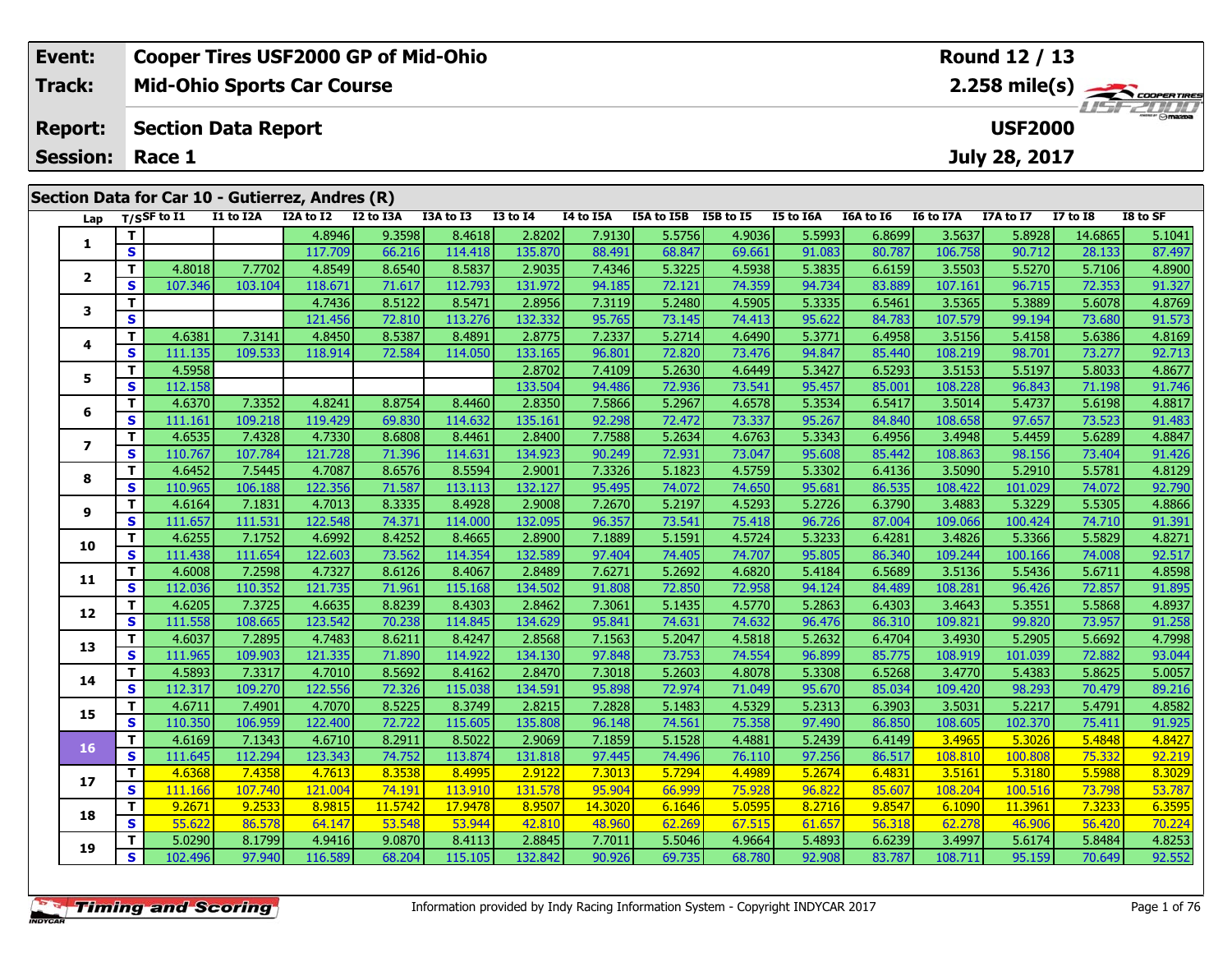| Event: | Cooper Tires USF2000 GP of Mid-Ohio | Round 12 / 13 |
|---|---|---|
| Track: | Mid-Ohio Sports Car Course | 2.258 mile(s) |
| Report: | Section Data Report | USF2000 |
| Session: | Race 1 | July 28, 2017 |

## Section Data for Car 10 - Gutierrez, Andres (R)

| Lap | T/S | SF to I1 | I1 to I2A | I2A to I2 | I2 to I3A | I3A to I3 | I3 to I4 | I4 to I5A | I5A to I5B | I5B to I5 | I5 to I6A | I6A to I6 | I6 to I7A | I7A to I7 | I7 to I8 | I8 to SF |
|---|---|---|---|---|---|---|---|---|---|---|---|---|---|---|---|---|
| 1 | T | | | 4.8946 | 9.3598 | 8.4618 | 2.8202 | 7.9130 | 5.5756 | 4.9036 | 5.5993 | 6.8699 | 3.5637 | 5.8928 | 14.6865 | 5.1041 |
| | S | | | 117.709 | 66.216 | 114.418 | 135.870 | 88.491 | 68.847 | 69.661 | 91.083 | 80.787 | 106.758 | 90.712 | 28.133 | 87.497 |
| 2 | T | 4.8018 | 7.7702 | 4.8549 | 8.6540 | 8.5837 | 2.9035 | 7.4346 | 5.3225 | 4.5938 | 5.3835 | 6.6159 | 3.5503 | 5.5270 | 5.7106 | 4.8900 |
| | S | 107.346 | 103.104 | 118.671 | 71.617 | 112.793 | 131.972 | 94.185 | 72.121 | 74.359 | 94.734 | 83.889 | 107.161 | 96.715 | 72.353 | 91.327 |
| 3 | T | | | 4.7436 | 8.5122 | 8.5471 | 2.8956 | 7.3119 | 5.2480 | 4.5905 | 5.3335 | 6.5461 | 3.5365 | 5.3889 | 5.6078 | 4.8769 |
| | S | | | 121.456 | 72.810 | 113.276 | 132.332 | 95.765 | 73.145 | 74.413 | 95.622 | 84.783 | 107.579 | 99.194 | 73.680 | 91.573 |
| 4 | T | 4.6381 | 7.3141 | 4.8450 | 8.5387 | 8.4891 | 2.8775 | 7.2337 | 5.2714 | 4.6490 | 5.3771 | 6.4958 | 3.5156 | 5.4158 | 5.6386 | 4.8169 |
| | S | 111.135 | 109.533 | 118.914 | 72.584 | 114.050 | 133.165 | 96.801 | 72.820 | 73.476 | 94.847 | 85.440 | 108.219 | 98.701 | 73.277 | 92.713 |
| 5 | T | 4.5958 | | | | | 2.8702 | 7.4109 | 5.2630 | 4.6449 | 5.3427 | 6.5293 | 3.5153 | 5.5197 | 5.8033 | 4.8677 |
| | S | 112.158 | | | | | 133.504 | 94.486 | 72.936 | 73.541 | 95.457 | 85.001 | 108.228 | 96.843 | 71.198 | 91.746 |
| 6 | T | 4.6370 | 7.3352 | 4.8241 | 8.8754 | 8.4460 | 2.8350 | 7.5866 | 5.2967 | 4.6578 | 5.3534 | 6.5417 | 3.5014 | 5.4737 | 5.6198 | 4.8817 |
| | S | 111.161 | 109.218 | 119.429 | 69.830 | 114.632 | 135.161 | 92.298 | 72.472 | 73.337 | 95.267 | 84.840 | 108.658 | 97.657 | 73.523 | 91.483 |
| 7 | T | 4.6535 | 7.4328 | 4.7330 | 8.6808 | 8.4461 | 2.8400 | 7.7588 | 5.2634 | 4.6763 | 5.3343 | 6.4956 | 3.4948 | 5.4459 | 5.6289 | 4.8847 |
| | S | 110.767 | 107.784 | 121.728 | 71.396 | 114.631 | 134.923 | 90.249 | 72.931 | 73.047 | 95.608 | 85.442 | 108.863 | 98.156 | 73.404 | 91.426 |
| 8 | T | 4.6452 | 7.5445 | 4.7087 | 8.6576 | 8.5594 | 2.9001 | 7.3326 | 5.1823 | 4.5759 | 5.3302 | 6.4136 | 3.5090 | 5.2910 | 5.5781 | 4.8129 |
| | S | 110.965 | 106.188 | 122.356 | 71.587 | 113.113 | 132.127 | 95.495 | 74.072 | 74.650 | 95.681 | 86.535 | 108.422 | 101.029 | 74.072 | 92.790 |
| 9 | T | 4.6164 | 7.1831 | 4.7013 | 8.3335 | 8.4928 | 2.9008 | 7.2670 | 5.2197 | 4.5293 | 5.2726 | 6.3790 | 3.4883 | 5.3229 | 5.5305 | 4.8866 |
| | S | 111.657 | 111.531 | 122.548 | 74.371 | 114.000 | 132.095 | 96.357 | 73.541 | 75.418 | 96.726 | 87.004 | 109.066 | 100.424 | 74.710 | 91.391 |
| 10 | T | 4.6255 | 7.1752 | 4.6992 | 8.4252 | 8.4665 | 2.8900 | 7.1889 | 5.1591 | 4.5724 | 5.3233 | 6.4281 | 3.4826 | 5.3366 | 5.5829 | 4.8271 |
| | S | 111.438 | 111.654 | 122.603 | 73.562 | 114.354 | 132.589 | 97.404 | 74.405 | 74.707 | 95.805 | 86.340 | 109.244 | 100.166 | 74.008 | 92.517 |
| 11 | T | 4.6008 | 7.2598 | 4.7327 | 8.6126 | 8.4067 | 2.8489 | 7.6271 | 5.2692 | 4.6820 | 5.4184 | 6.5689 | 3.5136 | 5.5436 | 5.6711 | 4.8598 |
| | S | 112.036 | 110.352 | 121.735 | 71.961 | 115.168 | 134.502 | 91.808 | 72.850 | 72.958 | 94.124 | 84.489 | 108.281 | 96.426 | 72.857 | 91.895 |
| 12 | T | 4.6205 | 7.3725 | 4.6635 | 8.8239 | 8.4303 | 2.8462 | 7.3061 | 5.1435 | 4.5770 | 5.2863 | 6.4303 | 3.4643 | 5.3551 | 5.5868 | 4.8937 |
| | S | 111.558 | 108.665 | 123.542 | 70.238 | 114.845 | 134.629 | 95.841 | 74.631 | 74.632 | 96.476 | 86.310 | 109.821 | 99.820 | 73.957 | 91.258 |
| 13 | T | 4.6037 | 7.2895 | 4.7483 | 8.6211 | 8.4247 | 2.8568 | 7.1563 | 5.2047 | 4.5818 | 5.2632 | 6.4704 | 3.4930 | 5.2905 | 5.6692 | 4.7998 |
| | S | 111.965 | 109.903 | 121.335 | 71.890 | 114.922 | 134.130 | 97.848 | 73.753 | 74.554 | 96.899 | 85.775 | 108.919 | 101.039 | 72.882 | 93.044 |
| 14 | T | 4.5893 | 7.3317 | 4.7010 | 8.5692 | 8.4162 | 2.8470 | 7.3018 | 5.2603 | 4.8078 | 5.3308 | 6.5268 | 3.4770 | 5.4383 | 5.8625 | 5.0057 |
| | S | 112.317 | 109.270 | 122.556 | 72.326 | 115.038 | 134.591 | 95.898 | 72.974 | 71.049 | 95.670 | 85.034 | 109.420 | 98.293 | 70.479 | 89.216 |
| 15 | T | 4.6711 | 7.4901 | 4.7070 | 8.5225 | 8.3749 | 2.8215 | 7.2828 | 5.1483 | 4.5329 | 5.2313 | 6.3903 | 3.5031 | 5.2217 | 5.4791 | 4.8582 |
| | S | 110.350 | 106.959 | 122.400 | 72.722 | 115.605 | 135.808 | 96.148 | 74.561 | 75.358 | 97.490 | 86.850 | 108.605 | 102.370 | 75.411 | 91.925 |
| 16 | T | 4.6169 | 7.1343 | 4.6710 | 8.2911 | 8.5022 | 2.9069 | 7.1859 | 5.1528 | 4.4881 | 5.2439 | 6.4149 | 3.4965 | 5.3026 | 5.4848 | 4.8427 |
| | S | 111.645 | 112.294 | 123.343 | 74.752 | 113.874 | 131.818 | 97.445 | 74.496 | 76.110 | 97.256 | 86.517 | 108.810 | 100.808 | 75.332 | 92.219 |
| 17 | T | 4.6368 | 7.4358 | 4.7613 | 8.3538 | 8.4995 | 2.9122 | 7.3013 | 5.7294 | 4.4989 | 5.2674 | 6.4831 | 3.5161 | 5.3180 | 5.5988 | 8.3029 |
| | S | 111.166 | 107.740 | 121.004 | 74.191 | 113.910 | 131.578 | 95.904 | 66.999 | 75.928 | 96.822 | 85.607 | 108.204 | 100.516 | 73.798 | 53.787 |
| 18 | T | 9.2671 | 9.2533 | 8.9815 | 11.5742 | 17.9478 | 8.9507 | 14.3020 | 6.1646 | 5.0595 | 8.2716 | 9.8547 | 6.1090 | 11.3961 | 7.3233 | 6.3595 |
| | S | 55.622 | 86.578 | 64.147 | 53.548 | 53.944 | 42.810 | 48.960 | 62.269 | 67.515 | 61.657 | 56.318 | 62.278 | 46.906 | 56.420 | 70.224 |
| 19 | T | 5.0290 | 8.1799 | 4.9416 | 9.0870 | 8.4113 | 2.8845 | 7.7011 | 5.5046 | 4.9664 | 5.4893 | 6.6239 | 3.4997 | 5.6174 | 5.8484 | 4.8253 |
| | S | 102.496 | 97.940 | 116.589 | 68.204 | 115.105 | 132.842 | 90.926 | 69.735 | 68.780 | 92.908 | 83.787 | 108.711 | 95.159 | 70.649 | 92.552 |

Information provided by Indy Racing Information System - Copyright INDYCAR 2017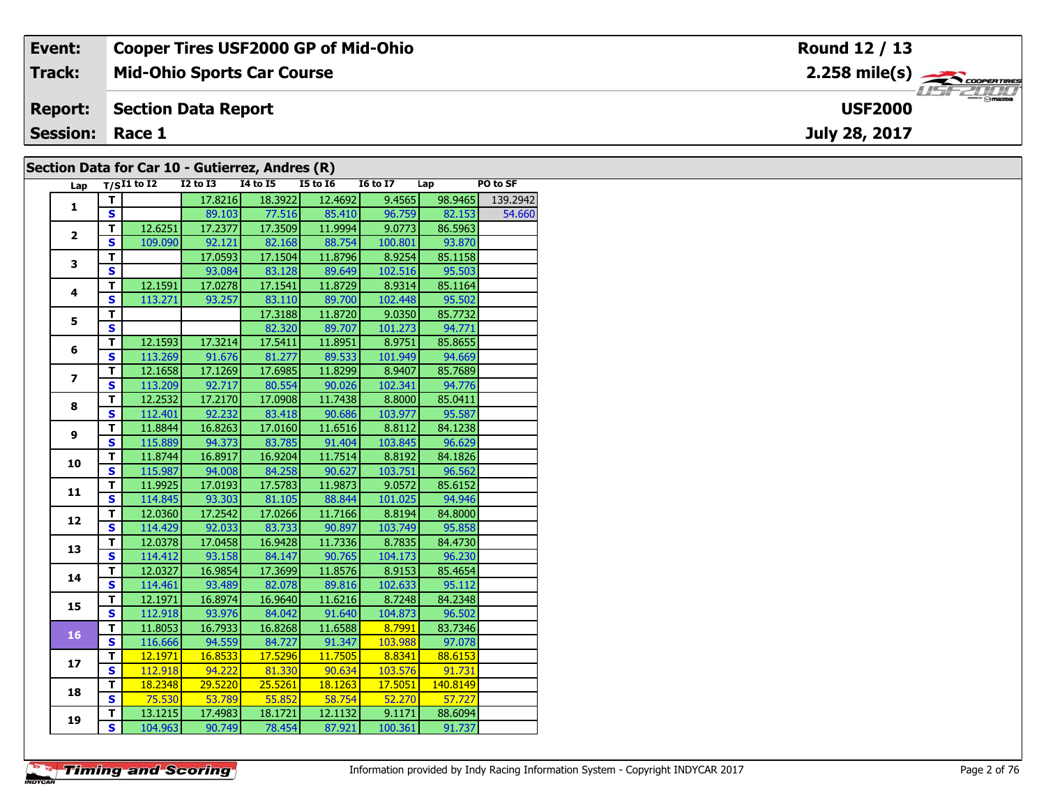| Event: | Cooper Tires USF2000 GP of Mid-Ohio | Round 12 / 13 |
|---|---|---|
| Track: | Mid-Ohio Sports Car Course | 2.258 mile(s) |
| Report: | Section Data Report | USF2000 |
| Session: | Race 1 | July 28, 2017 |

## Section Data for Car 10 - Gutierrez, Andres (R)

| Lap | T/S | I1 to I2 | I2 to I3 | I4 to I5 | I5 to I6 | I6 to I7 | Lap | PO to SF |
|---|---|---|---|---|---|---|---|---|
| 1 | T | | 17.8216 | 18.3922 | 12.4692 | 9.4565 | 98.9465 | 139.2942 |
| | S | | 89.103 | 77.516 | 85.410 | 96.759 | 82.153 | 54.660 |
| 2 | T | 12.6251 | 17.2377 | 17.3509 | 11.9994 | 9.0773 | 86.5963 | |
| | S | 109.090 | 92.121 | 82.168 | 88.754 | 100.801 | 93.870 | |
| 3 | T | | 17.0593 | 17.1504 | 11.8796 | 8.9254 | 85.1158 | |
| | S | | 93.084 | 83.128 | 89.649 | 102.516 | 95.503 | |
| 4 | T | 12.1591 | 17.0278 | 17.1541 | 11.8729 | 8.9314 | 85.1164 | |
| | S | 113.271 | 93.257 | 83.110 | 89.700 | 102.448 | 95.502 | |
| 5 | T | | | 17.3188 | 11.8720 | 9.0350 | 85.7732 | |
| | S | | | 82.320 | 89.707 | 101.273 | 94.771 | |
| 6 | T | 12.1593 | 17.3214 | 17.5411 | 11.8951 | 8.9751 | 85.8655 | |
| | S | 113.269 | 91.676 | 81.277 | 89.533 | 101.949 | 94.669 | |
| 7 | T | 12.1658 | 17.1269 | 17.6985 | 11.8299 | 8.9407 | 85.7689 | |
| | S | 113.209 | 92.717 | 80.554 | 90.026 | 102.341 | 94.776 | |
| 8 | T | 12.2532 | 17.2170 | 17.0908 | 11.7438 | 8.8000 | 85.0411 | |
| | S | 112.401 | 92.232 | 83.418 | 90.686 | 103.977 | 95.587 | |
| 9 | T | 11.8844 | 16.8263 | 17.0160 | 11.6516 | 8.8112 | 84.1238 | |
| | S | 115.889 | 94.373 | 83.785 | 91.404 | 103.845 | 96.629 | |
| 10 | T | 11.8744 | 16.8917 | 16.9204 | 11.7514 | 8.8192 | 84.1826 | |
| | S | 115.987 | 94.008 | 84.258 | 90.627 | 103.751 | 96.562 | |
| 11 | T | 11.9925 | 17.0193 | 17.5783 | 11.9873 | 9.0572 | 85.6152 | |
| | S | 114.845 | 93.303 | 81.105 | 88.844 | 101.025 | 94.946 | |
| 12 | T | 12.0360 | 17.2542 | 17.0266 | 11.7166 | 8.8194 | 84.8000 | |
| | S | 114.429 | 92.033 | 83.733 | 90.897 | 103.749 | 95.858 | |
| 13 | T | 12.0378 | 17.0458 | 16.9428 | 11.7336 | 8.7835 | 84.4730 | |
| | S | 114.412 | 93.158 | 84.147 | 90.765 | 104.173 | 96.230 | |
| 14 | T | 12.0327 | 16.9854 | 17.3699 | 11.8576 | 8.9153 | 85.4654 | |
| | S | 114.461 | 93.489 | 82.078 | 89.816 | 102.633 | 95.112 | |
| 15 | T | 12.1971 | 16.8974 | 16.9640 | 11.6216 | 8.7248 | 84.2348 | |
| | S | 112.918 | 93.976 | 84.042 | 91.640 | 104.873 | 96.502 | |
| 16 | T | 11.8053 | 16.7933 | 16.8268 | 11.6588 | 8.7991 | 83.7346 | |
| | S | 116.666 | 94.559 | 84.727 | 91.347 | 103.988 | 97.078 | |
| 17 | T | 12.1971 | 16.8533 | 17.5296 | 11.7505 | 8.8341 | 88.6153 | |
| | S | 112.918 | 94.222 | 81.330 | 90.634 | 103.576 | 91.731 | |
| 18 | T | 18.2348 | 29.5220 | 25.5261 | 18.1263 | 17.5051 | 140.8149 | |
| | S | 75.530 | 53.789 | 55.852 | 58.754 | 52.270 | 57.727 | |
| 19 | T | 13.1215 | 17.4983 | 18.1721 | 12.1132 | 9.1171 | 88.6094 | |
| | S | 104.963 | 90.749 | 78.454 | 87.921 | 100.361 | 91.737 | |

Information provided by Indy Racing Information System - Copyright INDYCAR 2017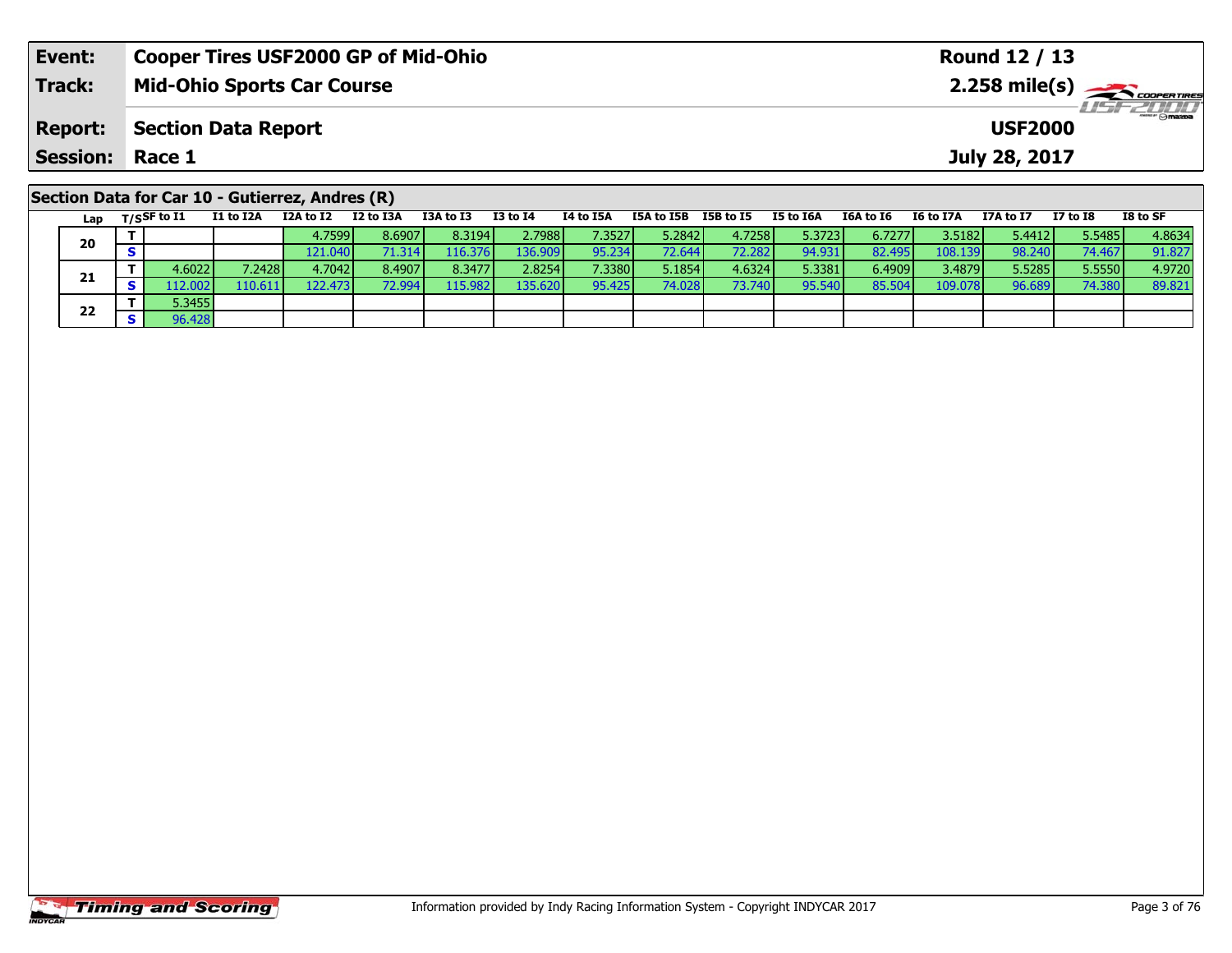| Event: | Cooper Tires USF2000 GP of Mid-Ohio | Round 12 / 13 |
|---|---|---|
| Track: | Mid-Ohio Sports Car Course | 2.258 mile(s) |
| Report: | Section Data Report | USF2000 |
| Session: | Race 1 | July 28, 2017 |

## Section Data for Car 10 - Gutierrez, Andres (R)

| Lap | T/S | SF to I1 | I1 to I2A | I2A to I2 | I2 to I3A | I3A to I3 | I3 to I4 | I4 to I5A | I5A to I5B | I5B to I5 | I5 to I6A | I6A to I6 | I6 to I7A | I7A to I7 | I7 to I8 | I8 to SF |
|---|---|---|---|---|---|---|---|---|---|---|---|---|---|---|---|---|
| 20 | T | | | 4.7599 | 8.6907 | 8.3194 | 2.7988 | 7.3527 | 5.2842 | 4.7258 | 5.3723 | 6.7277 | 3.5182 | 5.4412 | 5.5485 | 4.8634 |
| | S | | | 121.040 | 71.314 | 116.376 | 136.909 | 95.234 | 72.644 | 72.282 | 94.931 | 82.495 | 108.139 | 98.240 | 74.467 | 91.827 |
| 21 | T | 4.6022 | 7.2428 | 4.7042 | 8.4907 | 8.3477 | 2.8254 | 7.3380 | 5.1854 | 4.6324 | 5.3381 | 6.4909 | 3.4879 | 5.5285 | 5.5550 | 4.9720 |
| | S | 112.002 | 110.611 | 122.473 | 72.994 | 115.982 | 135.620 | 95.425 | 74.028 | 73.740 | 95.540 | 85.504 | 109.078 | 96.689 | 74.380 | 89.821 |
| 22 | T | 5.3455 | | | | | | | | | | | | | | |
| | S | 96.428 | | | | | | | | | | | | | | |

Information provided by Indy Racing Information System - Copyright INDYCAR 2017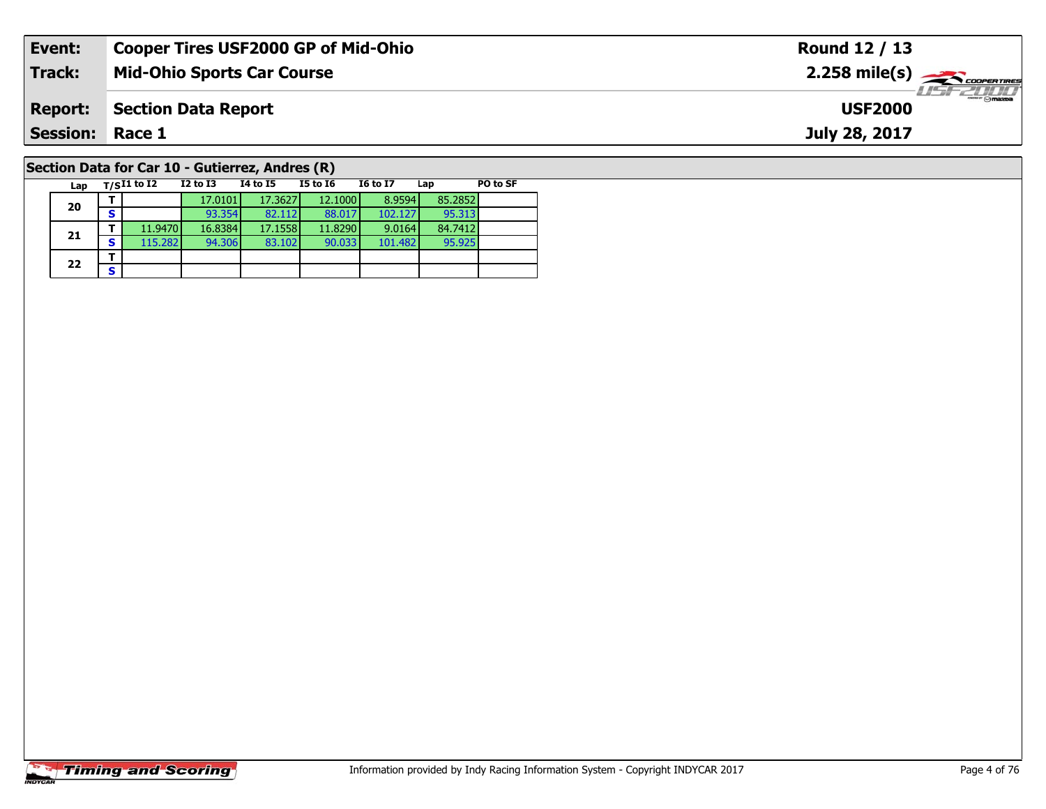| **Event:** | **Cooper Tires USF2000 GP of Mid-Ohio** | **Round 12 / 13** |
|---|---|---|
| **Track:** | **Mid-Ohio Sports Car Course** | **2.258 mile(s)** |
| **Report:** | **Section Data Report** | **USF2000** |
| **Session:** | **Race 1** | **July 28, 2017** |

## Section Data for Car 10 - Gutierrez, Andres (R)

| Lap | T/S | I1 to I2 | I2 to I3 | I4 to I5 | I5 to I6 | I6 to I7 | Lap | PO to SF |
|---|---|---|---|---|---|---|---|---|
| 20 | T | | 17.0101 | 17.3627 | 12.1000 | 8.9594 | 85.2852 | |
| | S | | 93.354 | 82.112 | 88.017 | 102.127 | 95.313 | |
| 21 | T | 11.9470 | 16.8384 | 17.1558 | 11.8290 | 9.0164 | 84.7412 | |
| | S | 115.282 | 94.306 | 83.102 | 90.033 | 101.482 | 95.925 | |
| 22 | T | | | | | | | |
| | S | | | | | | | |

Information provided by Indy Racing Information System - Copyright INDYCAR 2017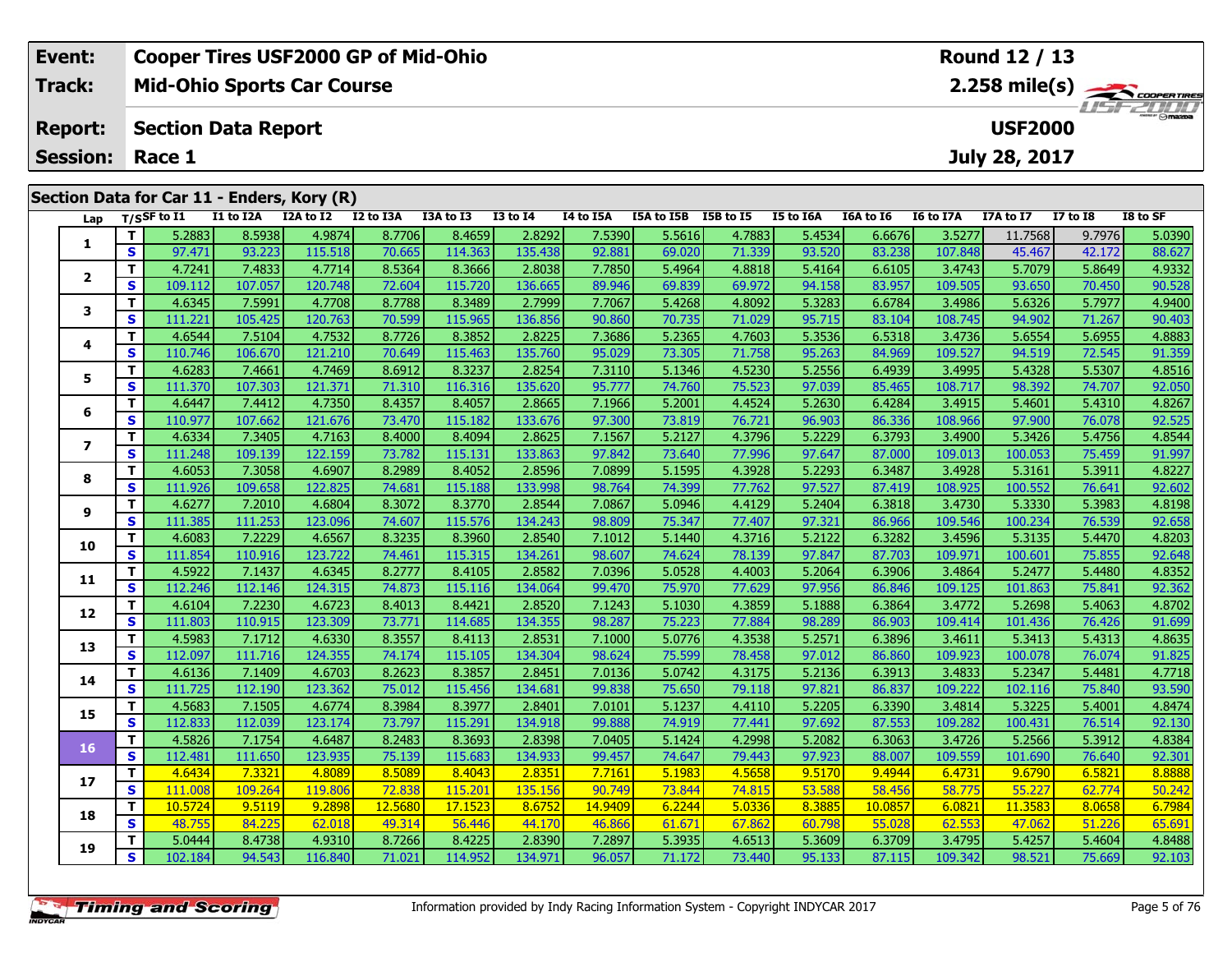| Event: | Cooper Tires USF2000 GP of Mid-Ohio | Round 12 / 13 |
|---|---|---|
| Track: | Mid-Ohio Sports Car Course | 2.258 mile(s) |
| Report: | Section Data Report | USF2000 |
| Session: | Race 1 | July 28, 2017 |

## Section Data for Car 11 - Enders, Kory (R)

| Lap | T/S | SF to I1 | I1 to I2A | I2A to I2 | I2 to I3A | I3A to I3 | I3 to I4 | I4 to I5A | I5A to I5B | I5B to I5 | I5 to I6A | I6A to I6 | I6 to I7A | I7A to I7 | I7 to I8 | I8 to SF |
|---|---|---|---|---|---|---|---|---|---|---|---|---|---|---|---|---|
| 1 | T | 5.2883 | 8.5938 | 4.9874 | 8.7706 | 8.4659 | 2.8292 | 7.5390 | 5.5616 | 4.7883 | 5.4534 | 6.6676 | 3.5277 | 11.7568 | 9.7976 | 5.0390 |
| | S | 97.471 | 93.223 | 115.518 | 70.665 | 114.363 | 135.438 | 92.881 | 69.020 | 71.339 | 93.520 | 83.238 | 107.848 | 45.467 | 42.172 | 88.627 |
| 2 | T | 4.7241 | 7.4833 | 4.7714 | 8.5364 | 8.3666 | 2.8038 | 7.7850 | 5.4964 | 4.8818 | 5.4164 | 6.6105 | 3.4743 | 5.7079 | 5.8649 | 4.9332 |
| | S | 109.112 | 107.057 | 120.748 | 72.604 | 115.720 | 136.665 | 89.946 | 69.839 | 69.972 | 94.158 | 83.957 | 109.505 | 93.650 | 70.450 | 90.528 |
| 3 | T | 4.6345 | 7.5991 | 4.7708 | 8.7788 | 8.3489 | 2.7999 | 7.7067 | 5.4268 | 4.8092 | 5.3283 | 6.6784 | 3.4986 | 5.6326 | 5.7977 | 4.9400 |
| | S | 111.221 | 105.425 | 120.763 | 70.599 | 115.965 | 136.856 | 90.860 | 70.735 | 71.029 | 95.715 | 83.104 | 108.745 | 94.902 | 71.267 | 90.403 |
| 4 | T | 4.6544 | 7.5104 | 4.7532 | 8.7726 | 8.3852 | 2.8225 | 7.3686 | 5.2365 | 4.7603 | 5.3536 | 6.5318 | 3.4736 | 5.6554 | 5.6955 | 4.8883 |
| | S | 110.746 | 106.670 | 121.210 | 70.649 | 115.463 | 135.760 | 95.029 | 73.305 | 71.758 | 95.263 | 84.969 | 109.527 | 94.519 | 72.545 | 91.359 |
| 5 | T | 4.6283 | 7.4661 | 4.7469 | 8.6912 | 8.3237 | 2.8254 | 7.3110 | 5.1346 | 4.5230 | 5.2556 | 6.4939 | 3.4995 | 5.4328 | 5.5307 | 4.8516 |
| | S | 111.370 | 107.303 | 121.371 | 71.310 | 116.316 | 135.620 | 95.777 | 74.760 | 75.523 | 97.039 | 85.465 | 108.717 | 98.392 | 74.707 | 92.050 |
| 6 | T | 4.6447 | 7.4412 | 4.7350 | 8.4357 | 8.4057 | 2.8665 | 7.1966 | 5.2001 | 4.4524 | 5.2630 | 6.4284 | 3.4915 | 5.4601 | 5.4310 | 4.8267 |
| | S | 110.977 | 107.662 | 121.676 | 73.470 | 115.182 | 133.676 | 97.300 | 73.819 | 76.721 | 96.903 | 86.336 | 108.966 | 97.900 | 76.078 | 92.525 |
| 7 | T | 4.6334 | 7.3405 | 4.7163 | 8.4000 | 8.4094 | 2.8625 | 7.1567 | 5.2127 | 4.3796 | 5.2229 | 6.3793 | 3.4900 | 5.3426 | 5.4756 | 4.8544 |
| | S | 111.248 | 109.139 | 122.159 | 73.782 | 115.131 | 133.863 | 97.842 | 73.640 | 77.996 | 97.647 | 87.000 | 109.013 | 100.053 | 75.459 | 91.997 |
| 8 | T | 4.6053 | 7.3058 | 4.6907 | 8.2989 | 8.4052 | 2.8596 | 7.0899 | 5.1595 | 4.3928 | 5.2293 | 6.3487 | 3.4928 | 5.3161 | 5.3911 | 4.8227 |
| | S | 111.926 | 109.658 | 122.825 | 74.681 | 115.188 | 133.998 | 98.764 | 74.399 | 77.762 | 97.527 | 87.419 | 108.925 | 100.552 | 76.641 | 92.602 |
| 9 | T | 4.6277 | 7.2010 | 4.6804 | 8.3072 | 8.3770 | 2.8544 | 7.0867 | 5.0946 | 4.4129 | 5.2404 | 6.3818 | 3.4730 | 5.3330 | 5.3983 | 4.8198 |
| | S | 111.385 | 111.253 | 123.096 | 74.607 | 115.576 | 134.243 | 98.809 | 75.347 | 77.407 | 97.321 | 86.966 | 109.546 | 100.234 | 76.539 | 92.658 |
| 10 | T | 4.6083 | 7.2229 | 4.6567 | 8.3235 | 8.3960 | 2.8540 | 7.1012 | 5.1440 | 4.3716 | 5.2122 | 6.3282 | 3.4596 | 5.3135 | 5.4470 | 4.8203 |
| | S | 111.854 | 110.916 | 123.722 | 74.461 | 115.315 | 134.261 | 98.607 | 74.624 | 78.139 | 97.847 | 87.703 | 109.971 | 100.601 | 75.855 | 92.648 |
| 11 | T | 4.5922 | 7.1437 | 4.6345 | 8.2777 | 8.4105 | 2.8582 | 7.0396 | 5.0528 | 4.4003 | 5.2064 | 6.3906 | 3.4864 | 5.2477 | 5.4480 | 4.8352 |
| | S | 112.246 | 112.146 | 124.315 | 74.873 | 115.116 | 134.064 | 99.470 | 75.970 | 77.629 | 97.956 | 86.846 | 109.125 | 101.863 | 75.841 | 92.362 |
| 12 | T | 4.6104 | 7.2230 | 4.6723 | 8.4013 | 8.4421 | 2.8520 | 7.1243 | 5.1030 | 4.3859 | 5.1888 | 6.3864 | 3.4772 | 5.2698 | 5.4063 | 4.8702 |
| | S | 111.803 | 110.915 | 123.309 | 73.771 | 114.685 | 134.355 | 98.287 | 75.223 | 77.884 | 98.289 | 86.903 | 109.414 | 101.436 | 76.426 | 91.699 |
| 13 | T | 4.5983 | 7.1712 | 4.6330 | 8.3557 | 8.4113 | 2.8531 | 7.1000 | 5.0776 | 4.3538 | 5.2571 | 6.3896 | 3.4611 | 5.3413 | 5.4313 | 4.8635 |
| | S | 112.097 | 111.716 | 124.355 | 74.174 | 115.105 | 134.304 | 98.624 | 75.599 | 78.458 | 97.012 | 86.860 | 109.923 | 100.078 | 76.074 | 91.825 |
| 14 | T | 4.6136 | 7.1409 | 4.6703 | 8.2623 | 8.3857 | 2.8451 | 7.0136 | 5.0742 | 4.3175 | 5.2136 | 6.3913 | 3.4833 | 5.2347 | 5.4481 | 4.7718 |
| | S | 111.725 | 112.190 | 123.362 | 75.012 | 115.456 | 134.681 | 99.838 | 75.650 | 79.118 | 97.821 | 86.837 | 109.222 | 102.116 | 75.840 | 93.590 |
| 15 | T | 4.5683 | 7.1505 | 4.6774 | 8.3984 | 8.3977 | 2.8401 | 7.0101 | 5.1237 | 4.4110 | 5.2205 | 6.3390 | 3.4814 | 5.3225 | 5.4001 | 4.8474 |
| | S | 112.833 | 112.039 | 123.174 | 73.797 | 115.291 | 134.918 | 99.888 | 74.919 | 77.441 | 97.692 | 87.553 | 109.282 | 100.431 | 76.514 | 92.130 |
| 16 | T | 4.5826 | 7.1754 | 4.6487 | 8.2483 | 8.3693 | 2.8398 | 7.0405 | 5.1424 | 4.2998 | 5.2082 | 6.3063 | 3.4726 | 5.2566 | 5.3912 | 4.8384 |
| | S | 112.481 | 111.650 | 123.935 | 75.139 | 115.683 | 134.933 | 99.457 | 74.647 | 79.443 | 97.923 | 88.007 | 109.559 | 101.690 | 76.640 | 92.301 |
| 17 | T | 4.6434 | 7.3321 | 4.8089 | 8.5089 | 8.4043 | 2.8351 | 7.7161 | 5.1983 | 4.5658 | 9.5170 | 9.4944 | 6.4731 | 9.6790 | 6.5821 | 8.8888 |
| | S | 111.008 | 109.264 | 119.806 | 72.838 | 115.201 | 135.156 | 90.749 | 73.844 | 74.815 | 53.588 | 58.456 | 58.775 | 55.227 | 62.774 | 50.242 |
| 18 | T | 10.5724 | 9.5119 | 9.2898 | 12.5680 | 17.1523 | 8.6752 | 14.9409 | 6.2244 | 5.0336 | 8.3885 | 10.0857 | 6.0821 | 11.3583 | 8.0658 | 6.7984 |
| | S | 48.755 | 84.225 | 62.018 | 49.314 | 56.446 | 44.170 | 46.866 | 61.671 | 67.862 | 60.798 | 55.028 | 62.553 | 47.062 | 51.226 | 65.691 |
| 19 | T | 5.0444 | 8.4738 | 4.9310 | 8.7266 | 8.4225 | 2.8390 | 7.2897 | 5.3935 | 4.6513 | 5.3609 | 6.3709 | 3.4795 | 5.4257 | 5.4604 | 4.8488 |
| | S | 102.184 | 94.543 | 116.840 | 71.021 | 114.952 | 134.971 | 96.057 | 71.172 | 73.440 | 95.133 | 87.115 | 109.342 | 98.521 | 75.669 | 92.103 |

Information provided by Indy Racing Information System - Copyright INDYCAR 2017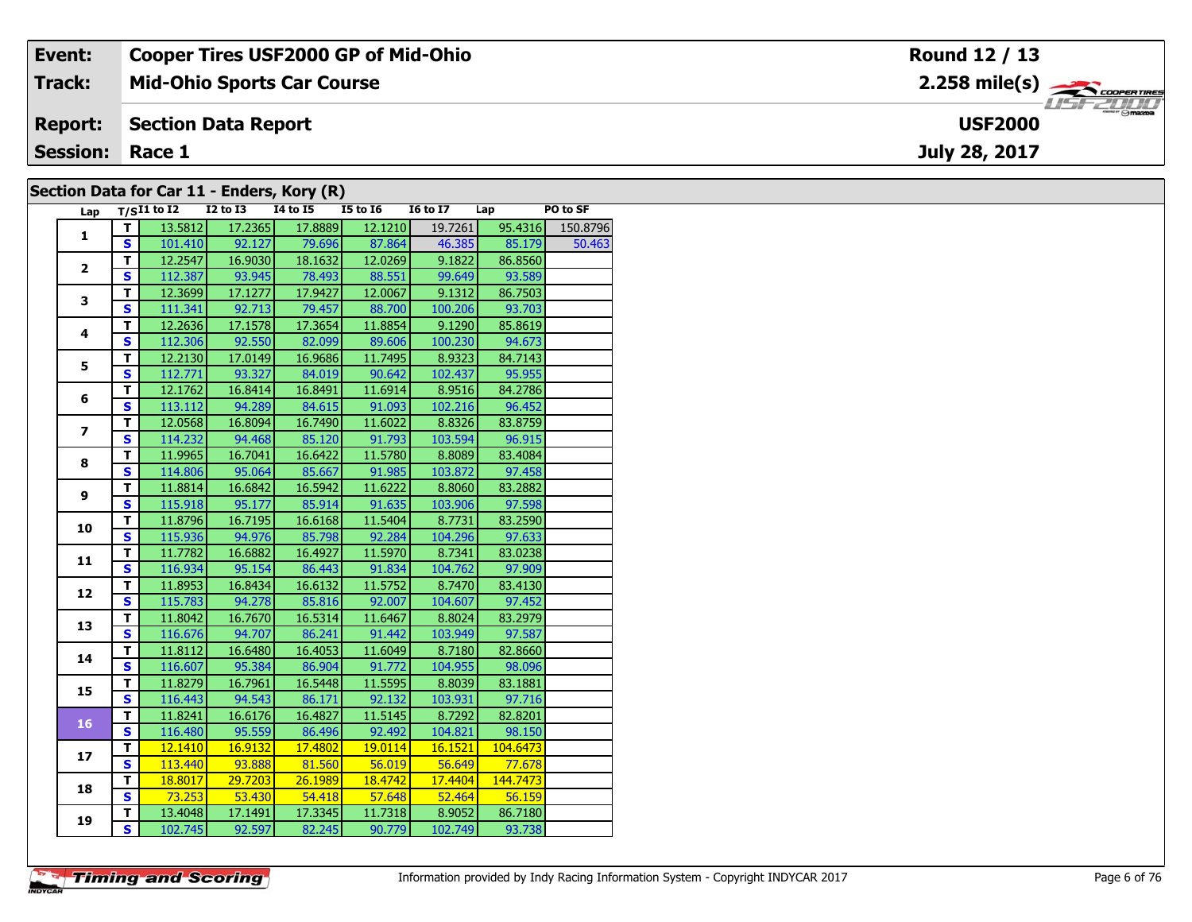| Event: | Cooper Tires USF2000 GP of Mid-Ohio | Round 12 / 13 |
|---|---|---|
| Track: | Mid-Ohio Sports Car Course | 2.258 mile(s) |
| Report: | Section Data Report | USF2000 |
| Session: | Race 1 | July 28, 2017 |

## Section Data for Car 11 - Enders, Kory (R)

| Lap | T/S | I1 to I2 | I2 to I3 | I4 to I5 | I5 to I6 | I6 to I7 | Lap | PO to SF |
|---|---|---|---|---|---|---|---|---|
| 1 | T | 13.5812 | 17.2365 | 17.8889 | 12.1210 | 19.7261 | 95.4316 | 150.8796 |
| | S | 101.410 | 92.127 | 79.696 | 87.864 | 46.385 | 85.179 | 50.463 |
| 2 | T | 12.2547 | 16.9030 | 18.1632 | 12.0269 | 9.1822 | 86.8560 | |
| | S | 112.387 | 93.945 | 78.493 | 88.551 | 99.649 | 93.589 | |
| 3 | T | 12.3699 | 17.1277 | 17.9427 | 12.0067 | 9.1312 | 86.7503 | |
| | S | 111.341 | 92.713 | 79.457 | 88.700 | 100.206 | 93.703 | |
| 4 | T | 12.2636 | 17.1578 | 17.3654 | 11.8854 | 9.1290 | 85.8619 | |
| | S | 112.306 | 92.550 | 82.099 | 89.606 | 100.230 | 94.673 | |
| 5 | T | 12.2130 | 17.0149 | 16.9686 | 11.7495 | 8.9323 | 84.7143 | |
| | S | 112.771 | 93.327 | 84.019 | 90.642 | 102.437 | 95.955 | |
| 6 | T | 12.1762 | 16.8414 | 16.8491 | 11.6914 | 8.9516 | 84.2786 | |
| | S | 113.112 | 94.289 | 84.615 | 91.093 | 102.216 | 96.452 | |
| 7 | T | 12.0568 | 16.8094 | 16.7490 | 11.6022 | 8.8326 | 83.8759 | |
| | S | 114.232 | 94.468 | 85.120 | 91.793 | 103.594 | 96.915 | |
| 8 | T | 11.9965 | 16.7041 | 16.6422 | 11.5780 | 8.8089 | 83.4084 | |
| | S | 114.806 | 95.064 | 85.667 | 91.985 | 103.872 | 97.458 | |
| 9 | T | 11.8814 | 16.6842 | 16.5942 | 11.6222 | 8.8060 | 83.2882 | |
| | S | 115.918 | 95.177 | 85.914 | 91.635 | 103.906 | 97.598 | |
| 10 | T | 11.8796 | 16.7195 | 16.6168 | 11.5404 | 8.7731 | 83.2590 | |
| | S | 115.936 | 94.976 | 85.798 | 92.284 | 104.296 | 97.633 | |
| 11 | T | 11.7782 | 16.6882 | 16.4927 | 11.5970 | 8.7341 | 83.0238 | |
| | S | 116.934 | 95.154 | 86.443 | 91.834 | 104.762 | 97.909 | |
| 12 | T | 11.8953 | 16.8434 | 16.6132 | 11.5752 | 8.7470 | 83.4130 | |
| | S | 115.783 | 94.278 | 85.816 | 92.007 | 104.607 | 97.452 | |
| 13 | T | 11.8042 | 16.7670 | 16.5314 | 11.6467 | 8.8024 | 83.2979 | |
| | S | 116.676 | 94.707 | 86.241 | 91.442 | 103.949 | 97.587 | |
| 14 | T | 11.8112 | 16.6480 | 16.4053 | 11.6049 | 8.7180 | 82.8660 | |
| | S | 116.607 | 95.384 | 86.904 | 91.772 | 104.955 | 98.096 | |
| 15 | T | 11.8279 | 16.7961 | 16.5448 | 11.5595 | 8.8039 | 83.1881 | |
| | S | 116.443 | 94.543 | 86.171 | 92.132 | 103.931 | 97.716 | |
| 16 | T | 11.8241 | 16.6176 | 16.4827 | 11.5145 | 8.7292 | 82.8201 | |
| | S | 116.480 | 95.559 | 86.496 | 92.492 | 104.821 | 98.150 | |
| 17 | T | 12.1410 | 16.9132 | 17.4802 | 19.0114 | 16.1521 | 104.6473 | |
| | S | 113.440 | 93.888 | 81.560 | 56.019 | 56.649 | 77.678 | |
| 18 | T | 18.8017 | 29.7203 | 26.1989 | 18.4742 | 17.4404 | 144.7473 | |
| | S | 73.253 | 53.430 | 54.418 | 57.648 | 52.464 | 56.159 | |
| 19 | T | 13.4048 | 17.1491 | 17.3345 | 11.7318 | 8.9052 | 86.7180 | |
| | S | 102.745 | 92.597 | 82.245 | 90.779 | 102.749 | 93.738 | |

Information provided by Indy Racing Information System - Copyright INDYCAR 2017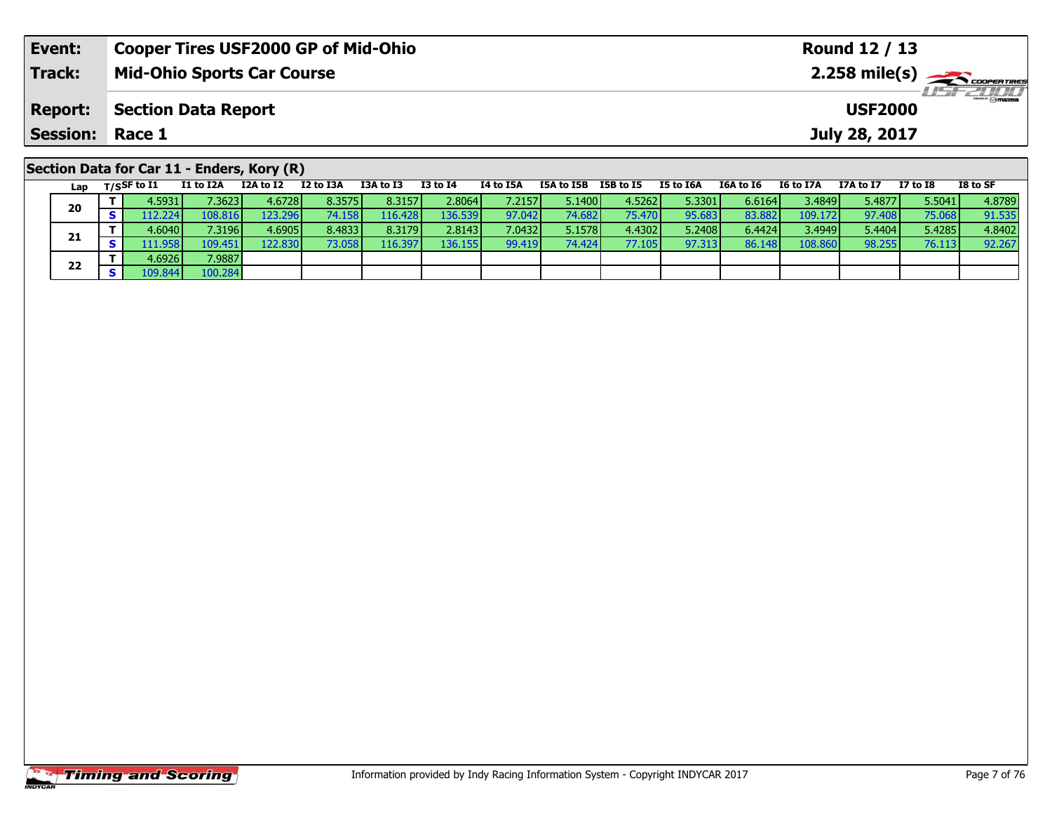| Event: | Cooper Tires USF2000 GP of Mid-Ohio | Round 12 / 13 |
|---|---|---|
| Track: | Mid-Ohio Sports Car Course | 2.258 mile(s) |
| Report: | Section Data Report | USF2000 |
| Session: | Race 1 | July 28, 2017 |

## Section Data for Car 11 - Enders, Kory (R)

| Lap | T/S | SF to I1 | I1 to I2A | I2A to I2 | I2 to I3A | I3A to I3 | I3 to I4 | I4 to I5A | I5A to I5B | I5B to I5 | I5 to I6A | I6A to I6 | I6 to I7A | I7A to I7 | I7 to I8 | I8 to SF |
|---|---|---|---|---|---|---|---|---|---|---|---|---|---|---|---|---|
| 20 | T | 4.5931 | 7.3623 | 4.6728 | 8.3575 | 8.3157 | 2.8064 | 7.2157 | 5.1400 | 4.5262 | 5.3301 | 6.6164 | 3.4849 | 5.4877 | 5.5041 | 4.8789 |
| | S | 112.224 | 108.816 | 123.296 | 74.158 | 116.428 | 136.539 | 97.042 | 74.682 | 75.470 | 95.683 | 83.882 | 109.172 | 97.408 | 75.068 | 91.535 |
| 21 | T | 4.6040 | 7.3196 | 4.6905 | 8.4833 | 8.3179 | 2.8143 | 7.0432 | 5.1578 | 4.4302 | 5.2408 | 6.4424 | 3.4949 | 5.4404 | 5.4285 | 4.8402 |
| | S | 111.958 | 109.451 | 122.830 | 73.058 | 116.397 | 136.155 | 99.419 | 74.424 | 77.105 | 97.313 | 86.148 | 108.860 | 98.255 | 76.113 | 92.267 |
| 22 | T | 4.6926 | 7.9887 | | | | | | | | | | | | | |
| | S | 109.844 | 100.284 | | | | | | | | | | | | | |

Information provided by Indy Racing Information System - Copyright INDYCAR 2017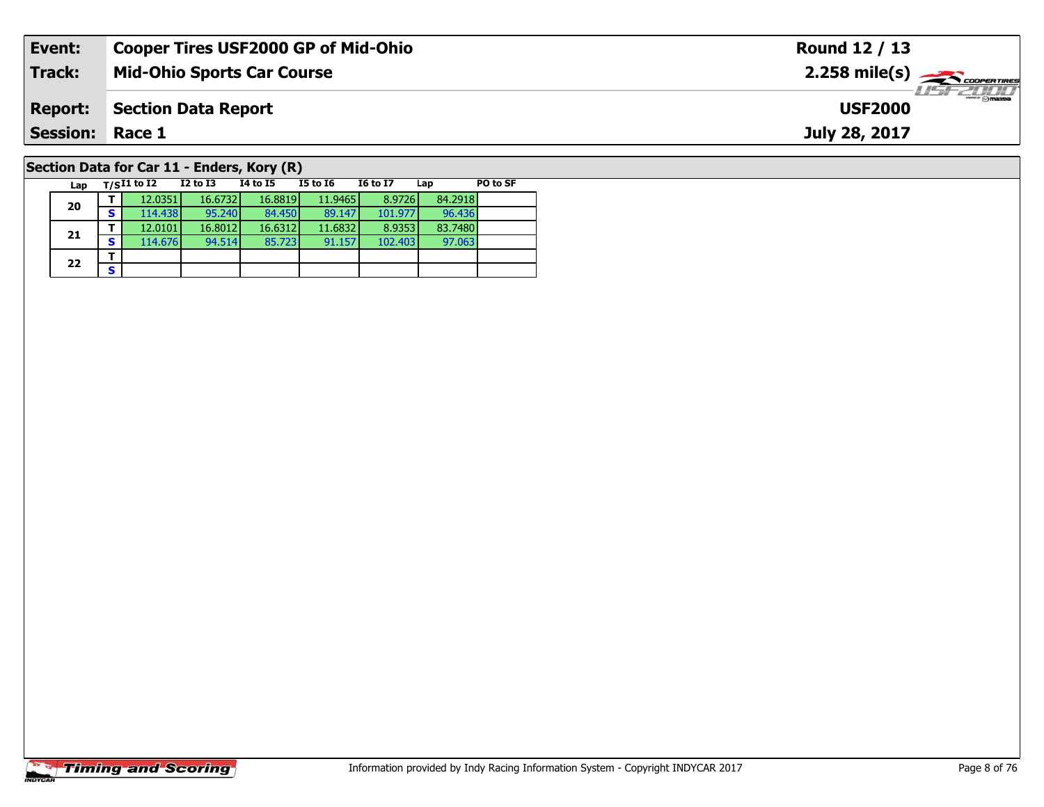| **Event:** | **Cooper Tires USF2000 GP of Mid-Ohio** | **Round 12 / 13** |
|---|---|---|
| **Track:** | **Mid-Ohio Sports Car Course** | **2.258 mile(s)** |
| **Report:** | **Section Data Report** | **USF2000** |
| **Session:** | **Race 1** | **July 28, 2017** |

## Section Data for Car 11 - Enders, Kory (R)

| Lap | T/S | I1 to I2 | I2 to I3 | I4 to I5 | I5 to I6 | I6 to I7 | Lap | PO to SF |
|---|---|---|---|---|---|---|---|---|
| 20 | T | 12.0351 | 16.6732 | 16.8819 | 11.9465 | 8.9726 | 84.2918 | |
| | S | 114.438 | 95.240 | 84.450 | 89.147 | 101.977 | 96.436 | |
| 21 | T | 12.0101 | 16.8012 | 16.6312 | 11.6832 | 8.9353 | 83.7480 | |
| | S | 114.676 | 94.514 | 85.723 | 91.157 | 102.403 | 97.063 | |
| 22 | T | | | | | | | |
| | S | | | | | | | |

Information provided by Indy Racing Information System - Copyright INDYCAR 2017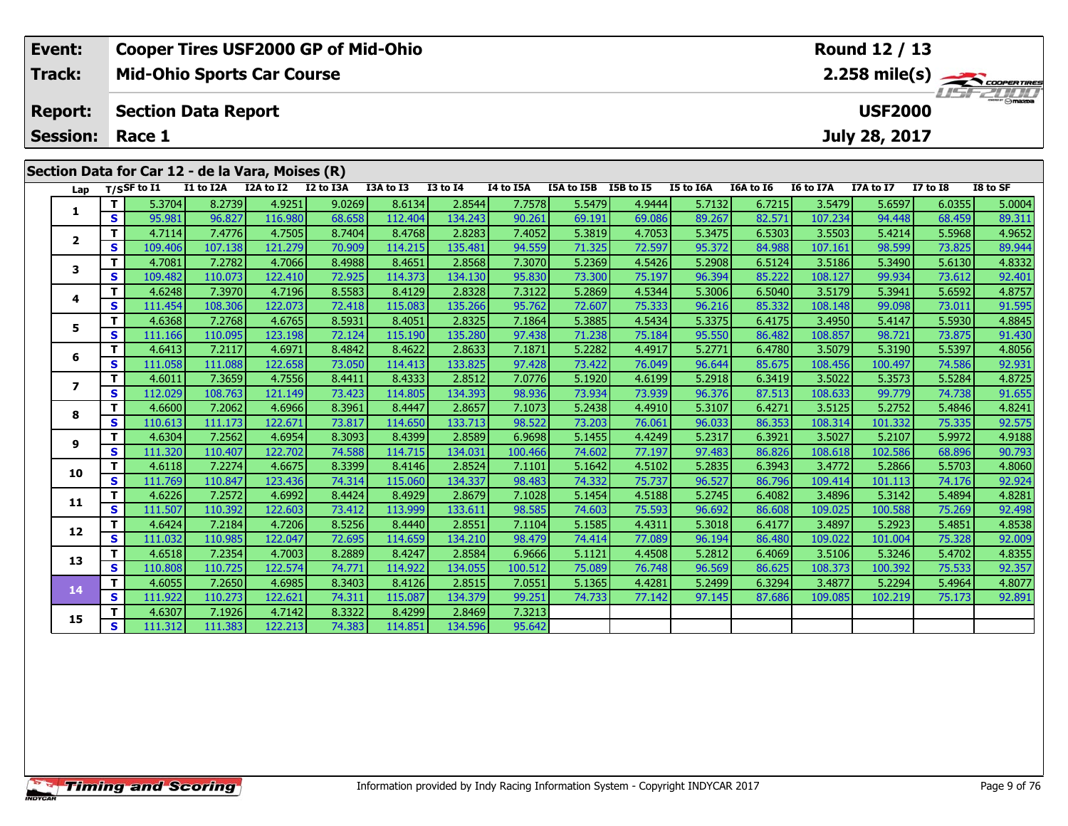| Event: | Cooper Tires USF2000 GP of Mid-Ohio | Round 12 / 13 |
|---|---|---|
| Track: | Mid-Ohio Sports Car Course | 2.258 mile(s) |
| Report: | Section Data Report | USF2000 |
| Session: | Race 1 | July 28, 2017 |

## Section Data for Car 12 - de la Vara, Moises (R)

| Lap | T/S | SF to I1 | I1 to I2A | I2A to I2 | I2 to I3A | I3A to I3 | I3 to I4 | I4 to I5A | I5A to I5B | I5B to I5 | I5 to I6A | I6A to I6 | I6 to I7A | I7A to I7 | I7 to I8 | I8 to SF |
|---|---|---|---|---|---|---|---|---|---|---|---|---|---|---|---|---|
| 1 | T | 5.3704 | 8.2739 | 4.9251 | 9.0269 | 8.6134 | 2.8544 | 7.7578 | 5.5479 | 4.9444 | 5.7132 | 6.7215 | 3.5479 | 5.6597 | 6.0355 | 5.0004 |
| | S | 95.981 | 96.827 | 116.980 | 68.658 | 112.404 | 134.243 | 90.261 | 69.191 | 69.086 | 89.267 | 82.571 | 107.234 | 94.448 | 68.459 | 89.311 |
| 2 | T | 4.7114 | 7.4776 | 4.7505 | 8.7404 | 8.4768 | 2.8283 | 7.4052 | 5.3819 | 4.7053 | 5.3475 | 6.5303 | 3.5503 | 5.4214 | 5.5968 | 4.9652 |
| | S | 109.406 | 107.138 | 121.279 | 70.909 | 114.215 | 135.481 | 94.559 | 71.325 | 72.597 | 95.372 | 84.988 | 107.161 | 98.599 | 73.825 | 89.944 |
| 3 | T | 4.7081 | 7.2782 | 4.7066 | 8.4988 | 8.4651 | 2.8568 | 7.3070 | 5.2369 | 4.5426 | 5.2908 | 6.5124 | 3.5186 | 5.3490 | 5.6130 | 4.8332 |
| | S | 109.482 | 110.073 | 122.410 | 72.925 | 114.373 | 134.130 | 95.830 | 73.300 | 75.197 | 96.394 | 85.222 | 108.127 | 99.934 | 73.612 | 92.401 |
| 4 | T | 4.6248 | 7.3970 | 4.7196 | 8.5583 | 8.4129 | 2.8328 | 7.3122 | 5.2869 | 4.5344 | 5.3006 | 6.5040 | 3.5179 | 5.3941 | 5.6592 | 4.8757 |
| | S | 111.454 | 108.306 | 122.073 | 72.418 | 115.083 | 135.266 | 95.762 | 72.607 | 75.333 | 96.216 | 85.332 | 108.148 | 99.098 | 73.011 | 91.595 |
| 5 | T | 4.6368 | 7.2768 | 4.6765 | 8.5931 | 8.4051 | 2.8325 | 7.1864 | 5.3885 | 4.5434 | 5.3375 | 6.4175 | 3.4950 | 5.4147 | 5.5930 | 4.8845 |
| | S | 111.166 | 110.095 | 123.198 | 72.124 | 115.190 | 135.280 | 97.438 | 71.238 | 75.184 | 95.550 | 86.482 | 108.857 | 98.721 | 73.875 | 91.430 |
| 6 | T | 4.6413 | 7.2117 | 4.6971 | 8.4842 | 8.4622 | 2.8633 | 7.1871 | 5.2282 | 4.4917 | 5.2771 | 6.4780 | 3.5079 | 5.3190 | 5.5397 | 4.8056 |
| | S | 111.058 | 111.088 | 122.658 | 73.050 | 114.413 | 133.825 | 97.428 | 73.422 | 76.049 | 96.644 | 85.675 | 108.456 | 100.497 | 74.586 | 92.931 |
| 7 | T | 4.6011 | 7.3659 | 4.7556 | 8.4411 | 8.4333 | 2.8512 | 7.0776 | 5.1920 | 4.6199 | 5.2918 | 6.3419 | 3.5022 | 5.3573 | 5.5284 | 4.8725 |
| | S | 112.029 | 108.763 | 121.149 | 73.423 | 114.805 | 134.393 | 98.936 | 73.934 | 73.939 | 96.376 | 87.513 | 108.633 | 99.779 | 74.738 | 91.655 |
| 8 | T | 4.6600 | 7.2062 | 4.6966 | 8.3961 | 8.4447 | 2.8657 | 7.1073 | 5.2438 | 4.4910 | 5.3107 | 6.4271 | 3.5125 | 5.2752 | 5.4846 | 4.8241 |
| | S | 110.613 | 111.173 | 122.671 | 73.817 | 114.650 | 133.713 | 98.522 | 73.203 | 76.061 | 96.033 | 86.353 | 108.314 | 101.332 | 75.335 | 92.575 |
| 9 | T | 4.6304 | 7.2562 | 4.6954 | 8.3093 | 8.4399 | 2.8589 | 6.9698 | 5.1455 | 4.4249 | 5.2317 | 6.3921 | 3.5027 | 5.2107 | 5.9972 | 4.9188 |
| | S | 111.320 | 110.407 | 122.702 | 74.588 | 114.715 | 134.031 | 100.466 | 74.602 | 77.197 | 97.483 | 86.826 | 108.618 | 102.586 | 68.896 | 90.793 |
| 10 | T | 4.6118 | 7.2274 | 4.6675 | 8.3399 | 8.4146 | 2.8524 | 7.1101 | 5.1642 | 4.5102 | 5.2835 | 6.3943 | 3.4772 | 5.2866 | 5.5703 | 4.8060 |
| | S | 111.769 | 110.847 | 123.436 | 74.314 | 115.060 | 134.337 | 98.483 | 74.332 | 75.737 | 96.527 | 86.796 | 109.414 | 101.113 | 74.176 | 92.924 |
| 11 | T | 4.6226 | 7.2572 | 4.6992 | 8.4424 | 8.4929 | 2.8679 | 7.1028 | 5.1454 | 4.5188 | 5.2745 | 6.4082 | 3.4896 | 5.3142 | 5.4894 | 4.8281 |
| | S | 111.507 | 110.392 | 122.603 | 73.412 | 113.999 | 133.611 | 98.585 | 74.603 | 75.593 | 96.692 | 86.608 | 109.025 | 100.588 | 75.269 | 92.498 |
| 12 | T | 4.6424 | 7.2184 | 4.7206 | 8.5256 | 8.4440 | 2.8551 | 7.1104 | 5.1585 | 4.4311 | 5.3018 | 6.4177 | 3.4897 | 5.2923 | 5.4851 | 4.8538 |
| | S | 111.032 | 110.985 | 122.047 | 72.695 | 114.659 | 134.210 | 98.479 | 74.414 | 77.089 | 96.194 | 86.480 | 109.022 | 101.004 | 75.328 | 92.009 |
| 13 | T | 4.6518 | 7.2354 | 4.7003 | 8.2889 | 8.4247 | 2.8584 | 6.9666 | 5.1121 | 4.4508 | 5.2812 | 6.4069 | 3.5106 | 5.3246 | 5.4702 | 4.8355 |
| | S | 110.808 | 110.725 | 122.574 | 74.771 | 114.922 | 134.055 | 100.512 | 75.089 | 76.748 | 96.569 | 86.625 | 108.373 | 100.392 | 75.533 | 92.357 |
| 14 | T | 4.6055 | 7.2650 | 4.6985 | 8.3403 | 8.4126 | 2.8515 | 7.0551 | 5.1365 | 4.4281 | 5.2499 | 6.3294 | 3.4877 | 5.2294 | 5.4964 | 4.8077 |
| | S | 111.922 | 110.273 | 122.621 | 74.311 | 115.087 | 134.379 | 99.251 | 74.733 | 77.142 | 97.145 | 87.686 | 109.085 | 102.219 | 75.173 | 92.891 |
| 15 | T | 4.6307 | 7.1926 | 4.7142 | 8.3322 | 8.4299 | 2.8469 | 7.3213 | | | | | | | | |
| | S | 111.312 | 111.383 | 122.213 | 74.383 | 114.851 | 134.596 | 95.642 | | | | | | | | |

Information provided by Indy Racing Information System - Copyright INDYCAR 2017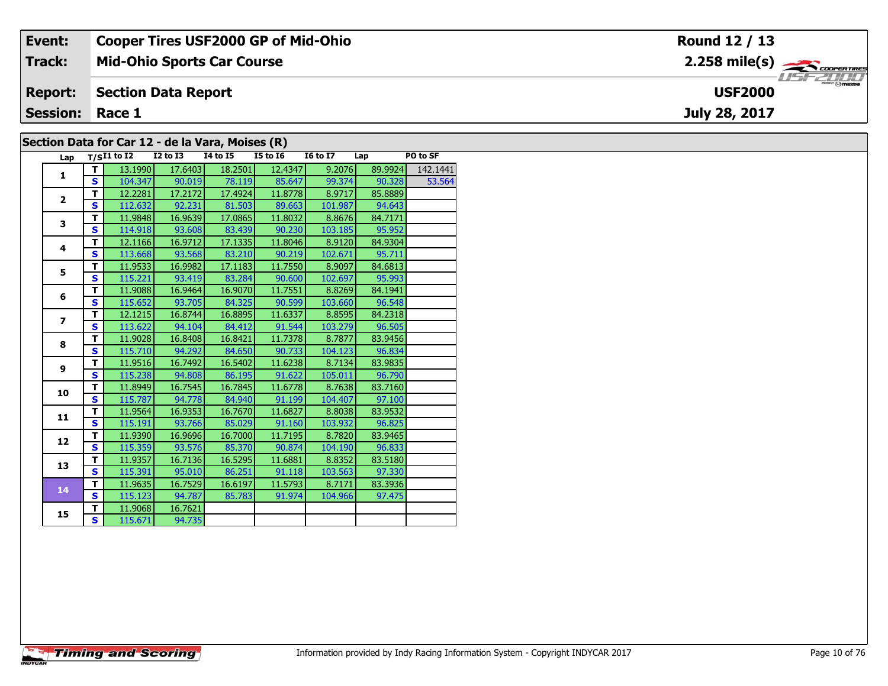| | | | |
|---|---|---|---|
| **Event:** | **Cooper Tires USF2000 GP of Mid-Ohio** | **Round 12 / 13** | |
| **Track:** | **Mid-Ohio Sports Car Course** | **2.258 mile(s)** | |
| **Report:** | **Section Data Report** | **USF2000** | |
| **Session:** | **Race 1** | **July 28, 2017** | |

## Section Data for Car 12 - de la Vara, Moises (R)

| Lap | T/S | I1 to I2 | I2 to I3 | I4 to I5 | I5 to I6 | I6 to I7 | Lap | PO to SF |
|---|---|---|---|---|---|---|---|---|
| 1 | T | 13.1990 | 17.6403 | 18.2501 | 12.4347 | 9.2076 | 89.9924 | 142.1441 |
| | S | 104.347 | 90.019 | 78.119 | 85.647 | 99.374 | 90.328 | 53.564 |
| 2 | T | 12.2281 | 17.2172 | 17.4924 | 11.8778 | 8.9717 | 85.8889 | |
| | S | 112.632 | 92.231 | 81.503 | 89.663 | 101.987 | 94.643 | |
| 3 | T | 11.9848 | 16.9639 | 17.0865 | 11.8032 | 8.8676 | 84.7171 | |
| | S | 114.918 | 93.608 | 83.439 | 90.230 | 103.185 | 95.952 | |
| 4 | T | 12.1166 | 16.9712 | 17.1335 | 11.8046 | 8.9120 | 84.9304 | |
| | S | 113.668 | 93.568 | 83.210 | 90.219 | 102.671 | 95.711 | |
| 5 | T | 11.9533 | 16.9982 | 17.1183 | 11.7550 | 8.9097 | 84.6813 | |
| | S | 115.221 | 93.419 | 83.284 | 90.600 | 102.697 | 95.993 | |
| 6 | T | 11.9088 | 16.9464 | 16.9070 | 11.7551 | 8.8269 | 84.1941 | |
| | S | 115.652 | 93.705 | 84.325 | 90.599 | 103.660 | 96.548 | |
| 7 | T | 12.1215 | 16.8744 | 16.8895 | 11.6337 | 8.8595 | 84.2318 | |
| | S | 113.622 | 94.104 | 84.412 | 91.544 | 103.279 | 96.505 | |
| 8 | T | 11.9028 | 16.8408 | 16.8421 | 11.7378 | 8.7877 | 83.9456 | |
| | S | 115.710 | 94.292 | 84.650 | 90.733 | 104.123 | 96.834 | |
| 9 | T | 11.9516 | 16.7492 | 16.5402 | 11.6238 | 8.7134 | 83.9835 | |
| | S | 115.238 | 94.808 | 86.195 | 91.622 | 105.011 | 96.790 | |
| 10 | T | 11.8949 | 16.7545 | 16.7845 | 11.6778 | 8.7638 | 83.7160 | |
| | S | 115.787 | 94.778 | 84.940 | 91.199 | 104.407 | 97.100 | |
| 11 | T | 11.9564 | 16.9353 | 16.7670 | 11.6827 | 8.8038 | 83.9532 | |
| | S | 115.191 | 93.766 | 85.029 | 91.160 | 103.932 | 96.825 | |
| 12 | T | 11.9390 | 16.9696 | 16.7000 | 11.7195 | 8.7820 | 83.9465 | |
| | S | 115.359 | 93.576 | 85.370 | 90.874 | 104.190 | 96.833 | |
| 13 | T | 11.9357 | 16.7136 | 16.5295 | 11.6881 | 8.8352 | 83.5180 | |
| | S | 115.391 | 95.010 | 86.251 | 91.118 | 103.563 | 97.330 | |
| 14 | T | 11.9635 | 16.7529 | 16.6197 | 11.5793 | 8.7171 | 83.3936 | |
| | S | 115.123 | 94.787 | 85.783 | 91.974 | 104.966 | 97.475 | |
| 15 | T | 11.9068 | 16.7621 | | | | | |
| | S | 115.671 | 94.735 | | | | | |

Information provided by Indy Racing Information System - Copyright INDYCAR 2017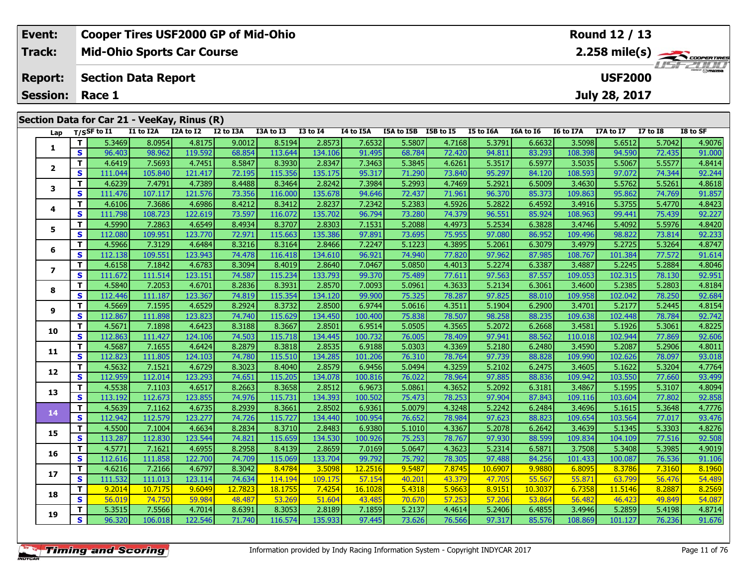| Event: | Cooper Tires USF2000 GP of Mid-Ohio | Round 12 / 13 |
|---|---|---|
| Track: | Mid-Ohio Sports Car Course | 2.258 mile(s) |
| Report: | Section Data Report | USF2000 |
| Session: | Race 1 | July 28, 2017 |

## Section Data for Car 21 - VeeKay, Rinus (R)

| Lap | T/S | SF to I1 | I1 to I2A | I2A to I2 | I2 to I3A | I3A to I3 | I3 to I4 | I4 to I5A | I5A to I5B | I5B to I5 | I5 to I6A | I6A to I6 | I6 to I7A | I7A to I7 | I7 to I8 | I8 to SF |
|---|---|---|---|---|---|---|---|---|---|---|---|---|---|---|---|---|
| 1 | T | 5.3469 | 8.0954 | 4.8175 | 9.0012 | 8.5194 | 2.8573 | 7.6532 | 5.5807 | 4.7168 | 5.3791 | 6.6632 | 3.5098 | 5.6512 | 5.7042 | 4.9076 |
| | S | 96.403 | 98.962 | 119.592 | 68.854 | 113.644 | 134.106 | 91.495 | 68.784 | 72.420 | 94.811 | 83.293 | 108.398 | 94.590 | 72.435 | 91.000 |
| 2 | T | 4.6419 | 7.5693 | 4.7451 | 8.5847 | 8.3930 | 2.8347 | 7.3463 | 5.3845 | 4.6261 | 5.3517 | 6.5977 | 3.5035 | 5.5067 | 5.5577 | 4.8414 |
| | S | 111.044 | 105.840 | 121.417 | 72.195 | 115.356 | 135.175 | 95.317 | 71.290 | 73.840 | 95.297 | 84.120 | 108.593 | 97.072 | 74.344 | 92.244 |
| 3 | T | 4.6239 | 7.4791 | 4.7389 | 8.4488 | 8.3464 | 2.8242 | 7.3984 | 5.2993 | 4.7469 | 5.2921 | 6.5009 | 3.4630 | 5.5762 | 5.5261 | 4.8618 |
| | S | 111.476 | 107.117 | 121.576 | 73.356 | 116.000 | 135.678 | 94.646 | 72.437 | 71.961 | 96.370 | 85.373 | 109.863 | 95.862 | 74.769 | 91.857 |
| 4 | T | 4.6106 | 7.3686 | 4.6986 | 8.4212 | 8.3412 | 2.8237 | 7.2342 | 5.2383 | 4.5926 | 5.2822 | 6.4592 | 3.4916 | 5.3755 | 5.4770 | 4.8423 |
| | S | 111.798 | 108.723 | 122.619 | 73.597 | 116.072 | 135.702 | 96.794 | 73.280 | 74.379 | 96.551 | 85.924 | 108.963 | 99.441 | 75.439 | 92.227 |
| 5 | T | 4.5990 | 7.2863 | 4.6549 | 8.4934 | 8.3707 | 2.8303 | 7.1531 | 5.2088 | 4.4973 | 5.2534 | 6.3828 | 3.4746 | 5.4092 | 5.5976 | 4.8420 |
| | S | 112.080 | 109.951 | 123.770 | 72.971 | 115.663 | 135.386 | 97.891 | 73.695 | 75.955 | 97.080 | 86.952 | 109.496 | 98.822 | 73.814 | 92.233 |
| 6 | T | 4.5966 | 7.3129 | 4.6484 | 8.3216 | 8.3164 | 2.8466 | 7.2247 | 5.1223 | 4.3895 | 5.2061 | 6.3079 | 3.4979 | 5.2725 | 5.3264 | 4.8747 |
| | S | 112.138 | 109.551 | 123.943 | 74.478 | 116.418 | 134.610 | 96.921 | 74.940 | 77.820 | 97.962 | 87.985 | 108.767 | 101.384 | 77.572 | 91.614 |
| 7 | T | 4.6158 | 7.1842 | 4.6783 | 8.3094 | 8.4019 | 2.8640 | 7.0467 | 5.0850 | 4.4013 | 5.2274 | 6.3387 | 3.4887 | 5.2245 | 5.2884 | 4.8046 |
| | S | 111.672 | 111.514 | 123.151 | 74.587 | 115.234 | 133.793 | 99.370 | 75.489 | 77.611 | 97.563 | 87.557 | 109.053 | 102.315 | 78.130 | 92.951 |
| 8 | T | 4.5840 | 7.2053 | 4.6701 | 8.2836 | 8.3931 | 2.8570 | 7.0093 | 5.0961 | 4.3633 | 5.2134 | 6.3061 | 3.4600 | 5.2385 | 5.2803 | 4.8184 |
| | S | 112.446 | 111.187 | 123.367 | 74.819 | 115.354 | 134.120 | 99.900 | 75.325 | 78.287 | 97.825 | 88.010 | 109.958 | 102.042 | 78.250 | 92.684 |
| 9 | T | 4.5669 | 7.1595 | 4.6529 | 8.2924 | 8.3732 | 2.8500 | 6.9744 | 5.0616 | 4.3511 | 5.1904 | 6.2900 | 3.4701 | 5.2177 | 5.2445 | 4.8154 |
| | S | 112.867 | 111.898 | 123.823 | 74.740 | 115.629 | 134.450 | 100.400 | 75.838 | 78.507 | 98.258 | 88.235 | 109.638 | 102.448 | 78.784 | 92.742 |
| 10 | T | 4.5671 | 7.1898 | 4.6423 | 8.3188 | 8.3667 | 2.8501 | 6.9514 | 5.0505 | 4.3565 | 5.2072 | 6.2668 | 3.4581 | 5.1926 | 5.3061 | 4.8225 |
| | S | 112.863 | 111.427 | 124.106 | 74.503 | 115.718 | 134.445 | 100.732 | 76.005 | 78.409 | 97.941 | 88.562 | 110.018 | 102.944 | 77.869 | 92.606 |
| 11 | T | 4.5687 | 7.1655 | 4.6424 | 8.2879 | 8.3818 | 2.8535 | 6.9188 | 5.0303 | 4.3369 | 5.2180 | 6.2480 | 3.4590 | 5.2087 | 5.2906 | 4.8011 |
| | S | 112.823 | 111.805 | 124.103 | 74.780 | 115.510 | 134.285 | 101.206 | 76.310 | 78.764 | 97.739 | 88.828 | 109.990 | 102.626 | 78.097 | 93.018 |
| 12 | T | 4.5632 | 7.1521 | 4.6729 | 8.3023 | 8.4040 | 2.8579 | 6.9456 | 5.0494 | 4.3259 | 5.2102 | 6.2475 | 3.4605 | 5.1622 | 5.3204 | 4.7764 |
| | S | 112.959 | 112.014 | 123.293 | 74.651 | 115.205 | 134.078 | 100.816 | 76.022 | 78.964 | 97.885 | 88.836 | 109.942 | 103.550 | 77.660 | 93.499 |
| 13 | T | 4.5538 | 7.1103 | 4.6517 | 8.2663 | 8.3658 | 2.8512 | 6.9673 | 5.0861 | 4.3652 | 5.2092 | 6.3181 | 3.4867 | 5.1595 | 5.3107 | 4.8094 |
| | S | 113.192 | 112.673 | 123.855 | 74.976 | 115.731 | 134.393 | 100.502 | 75.473 | 78.253 | 97.904 | 87.843 | 109.116 | 103.604 | 77.802 | 92.858 |
| 14 | T | 4.5639 | 7.1162 | 4.6735 | 8.2939 | 8.3661 | 2.8502 | 6.9361 | 5.0079 | 4.3248 | 5.2242 | 6.2484 | 3.4696 | 5.1615 | 5.3648 | 4.7776 |
| | S | 112.942 | 112.579 | 123.277 | 74.726 | 115.727 | 134.440 | 100.954 | 76.652 | 78.984 | 97.623 | 88.823 | 109.654 | 103.564 | 77.017 | 93.476 |
| 15 | T | 4.5500 | 7.1004 | 4.6634 | 8.2834 | 8.3710 | 2.8483 | 6.9380 | 5.1010 | 4.3367 | 5.2078 | 6.2642 | 3.4639 | 5.1345 | 5.3303 | 4.8276 |
| | S | 113.287 | 112.830 | 123.544 | 74.821 | 115.659 | 134.530 | 100.926 | 75.253 | 78.767 | 97.930 | 88.599 | 109.834 | 104.109 | 77.516 | 92.508 |
| 16 | T | 4.5771 | 7.1621 | 4.6955 | 8.2958 | 8.4139 | 2.8659 | 7.0169 | 5.0647 | 4.3623 | 5.2314 | 6.5871 | 3.7508 | 5.3408 | 5.3985 | 4.9019 |
| | S | 112.616 | 111.858 | 122.700 | 74.709 | 115.069 | 133.704 | 99.792 | 75.792 | 78.305 | 97.488 | 84.256 | 101.433 | 100.087 | 76.536 | 91.106 |
| 17 | T | 4.6216 | 7.2166 | 4.6797 | 8.3042 | 8.4784 | 3.5098 | 12.2516 | 9.5487 | 7.8745 | 10.6907 | 9.9880 | 6.8095 | 8.3786 | 7.3160 | 8.1960 |
| | S | 111.532 | 111.013 | 123.114 | 74.634 | 114.194 | 109.175 | 57.154 | 40.201 | 43.379 | 47.705 | 55.567 | 55.871 | 63.799 | 56.476 | 54.489 |
| 18 | T | 9.2014 | 10.7175 | 9.6049 | 12.7823 | 18.1755 | 7.4254 | 16.1028 | 5.4318 | 5.9663 | 8.9151 | 10.3037 | 6.7358 | 11.5146 | 8.2887 | 8.2569 |
| | S | 56.019 | 74.750 | 59.984 | 48.487 | 53.269 | 51.604 | 43.485 | 70.670 | 57.253 | 57.206 | 53.864 | 56.482 | 46.423 | 49.849 | 54.087 |
| 19 | T | 5.3515 | 7.5566 | 4.7014 | 8.6391 | 8.3053 | 2.8189 | 7.1859 | 5.2137 | 4.4614 | 5.2406 | 6.4855 | 3.4946 | 5.2859 | 5.4198 | 4.8714 |
| | S | 96.320 | 106.018 | 122.546 | 71.740 | 116.574 | 135.933 | 97.445 | 73.626 | 76.566 | 97.317 | 85.576 | 108.869 | 101.127 | 76.236 | 91.676 |

Information provided by Indy Racing Information System - Copyright INDYCAR 2017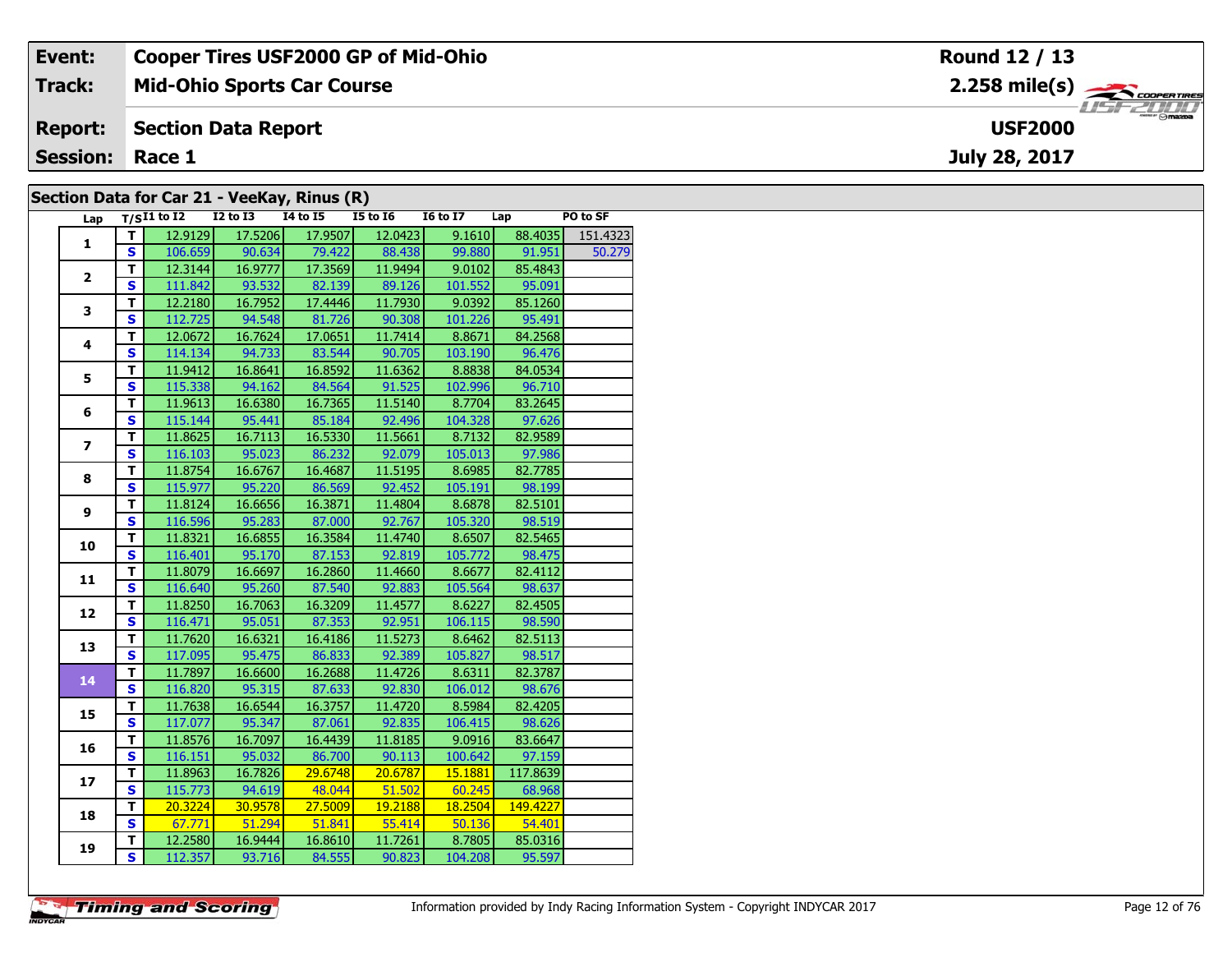| Event: | Cooper Tires USF2000 GP of Mid-Ohio | Round 12 / 13 |
|---|---|---|
| Track: | Mid-Ohio Sports Car Course | 2.258 mile(s) |
| Report: | Section Data Report | USF2000 |
| Session: | Race 1 | July 28, 2017 |

## Section Data for Car 21 - VeeKay, Rinus (R)

| Lap | T/S | I1 to I2 | I2 to I3 | I4 to I5 | I5 to I6 | I6 to I7 | Lap | PO to SF |
|---|---|---|---|---|---|---|---|---|
| 1 | T | 12.9129 | 17.5206 | 17.9507 | 12.0423 | 9.1610 | 88.4035 | 151.4323 |
| | S | 106.659 | 90.634 | 79.422 | 88.438 | 99.880 | 91.951 | 50.279 |
| 2 | T | 12.3144 | 16.9777 | 17.3569 | 11.9494 | 9.0102 | 85.4843 | |
| | S | 111.842 | 93.532 | 82.139 | 89.126 | 101.552 | 95.091 | |
| 3 | T | 12.2180 | 16.7952 | 17.4446 | 11.7930 | 9.0392 | 85.1260 | |
| | S | 112.725 | 94.548 | 81.726 | 90.308 | 101.226 | 95.491 | |
| 4 | T | 12.0672 | 16.7624 | 17.0651 | 11.7414 | 8.8671 | 84.2568 | |
| | S | 114.134 | 94.733 | 83.544 | 90.705 | 103.190 | 96.476 | |
| 5 | T | 11.9412 | 16.8641 | 16.8592 | 11.6362 | 8.8838 | 84.0534 | |
| | S | 115.338 | 94.162 | 84.564 | 91.525 | 102.996 | 96.710 | |
| 6 | T | 11.9613 | 16.6380 | 16.7365 | 11.5140 | 8.7704 | 83.2645 | |
| | S | 115.144 | 95.441 | 85.184 | 92.496 | 104.328 | 97.626 | |
| 7 | T | 11.8625 | 16.7113 | 16.5330 | 11.5661 | 8.7132 | 82.9589 | |
| | S | 116.103 | 95.023 | 86.232 | 92.079 | 105.013 | 97.986 | |
| 8 | T | 11.8754 | 16.6767 | 16.4687 | 11.5195 | 8.6985 | 82.7785 | |
| | S | 115.977 | 95.220 | 86.569 | 92.452 | 105.191 | 98.199 | |
| 9 | T | 11.8124 | 16.6656 | 16.3871 | 11.4804 | 8.6878 | 82.5101 | |
| | S | 116.596 | 95.283 | 87.000 | 92.767 | 105.320 | 98.519 | |
| 10 | T | 11.8321 | 16.6855 | 16.3584 | 11.4740 | 8.6507 | 82.5465 | |
| | S | 116.401 | 95.170 | 87.153 | 92.819 | 105.772 | 98.475 | |
| 11 | T | 11.8079 | 16.6697 | 16.2860 | 11.4660 | 8.6677 | 82.4112 | |
| | S | 116.640 | 95.260 | 87.540 | 92.883 | 105.564 | 98.637 | |
| 12 | T | 11.8250 | 16.7063 | 16.3209 | 11.4577 | 8.6227 | 82.4505 | |
| | S | 116.471 | 95.051 | 87.353 | 92.951 | 106.115 | 98.590 | |
| 13 | T | 11.7620 | 16.6321 | 16.4186 | 11.5273 | 8.6462 | 82.5113 | |
| | S | 117.095 | 95.475 | 86.833 | 92.389 | 105.827 | 98.517 | |
| 14 | T | 11.7897 | 16.6600 | 16.2688 | 11.4726 | 8.6311 | 82.3787 | |
| | S | 116.820 | 95.315 | 87.633 | 92.830 | 106.012 | 98.676 | |
| 15 | T | 11.7638 | 16.6544 | 16.3757 | 11.4720 | 8.5984 | 82.4205 | |
| | S | 117.077 | 95.347 | 87.061 | 92.835 | 106.415 | 98.626 | |
| 16 | T | 11.8576 | 16.7097 | 16.4439 | 11.8185 | 9.0916 | 83.6647 | |
| | S | 116.151 | 95.032 | 86.700 | 90.113 | 100.642 | 97.159 | |
| 17 | T | 11.8963 | 16.7826 | 29.6748 | 20.6787 | 15.1881 | 117.8639 | |
| | S | 115.773 | 94.619 | 48.044 | 51.502 | 60.245 | 68.968 | |
| 18 | T | 20.3224 | 30.9578 | 27.5009 | 19.2188 | 18.2504 | 149.4227 | |
| | S | 67.771 | 51.294 | 51.841 | 55.414 | 50.136 | 54.401 | |
| 19 | T | 12.2580 | 16.9444 | 16.8610 | 11.7261 | 8.7805 | 85.0316 | |
| | S | 112.357 | 93.716 | 84.555 | 90.823 | 104.208 | 95.597 | |

Timing and Scoring

Information provided by Indy Racing Information System - Copyright INDYCAR 2017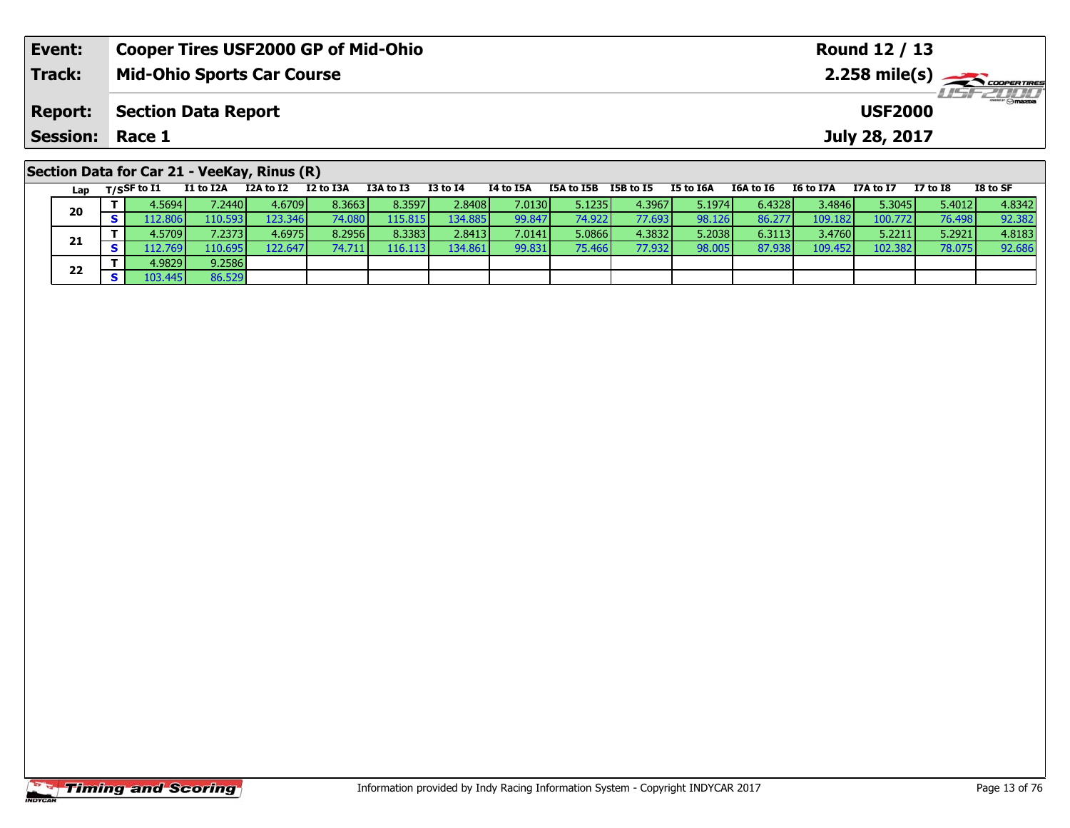| Event: | Cooper Tires USF2000 GP of Mid-Ohio | Round 12 / 13 |
|---|---|---|
| Track: | Mid-Ohio Sports Car Course | 2.258 mile(s) |
| Report: | Section Data Report | USF2000 |
| Session: | Race 1 | July 28, 2017 |

## Section Data for Car 21 - VeeKay, Rinus (R)

| Lap | T/S | SF to I1 | I1 to I2A | I2A to I2 | I2 to I3A | I3A to I3 | I3 to I4 | I4 to I5A | I5A to I5B | I5B to I5 | I5 to I6A | I6A to I6 | I6 to I7A | I7A to I7 | I7 to I8 | I8 to SF |
|---|---|---|---|---|---|---|---|---|---|---|---|---|---|---|---|---|
| 20 | T | 4.5694 | 7.2440 | 4.6709 | 8.3663 | 8.3597 | 2.8408 | 7.0130 | 5.1235 | 4.3967 | 5.1974 | 6.4328 | 3.4846 | 5.3045 | 5.4012 | 4.8342 |
| | S | 112.806 | 110.593 | 123.346 | 74.080 | 115.815 | 134.885 | 99.847 | 74.922 | 77.693 | 98.126 | 86.277 | 109.182 | 100.772 | 76.498 | 92.382 |
| 21 | T | 4.5709 | 7.2373 | 4.6975 | 8.2956 | 8.3383 | 2.8413 | 7.0141 | 5.0866 | 4.3832 | 5.2038 | 6.3113 | 3.4760 | 5.2211 | 5.2921 | 4.8183 |
| | S | 112.769 | 110.695 | 122.647 | 74.711 | 116.113 | 134.861 | 99.831 | 75.466 | 77.932 | 98.005 | 87.938 | 109.452 | 102.382 | 78.075 | 92.686 |
| 22 | T | 4.9829 | 9.2586 | | | | | | | | | | | | | |
| | S | 103.445 | 86.529 | | | | | | | | | | | | | |

Information provided by Indy Racing Information System - Copyright INDYCAR 2017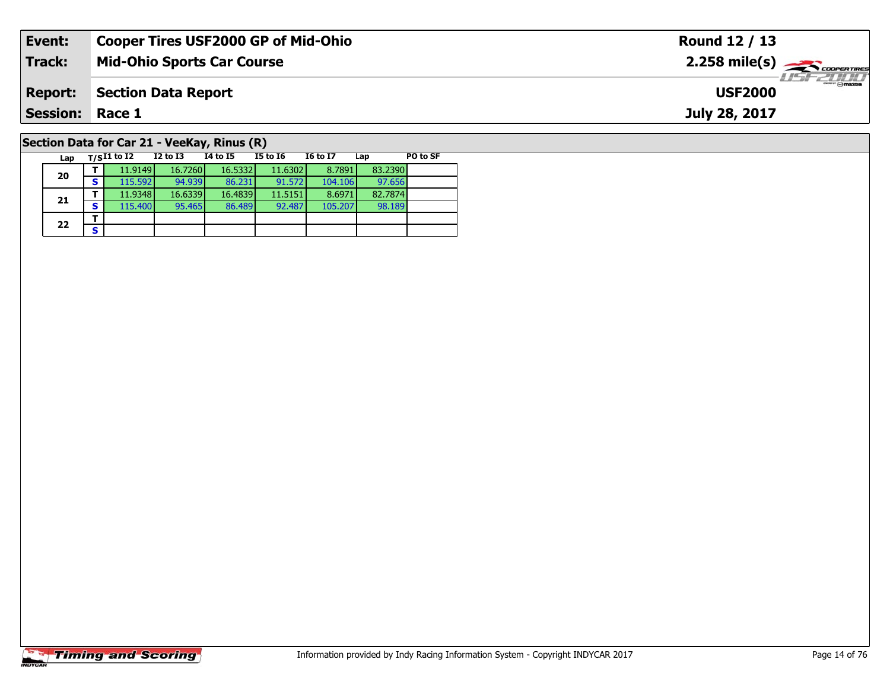| Event: | Cooper Tires USF2000 GP of Mid-Ohio | Round 12 / 13 |
|---|---|---|
| Track: | Mid-Ohio Sports Car Course | 2.258 mile(s) |
| Report: | Section Data Report | USF2000 |
| Session: | Race 1 | July 28, 2017 |

## Section Data for Car 21 - VeeKay, Rinus (R)

| Lap | T/S | I1 to I2 | I2 to I3 | I4 to I5 | I5 to I6 | I6 to I7 | Lap | PO to SF |
|---|---|---|---|---|---|---|---|---|
| 20 | T | 11.9149 | 16.7260 | 16.5332 | 11.6302 | 8.7891 | 83.2390 | |
| | S | 115.592 | 94.939 | 86.231 | 91.572 | 104.106 | 97.656 | |
| 21 | T | 11.9348 | 16.6339 | 16.4839 | 11.5151 | 8.6971 | 82.7874 | |
| | S | 115.400 | 95.465 | 86.489 | 92.487 | 105.207 | 98.189 | |
| 22 | T | | | | | | | |
| | S | | | | | | | |

Information provided by Indy Racing Information System - Copyright INDYCAR 2017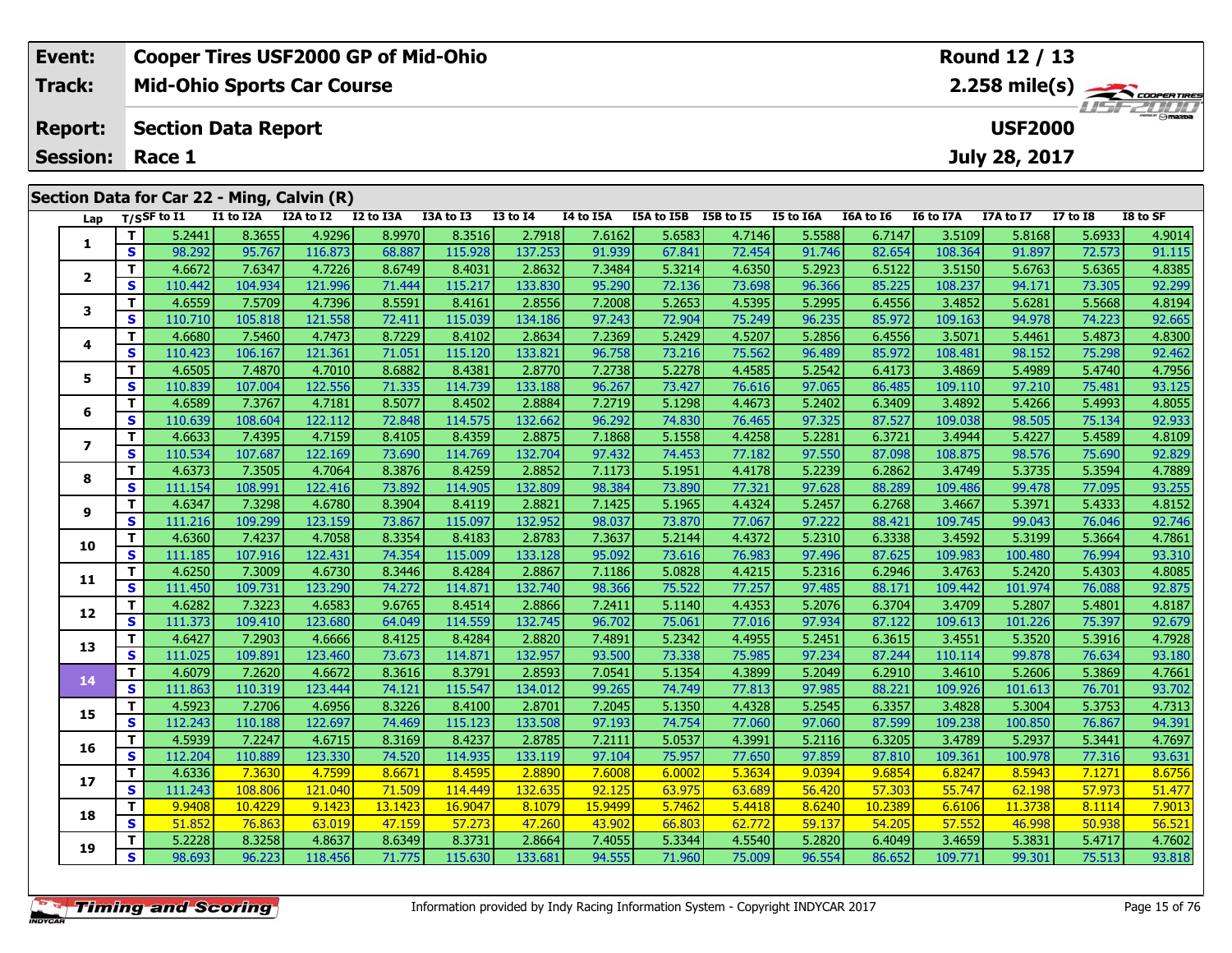| Event: | Cooper Tires USF2000 GP of Mid-Ohio | Round 12 / 13 |
|---|---|---|
| Track: | Mid-Ohio Sports Car Course | 2.258 mile(s) |
| Report: | Section Data Report | USF2000 |
| Session: | Race 1 | July 28, 2017 |

## Section Data for Car 22 - Ming, Calvin (R)

| Lap | T/S | SF to I1 | I1 to I2A | I2A to I2 | I2 to I3A | I3A to I3 | I3 to I4 | I4 to I5A | I5A to I5B | I5B to I5 | I5 to I6A | I6A to I6 | I6 to I7A | I7A to I7 | I7 to I8 | I8 to SF |
|---|---|---|---|---|---|---|---|---|---|---|---|---|---|---|---|---|
| 1 | T | 5.2441 | 8.3655 | 4.9296 | 8.9970 | 8.3516 | 2.7918 | 7.6162 | 5.6583 | 4.7146 | 5.5588 | 6.7147 | 3.5109 | 5.8168 | 5.6933 | 4.9014 |
| | S | 98.292 | 95.767 | 116.873 | 68.887 | 115.928 | 137.253 | 91.939 | 67.841 | 72.454 | 91.746 | 82.654 | 108.364 | 91.897 | 72.573 | 91.115 |
| 2 | T | 4.6672 | 7.6347 | 4.7226 | 8.6749 | 8.4031 | 2.8632 | 7.3484 | 5.3214 | 4.6350 | 5.2923 | 6.5122 | 3.5150 | 5.6763 | 5.6365 | 4.8385 |
| | S | 110.442 | 104.934 | 121.996 | 71.444 | 115.217 | 133.830 | 95.290 | 72.136 | 73.698 | 96.366 | 85.225 | 108.237 | 94.171 | 73.305 | 92.299 |
| 3 | T | 4.6559 | 7.5709 | 4.7396 | 8.5591 | 8.4161 | 2.8556 | 7.2008 | 5.2653 | 4.5395 | 5.2995 | 6.4556 | 3.4852 | 5.6281 | 5.5668 | 4.8194 |
| | S | 110.710 | 105.818 | 121.558 | 72.411 | 115.039 | 134.186 | 97.243 | 72.904 | 75.249 | 96.235 | 85.972 | 109.163 | 94.978 | 74.223 | 92.665 |
| 4 | T | 4.6680 | 7.5460 | 4.7473 | 8.7229 | 8.4102 | 2.8634 | 7.2369 | 5.2429 | 4.5207 | 5.2856 | 6.4556 | 3.5071 | 5.4461 | 5.4873 | 4.8300 |
| | S | 110.423 | 106.167 | 121.361 | 71.051 | 115.120 | 133.821 | 96.758 | 73.216 | 75.562 | 96.489 | 85.972 | 108.481 | 98.152 | 75.298 | 92.462 |
| 5 | T | 4.6505 | 7.4870 | 4.7010 | 8.6882 | 8.4381 | 2.8770 | 7.2738 | 5.2278 | 4.4585 | 5.2542 | 6.4173 | 3.4869 | 5.4989 | 5.4740 | 4.7956 |
| | S | 110.839 | 107.004 | 122.556 | 71.335 | 114.739 | 133.188 | 96.267 | 73.427 | 76.616 | 97.065 | 86.485 | 109.110 | 97.210 | 75.481 | 93.125 |
| 6 | T | 4.6589 | 7.3767 | 4.7181 | 8.5077 | 8.4502 | 2.8884 | 7.2719 | 5.1298 | 4.4673 | 5.2402 | 6.3409 | 3.4892 | 5.4266 | 5.4993 | 4.8055 |
| | S | 110.639 | 108.604 | 122.112 | 72.848 | 114.575 | 132.662 | 96.292 | 74.830 | 76.465 | 97.325 | 87.527 | 109.038 | 98.505 | 75.134 | 92.933 |
| 7 | T | 4.6633 | 7.4395 | 4.7159 | 8.4105 | 8.4359 | 2.8875 | 7.1868 | 5.1558 | 4.4258 | 5.2281 | 6.3721 | 3.4944 | 5.4227 | 5.4589 | 4.8109 |
| | S | 110.534 | 107.687 | 122.169 | 73.690 | 114.769 | 132.704 | 97.432 | 74.453 | 77.182 | 97.550 | 87.098 | 108.875 | 98.576 | 75.690 | 92.829 |
| 8 | T | 4.6373 | 7.3505 | 4.7064 | 8.3876 | 8.4259 | 2.8852 | 7.1173 | 5.1951 | 4.4178 | 5.2239 | 6.2862 | 3.4749 | 5.3735 | 5.3594 | 4.7889 |
| | S | 111.154 | 108.991 | 122.416 | 73.892 | 114.905 | 132.809 | 98.384 | 73.890 | 77.321 | 97.628 | 88.289 | 109.486 | 99.478 | 77.095 | 93.255 |
| 9 | T | 4.6347 | 7.3298 | 4.6780 | 8.3904 | 8.4119 | 2.8821 | 7.1425 | 5.1965 | 4.4324 | 5.2457 | 6.2768 | 3.4667 | 5.3971 | 5.4333 | 4.8152 |
| | S | 111.216 | 109.299 | 123.159 | 73.867 | 115.097 | 132.952 | 98.037 | 73.870 | 77.067 | 97.222 | 88.421 | 109.745 | 99.043 | 76.046 | 92.746 |
| 10 | T | 4.6360 | 7.4237 | 4.7058 | 8.3354 | 8.4183 | 2.8783 | 7.3637 | 5.2144 | 4.4372 | 5.2310 | 6.3338 | 3.4592 | 5.3199 | 5.3664 | 4.7861 |
| | S | 111.185 | 107.916 | 122.431 | 74.354 | 115.009 | 133.128 | 95.092 | 73.616 | 76.983 | 97.496 | 87.625 | 109.983 | 100.480 | 76.994 | 93.310 |
| 11 | T | 4.6250 | 7.3009 | 4.6730 | 8.3446 | 8.4284 | 2.8867 | 7.1186 | 5.0828 | 4.4215 | 5.2316 | 6.2946 | 3.4763 | 5.2420 | 5.4303 | 4.8085 |
| | S | 111.450 | 109.731 | 123.290 | 74.272 | 114.871 | 132.740 | 98.366 | 75.522 | 77.257 | 97.485 | 88.171 | 109.442 | 101.974 | 76.088 | 92.875 |
| 12 | T | 4.6282 | 7.3223 | 4.6583 | 9.6765 | 8.4514 | 2.8866 | 7.2411 | 5.1140 | 4.4353 | 5.2076 | 6.3704 | 3.4709 | 5.2807 | 5.4801 | 4.8187 |
| | S | 111.373 | 109.410 | 123.680 | 64.049 | 114.559 | 132.745 | 96.702 | 75.061 | 77.016 | 97.934 | 87.122 | 109.613 | 101.226 | 75.397 | 92.679 |
| 13 | T | 4.6427 | 7.2903 | 4.6666 | 8.4125 | 8.4284 | 2.8820 | 7.4891 | 5.2342 | 4.4955 | 5.2451 | 6.3615 | 3.4551 | 5.3520 | 5.3916 | 4.7928 |
| | S | 111.025 | 109.891 | 123.460 | 73.673 | 114.871 | 132.957 | 93.500 | 73.338 | 75.985 | 97.234 | 87.244 | 110.114 | 99.878 | 76.634 | 93.180 |
| 14 | T | 4.6079 | 7.2620 | 4.6672 | 8.3616 | 8.3791 | 2.8593 | 7.0541 | 5.1354 | 4.3899 | 5.2049 | 6.2910 | 3.4610 | 5.2606 | 5.3869 | 4.7661 |
| | S | 111.863 | 110.319 | 123.444 | 74.121 | 115.547 | 134.012 | 99.265 | 74.749 | 77.813 | 97.985 | 88.221 | 109.926 | 101.613 | 76.701 | 93.702 |
| 15 | T | 4.5923 | 7.2706 | 4.6956 | 8.3226 | 8.4100 | 2.8701 | 7.2045 | 5.1350 | 4.4328 | 5.2545 | 6.3357 | 3.4828 | 5.3004 | 5.3753 | 4.7313 |
| | S | 112.243 | 110.188 | 122.697 | 74.469 | 115.123 | 133.508 | 97.193 | 74.754 | 77.060 | 97.060 | 87.599 | 109.238 | 100.850 | 76.867 | 94.391 |
| 16 | T | 4.5939 | 7.2247 | 4.6715 | 8.3169 | 8.4237 | 2.8785 | 7.2111 | 5.0537 | 4.3991 | 5.2116 | 6.3205 | 3.4789 | 5.2937 | 5.3441 | 4.7697 |
| | S | 112.204 | 110.889 | 123.330 | 74.520 | 114.935 | 133.119 | 97.104 | 75.957 | 77.650 | 97.859 | 87.810 | 109.361 | 100.978 | 77.316 | 93.631 |
| 17 | T | 4.6336 | 7.3630 | 4.7599 | 8.6671 | 8.4595 | 2.8890 | 7.6008 | 6.0002 | 5.3634 | 9.0394 | 9.6854 | 6.8247 | 8.5943 | 7.1271 | 8.6756 |
| | S | 111.243 | 108.806 | 121.040 | 71.509 | 114.449 | 132.635 | 92.125 | 63.975 | 63.689 | 56.420 | 57.303 | 55.747 | 62.198 | 57.973 | 51.477 |
| 18 | T | 9.9408 | 10.4229 | 9.1423 | 13.1423 | 16.9047 | 8.1079 | 15.9499 | 5.7462 | 5.4418 | 8.6240 | 10.2389 | 6.6106 | 11.3738 | 8.1114 | 7.9013 |
| | S | 51.852 | 76.863 | 63.019 | 47.159 | 57.273 | 47.260 | 43.902 | 66.803 | 62.772 | 59.137 | 54.205 | 57.552 | 46.998 | 50.938 | 56.521 |
| 19 | T | 5.2228 | 8.3258 | 4.8637 | 8.6349 | 8.3731 | 2.8664 | 7.4055 | 5.3344 | 4.5540 | 5.2820 | 6.4049 | 3.4659 | 5.3831 | 5.4717 | 4.7602 |
| | S | 98.693 | 96.223 | 118.456 | 71.775 | 115.630 | 133.681 | 94.555 | 71.960 | 75.009 | 96.554 | 86.652 | 109.771 | 99.301 | 75.513 | 93.818 |

Information provided by Indy Racing Information System - Copyright INDYCAR 2017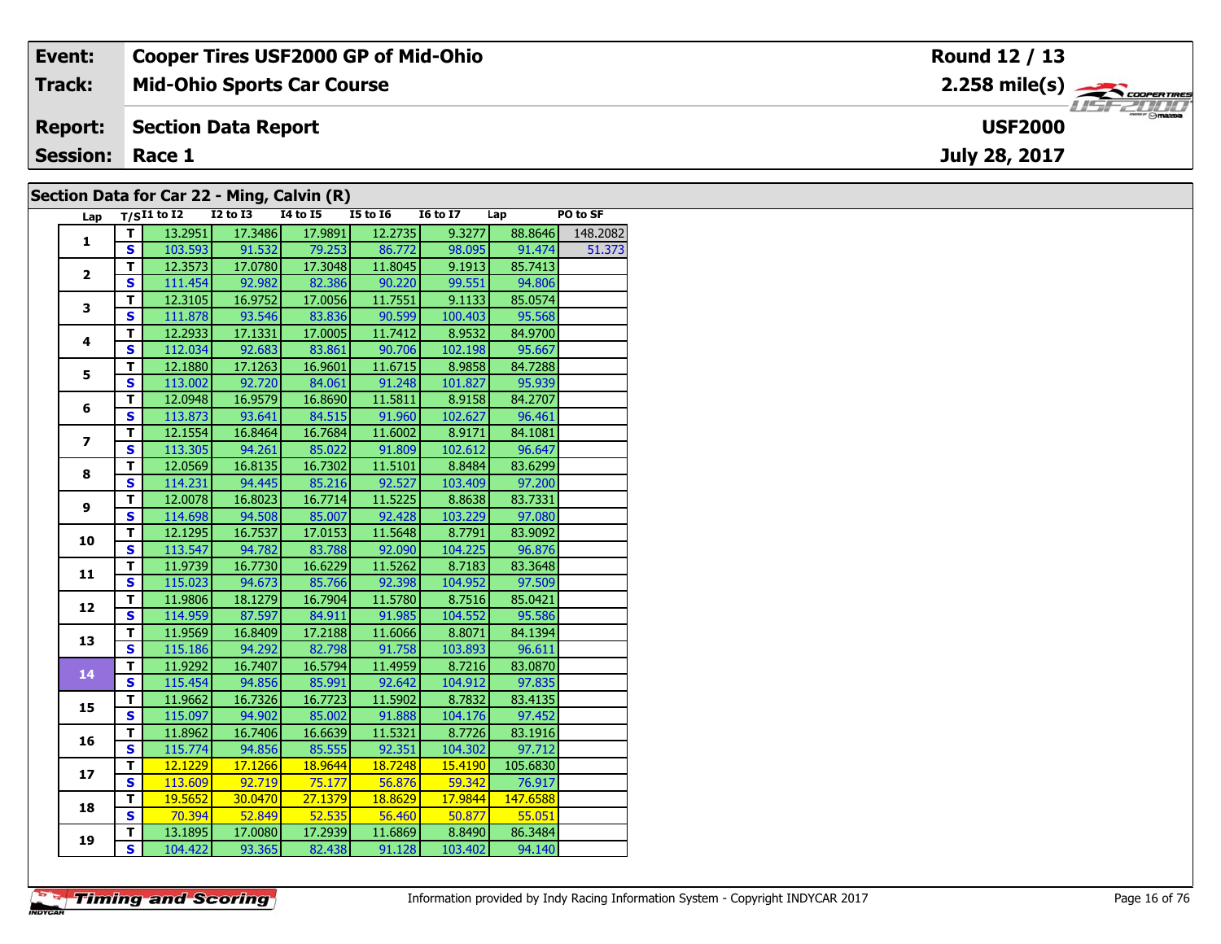| Event: | Cooper Tires USF2000 GP of Mid-Ohio | Round 12 / 13 |
|---|---|---|
| Track: | Mid-Ohio Sports Car Course | 2.258 mile(s) |
| Report: | Section Data Report | USF2000 |
| Session: | Race 1 | July 28, 2017 |

## Section Data for Car 22 - Ming, Calvin (R)

| Lap | T/S | I1 to I2 | I2 to I3 | I4 to I5 | I5 to I6 | I6 to I7 | Lap | PO to SF |
|---|---|---|---|---|---|---|---|---|
| 1 | T | 13.2951 | 17.3486 | 17.9891 | 12.2735 | 9.3277 | 88.8646 | 148.2082 |
| | S | 103.593 | 91.532 | 79.253 | 86.772 | 98.095 | 91.474 | 51.373 |
| 2 | T | 12.3573 | 17.0780 | 17.3048 | 11.8045 | 9.1913 | 85.7413 | |
| | S | 111.454 | 92.982 | 82.386 | 90.220 | 99.551 | 94.806 | |
| 3 | T | 12.3105 | 16.9752 | 17.0056 | 11.7551 | 9.1133 | 85.0574 | |
| | S | 111.878 | 93.546 | 83.836 | 90.599 | 100.403 | 95.568 | |
| 4 | T | 12.2933 | 17.1331 | 17.0005 | 11.7412 | 8.9532 | 84.9700 | |
| | S | 112.034 | 92.683 | 83.861 | 90.706 | 102.198 | 95.667 | |
| 5 | T | 12.1880 | 17.1263 | 16.9601 | 11.6715 | 8.9858 | 84.7288 | |
| | S | 113.002 | 92.720 | 84.061 | 91.248 | 101.827 | 95.939 | |
| 6 | T | 12.0948 | 16.9579 | 16.8690 | 11.5811 | 8.9158 | 84.2707 | |
| | S | 113.873 | 93.641 | 84.515 | 91.960 | 102.627 | 96.461 | |
| 7 | T | 12.1554 | 16.8464 | 16.7684 | 11.6002 | 8.9171 | 84.1081 | |
| | S | 113.305 | 94.261 | 85.022 | 91.809 | 102.612 | 96.647 | |
| 8 | T | 12.0569 | 16.8135 | 16.7302 | 11.5101 | 8.8484 | 83.6299 | |
| | S | 114.231 | 94.445 | 85.216 | 92.527 | 103.409 | 97.200 | |
| 9 | T | 12.0078 | 16.8023 | 16.7714 | 11.5225 | 8.8638 | 83.7331 | |
| | S | 114.698 | 94.508 | 85.007 | 92.428 | 103.229 | 97.080 | |
| 10 | T | 12.1295 | 16.7537 | 17.0153 | 11.5648 | 8.7791 | 83.9092 | |
| | S | 113.547 | 94.782 | 83.788 | 92.090 | 104.225 | 96.876 | |
| 11 | T | 11.9739 | 16.7730 | 16.6229 | 11.5262 | 8.7183 | 83.3648 | |
| | S | 115.023 | 94.673 | 85.766 | 92.398 | 104.952 | 97.509 | |
| 12 | T | 11.9806 | 18.1279 | 16.7904 | 11.5780 | 8.7516 | 85.0421 | |
| | S | 114.959 | 87.597 | 84.911 | 91.985 | 104.552 | 95.586 | |
| 13 | T | 11.9569 | 16.8409 | 17.2188 | 11.6066 | 8.8071 | 84.1394 | |
| | S | 115.186 | 94.292 | 82.798 | 91.758 | 103.893 | 96.611 | |
| 14 | T | 11.9292 | 16.7407 | 16.5794 | 11.4959 | 8.7216 | 83.0870 | |
| | S | 115.454 | 94.856 | 85.991 | 92.642 | 104.912 | 97.835 | |
| 15 | T | 11.9662 | 16.7326 | 16.7723 | 11.5902 | 8.7832 | 83.4135 | |
| | S | 115.097 | 94.902 | 85.002 | 91.888 | 104.176 | 97.452 | |
| 16 | T | 11.8962 | 16.7406 | 16.6639 | 11.5321 | 8.7726 | 83.1916 | |
| | S | 115.774 | 94.856 | 85.555 | 92.351 | 104.302 | 97.712 | |
| 17 | T | 12.1229 | 17.1266 | 18.9644 | 18.7248 | 15.4190 | 105.6830 | |
| | S | 113.609 | 92.719 | 75.177 | 56.876 | 59.342 | 76.917 | |
| 18 | T | 19.5652 | 30.0470 | 27.1379 | 18.8629 | 17.9844 | 147.6588 | |
| | S | 70.394 | 52.849 | 52.535 | 56.460 | 50.877 | 55.051 | |
| 19 | T | 13.1895 | 17.0080 | 17.2939 | 11.6869 | 8.8490 | 86.3484 | |
| | S | 104.422 | 93.365 | 82.438 | 91.128 | 103.402 | 94.140 | |

Information provided by Indy Racing Information System - Copyright INDYCAR 2017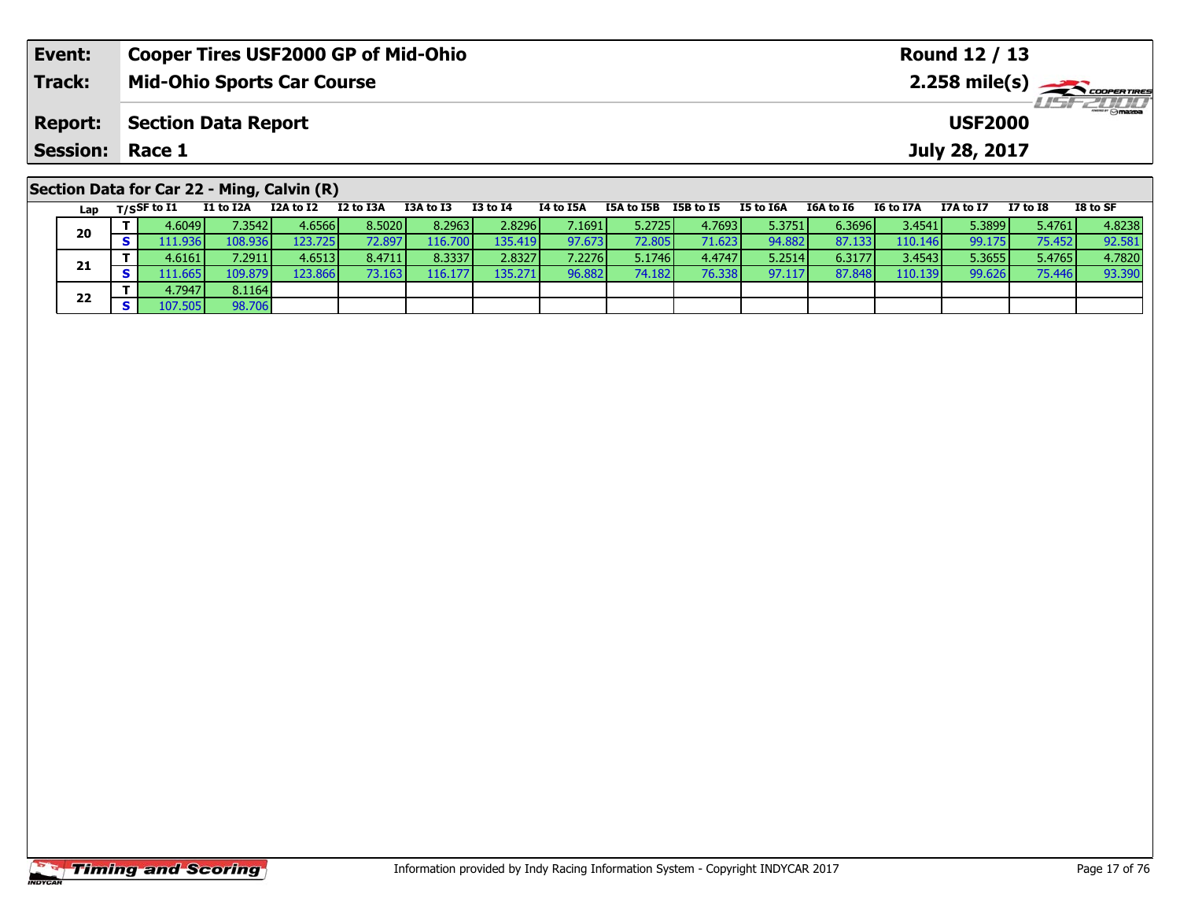| Event: | Cooper Tires USF2000 GP of Mid-Ohio | Round 12 / 13 |
|---|---|---|
| Track: | Mid-Ohio Sports Car Course | 2.258 mile(s) |
| Report: | Section Data Report | USF2000 |
| Session: | Race 1 | July 28, 2017 |

## Section Data for Car 22 - Ming, Calvin (R)

| Lap | T/S | SF to I1 | I1 to I2A | I2A to I2 | I2 to I3A | I3A to I3 | I3 to I4 | I4 to I5A | I5A to I5B | I5B to I5 | I5 to I6A | I6A to I6 | I6 to I7A | I7A to I7 | I7 to I8 | I8 to SF |
|---|---|---|---|---|---|---|---|---|---|---|---|---|---|---|---|---|
| 20 | T | 4.6049 | 7.3542 | 4.6566 | 8.5020 | 8.2963 | 2.8296 | 7.1691 | 5.2725 | 4.7693 | 5.3751 | 6.3696 | 3.4541 | 5.3899 | 5.4761 | 4.8238 |
| | S | 111.936 | 108.936 | 123.725 | 72.897 | 116.700 | 135.419 | 97.673 | 72.805 | 71.623 | 94.882 | 87.133 | 110.146 | 99.175 | 75.452 | 92.581 |
| 21 | T | 4.6161 | 7.2911 | 4.6513 | 8.4711 | 8.3337 | 2.8327 | 7.2276 | 5.1746 | 4.4747 | 5.2514 | 6.3177 | 3.4543 | 5.3655 | 5.4765 | 4.7820 |
| | S | 111.665 | 109.879 | 123.866 | 73.163 | 116.177 | 135.271 | 96.882 | 74.182 | 76.338 | 97.117 | 87.848 | 110.139 | 99.626 | 75.446 | 93.390 |
| 22 | T | 4.7947 | 8.1164 | | | | | | | | | | | | | |
| | S | 107.505 | 98.706 | | | | | | | | | | | | | |

Information provided by Indy Racing Information System - Copyright INDYCAR 2017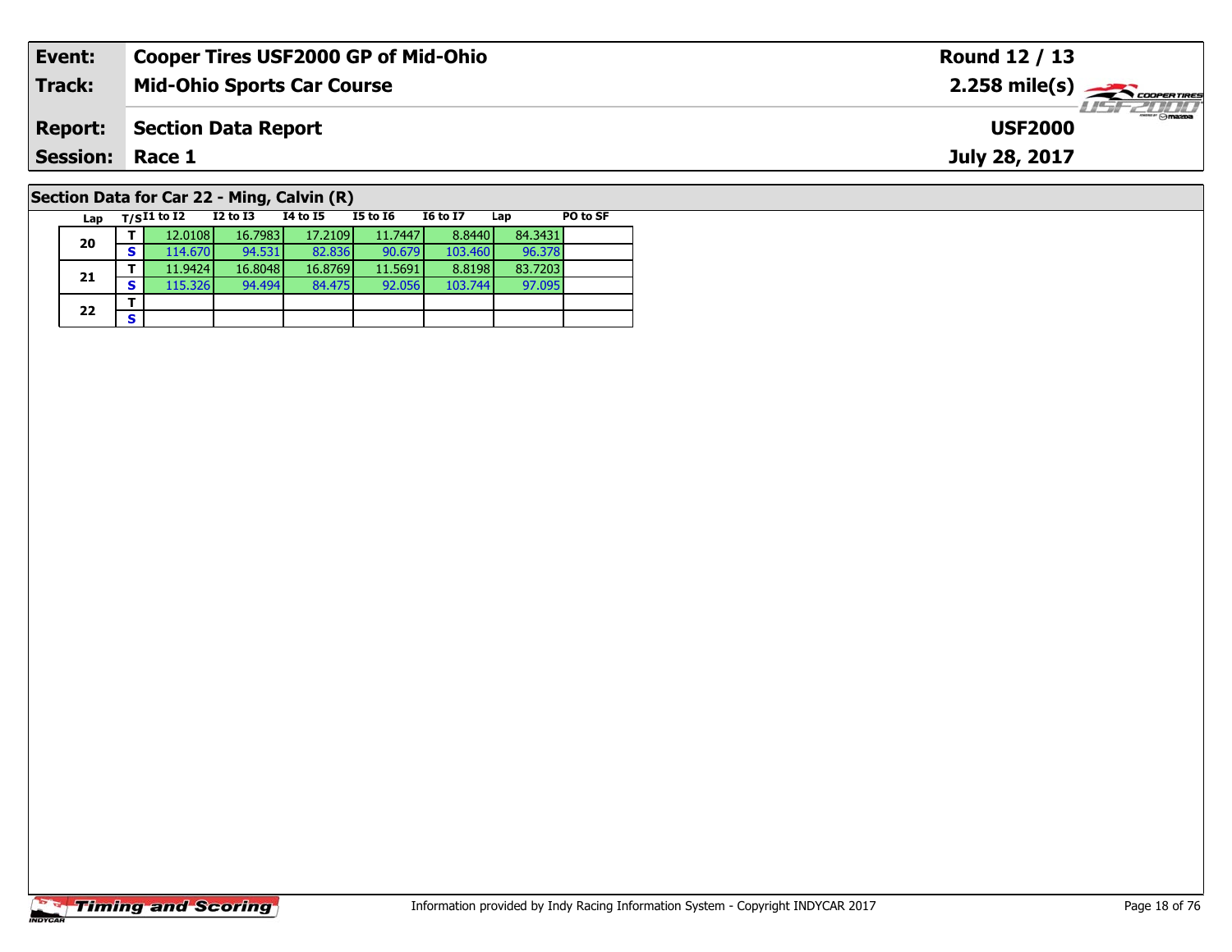| **Event:** | **Cooper Tires USF2000 GP of Mid-Ohio** | **Round 12 / 13** |
|---|---|---|
| **Track:** | **Mid-Ohio Sports Car Course** | **2.258 mile(s)** |
| **Report:** | **Section Data Report** | **USF2000** |
| **Session:** | **Race 1** | **July 28, 2017** |

## Section Data for Car 22 - Ming, Calvin (R)

| Lap | T/S | I1 to I2 | I2 to I3 | I4 to I5 | I5 to I6 | I6 to I7 | Lap | PO to SF |
|---|---|---|---|---|---|---|---|---|
| 20 | T | 12.0108 | 16.7983 | 17.2109 | 11.7447 | 8.8440 | 84.3431 | |
| | S | 114.670 | 94.531 | 82.836 | 90.679 | 103.460 | 96.378 | |
| 21 | T | 11.9424 | 16.8048 | 16.8769 | 11.5691 | 8.8198 | 83.7203 | |
| | S | 115.326 | 94.494 | 84.475 | 92.056 | 103.744 | 97.095 | |
| 22 | T | | | | | | | |
| | S | | | | | | | |

Information provided by Indy Racing Information System - Copyright INDYCAR 2017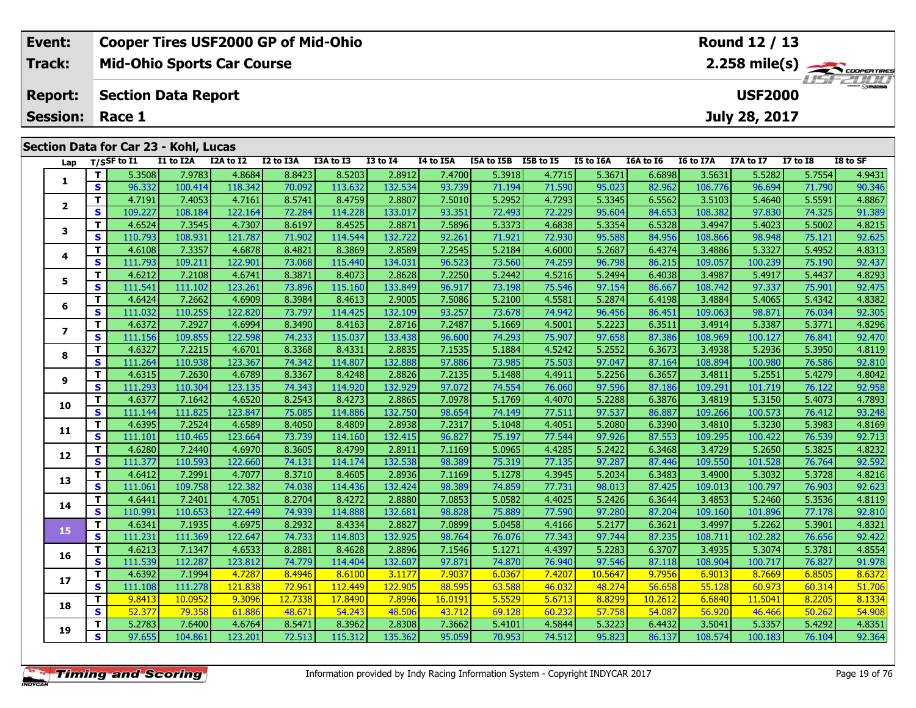| **Event:** | **Cooper Tires USF2000 GP of Mid-Ohio** | **Round 12 / 13** |
|---|---|---|
| **Track:** | **Mid-Ohio Sports Car Course** | **2.258 mile(s)** |
| **Report:** | **Section Data Report** | **USF2000** |
| **Session:** | **Race 1** | **July 28, 2017** |

## Section Data for Car 23 - Kohl, Lucas

| Lap | T/S | SF to I1 | I1 to I2A | I2A to I2 | I2 to I3A | I3A to I3 | I3 to I4 | I4 to I5A | I5A to I5B | I5B to I5 | I5 to I6A | I6A to I6 | I6 to I7A | I7A to I7 | I7 to I8 | I8 to SF |
|---|---|---|---|---|---|---|---|---|---|---|---|---|---|---|---|---|
| 1 | T | 5.3508 | 7.9783 | 4.8684 | 8.8423 | 8.5203 | 2.8912 | 7.4700 | 5.3918 | 4.7715 | 5.3671 | 6.6898 | 3.5631 | 5.5282 | 5.7554 | 4.9431 |
| | S | 96.332 | 100.414 | 118.342 | 70.092 | 113.632 | 132.534 | 93.739 | 71.194 | 71.590 | 95.023 | 82.962 | 106.776 | 96.694 | 71.790 | 90.346 |
| 2 | T | 4.7191 | 7.4053 | 4.7161 | 8.5741 | 8.4759 | 2.8807 | 7.5010 | 5.2952 | 4.7293 | 5.3345 | 6.5562 | 3.5103 | 5.4640 | 5.5591 | 4.8867 |
| | S | 109.227 | 108.184 | 122.164 | 72.284 | 114.228 | 133.017 | 93.351 | 72.493 | 72.229 | 95.604 | 84.653 | 108.382 | 97.830 | 74.325 | 91.389 |
| 3 | T | 4.6524 | 7.3545 | 4.7307 | 8.6197 | 8.4525 | 2.8871 | 7.5896 | 5.3373 | 4.6838 | 5.3354 | 6.5328 | 3.4947 | 5.4023 | 5.5002 | 4.8215 |
| | S | 110.793 | 108.931 | 121.787 | 71.902 | 114.544 | 132.722 | 92.261 | 71.921 | 72.930 | 95.588 | 84.956 | 108.866 | 98.948 | 75.121 | 92.625 |
| 4 | T | 4.6108 | 7.3357 | 4.6878 | 8.4821 | 8.3869 | 2.8589 | 7.2545 | 5.2184 | 4.6000 | 5.2687 | 6.4374 | 3.4886 | 5.3327 | 5.4952 | 4.8313 |
| | S | 111.793 | 109.211 | 122.901 | 73.068 | 115.440 | 134.031 | 96.523 | 73.560 | 74.259 | 96.798 | 86.215 | 109.057 | 100.239 | 75.190 | 92.437 |
| 5 | T | 4.6212 | 7.2108 | 4.6741 | 8.3871 | 8.4073 | 2.8628 | 7.2250 | 5.2442 | 4.5216 | 5.2494 | 6.4038 | 3.4987 | 5.4917 | 5.4437 | 4.8293 |
| | S | 111.541 | 111.102 | 123.261 | 73.896 | 115.160 | 133.849 | 96.917 | 73.198 | 75.546 | 97.154 | 86.667 | 108.742 | 97.337 | 75.901 | 92.475 |
| 6 | T | 4.6424 | 7.2662 | 4.6909 | 8.3984 | 8.4613 | 2.9005 | 7.5086 | 5.2100 | 4.5581 | 5.2874 | 6.4198 | 3.4884 | 5.4065 | 5.4342 | 4.8382 |
| | S | 111.032 | 110.255 | 122.820 | 73.797 | 114.425 | 132.109 | 93.257 | 73.678 | 74.942 | 96.456 | 86.451 | 109.063 | 98.871 | 76.034 | 92.305 |
| 7 | T | 4.6372 | 7.2927 | 4.6994 | 8.3490 | 8.4163 | 2.8716 | 7.2487 | 5.1669 | 4.5001 | 5.2223 | 6.3511 | 3.4914 | 5.3387 | 5.3771 | 4.8296 |
| | S | 111.156 | 109.855 | 122.598 | 74.233 | 115.037 | 133.438 | 96.600 | 74.293 | 75.907 | 97.658 | 87.386 | 108.969 | 100.127 | 76.841 | 92.470 |
| 8 | T | 4.6327 | 7.2215 | 4.6701 | 8.3368 | 8.4331 | 2.8835 | 7.1535 | 5.1884 | 4.5242 | 5.2552 | 6.3673 | 3.4938 | 5.2936 | 5.3950 | 4.8119 |
| | S | 111.264 | 110.938 | 123.367 | 74.342 | 114.807 | 132.888 | 97.886 | 73.985 | 75.503 | 97.047 | 87.164 | 108.894 | 100.980 | 76.586 | 92.810 |
| 9 | T | 4.6315 | 7.2630 | 4.6789 | 8.3367 | 8.4248 | 2.8826 | 7.2135 | 5.1488 | 4.4911 | 5.2256 | 6.3657 | 3.4811 | 5.2551 | 5.4279 | 4.8042 |
| | S | 111.293 | 110.304 | 123.135 | 74.343 | 114.920 | 132.929 | 97.072 | 74.554 | 76.060 | 97.596 | 87.186 | 109.291 | 101.719 | 76.122 | 92.958 |
| 10 | T | 4.6377 | 7.1642 | 4.6520 | 8.2543 | 8.4273 | 2.8865 | 7.0978 | 5.1769 | 4.4070 | 5.2288 | 6.3876 | 3.4819 | 5.3150 | 5.4073 | 4.7893 |
| | S | 111.144 | 111.825 | 123.847 | 75.085 | 114.886 | 132.750 | 98.654 | 74.149 | 77.511 | 97.537 | 86.887 | 109.266 | 100.573 | 76.412 | 93.248 |
| 11 | T | 4.6395 | 7.2524 | 4.6589 | 8.4050 | 8.4809 | 2.8938 | 7.2317 | 5.1048 | 4.4051 | 5.2080 | 6.3390 | 3.4810 | 5.3230 | 5.3983 | 4.8169 |
| | S | 111.101 | 110.465 | 123.664 | 73.739 | 114.160 | 132.415 | 96.827 | 75.197 | 77.544 | 97.926 | 87.553 | 109.295 | 100.422 | 76.539 | 92.713 |
| 12 | T | 4.6280 | 7.2440 | 4.6970 | 8.3605 | 8.4799 | 2.8911 | 7.1169 | 5.0965 | 4.4285 | 5.2422 | 6.3468 | 3.4729 | 5.2650 | 5.3825 | 4.8232 |
| | S | 111.377 | 110.593 | 122.660 | 74.131 | 114.174 | 132.538 | 98.389 | 75.319 | 77.135 | 97.287 | 87.446 | 109.550 | 101.528 | 76.764 | 92.592 |
| 13 | T | 4.6412 | 7.2991 | 4.7077 | 8.3710 | 8.4605 | 2.8936 | 7.1169 | 5.1278 | 4.3945 | 5.2034 | 6.3483 | 3.4900 | 5.3032 | 5.3728 | 4.8216 |
| | S | 111.061 | 109.758 | 122.382 | 74.038 | 114.436 | 132.424 | 98.389 | 74.859 | 77.731 | 98.013 | 87.425 | 109.013 | 100.797 | 76.903 | 92.623 |
| 14 | T | 4.6441 | 7.2401 | 4.7051 | 8.2704 | 8.4272 | 2.8880 | 7.0853 | 5.0582 | 4.4025 | 5.2426 | 6.3644 | 3.4853 | 5.2460 | 5.3536 | 4.8119 |
| | S | 110.991 | 110.653 | 122.449 | 74.939 | 114.888 | 132.681 | 98.828 | 75.889 | 77.590 | 97.280 | 87.204 | 109.160 | 101.896 | 77.178 | 92.810 |
| 15 | T | 4.6341 | 7.1935 | 4.6975 | 8.2932 | 8.4334 | 2.8827 | 7.0899 | 5.0458 | 4.4166 | 5.2177 | 6.3621 | 3.4997 | 5.2262 | 5.3901 | 4.8321 |
| | S | 111.231 | 111.369 | 122.647 | 74.733 | 114.803 | 132.925 | 98.764 | 76.076 | 77.343 | 97.744 | 87.235 | 108.711 | 102.282 | 76.656 | 92.422 |
| 16 | T | 4.6213 | 7.1347 | 4.6533 | 8.2881 | 8.4628 | 2.8896 | 7.1546 | 5.1271 | 4.4397 | 5.2283 | 6.3707 | 3.4935 | 5.3074 | 5.3781 | 4.8554 |
| | S | 111.539 | 112.287 | 123.812 | 74.779 | 114.404 | 132.607 | 97.871 | 74.870 | 76.940 | 97.546 | 87.118 | 108.904 | 100.717 | 76.827 | 91.978 |
| 17 | T | 4.6392 | 7.1994 | 4.7287 | 8.4946 | 8.6100 | 3.1177 | 7.9037 | 6.0367 | 7.4207 | 10.5647 | 9.7956 | 6.9013 | 8.7669 | 6.8505 | 8.6372 |
| | S | 111.108 | 111.278 | 121.838 | 72.961 | 112.449 | 122.905 | 88.595 | 63.588 | 46.032 | 48.274 | 56.658 | 55.128 | 60.973 | 60.314 | 51.706 |
| 18 | T | 9.8413 | 10.0952 | 9.3096 | 12.7338 | 17.8490 | 7.8996 | 16.0191 | 5.5529 | 5.6713 | 8.8299 | 10.2612 | 6.6840 | 11.5041 | 8.2205 | 8.1334 |
| | S | 52.377 | 79.358 | 61.886 | 48.671 | 54.243 | 48.506 | 43.712 | 69.128 | 60.232 | 57.758 | 54.087 | 56.920 | 46.466 | 50.262 | 54.908 |
| 19 | T | 5.2783 | 7.6400 | 4.6764 | 8.5471 | 8.3962 | 2.8308 | 7.3662 | 5.4101 | 4.5844 | 5.3223 | 6.4432 | 3.5041 | 5.3357 | 5.4292 | 4.8351 |
| | S | 97.655 | 104.861 | 123.201 | 72.513 | 115.312 | 135.362 | 95.059 | 70.953 | 74.512 | 95.823 | 86.137 | 108.574 | 100.183 | 76.104 | 92.364 |

Information provided by Indy Racing Information System - Copyright INDYCAR 2017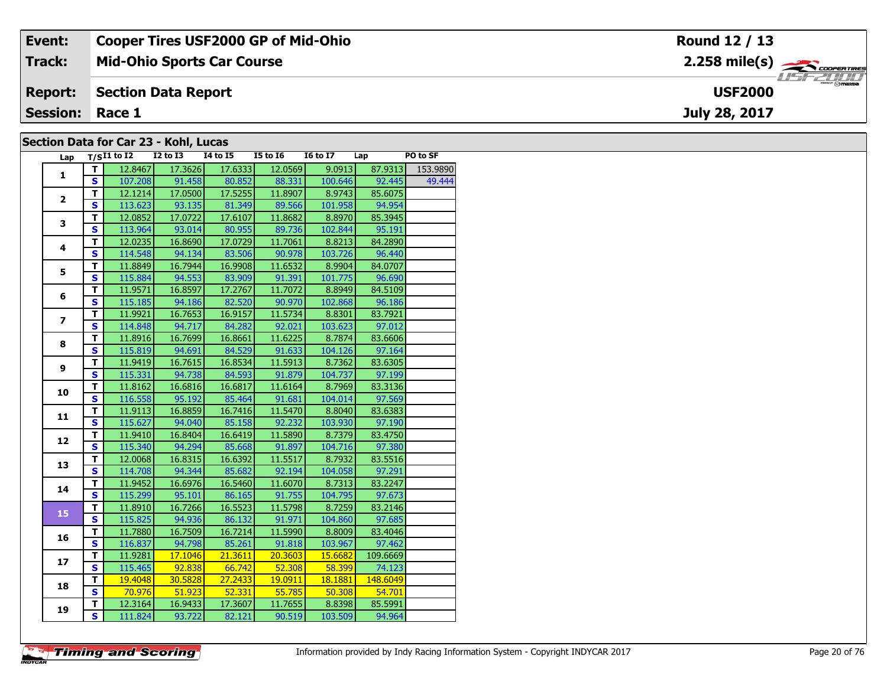| Event: | Cooper Tires USF2000 GP of Mid-Ohio | Round 12 / 13 |
|---|---|---|
| Track: | Mid-Ohio Sports Car Course | 2.258 mile(s) |
| Report: | Section Data Report | USF2000 |
| Session: | Race 1 | July 28, 2017 |

## Section Data for Car 23 - Kohl, Lucas

| Lap | T/S | I1 to I2 | I2 to I3 | I4 to I5 | I5 to I6 | I6 to I7 | Lap | PO to SF |
|---|---|---|---|---|---|---|---|---|
| 1 | T | 12.8467 | 17.3626 | 17.6333 | 12.0569 | 9.0913 | 87.9313 | 153.9890 |
| | S | 107.208 | 91.458 | 80.852 | 88.331 | 100.646 | 92.445 | 49.444 |
| 2 | T | 12.1214 | 17.0500 | 17.5255 | 11.8907 | 8.9743 | 85.6075 | |
| | S | 113.623 | 93.135 | 81.349 | 89.566 | 101.958 | 94.954 | |
| 3 | T | 12.0852 | 17.0722 | 17.6107 | 11.8682 | 8.8970 | 85.3945 | |
| | S | 113.964 | 93.014 | 80.955 | 89.736 | 102.844 | 95.191 | |
| 4 | T | 12.0235 | 16.8690 | 17.0729 | 11.7061 | 8.8213 | 84.2890 | |
| | S | 114.548 | 94.134 | 83.506 | 90.978 | 103.726 | 96.440 | |
| 5 | T | 11.8849 | 16.7944 | 16.9908 | 11.6532 | 8.9904 | 84.0707 | |
| | S | 115.884 | 94.553 | 83.909 | 91.391 | 101.775 | 96.690 | |
| 6 | T | 11.9571 | 16.8597 | 17.2767 | 11.7072 | 8.8949 | 84.5109 | |
| | S | 115.185 | 94.186 | 82.520 | 90.970 | 102.868 | 96.186 | |
| 7 | T | 11.9921 | 16.7653 | 16.9157 | 11.5734 | 8.8301 | 83.7921 | |
| | S | 114.848 | 94.717 | 84.282 | 92.021 | 103.623 | 97.012 | |
| 8 | T | 11.8916 | 16.7699 | 16.8661 | 11.6225 | 8.7874 | 83.6606 | |
| | S | 115.819 | 94.691 | 84.529 | 91.633 | 104.126 | 97.164 | |
| 9 | T | 11.9419 | 16.7615 | 16.8534 | 11.5913 | 8.7362 | 83.6305 | |
| | S | 115.331 | 94.738 | 84.593 | 91.879 | 104.737 | 97.199 | |
| 10 | T | 11.8162 | 16.6816 | 16.6817 | 11.6164 | 8.7969 | 83.3136 | |
| | S | 116.558 | 95.192 | 85.464 | 91.681 | 104.014 | 97.569 | |
| 11 | T | 11.9113 | 16.8859 | 16.7416 | 11.5470 | 8.8040 | 83.6383 | |
| | S | 115.627 | 94.040 | 85.158 | 92.232 | 103.930 | 97.190 | |
| 12 | T | 11.9410 | 16.8404 | 16.6419 | 11.5890 | 8.7379 | 83.4750 | |
| | S | 115.340 | 94.294 | 85.668 | 91.897 | 104.716 | 97.380 | |
| 13 | T | 12.0068 | 16.8315 | 16.6392 | 11.5517 | 8.7932 | 83.5516 | |
| | S | 114.708 | 94.344 | 85.682 | 92.194 | 104.058 | 97.291 | |
| 14 | T | 11.9452 | 16.6976 | 16.5460 | 11.6070 | 8.7313 | 83.2247 | |
| | S | 115.299 | 95.101 | 86.165 | 91.755 | 104.795 | 97.673 | |
| 15 | T | 11.8910 | 16.7266 | 16.5523 | 11.5798 | 8.7259 | 83.2146 | |
| | S | 115.825 | 94.936 | 86.132 | 91.971 | 104.860 | 97.685 | |
| 16 | T | 11.7880 | 16.7509 | 16.7214 | 11.5990 | 8.8009 | 83.4046 | |
| | S | 116.837 | 94.798 | 85.261 | 91.818 | 103.967 | 97.462 | |
| 17 | T | 11.9281 | 17.1046 | 21.3611 | 20.3603 | 15.6682 | 109.6669 | |
| | S | 115.465 | 92.838 | 66.742 | 52.308 | 58.399 | 74.123 | |
| 18 | T | 19.4048 | 30.5828 | 27.2433 | 19.0911 | 18.1881 | 148.6049 | |
| | S | 70.976 | 51.923 | 52.331 | 55.785 | 50.308 | 54.701 | |
| 19 | T | 12.3164 | 16.9433 | 17.3607 | 11.7655 | 8.8398 | 85.5991 | |
| | S | 111.824 | 93.722 | 82.121 | 90.519 | 103.509 | 94.964 | |

Information provided by Indy Racing Information System - Copyright INDYCAR 2017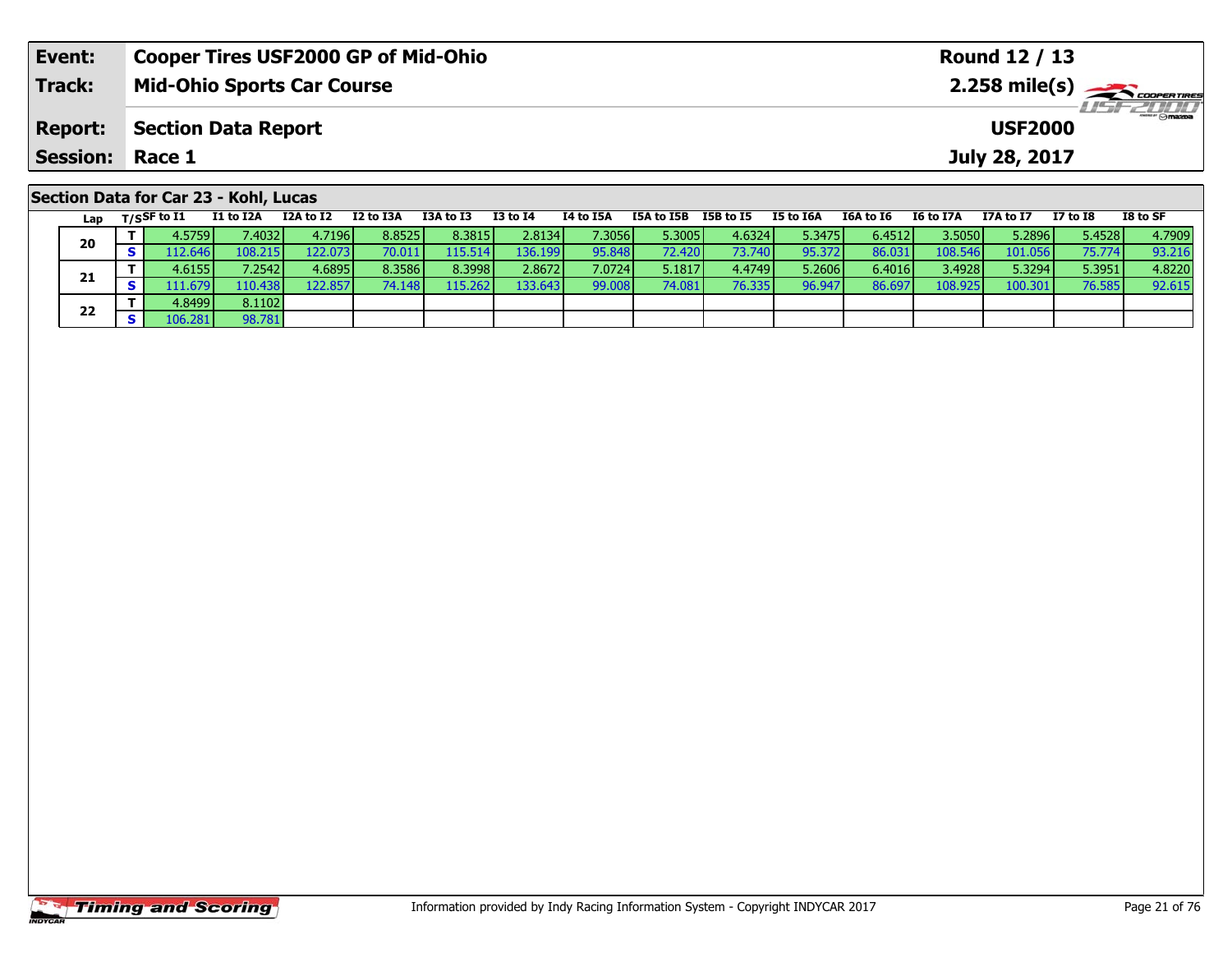| **Event:** | **Cooper Tires USF2000 GP of Mid-Ohio** | **Round 12 / 13** |
|---|---|---|
| **Track:** | **Mid-Ohio Sports Car Course** | **2.258 mile(s)** |
| **Report:** | **Section Data Report** | **USF2000** |
| **Session:** | **Race 1** | **July 28, 2017** |

## Section Data for Car 23 - Kohl, Lucas

| Lap | T/S | SF to I1 | I1 to I2A | I2A to I2 | I2 to I3A | I3A to I3 | I3 to I4 | I4 to I5A | I5A to I5B | I5B to I5 | I5 to I6A | I6A to I6 | I6 to I7A | I7A to I7 | I7 to I8 | I8 to SF |
|---|---|---|---|---|---|---|---|---|---|---|---|---|---|---|---|---|
| 20 | T | 4.5759 | 7.4032 | 4.7196 | 8.8525 | 8.3815 | 2.8134 | 7.3056 | 5.3005 | 4.6324 | 5.3475 | 6.4512 | 3.5050 | 5.2896 | 5.4528 | 4.7909 |
| | S | 112.646 | 108.215 | 122.073 | 70.011 | 115.514 | 136.199 | 95.848 | 72.420 | 73.740 | 95.372 | 86.031 | 108.546 | 101.056 | 75.774 | 93.216 |
| 21 | T | 4.6155 | 7.2542 | 4.6895 | 8.3586 | 8.3998 | 2.8672 | 7.0724 | 5.1817 | 4.4749 | 5.2606 | 6.4016 | 3.4928 | 5.3294 | 5.3951 | 4.8220 |
| | S | 111.679 | 110.438 | 122.857 | 74.148 | 115.262 | 133.643 | 99.008 | 74.081 | 76.335 | 96.947 | 86.697 | 108.925 | 100.301 | 76.585 | 92.615 |
| 22 | T | 4.8499 | 8.1102 | | | | | | | | | | | | | |
| | S | 106.281 | 98.781 | | | | | | | | | | | | | |

Information provided by Indy Racing Information System - Copyright INDYCAR 2017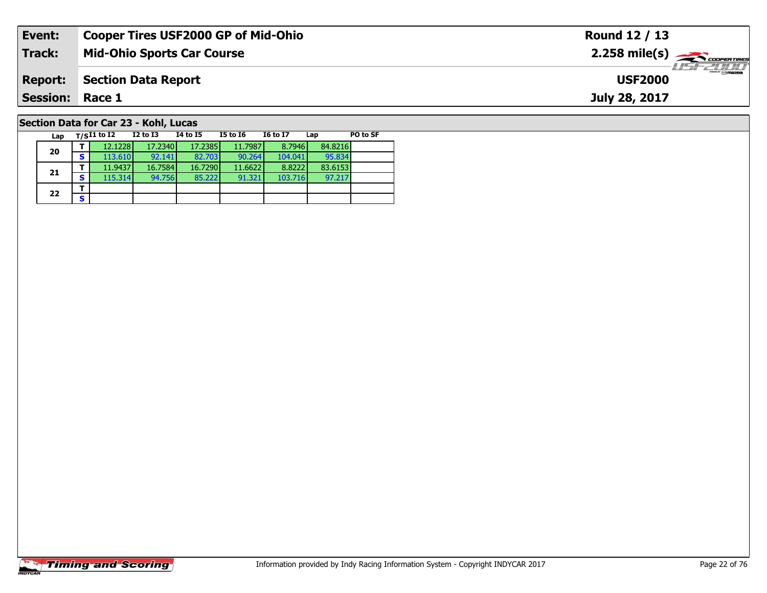| Event: | Cooper Tires USF2000 GP of Mid-Ohio | Round 12 / 13 |
|---|---|---|
| Track: | Mid-Ohio Sports Car Course | 2.258 mile(s) |
| Report: | Section Data Report | USF2000 |
| Session: | Race 1 | July 28, 2017 |

## Section Data for Car 23 - Kohl, Lucas

| Lap | T/S | I1 to I2 | I2 to I3 | I4 to I5 | I5 to I6 | I6 to I7 | Lap | PO to SF |
|---|---|---|---|---|---|---|---|---|
| 20 | T | 12.1228 | 17.2340 | 17.2385 | 11.7987 | 8.7946 | 84.8216 | |
| | S | 113.610 | 92.141 | 82.703 | 90.264 | 104.041 | 95.834 | |
| 21 | T | 11.9437 | 16.7584 | 16.7290 | 11.6622 | 8.8222 | 83.6153 | |
| | S | 115.314 | 94.756 | 85.222 | 91.321 | 103.716 | 97.217 | |
| 22 | T | | | | | | | |
| | S | | | | | | | |

Timing and Scoring

Information provided by Indy Racing Information System - Copyright INDYCAR 2017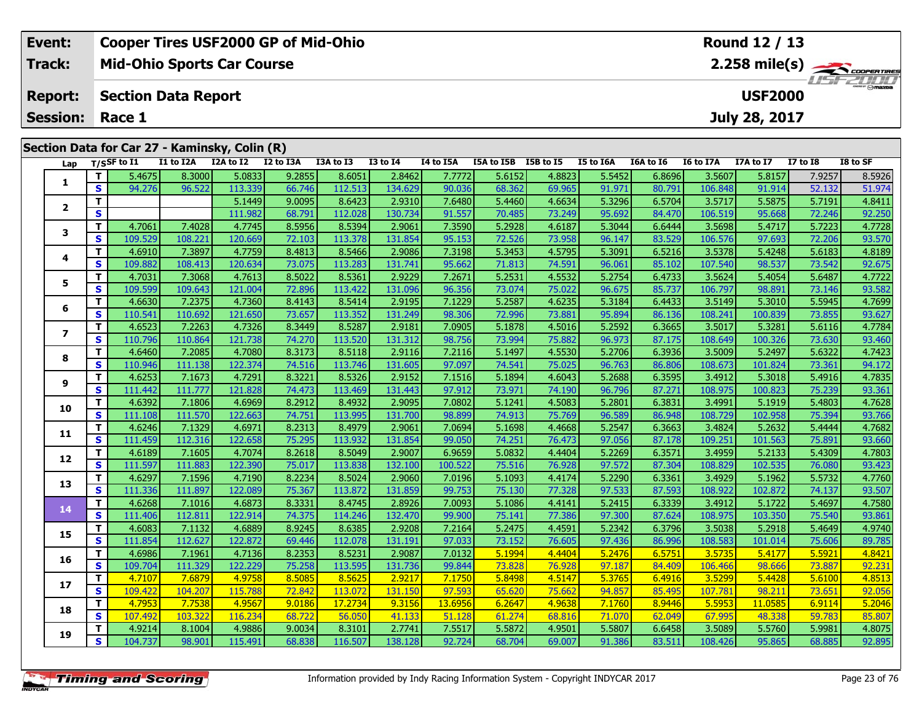| Event: | Cooper Tires USF2000 GP of Mid-Ohio | Round 12 / 13 |
|---|---|---|
| Track: | Mid-Ohio Sports Car Course | 2.258 mile(s) |
| Report: | Section Data Report | USF2000 |
| Session: | Race 1 | July 28, 2017 |

## Section Data for Car 27 - Kaminsky, Colin (R)

| Lap | T/S | SF to I1 | I1 to I2A | I2A to I2 | I2 to I3A | I3A to I3 | I3 to I4 | I4 to I5A | I5A to I5B | I5B to I5 | I5 to I6A | I6A to I6 | I6 to I7A | I7A to I7 | I7 to I8 | I8 to SF |
|---|---|---|---|---|---|---|---|---|---|---|---|---|---|---|---|---|
| 1 | T | 5.4675 | 8.3000 | 5.0833 | 9.2855 | 8.6051 | 2.8462 | 7.7772 | 5.6152 | 4.8823 | 5.5452 | 6.8696 | 3.5607 | 5.8157 | 7.9257 | 8.5926 |
| | S | 94.276 | 96.522 | 113.339 | 66.746 | 112.513 | 134.629 | 90.036 | 68.362 | 69.965 | 91.971 | 80.791 | 106.848 | 91.914 | 52.132 | 51.974 |
| 2 | T | | | 5.1449 | 9.0095 | 8.6423 | 2.9310 | 7.6480 | 5.4460 | 4.6634 | 5.3296 | 6.5704 | 3.5717 | 5.5875 | 5.7191 | 4.8411 |
| | S | | | 111.982 | 68.791 | 112.028 | 130.734 | 91.557 | 70.485 | 73.249 | 95.692 | 84.470 | 106.519 | 95.668 | 72.246 | 92.250 |
| 3 | T | 4.7061 | 7.4028 | 4.7745 | 8.5956 | 8.5394 | 2.9061 | 7.3590 | 5.2928 | 4.6187 | 5.3044 | 6.6444 | 3.5698 | 5.4717 | 5.7223 | 4.7728 |
| | S | 109.529 | 108.221 | 120.669 | 72.103 | 113.378 | 131.854 | 95.153 | 72.526 | 73.958 | 96.147 | 83.529 | 106.576 | 97.693 | 72.206 | 93.570 |
| 4 | T | 4.6910 | 7.3897 | 4.7759 | 8.4813 | 8.5466 | 2.9086 | 7.3198 | 5.3453 | 4.5795 | 5.3091 | 6.5216 | 3.5378 | 5.4248 | 5.6183 | 4.8189 |
| | S | 109.882 | 108.413 | 120.634 | 73.075 | 113.283 | 131.741 | 95.662 | 71.813 | 74.591 | 96.061 | 85.102 | 107.540 | 98.537 | 73.542 | 92.675 |
| 5 | T | 4.7031 | 7.3068 | 4.7613 | 8.5022 | 8.5361 | 2.9229 | 7.2671 | 5.2531 | 4.5532 | 5.2754 | 6.4733 | 3.5624 | 5.4054 | 5.6487 | 4.7722 |
| | S | 109.599 | 109.643 | 121.004 | 72.896 | 113.422 | 131.096 | 96.356 | 73.074 | 75.022 | 96.675 | 85.737 | 106.797 | 98.891 | 73.146 | 93.582 |
| 6 | T | 4.6630 | 7.2375 | 4.7360 | 8.4143 | 8.5414 | 2.9195 | 7.1229 | 5.2587 | 4.6235 | 5.3184 | 6.4433 | 3.5149 | 5.3010 | 5.5945 | 4.7699 |
| | S | 110.541 | 110.692 | 121.650 | 73.657 | 113.352 | 131.249 | 98.306 | 72.996 | 73.881 | 95.894 | 86.136 | 108.241 | 100.839 | 73.855 | 93.627 |
| 7 | T | 4.6523 | 7.2263 | 4.7326 | 8.3449 | 8.5287 | 2.9181 | 7.0905 | 5.1878 | 4.5016 | 5.2592 | 6.3665 | 3.5017 | 5.3281 | 5.6116 | 4.7784 |
| | S | 110.796 | 110.864 | 121.738 | 74.270 | 113.520 | 131.312 | 98.756 | 73.994 | 75.882 | 96.973 | 87.175 | 108.649 | 100.326 | 73.630 | 93.460 |
| 8 | T | 4.6460 | 7.2085 | 4.7080 | 8.3173 | 8.5118 | 2.9116 | 7.2116 | 5.1497 | 4.5530 | 5.2706 | 6.3936 | 3.5009 | 5.2497 | 5.6322 | 4.7423 |
| | S | 110.946 | 111.138 | 122.374 | 74.516 | 113.746 | 131.605 | 97.097 | 74.541 | 75.025 | 96.763 | 86.806 | 108.673 | 101.824 | 73.361 | 94.172 |
| 9 | T | 4.6253 | 7.1673 | 4.7291 | 8.3221 | 8.5326 | 2.9152 | 7.1516 | 5.1894 | 4.6043 | 5.2688 | 6.3595 | 3.4912 | 5.3018 | 5.4916 | 4.7835 |
| | S | 111.442 | 111.777 | 121.828 | 74.473 | 113.469 | 131.443 | 97.912 | 73.971 | 74.190 | 96.796 | 87.271 | 108.975 | 100.823 | 75.239 | 93.361 |
| 10 | T | 4.6392 | 7.1806 | 4.6969 | 8.2912 | 8.4932 | 2.9095 | 7.0802 | 5.1241 | 4.5083 | 5.2801 | 6.3831 | 3.4991 | 5.1919 | 5.4803 | 4.7628 |
| | S | 111.108 | 111.570 | 122.663 | 74.751 | 113.995 | 131.700 | 98.899 | 74.913 | 75.769 | 96.589 | 86.948 | 108.729 | 102.958 | 75.394 | 93.766 |
| 11 | T | 4.6246 | 7.1329 | 4.6971 | 8.2313 | 8.4979 | 2.9061 | 7.0694 | 5.1698 | 4.4668 | 5.2547 | 6.3663 | 3.4824 | 5.2632 | 5.4444 | 4.7682 |
| | S | 111.459 | 112.316 | 122.658 | 75.295 | 113.932 | 131.854 | 99.050 | 74.251 | 76.473 | 97.056 | 87.178 | 109.251 | 101.563 | 75.891 | 93.660 |
| 12 | T | 4.6189 | 7.1605 | 4.7074 | 8.2618 | 8.5049 | 2.9007 | 6.9659 | 5.0832 | 4.4404 | 5.2269 | 6.3571 | 3.4959 | 5.2133 | 5.4309 | 4.7803 |
| | S | 111.597 | 111.883 | 122.390 | 75.017 | 113.838 | 132.100 | 100.522 | 75.516 | 76.928 | 97.572 | 87.304 | 108.829 | 102.535 | 76.080 | 93.423 |
| 13 | T | 4.6297 | 7.1596 | 4.7190 | 8.2234 | 8.5024 | 2.9060 | 7.0196 | 5.1093 | 4.4174 | 5.2290 | 6.3361 | 3.4929 | 5.1962 | 5.5732 | 4.7760 |
| | S | 111.336 | 111.897 | 122.089 | 75.367 | 113.872 | 131.859 | 99.753 | 75.130 | 77.328 | 97.533 | 87.593 | 108.922 | 102.872 | 74.137 | 93.507 |
| 14 | T | 4.6268 | 7.1016 | 4.6873 | 8.3331 | 8.4745 | 2.8926 | 7.0093 | 5.1086 | 4.4141 | 5.2415 | 6.3339 | 3.4912 | 5.1722 | 5.4697 | 4.7580 |
| | S | 111.406 | 112.811 | 122.914 | 74.375 | 114.246 | 132.470 | 99.900 | 75.141 | 77.386 | 97.300 | 87.624 | 108.975 | 103.350 | 75.540 | 93.861 |
| 15 | T | 4.6083 | 7.1132 | 4.6889 | 8.9245 | 8.6385 | 2.9208 | 7.2164 | 5.2475 | 4.4591 | 5.2342 | 6.3796 | 3.5038 | 5.2918 | 5.4649 | 4.9740 |
| | S | 111.854 | 112.627 | 122.872 | 69.446 | 112.078 | 131.191 | 97.033 | 73.152 | 76.605 | 97.436 | 86.996 | 108.583 | 101.014 | 75.606 | 89.785 |
| 16 | T | 4.6986 | 7.1961 | 4.7136 | 8.2353 | 8.5231 | 2.9087 | 7.0132 | 5.1994 | 4.4404 | 5.2476 | 6.5751 | 3.5735 | 5.4177 | 5.5921 | 4.8421 |
| | S | 109.704 | 111.329 | 122.229 | 75.258 | 113.595 | 131.736 | 99.844 | 73.828 | 76.928 | 97.187 | 84.409 | 106.466 | 98.666 | 73.887 | 92.231 |
| 17 | T | 4.7107 | 7.6879 | 4.9758 | 8.5085 | 8.5625 | 2.9217 | 7.1750 | 5.8498 | 4.5147 | 5.3765 | 6.4916 | 3.5299 | 5.4428 | 5.6100 | 4.8513 |
| | S | 109.422 | 104.207 | 115.788 | 72.842 | 113.072 | 131.150 | 97.593 | 65.620 | 75.662 | 94.857 | 85.495 | 107.781 | 98.211 | 73.651 | 92.056 |
| 18 | T | 4.7953 | 7.7538 | 4.9567 | 9.0186 | 17.2734 | 9.3156 | 13.6956 | 6.2647 | 4.9638 | 7.1760 | 8.9446 | 5.5953 | 11.0585 | 6.9114 | 5.2046 |
| | S | 107.492 | 103.322 | 116.234 | 68.722 | 56.050 | 41.133 | 51.128 | 61.274 | 68.816 | 71.070 | 62.049 | 67.995 | 48.338 | 59.783 | 85.807 |
| 19 | T | 4.9214 | 8.1004 | 4.9886 | 9.0034 | 8.3101 | 2.7741 | 7.5517 | 5.5872 | 4.9501 | 5.5807 | 6.6458 | 3.5089 | 5.5760 | 5.9981 | 4.8075 |
| | S | 104.737 | 98.901 | 115.491 | 68.838 | 116.507 | 138.128 | 92.724 | 68.704 | 69.007 | 91.386 | 83.511 | 108.426 | 95.865 | 68.885 | 92.895 |

Information provided by Indy Racing Information System - Copyright INDYCAR 2017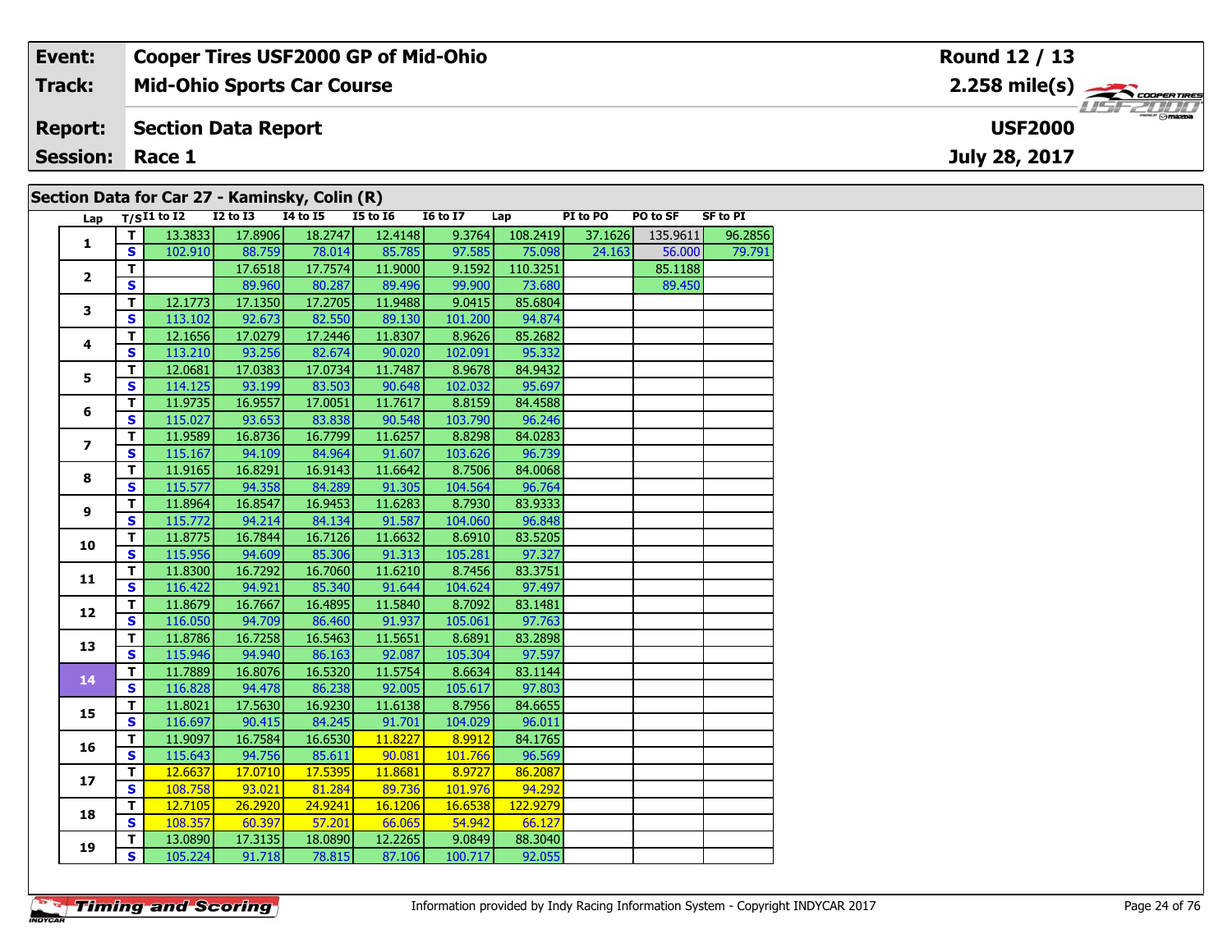| Event: | Cooper Tires USF2000 GP of Mid-Ohio | Round 12 / 13 |
|---|---|---|
| Track: | Mid-Ohio Sports Car Course | 2.258 mile(s) |
| Report: | Section Data Report | USF2000 |
| Session: | Race 1 | July 28, 2017 |

## Section Data for Car 27 - Kaminsky, Colin (R)

| Lap | T/S | I1 to I2 | I2 to I3 | I4 to I5 | I5 to I6 | I6 to I7 | Lap | PI to PO | PO to SF | SF to PI |
|---|---|---|---|---|---|---|---|---|---|---|
| 1 | T | 13.3833 | 17.8906 | 18.2747 | 12.4148 | 9.3764 | 108.2419 | 37.1626 | 135.9611 | 96.2856 |
| | S | 102.910 | 88.759 | 78.014 | 85.785 | 97.585 | 75.098 | 24.163 | 56.000 | 79.791 |
| 2 | T | | 17.6518 | 17.7574 | 11.9000 | 9.1592 | 110.3251 | | 85.1188 | |
| | S | | 89.960 | 80.287 | 89.496 | 99.900 | 73.680 | | 89.450 | |
| 3 | T | 12.1773 | 17.1350 | 17.2705 | 11.9488 | 9.0415 | 85.6804 | | | |
| | S | 113.102 | 92.673 | 82.550 | 89.130 | 101.200 | 94.874 | | | |
| 4 | T | 12.1656 | 17.0279 | 17.2446 | 11.8307 | 8.9626 | 85.2682 | | | |
| | S | 113.210 | 93.256 | 82.674 | 90.020 | 102.091 | 95.332 | | | |
| 5 | T | 12.0681 | 17.0383 | 17.0734 | 11.7487 | 8.9678 | 84.9432 | | | |
| | S | 114.125 | 93.199 | 83.503 | 90.648 | 102.032 | 95.697 | | | |
| 6 | T | 11.9735 | 16.9557 | 17.0051 | 11.7617 | 8.8159 | 84.4588 | | | |
| | S | 115.027 | 93.653 | 83.838 | 90.548 | 103.790 | 96.246 | | | |
| 7 | T | 11.9589 | 16.8736 | 16.7799 | 11.6257 | 8.8298 | 84.0283 | | | |
| | S | 115.167 | 94.109 | 84.964 | 91.607 | 103.626 | 96.739 | | | |
| 8 | T | 11.9165 | 16.8291 | 16.9143 | 11.6642 | 8.7506 | 84.0068 | | | |
| | S | 115.577 | 94.358 | 84.289 | 91.305 | 104.564 | 96.764 | | | |
| 9 | T | 11.8964 | 16.8547 | 16.9453 | 11.6283 | 8.7930 | 83.9333 | | | |
| | S | 115.772 | 94.214 | 84.134 | 91.587 | 104.060 | 96.848 | | | |
| 10 | T | 11.8775 | 16.7844 | 16.7126 | 11.6632 | 8.6910 | 83.5205 | | | |
| | S | 115.956 | 94.609 | 85.306 | 91.313 | 105.281 | 97.327 | | | |
| 11 | T | 11.8300 | 16.7292 | 16.7060 | 11.6210 | 8.7456 | 83.3751 | | | |
| | S | 116.422 | 94.921 | 85.340 | 91.644 | 104.624 | 97.497 | | | |
| 12 | T | 11.8679 | 16.7667 | 16.4895 | 11.5840 | 8.7092 | 83.1481 | | | |
| | S | 116.050 | 94.709 | 86.460 | 91.937 | 105.061 | 97.763 | | | |
| 13 | T | 11.8786 | 16.7258 | 16.5463 | 11.5651 | 8.6891 | 83.2898 | | | |
| | S | 115.946 | 94.940 | 86.163 | 92.087 | 105.304 | 97.597 | | | |
| 14 | T | 11.7889 | 16.8076 | 16.5320 | 11.5754 | 8.6634 | 83.1144 | | | |
| | S | 116.828 | 94.478 | 86.238 | 92.005 | 105.617 | 97.803 | | | |
| 15 | T | 11.8021 | 17.5630 | 16.9230 | 11.6138 | 8.7956 | 84.6655 | | | |
| | S | 116.697 | 90.415 | 84.245 | 91.701 | 104.029 | 96.011 | | | |
| 16 | T | 11.9097 | 16.7584 | 16.6530 | 11.8227 | 8.9912 | 84.1765 | | | |
| | S | 115.643 | 94.756 | 85.611 | 90.081 | 101.766 | 96.569 | | | |
| 17 | T | 12.6637 | 17.0710 | 17.5395 | 11.8681 | 8.9727 | 86.2087 | | | |
| | S | 108.758 | 93.021 | 81.284 | 89.736 | 101.976 | 94.292 | | | |
| 18 | T | 12.7105 | 26.2920 | 24.9241 | 16.1206 | 16.6538 | 122.9279 | | | |
| | S | 108.357 | 60.397 | 57.201 | 66.065 | 54.942 | 66.127 | | | |
| 19 | T | 13.0890 | 17.3135 | 18.0890 | 12.2265 | 9.0849 | 88.3040 | | | |
| | S | 105.224 | 91.718 | 78.815 | 87.106 | 100.717 | 92.055 | | | |

Information provided by Indy Racing Information System - Copyright INDYCAR 2017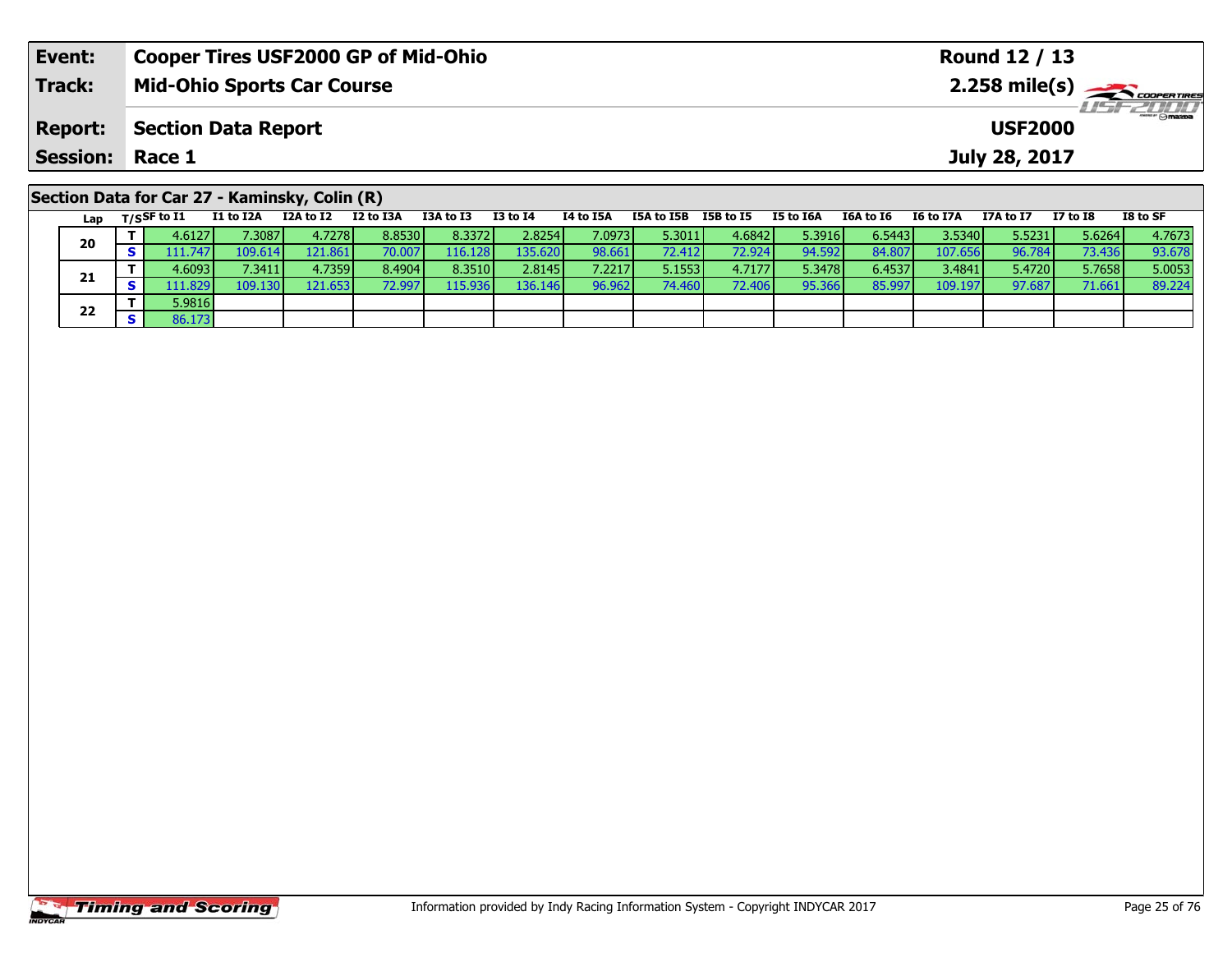| **Event:** | **Cooper Tires USF2000 GP of Mid-Ohio** | **Round 12 / 13** |
|---|---|---|
| **Track:** | **Mid-Ohio Sports Car Course** | **2.258 mile(s)** |
| **Report:** | **Section Data Report** | **USF2000** |
| **Session:** | **Race 1** | **July 28, 2017** |

## Section Data for Car 27 - Kaminsky, Colin (R)

| Lap | T/S | SF to I1 | I1 to I2A | I2A to I2 | I2 to I3A | I3A to I3 | I3 to I4 | I4 to I5A | I5A to I5B | I5B to I5 | I5 to I6A | I6A to I6 | I6 to I7A | I7A to I7 | I7 to I8 | I8 to SF |
|---|---|---|---|---|---|---|---|---|---|---|---|---|---|---|---|---|
| 20 | T | 4.6127 | 7.3087 | 4.7278 | 8.8530 | 8.3372 | 2.8254 | 7.0973 | 5.3011 | 4.6842 | 5.3916 | 6.5443 | 3.5340 | 5.5231 | 5.6264 | 4.7673 |
| | S | 111.747 | 109.614 | 121.861 | 70.007 | 116.128 | 135.620 | 98.661 | 72.412 | 72.924 | 94.592 | 84.807 | 107.656 | 96.784 | 73.436 | 93.678 |
| 21 | T | 4.6093 | 7.3411 | 4.7359 | 8.4904 | 8.3510 | 2.8145 | 7.2217 | 5.1553 | 4.7177 | 5.3478 | 6.4537 | 3.4841 | 5.4720 | 5.7658 | 5.0053 |
| | S | 111.829 | 109.130 | 121.653 | 72.997 | 115.936 | 136.146 | 96.962 | 74.460 | 72.406 | 95.366 | 85.997 | 109.197 | 97.687 | 71.661 | 89.224 |
| 22 | T | 5.9816 | | | | | | | | | | | | | | |
| | S | 86.173 | | | | | | | | | | | | | | |

Information provided by Indy Racing Information System - Copyright INDYCAR 2017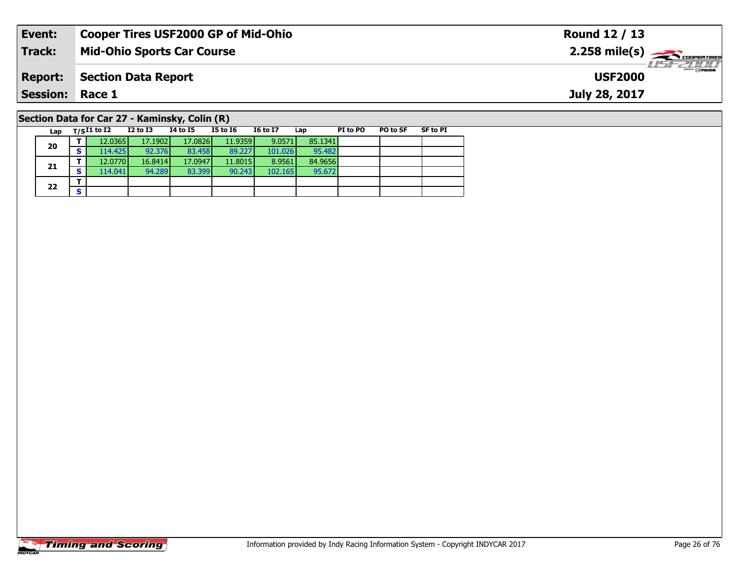| **Event:** | **Cooper Tires USF2000 GP of Mid-Ohio** | **Round 12 / 13** |
|---|---|---|
| **Track:** | **Mid-Ohio Sports Car Course** | **2.258 mile(s)** |
| **Report:** | **Section Data Report** | **USF2000** |
| **Session:** | **Race 1** | **July 28, 2017** |

## Section Data for Car 27 - Kaminsky, Colin (R)

| Lap | T/S | I1 to I2 | I2 to I3 | I4 to I5 | I5 to I6 | I6 to I7 | Lap | PI to PO | PO to SF | SF to PI |
|---|---|---|---|---|---|---|---|---|---|---|
| 20 | T | 12.0365 | 17.1902 | 17.0826 | 11.9359 | 9.0571 | 85.1341 | | | |
| | S | 114.425 | 92.376 | 83.458 | 89.227 | 101.026 | 95.482 | | | |
| 21 | T | 12.0770 | 16.8414 | 17.0947 | 11.8015 | 8.9561 | 84.9656 | | | |
| | S | 114.041 | 94.289 | 83.399 | 90.243 | 102.165 | 95.672 | | | |
| 22 | T | | | | | | | | | |
| | S | | | | | | | | | |

Timing and Scoring

Information provided by Indy Racing Information System - Copyright INDYCAR 2017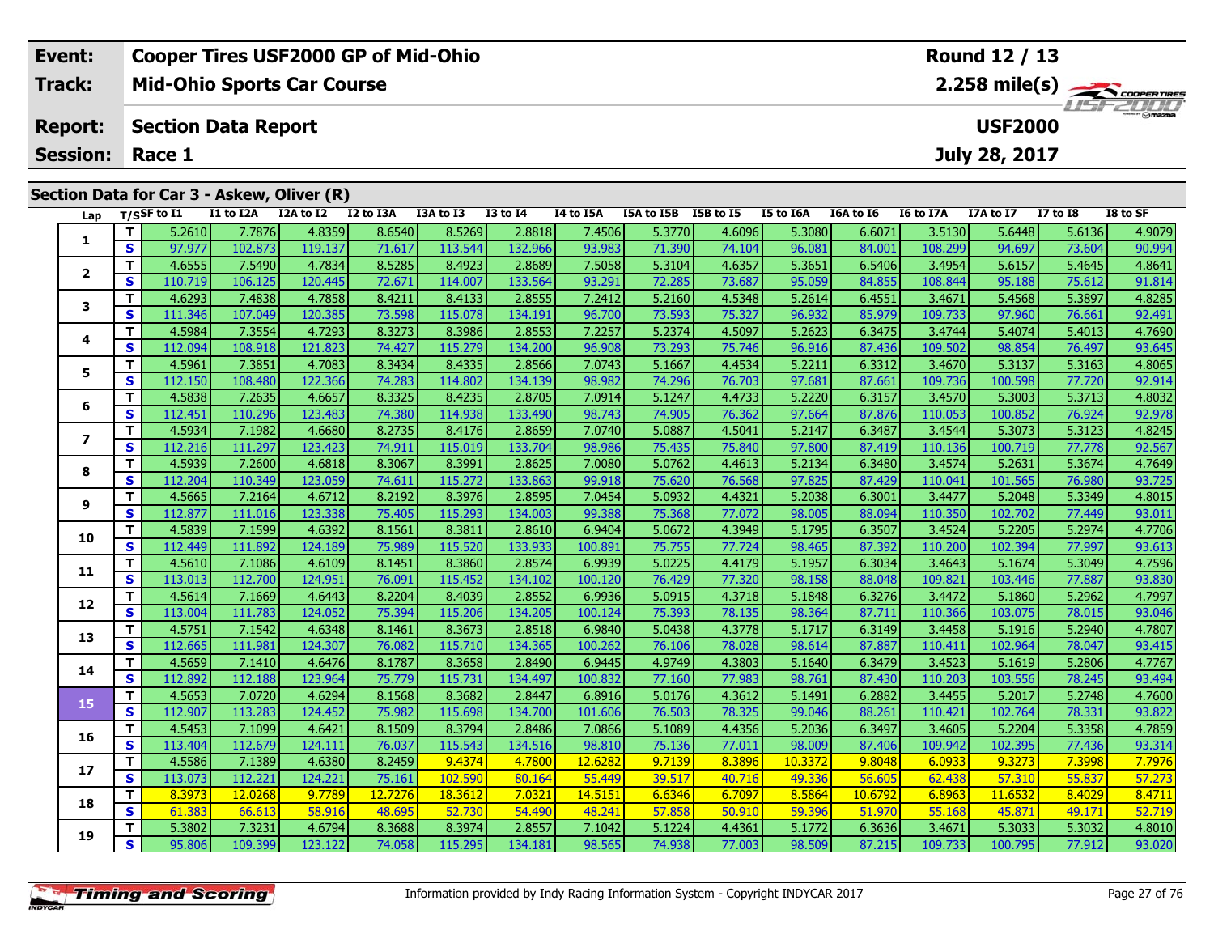| Event: | Cooper Tires USF2000 GP of Mid-Ohio | Round 12 / 13 |
|---|---|---|
| Track: | Mid-Ohio Sports Car Course | 2.258 mile(s) |
| Report: | Section Data Report | USF2000 |
| Session: | Race 1 | July 28, 2017 |

## Section Data for Car 3 - Askew, Oliver (R)

| Lap | T/S | SF to I1 | I1 to I2A | I2A to I2 | I2 to I3A | I3A to I3 | I3 to I4 | I4 to I5A | I5A to I5B | I5B to I5 | I5 to I6A | I6A to I6 | I6 to I7A | I7A to I7 | I7 to I8 | I8 to SF |
|---|---|---|---|---|---|---|---|---|---|---|---|---|---|---|---|---|
| 1 | T | 5.2610 | 7.7876 | 4.8359 | 8.6540 | 8.5269 | 2.8818 | 7.4506 | 5.3770 | 4.6096 | 5.3080 | 6.6071 | 3.5130 | 5.6448 | 5.6136 | 4.9079 |
| | S | 97.977 | 102.873 | 119.137 | 71.617 | 113.544 | 132.966 | 93.983 | 71.390 | 74.104 | 96.081 | 84.001 | 108.299 | 94.697 | 73.604 | 90.994 |
| 2 | T | 4.6555 | 7.5490 | 4.7834 | 8.5285 | 8.4923 | 2.8689 | 7.5058 | 5.3104 | 4.6357 | 5.3651 | 6.5406 | 3.4954 | 5.6157 | 5.4645 | 4.8641 |
| | S | 110.719 | 106.125 | 120.445 | 72.671 | 114.007 | 133.564 | 93.291 | 72.285 | 73.687 | 95.059 | 84.855 | 108.844 | 95.188 | 75.612 | 91.814 |
| 3 | T | 4.6293 | 7.4838 | 4.7858 | 8.4211 | 8.4133 | 2.8555 | 7.2412 | 5.2160 | 4.5348 | 5.2614 | 6.4551 | 3.4671 | 5.4568 | 5.3897 | 4.8285 |
| | S | 111.346 | 107.049 | 120.385 | 73.598 | 115.078 | 134.191 | 96.700 | 73.593 | 75.327 | 96.932 | 85.979 | 109.733 | 97.960 | 76.661 | 92.491 |
| 4 | T | 4.5984 | 7.3554 | 4.7293 | 8.3273 | 8.3986 | 2.8553 | 7.2257 | 5.2374 | 4.5097 | 5.2623 | 6.3475 | 3.4744 | 5.4074 | 5.4013 | 4.7690 |
| | S | 112.094 | 108.918 | 121.823 | 74.427 | 115.279 | 134.200 | 96.908 | 73.293 | 75.746 | 96.916 | 87.436 | 109.502 | 98.854 | 76.497 | 93.645 |
| 5 | T | 4.5961 | 7.3851 | 4.7083 | 8.3434 | 8.4335 | 2.8566 | 7.0743 | 5.1667 | 4.4534 | 5.2211 | 6.3312 | 3.4670 | 5.3137 | 5.3163 | 4.8065 |
| | S | 112.150 | 108.480 | 122.366 | 74.283 | 114.802 | 134.139 | 98.982 | 74.296 | 76.703 | 97.681 | 87.661 | 109.736 | 100.598 | 77.720 | 92.914 |
| 6 | T | 4.5838 | 7.2635 | 4.6657 | 8.3325 | 8.4235 | 2.8705 | 7.0914 | 5.1247 | 4.4733 | 5.2220 | 6.3157 | 3.4570 | 5.3003 | 5.3713 | 4.8032 |
| | S | 112.451 | 110.296 | 123.483 | 74.380 | 114.938 | 133.490 | 98.743 | 74.905 | 76.362 | 97.664 | 87.876 | 110.053 | 100.852 | 76.924 | 92.978 |
| 7 | T | 4.5934 | 7.1982 | 4.6680 | 8.2735 | 8.4176 | 2.8659 | 7.0740 | 5.0887 | 4.5041 | 5.2147 | 6.3487 | 3.4544 | 5.3073 | 5.3123 | 4.8245 |
| | S | 112.216 | 111.297 | 123.423 | 74.911 | 115.019 | 133.704 | 98.986 | 75.435 | 75.840 | 97.800 | 87.419 | 110.136 | 100.719 | 77.778 | 92.567 |
| 8 | T | 4.5939 | 7.2600 | 4.6818 | 8.3067 | 8.3991 | 2.8625 | 7.0080 | 5.0762 | 4.4613 | 5.2134 | 6.3480 | 3.4574 | 5.2631 | 5.3674 | 4.7649 |
| | S | 112.204 | 110.349 | 123.059 | 74.611 | 115.272 | 133.863 | 99.918 | 75.620 | 76.568 | 97.825 | 87.429 | 110.041 | 101.565 | 76.980 | 93.725 |
| 9 | T | 4.5665 | 7.2164 | 4.6712 | 8.2192 | 8.3976 | 2.8595 | 7.0454 | 5.0932 | 4.4321 | 5.2038 | 6.3001 | 3.4477 | 5.2048 | 5.3349 | 4.8015 |
| | S | 112.877 | 111.016 | 123.338 | 75.405 | 115.293 | 134.003 | 99.388 | 75.368 | 77.072 | 98.005 | 88.094 | 110.350 | 102.702 | 77.449 | 93.011 |
| 10 | T | 4.5839 | 7.1599 | 4.6392 | 8.1561 | 8.3811 | 2.8610 | 6.9404 | 5.0672 | 4.3949 | 5.1795 | 6.3507 | 3.4524 | 5.2205 | 5.2974 | 4.7706 |
| | S | 112.449 | 111.892 | 124.189 | 75.989 | 115.520 | 133.933 | 100.891 | 75.755 | 77.724 | 98.465 | 87.392 | 110.200 | 102.394 | 77.997 | 93.613 |
| 11 | T | 4.5610 | 7.1086 | 4.6109 | 8.1451 | 8.3860 | 2.8574 | 6.9939 | 5.0225 | 4.4179 | 5.1957 | 6.3034 | 3.4643 | 5.1674 | 5.3049 | 4.7596 |
| | S | 113.013 | 112.700 | 124.951 | 76.091 | 115.452 | 134.102 | 100.120 | 76.429 | 77.320 | 98.158 | 88.048 | 109.821 | 103.446 | 77.887 | 93.830 |
| 12 | T | 4.5614 | 7.1669 | 4.6443 | 8.2204 | 8.4039 | 2.8552 | 6.9936 | 5.0915 | 4.3718 | 5.1848 | 6.3276 | 3.4472 | 5.1860 | 5.2962 | 4.7997 |
| | S | 113.004 | 111.783 | 124.052 | 75.394 | 115.206 | 134.205 | 100.124 | 75.393 | 78.135 | 98.364 | 87.711 | 110.366 | 103.075 | 78.015 | 93.046 |
| 13 | T | 4.5751 | 7.1542 | 4.6348 | 8.1461 | 8.3673 | 2.8518 | 6.9840 | 5.0438 | 4.3778 | 5.1717 | 6.3149 | 3.4458 | 5.1916 | 5.2940 | 4.7807 |
| | S | 112.665 | 111.981 | 124.307 | 76.082 | 115.710 | 134.365 | 100.262 | 76.106 | 78.028 | 98.614 | 87.887 | 110.411 | 102.964 | 78.047 | 93.415 |
| 14 | T | 4.5659 | 7.1410 | 4.6476 | 8.1787 | 8.3658 | 2.8490 | 6.9445 | 4.9749 | 4.3803 | 5.1640 | 6.3479 | 3.4523 | 5.1619 | 5.2806 | 4.7767 |
| | S | 112.892 | 112.188 | 123.964 | 75.779 | 115.731 | 134.497 | 100.832 | 77.160 | 77.983 | 98.761 | 87.430 | 110.203 | 103.556 | 78.245 | 93.494 |
| 15 | T | 4.5653 | 7.0720 | 4.6294 | 8.1568 | 8.3682 | 2.8447 | 6.8916 | 5.0176 | 4.3612 | 5.1491 | 6.2882 | 3.4455 | 5.2017 | 5.2748 | 4.7600 |
| | S | 112.907 | 113.283 | 124.452 | 75.982 | 115.698 | 134.700 | 101.606 | 76.503 | 78.325 | 99.046 | 88.261 | 110.421 | 102.764 | 78.331 | 93.822 |
| 16 | T | 4.5453 | 7.1099 | 4.6421 | 8.1509 | 8.3794 | 2.8486 | 7.0866 | 5.1089 | 4.4356 | 5.2036 | 6.3497 | 3.4605 | 5.2204 | 5.3358 | 4.7859 |
| | S | 113.404 | 112.679 | 124.111 | 76.037 | 115.543 | 134.516 | 98.810 | 75.136 | 77.011 | 98.009 | 87.406 | 109.942 | 102.395 | 77.436 | 93.314 |
| 17 | T | 4.5586 | 7.1389 | 4.6380 | 8.2459 | 9.4374 | 4.7800 | 12.6282 | 9.7139 | 8.3896 | 10.3372 | 9.8048 | 6.0933 | 9.3273 | 7.3998 | 7.7976 |
| | S | 113.073 | 112.221 | 124.221 | 75.161 | 102.590 | 80.164 | 55.449 | 39.517 | 40.716 | 49.336 | 56.605 | 62.438 | 57.310 | 55.837 | 57.273 |
| 18 | T | 8.3973 | 12.0268 | 9.7789 | 12.7276 | 18.3612 | 7.0321 | 14.5151 | 6.6346 | 6.7097 | 8.5864 | 10.6792 | 6.8963 | 11.6532 | 8.4029 | 8.4711 |
| | S | 61.383 | 66.613 | 58.916 | 48.695 | 52.730 | 54.490 | 48.241 | 57.858 | 50.910 | 59.396 | 51.970 | 55.168 | 45.871 | 49.171 | 52.719 |
| 19 | T | 5.3802 | 7.3231 | 4.6794 | 8.3688 | 8.3974 | 2.8557 | 7.1042 | 5.1224 | 4.4361 | 5.1772 | 6.3636 | 3.4671 | 5.3033 | 5.3032 | 4.8010 |
| | S | 95.806 | 109.399 | 123.122 | 74.058 | 115.295 | 134.181 | 98.565 | 74.938 | 77.003 | 98.509 | 87.215 | 109.733 | 100.795 | 77.912 | 93.020 |

Information provided by Indy Racing Information System - Copyright INDYCAR 2017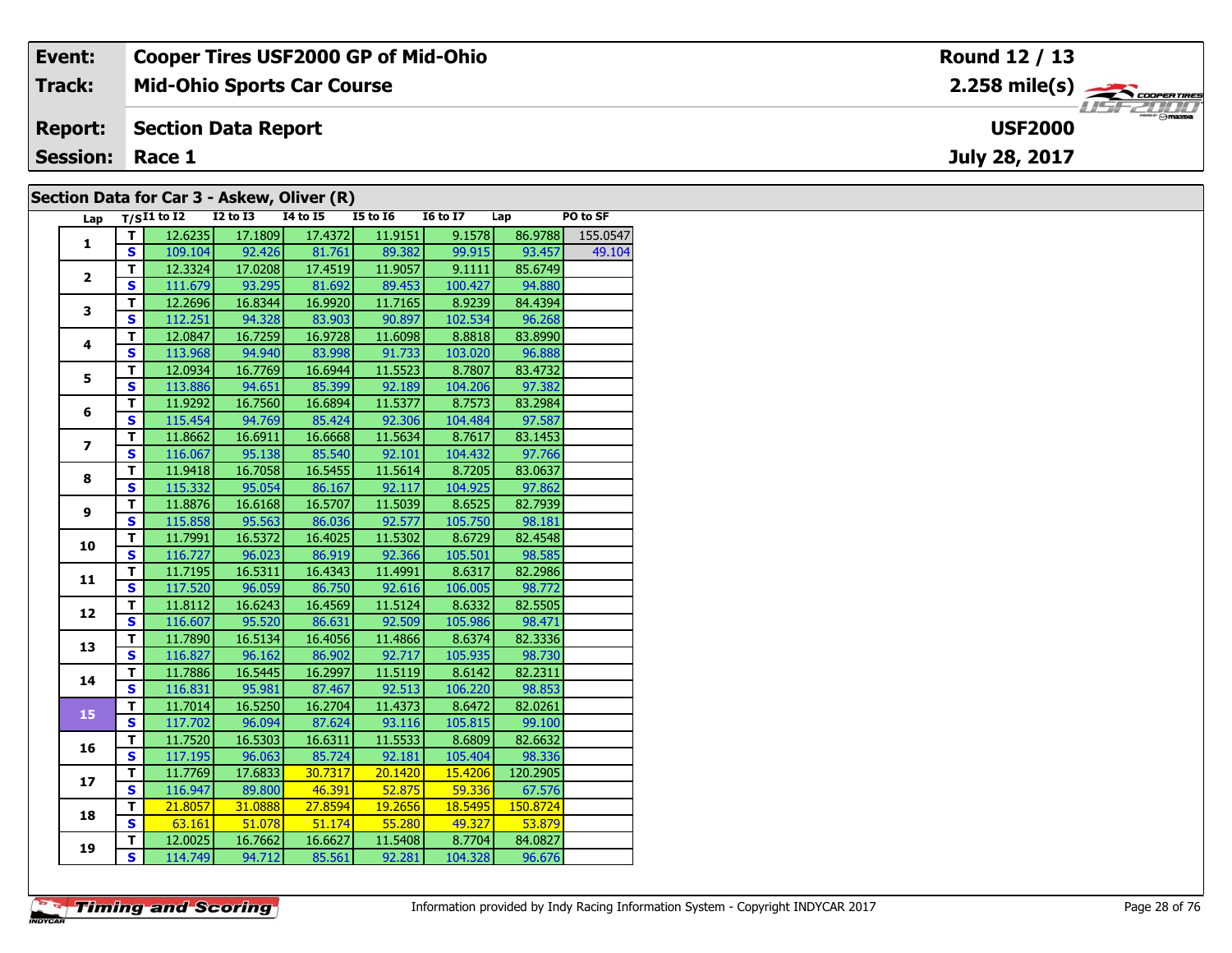| Event: | Cooper Tires USF2000 GP of Mid-Ohio | Round 12 / 13 |
|---|---|---|
| Track: | Mid-Ohio Sports Car Course | 2.258 mile(s) |
| Report: | Section Data Report | USF2000 |
| Session: | Race 1 | July 28, 2017 |

## Section Data for Car 3 - Askew, Oliver (R)

| Lap | T/S | I1 to I2 | I2 to I3 | I4 to I5 | I5 to I6 | I6 to I7 | Lap | PO to SF |
|---|---|---|---|---|---|---|---|---|
| 1 | T | 12.6235 | 17.1809 | 17.4372 | 11.9151 | 9.1578 | 86.9788 | 155.0547 |
| | S | 109.104 | 92.426 | 81.761 | 89.382 | 99.915 | 93.457 | 49.104 |
| 2 | T | 12.3324 | 17.0208 | 17.4519 | 11.9057 | 9.1111 | 85.6749 | |
| | S | 111.679 | 93.295 | 81.692 | 89.453 | 100.427 | 94.880 | |
| 3 | T | 12.2696 | 16.8344 | 16.9920 | 11.7165 | 8.9239 | 84.4394 | |
| | S | 112.251 | 94.328 | 83.903 | 90.897 | 102.534 | 96.268 | |
| 4 | T | 12.0847 | 16.7259 | 16.9728 | 11.6098 | 8.8818 | 83.8990 | |
| | S | 113.968 | 94.940 | 83.998 | 91.733 | 103.020 | 96.888 | |
| 5 | T | 12.0934 | 16.7769 | 16.6944 | 11.5523 | 8.7807 | 83.4732 | |
| | S | 113.886 | 94.651 | 85.399 | 92.189 | 104.206 | 97.382 | |
| 6 | T | 11.9292 | 16.7560 | 16.6894 | 11.5377 | 8.7573 | 83.2984 | |
| | S | 115.454 | 94.769 | 85.424 | 92.306 | 104.484 | 97.587 | |
| 7 | T | 11.8662 | 16.6911 | 16.6668 | 11.5634 | 8.7617 | 83.1453 | |
| | S | 116.067 | 95.138 | 85.540 | 92.101 | 104.432 | 97.766 | |
| 8 | T | 11.9418 | 16.7058 | 16.5455 | 11.5614 | 8.7205 | 83.0637 | |
| | S | 115.332 | 95.054 | 86.167 | 92.117 | 104.925 | 97.862 | |
| 9 | T | 11.8876 | 16.6168 | 16.5707 | 11.5039 | 8.6525 | 82.7939 | |
| | S | 115.858 | 95.563 | 86.036 | 92.577 | 105.750 | 98.181 | |
| 10 | T | 11.7991 | 16.5372 | 16.4025 | 11.5302 | 8.6729 | 82.4548 | |
| | S | 116.727 | 96.023 | 86.919 | 92.366 | 105.501 | 98.585 | |
| 11 | T | 11.7195 | 16.5311 | 16.4343 | 11.4991 | 8.6317 | 82.2986 | |
| | S | 117.520 | 96.059 | 86.750 | 92.616 | 106.005 | 98.772 | |
| 12 | T | 11.8112 | 16.6243 | 16.4569 | 11.5124 | 8.6332 | 82.5505 | |
| | S | 116.607 | 95.520 | 86.631 | 92.509 | 105.986 | 98.471 | |
| 13 | T | 11.7890 | 16.5134 | 16.4056 | 11.4866 | 8.6374 | 82.3336 | |
| | S | 116.827 | 96.162 | 86.902 | 92.717 | 105.935 | 98.730 | |
| 14 | T | 11.7886 | 16.5445 | 16.2997 | 11.5119 | 8.6142 | 82.2311 | |
| | S | 116.831 | 95.981 | 87.467 | 92.513 | 106.220 | 98.853 | |
| 15 | T | 11.7014 | 16.5250 | 16.2704 | 11.4373 | 8.6472 | 82.0261 | |
| | S | 117.702 | 96.094 | 87.624 | 93.116 | 105.815 | 99.100 | |
| 16 | T | 11.7520 | 16.5303 | 16.6311 | 11.5533 | 8.6809 | 82.6632 | |
| | S | 117.195 | 96.063 | 85.724 | 92.181 | 105.404 | 98.336 | |
| 17 | T | 11.7769 | 17.6833 | 30.7317 | 20.1420 | 15.4206 | 120.2905 | |
| | S | 116.947 | 89.800 | 46.391 | 52.875 | 59.336 | 67.576 | |
| 18 | T | 21.8057 | 31.0888 | 27.8594 | 19.2656 | 18.5495 | 150.8724 | |
| | S | 63.161 | 51.078 | 51.174 | 55.280 | 49.327 | 53.879 | |
| 19 | T | 12.0025 | 16.7662 | 16.6627 | 11.5408 | 8.7704 | 84.0827 | |
| | S | 114.749 | 94.712 | 85.561 | 92.281 | 104.328 | 96.676 | |

Timing and Scoring

Information provided by Indy Racing Information System - Copyright INDYCAR 2017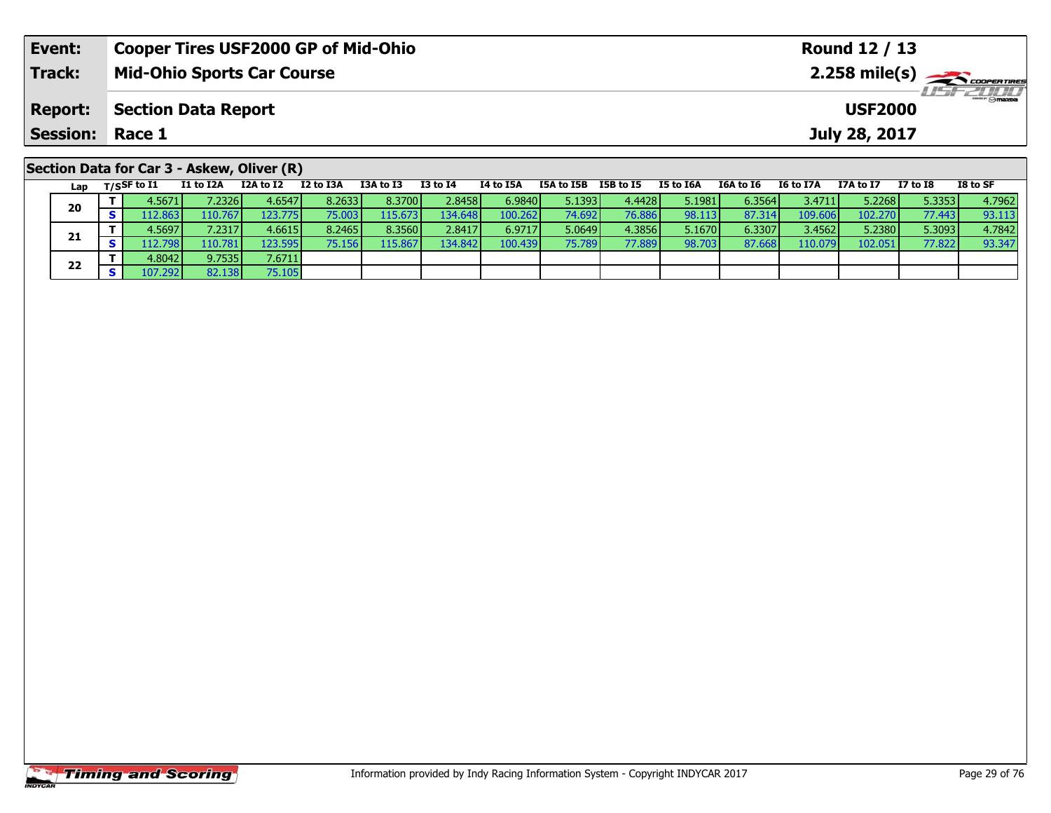| Event: | Cooper Tires USF2000 GP of Mid-Ohio | Round 12 / 13 |
|---|---|---|
| Track: | Mid-Ohio Sports Car Course | 2.258 mile(s) |
| Report: | Section Data Report | USF2000 |
| Session: | Race 1 | July 28, 2017 |

## Section Data for Car 3 - Askew, Oliver (R)

| Lap | T/S | SF to I1 | I1 to I2A | I2A to I2 | I2 to I3A | I3A to I3 | I3 to I4 | I4 to I5A | I5A to I5B | I5B to I5 | I5 to I6A | I6A to I6 | I6 to I7A | I7A to I7 | I7 to I8 | I8 to SF |
|---|---|---|---|---|---|---|---|---|---|---|---|---|---|---|---|---|
| 20 | T | 4.5671 | 7.2326 | 4.6547 | 8.2633 | 8.3700 | 2.8458 | 6.9840 | 5.1393 | 4.4428 | 5.1981 | 6.3564 | 3.4711 | 5.2268 | 5.3353 | 4.7962 |
| | S | 112.863 | 110.767 | 123.775 | 75.003 | 115.673 | 134.648 | 100.262 | 74.692 | 76.886 | 98.113 | 87.314 | 109.606 | 102.270 | 77.443 | 93.113 |
| 21 | T | 4.5697 | 7.2317 | 4.6615 | 8.2465 | 8.3560 | 2.8417 | 6.9717 | 5.0649 | 4.3856 | 5.1670 | 6.3307 | 3.4562 | 5.2380 | 5.3093 | 4.7842 |
| | S | 112.798 | 110.781 | 123.595 | 75.156 | 115.867 | 134.842 | 100.439 | 75.789 | 77.889 | 98.703 | 87.668 | 110.079 | 102.051 | 77.822 | 93.347 |
| 22 | T | 4.8042 | 9.7535 | 7.6711 | | | | | | | | | | | | |
| | S | 107.292 | 82.138 | 75.105 | | | | | | | | | | | | |

Information provided by Indy Racing Information System - Copyright INDYCAR 2017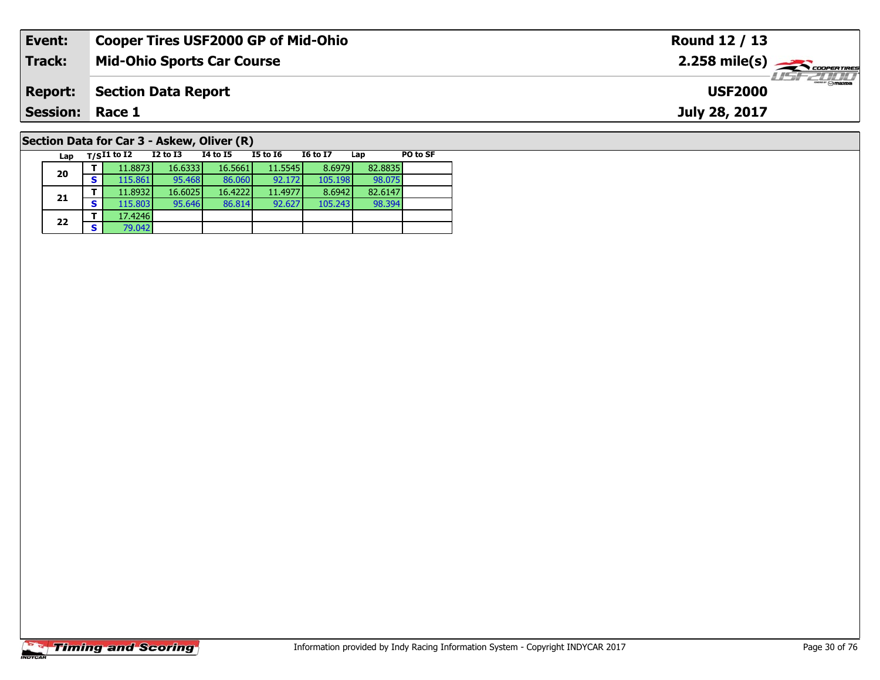| Event: | Cooper Tires USF2000 GP of Mid-Ohio | Round 12 / 13 |
|---|---|---|
| Track: | Mid-Ohio Sports Car Course | 2.258 mile(s) |
| Report: | Section Data Report | USF2000 |
| Session: | Race 1 | July 28, 2017 |

## Section Data for Car 3 - Askew, Oliver (R)

| Lap | T/S | I1 to I2 | I2 to I3 | I4 to I5 | I5 to I6 | I6 to I7 | Lap | PO to SF |
|---|---|---|---|---|---|---|---|---|
| 20 | T | 11.8873 | 16.6333 | 16.5661 | 11.5545 | 8.6979 | 82.8835 | |
| | S | 115.861 | 95.468 | 86.060 | 92.172 | 105.198 | 98.075 | |
| 21 | T | 11.8932 | 16.6025 | 16.4222 | 11.4977 | 8.6942 | 82.6147 | |
| | S | 115.803 | 95.646 | 86.814 | 92.627 | 105.243 | 98.394 | |
| 22 | T | 17.4246 | | | | | | |
| | S | 79.042 | | | | | | |

Information provided by Indy Racing Information System - Copyright INDYCAR 2017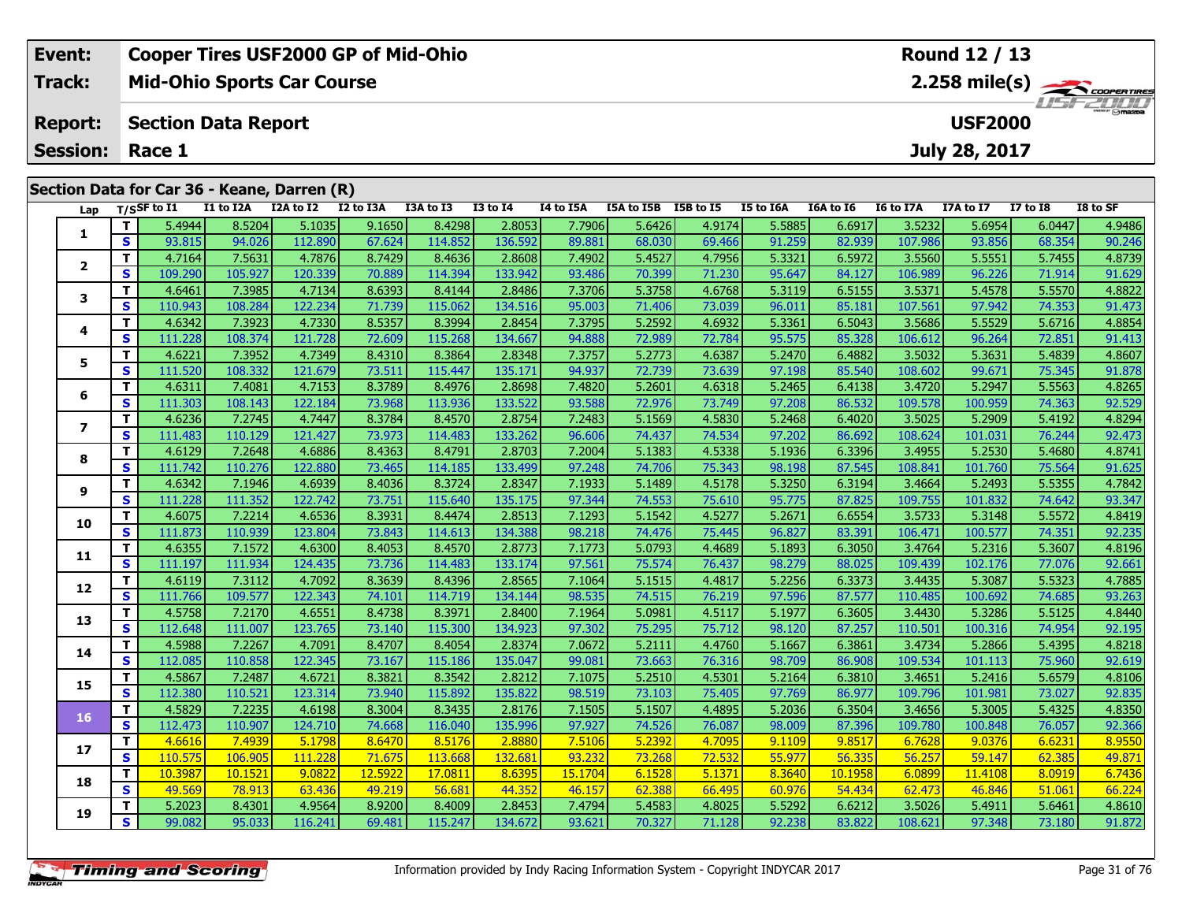| Event: | Cooper Tires USF2000 GP of Mid-Ohio | Round 12 / 13 |
|---|---|---|
| Track: | Mid-Ohio Sports Car Course | 2.258 mile(s) |
| Report: | Section Data Report | USF2000 |
| Session: | Race 1 | July 28, 2017 |

## Section Data for Car 36 - Keane, Darren (R)

| Lap | T/S | SF to I1 | I1 to I2A | I2A to I2 | I2 to I3A | I3A to I3 | I3 to I4 | I4 to I5A | I5A to I5B | I5B to I5 | I5 to I6A | I6A to I6 | I6 to I7A | I7A to I7 | I7 to I8 | I8 to SF |
|---|---|---|---|---|---|---|---|---|---|---|---|---|---|---|---|---|
| 1 | T | 5.4944 | 8.5204 | 5.1035 | 9.1650 | 8.4298 | 2.8053 | 7.7906 | 5.6426 | 4.9174 | 5.5885 | 6.6917 | 3.5232 | 5.6954 | 6.0447 | 4.9486 |
| | S | 93.815 | 94.026 | 112.890 | 67.624 | 114.852 | 136.592 | 89.881 | 68.030 | 69.466 | 91.259 | 82.939 | 107.986 | 93.856 | 68.354 | 90.246 |
| 2 | T | 4.7164 | 7.5631 | 4.7876 | 8.7429 | 8.4636 | 2.8608 | 7.4902 | 5.4527 | 4.7956 | 5.3321 | 6.5972 | 3.5560 | 5.5551 | 5.7455 | 4.8739 |
| | S | 109.290 | 105.927 | 120.339 | 70.889 | 114.394 | 133.942 | 93.486 | 70.399 | 71.230 | 95.647 | 84.127 | 106.989 | 96.226 | 71.914 | 91.629 |
| 3 | T | 4.6461 | 7.3985 | 4.7134 | 8.6393 | 8.4144 | 2.8486 | 7.3706 | 5.3758 | 4.6768 | 5.3119 | 6.5155 | 3.5371 | 5.4578 | 5.5570 | 4.8822 |
| | S | 110.943 | 108.284 | 122.234 | 71.739 | 115.062 | 134.516 | 95.003 | 71.406 | 73.039 | 96.011 | 85.181 | 107.561 | 97.942 | 74.353 | 91.473 |
| 4 | T | 4.6342 | 7.3923 | 4.7330 | 8.5357 | 8.3994 | 2.8454 | 7.3795 | 5.2592 | 4.6932 | 5.3361 | 6.5043 | 3.5686 | 5.5529 | 5.6716 | 4.8854 |
| | S | 111.228 | 108.374 | 121.728 | 72.609 | 115.268 | 134.667 | 94.888 | 72.989 | 72.784 | 95.575 | 85.328 | 106.612 | 96.264 | 72.851 | 91.413 |
| 5 | T | 4.6221 | 7.3952 | 4.7349 | 8.4310 | 8.3864 | 2.8348 | 7.3757 | 5.2773 | 4.6387 | 5.2470 | 6.4882 | 3.5032 | 5.3631 | 5.4839 | 4.8607 |
| | S | 111.520 | 108.332 | 121.679 | 73.511 | 115.447 | 135.171 | 94.937 | 72.739 | 73.639 | 97.198 | 85.540 | 108.602 | 99.671 | 75.345 | 91.878 |
| 6 | T | 4.6311 | 7.4081 | 4.7153 | 8.3789 | 8.4976 | 2.8698 | 7.4820 | 5.2601 | 4.6318 | 5.2465 | 6.4138 | 3.4720 | 5.2947 | 5.5563 | 4.8265 |
| | S | 111.303 | 108.143 | 122.184 | 73.968 | 113.936 | 133.522 | 93.588 | 72.976 | 73.749 | 97.208 | 86.532 | 109.578 | 100.959 | 74.363 | 92.529 |
| 7 | T | 4.6236 | 7.2745 | 4.7447 | 8.3784 | 8.4570 | 2.8754 | 7.2483 | 5.1569 | 4.5830 | 5.2468 | 6.4020 | 3.5025 | 5.2909 | 5.4192 | 4.8294 |
| | S | 111.483 | 110.129 | 121.427 | 73.973 | 114.483 | 133.262 | 96.606 | 74.437 | 74.534 | 97.202 | 86.692 | 108.624 | 101.031 | 76.244 | 92.473 |
| 8 | T | 4.6129 | 7.2648 | 4.6886 | 8.4363 | 8.4791 | 2.8703 | 7.2004 | 5.1383 | 4.5338 | 5.1936 | 6.3396 | 3.4955 | 5.2530 | 5.4680 | 4.8741 |
| | S | 111.742 | 110.276 | 122.880 | 73.465 | 114.185 | 133.499 | 97.248 | 74.706 | 75.343 | 98.198 | 87.545 | 108.841 | 101.760 | 75.564 | 91.625 |
| 9 | T | 4.6342 | 7.1946 | 4.6939 | 8.4036 | 8.3724 | 2.8347 | 7.1933 | 5.1489 | 4.5178 | 5.3250 | 6.3194 | 3.4664 | 5.2493 | 5.5355 | 4.7842 |
| | S | 111.228 | 111.352 | 122.742 | 73.751 | 115.640 | 135.175 | 97.344 | 74.553 | 75.610 | 95.775 | 87.825 | 109.755 | 101.832 | 74.642 | 93.347 |
| 10 | T | 4.6075 | 7.2214 | 4.6536 | 8.3931 | 8.4474 | 2.8513 | 7.1293 | 5.1542 | 4.5277 | 5.2671 | 6.6554 | 3.5733 | 5.3148 | 5.5572 | 4.8419 |
| | S | 111.873 | 110.939 | 123.804 | 73.843 | 114.613 | 134.388 | 98.218 | 74.476 | 75.445 | 96.827 | 83.391 | 106.471 | 100.577 | 74.351 | 92.235 |
| 11 | T | 4.6355 | 7.1572 | 4.6300 | 8.4053 | 8.4570 | 2.8773 | 7.1773 | 5.0793 | 4.4689 | 5.1893 | 6.3050 | 3.4764 | 5.2316 | 5.3607 | 4.8196 |
| | S | 111.197 | 111.934 | 124.435 | 73.736 | 114.483 | 133.174 | 97.561 | 75.574 | 76.437 | 98.279 | 88.025 | 109.439 | 102.176 | 77.076 | 92.661 |
| 12 | T | 4.6119 | 7.3112 | 4.7092 | 8.3639 | 8.4396 | 2.8565 | 7.1064 | 5.1515 | 4.4817 | 5.2256 | 6.3373 | 3.4435 | 5.3087 | 5.5323 | 4.7885 |
| | S | 111.766 | 109.577 | 122.343 | 74.101 | 114.719 | 134.144 | 98.535 | 74.515 | 76.219 | 97.596 | 87.577 | 110.485 | 100.692 | 74.685 | 93.263 |
| 13 | T | 4.5758 | 7.2170 | 4.6551 | 8.4738 | 8.3971 | 2.8400 | 7.1964 | 5.0981 | 4.5117 | 5.1977 | 6.3605 | 3.4430 | 5.3286 | 5.5125 | 4.8440 |
| | S | 112.648 | 111.007 | 123.765 | 73.140 | 115.300 | 134.923 | 97.302 | 75.295 | 75.712 | 98.120 | 87.257 | 110.501 | 100.316 | 74.954 | 92.195 |
| 14 | T | 4.5988 | 7.2267 | 4.7091 | 8.4707 | 8.4054 | 2.8374 | 7.0672 | 5.2111 | 4.4760 | 5.1667 | 6.3861 | 3.4734 | 5.2866 | 5.4395 | 4.8218 |
| | S | 112.085 | 110.858 | 122.345 | 73.167 | 115.186 | 135.047 | 99.081 | 73.663 | 76.316 | 98.709 | 86.908 | 109.534 | 101.113 | 75.960 | 92.619 |
| 15 | T | 4.5867 | 7.2487 | 4.6721 | 8.3821 | 8.3542 | 2.8212 | 7.1075 | 5.2510 | 4.5301 | 5.2164 | 6.3810 | 3.4651 | 5.2416 | 5.6579 | 4.8106 |
| | S | 112.380 | 110.521 | 123.314 | 73.940 | 115.892 | 135.822 | 98.519 | 73.103 | 75.405 | 97.769 | 86.977 | 109.796 | 101.981 | 73.027 | 92.835 |
| 16 | T | 4.5829 | 7.2235 | 4.6198 | 8.3004 | 8.3435 | 2.8176 | 7.1505 | 5.1507 | 4.4895 | 5.2036 | 6.3504 | 3.4656 | 5.3005 | 5.4325 | 4.8350 |
| | S | 112.473 | 110.907 | 124.710 | 74.668 | 116.040 | 135.996 | 97.927 | 74.526 | 76.087 | 98.009 | 87.396 | 109.780 | 100.848 | 76.057 | 92.366 |
| 17 | T | 4.6616 | 7.4939 | 5.1798 | 8.6470 | 8.5176 | 2.8880 | 7.5106 | 5.2392 | 4.7095 | 9.1109 | 9.8517 | 6.7628 | 9.0376 | 6.6231 | 8.9550 |
| | S | 110.575 | 106.905 | 111.228 | 71.675 | 113.668 | 132.681 | 93.232 | 73.268 | 72.532 | 55.977 | 56.335 | 56.257 | 59.147 | 62.385 | 49.871 |
| 18 | T | 10.3987 | 10.1521 | 9.0822 | 12.5922 | 17.0811 | 8.6395 | 15.1704 | 6.1528 | 5.1371 | 8.3640 | 10.1958 | 6.0899 | 11.4108 | 8.0919 | 6.7436 |
| | S | 49.569 | 78.913 | 63.436 | 49.219 | 56.681 | 44.352 | 46.157 | 62.388 | 66.495 | 60.976 | 54.434 | 62.473 | 46.846 | 51.061 | 66.224 |
| 19 | T | 5.2023 | 8.4301 | 4.9564 | 8.9200 | 8.4009 | 2.8453 | 7.4794 | 5.4583 | 4.8025 | 5.5292 | 6.6212 | 3.5026 | 5.4911 | 5.6461 | 4.8610 |
| | S | 99.082 | 95.033 | 116.241 | 69.481 | 115.247 | 134.672 | 93.621 | 70.327 | 71.128 | 92.238 | 83.822 | 108.621 | 97.348 | 73.180 | 91.872 |

Information provided by Indy Racing Information System - Copyright INDYCAR 2017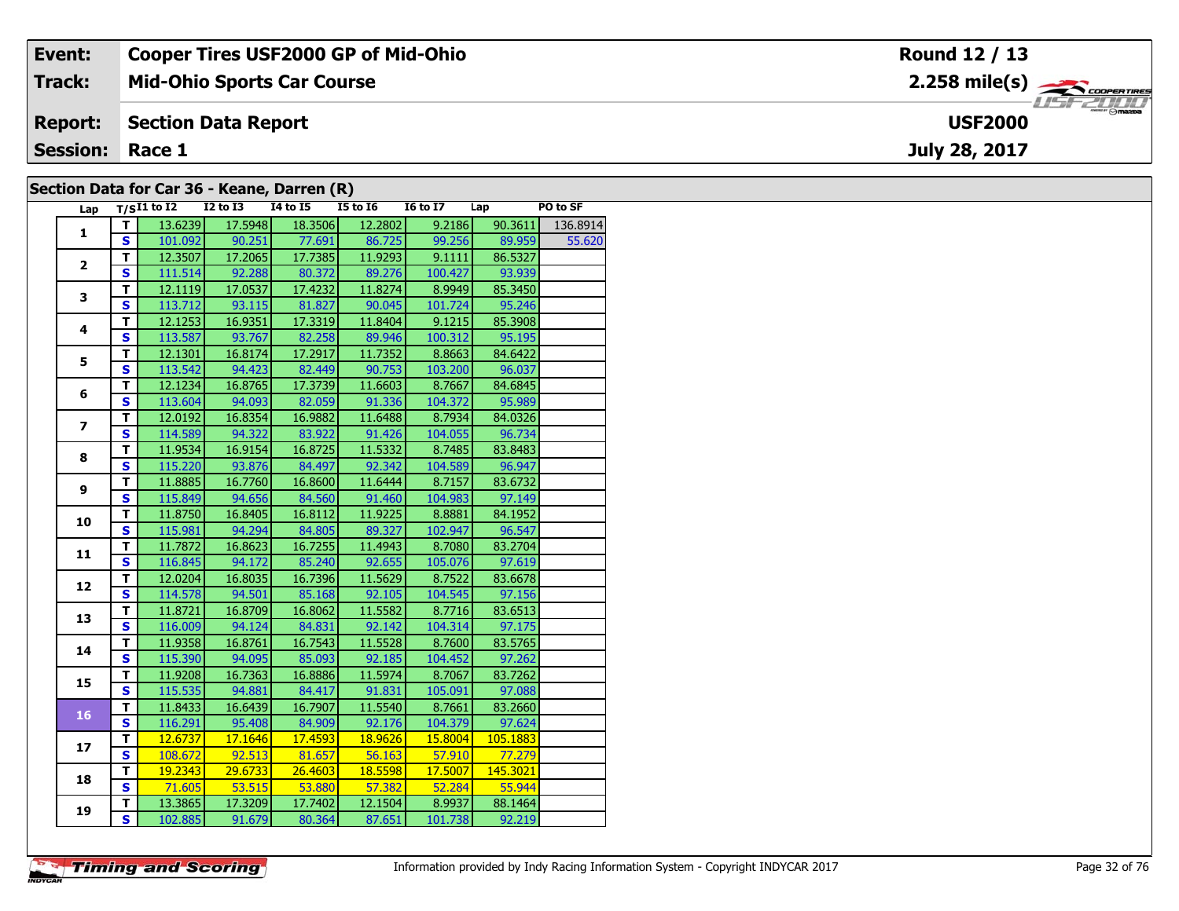**Event:** Cooper Tires USF2000 GP of Mid-Ohio — **Round 12 / 13**

**Track:** Mid-Ohio Sports Car Course — **2.258 mile(s)**

**Report:** Section Data Report — **USF2000**

**Session:** Race 1 — **July 28, 2017**

## Section Data for Car 36 - Keane, Darren (R)

| Lap | T/S | I1 to I2 | I2 to I3 | I4 to I5 | I5 to I6 | I6 to I7 | Lap | PO to SF |
|---|---|---|---|---|---|---|---|---|
| 1 | T | 13.6239 | 17.5948 | 18.3506 | 12.2802 | 9.2186 | 90.3611 | 136.8914 |
| | S | 101.092 | 90.251 | 77.691 | 86.725 | 99.256 | 89.959 | 55.620 |
| 2 | T | 12.3507 | 17.2065 | 17.7385 | 11.9293 | 9.1111 | 86.5327 | |
| | S | 111.514 | 92.288 | 80.372 | 89.276 | 100.427 | 93.939 | |
| 3 | T | 12.1119 | 17.0537 | 17.4232 | 11.8274 | 8.9949 | 85.3450 | |
| | S | 113.712 | 93.115 | 81.827 | 90.045 | 101.724 | 95.246 | |
| 4 | T | 12.1253 | 16.9351 | 17.3319 | 11.8404 | 9.1215 | 85.3908 | |
| | S | 113.587 | 93.767 | 82.258 | 89.946 | 100.312 | 95.195 | |
| 5 | T | 12.1301 | 16.8174 | 17.2917 | 11.7352 | 8.8663 | 84.6422 | |
| | S | 113.542 | 94.423 | 82.449 | 90.753 | 103.200 | 96.037 | |
| 6 | T | 12.1234 | 16.8765 | 17.3739 | 11.6603 | 8.7667 | 84.6845 | |
| | S | 113.604 | 94.093 | 82.059 | 91.336 | 104.372 | 95.989 | |
| 7 | T | 12.0192 | 16.8354 | 16.9882 | 11.6488 | 8.7934 | 84.0326 | |
| | S | 114.589 | 94.322 | 83.922 | 91.426 | 104.055 | 96.734 | |
| 8 | T | 11.9534 | 16.9154 | 16.8725 | 11.5332 | 8.7485 | 83.8483 | |
| | S | 115.220 | 93.876 | 84.497 | 92.342 | 104.589 | 96.947 | |
| 9 | T | 11.8885 | 16.7760 | 16.8600 | 11.6444 | 8.7157 | 83.6732 | |
| | S | 115.849 | 94.656 | 84.560 | 91.460 | 104.983 | 97.149 | |
| 10 | T | 11.8750 | 16.8405 | 16.8112 | 11.9225 | 8.8881 | 84.1952 | |
| | S | 115.981 | 94.294 | 84.805 | 89.327 | 102.947 | 96.547 | |
| 11 | T | 11.7872 | 16.8623 | 16.7255 | 11.4943 | 8.7080 | 83.2704 | |
| | S | 116.845 | 94.172 | 85.240 | 92.655 | 105.076 | 97.619 | |
| 12 | T | 12.0204 | 16.8035 | 16.7396 | 11.5629 | 8.7522 | 83.6678 | |
| | S | 114.578 | 94.501 | 85.168 | 92.105 | 104.545 | 97.156 | |
| 13 | T | 11.8721 | 16.8709 | 16.8062 | 11.5582 | 8.7716 | 83.6513 | |
| | S | 116.009 | 94.124 | 84.831 | 92.142 | 104.314 | 97.175 | |
| 14 | T | 11.9358 | 16.8761 | 16.7543 | 11.5528 | 8.7600 | 83.5765 | |
| | S | 115.390 | 94.095 | 85.093 | 92.185 | 104.452 | 97.262 | |
| 15 | T | 11.9208 | 16.7363 | 16.8886 | 11.5974 | 8.7067 | 83.7262 | |
| | S | 115.535 | 94.881 | 84.417 | 91.831 | 105.091 | 97.088 | |
| 16 | T | 11.8433 | 16.6439 | 16.7907 | 11.5540 | 8.7661 | 83.2660 | |
| | S | 116.291 | 95.408 | 84.909 | 92.176 | 104.379 | 97.624 | |
| 17 | T | 12.6737 | 17.1646 | 17.4593 | 18.9626 | 15.8004 | 105.1883 | |
| | S | 108.672 | 92.513 | 81.657 | 56.163 | 57.910 | 77.279 | |
| 18 | T | 19.2343 | 29.6733 | 26.4603 | 18.5598 | 17.5007 | 145.3021 | |
| | S | 71.605 | 53.515 | 53.880 | 57.382 | 52.284 | 55.944 | |
| 19 | T | 13.3865 | 17.3209 | 17.7402 | 12.1504 | 8.9937 | 88.1464 | |
| | S | 102.885 | 91.679 | 80.364 | 87.651 | 101.738 | 92.219 | |

Information provided by Indy Racing Information System - Copyright INDYCAR 2017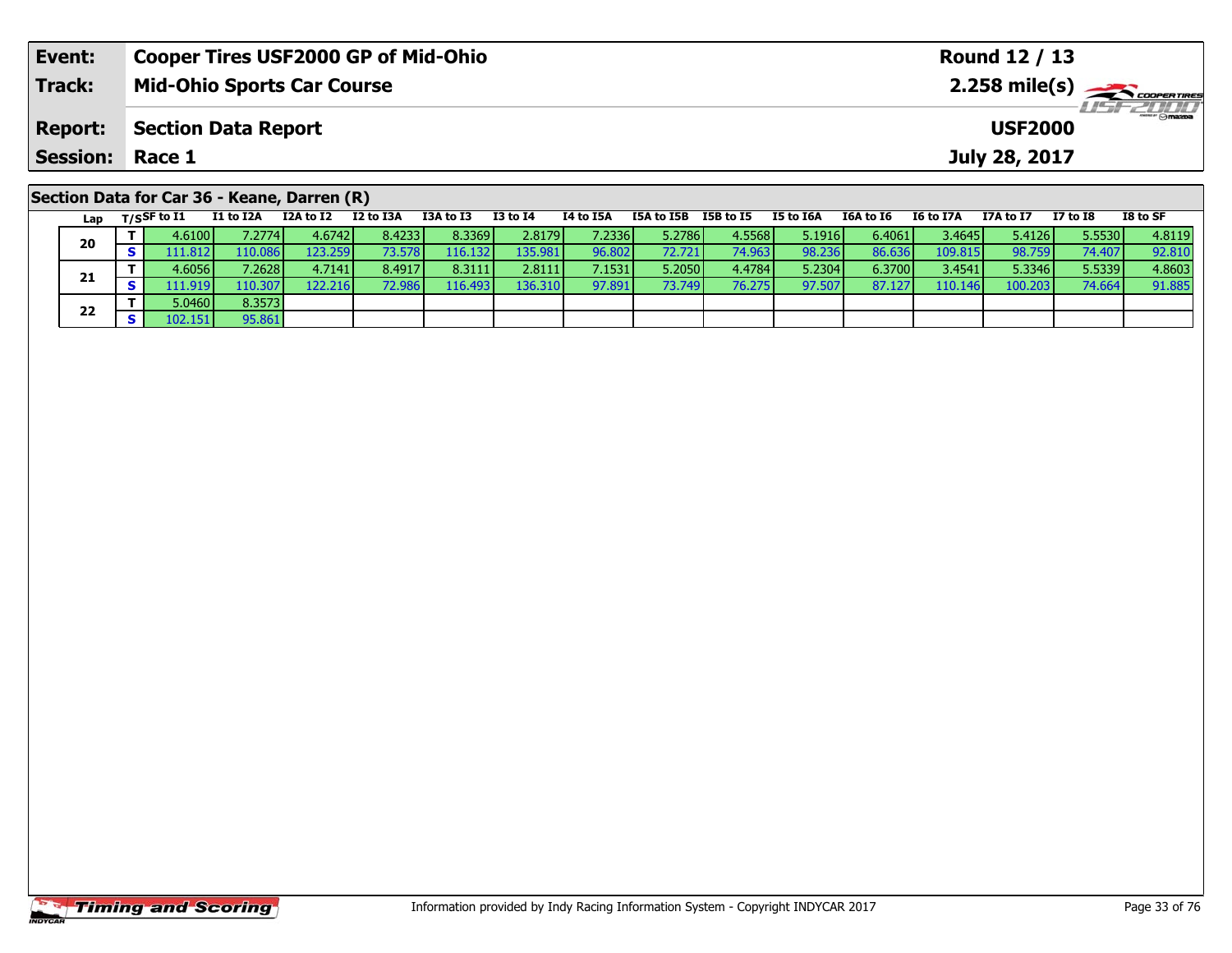| Event: | Cooper Tires USF2000 GP of Mid-Ohio | Round 12 / 13 |
|---|---|---|
| Track: | Mid-Ohio Sports Car Course | 2.258 mile(s) |
| Report: | Section Data Report | USF2000 |
| Session: | Race 1 | July 28, 2017 |

## Section Data for Car 36 - Keane, Darren (R)

| Lap | T/S | SF to I1 | I1 to I2A | I2A to I2 | I2 to I3A | I3A to I3 | I3 to I4 | I4 to I5A | I5A to I5B | I5B to I5 | I5 to I6A | I6A to I6 | I6 to I7A | I7A to I7 | I7 to I8 | I8 to SF |
|---|---|---|---|---|---|---|---|---|---|---|---|---|---|---|---|---|
| 20 | T | 4.6100 | 7.2774 | 4.6742 | 8.4233 | 8.3369 | 2.8179 | 7.2336 | 5.2786 | 4.5568 | 5.1916 | 6.4061 | 3.4645 | 5.4126 | 5.5530 | 4.8119 |
| | S | 111.812 | 110.086 | 123.259 | 73.578 | 116.132 | 135.981 | 96.802 | 72.721 | 74.963 | 98.236 | 86.636 | 109.815 | 98.759 | 74.407 | 92.810 |
| 21 | T | 4.6056 | 7.2628 | 4.7141 | 8.4917 | 8.3111 | 2.8111 | 7.1531 | 5.2050 | 4.4784 | 5.2304 | 6.3700 | 3.4541 | 5.3346 | 5.5339 | 4.8603 |
| | S | 111.919 | 110.307 | 122.216 | 72.986 | 116.493 | 136.310 | 97.891 | 73.749 | 76.275 | 97.507 | 87.127 | 110.146 | 100.203 | 74.664 | 91.885 |
| 22 | T | 5.0460 | 8.3573 | | | | | | | | | | | | | |
| | S | 102.151 | 95.861 | | | | | | | | | | | | | |

Information provided by Indy Racing Information System - Copyright INDYCAR 2017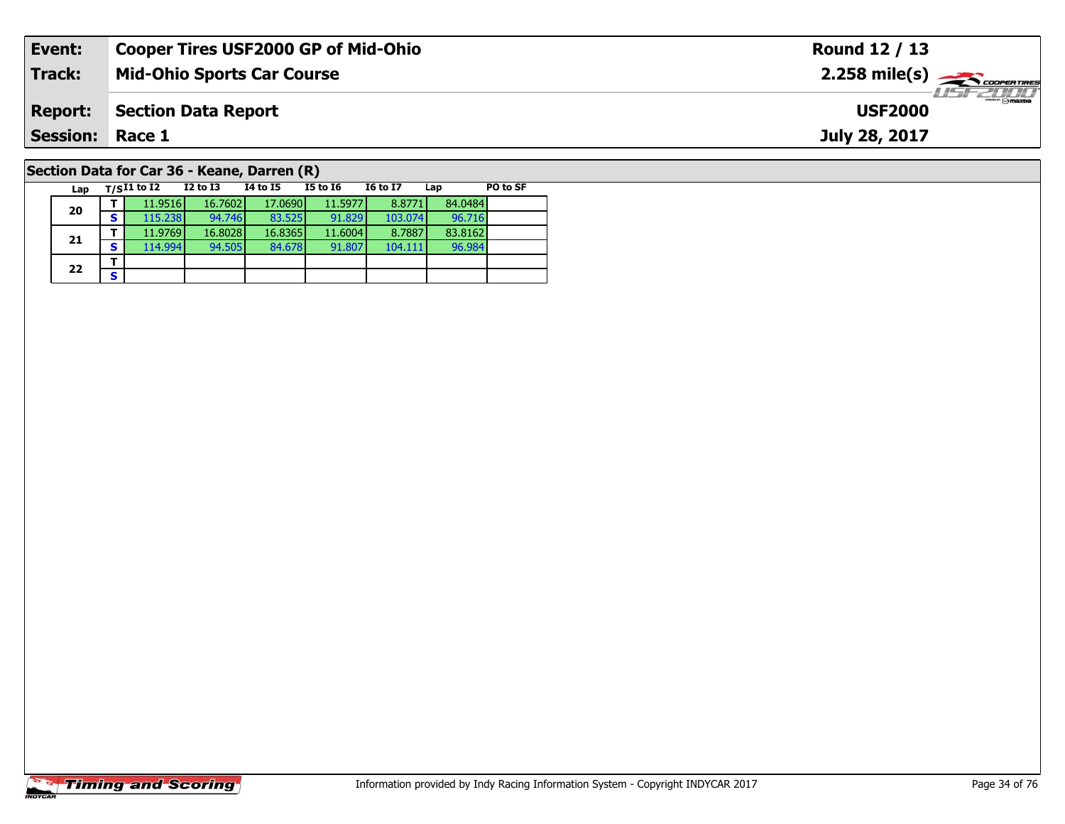| Event: | Cooper Tires USF2000 GP of Mid-Ohio | Round 12 / 13 |
|---|---|---|
| Track: | Mid-Ohio Sports Car Course | 2.258 mile(s) |
| Report: | Section Data Report | USF2000 |
| Session: | Race 1 | July 28, 2017 |

## Section Data for Car 36 - Keane, Darren (R)

| Lap | T/S | I1 to I2 | I2 to I3 | I4 to I5 | I5 to I6 | I6 to I7 | Lap | PO to SF |
|---|---|---|---|---|---|---|---|---|
| 20 | T | 11.9516 | 16.7602 | 17.0690 | 11.5977 | 8.8771 | 84.0484 | |
| | S | 115.238 | 94.746 | 83.525 | 91.829 | 103.074 | 96.716 | |
| 21 | T | 11.9769 | 16.8028 | 16.8365 | 11.6004 | 8.7887 | 83.8162 | |
| | S | 114.994 | 94.505 | 84.678 | 91.807 | 104.111 | 96.984 | |
| 22 | T | | | | | | | |
| | S | | | | | | | |

Timing and Scoring

Information provided by Indy Racing Information System - Copyright INDYCAR 2017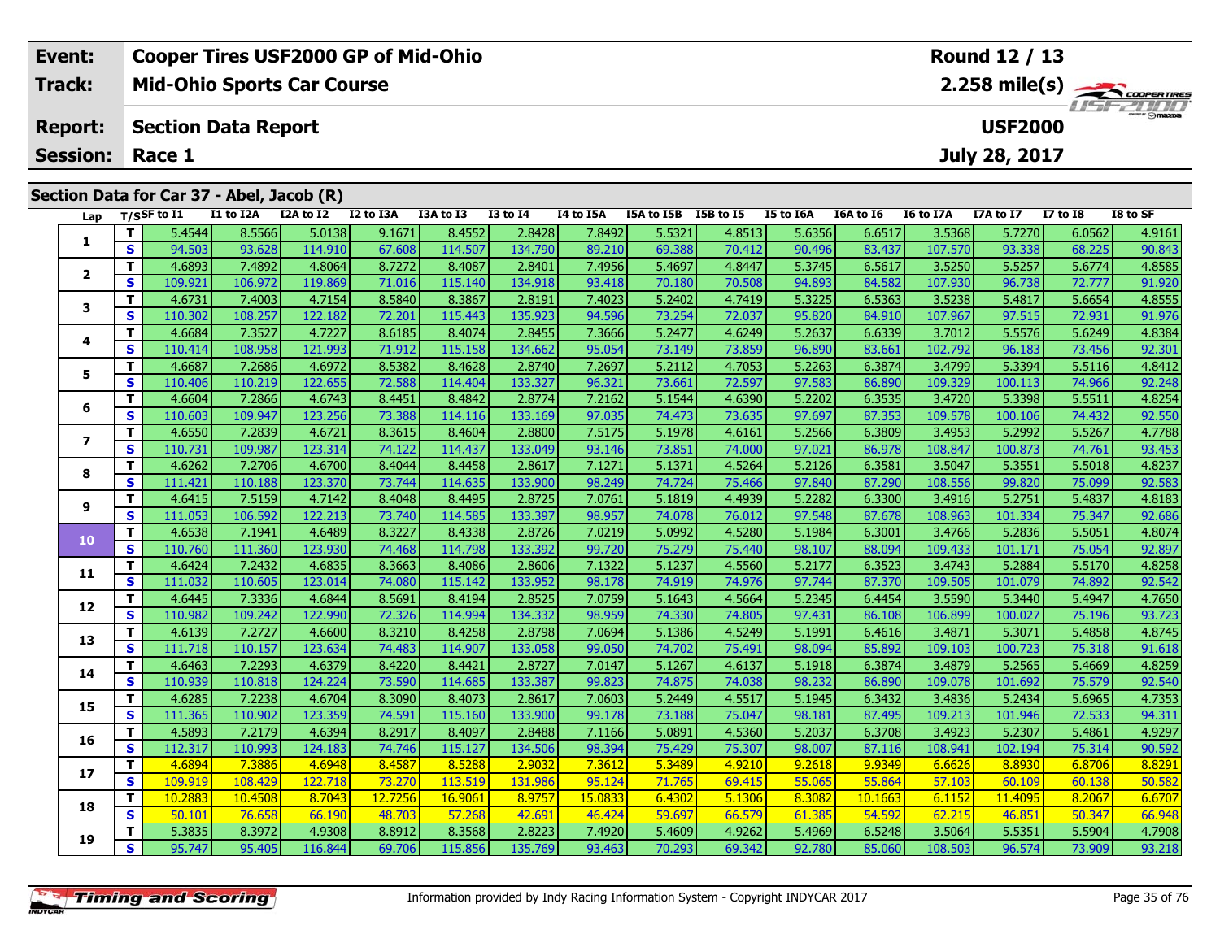| Event: | Cooper Tires USF2000 GP of Mid-Ohio | Round 12 / 13 |
|---|---|---|
| Track: | Mid-Ohio Sports Car Course | 2.258 mile(s) |
| Report: | Section Data Report | USF2000 |
| Session: | Race 1 | July 28, 2017 |

## Section Data for Car 37 - Abel, Jacob (R)

| Lap | T/S | SF to I1 | I1 to I2A | I2A to I2 | I2 to I3A | I3A to I3 | I3 to I4 | I4 to I5A | I5A to I5B | I5B to I5 | I5 to I6A | I6A to I6 | I6 to I7A | I7A to I7 | I7 to I8 | I8 to SF |
|---|---|---|---|---|---|---|---|---|---|---|---|---|---|---|---|---|
| 1 | T | 5.4544 | 8.5566 | 5.0138 | 9.1671 | 8.4552 | 2.8428 | 7.8492 | 5.5321 | 4.8513 | 5.6356 | 6.6517 | 3.5368 | 5.7270 | 6.0562 | 4.9161 |
| | S | 94.503 | 93.628 | 114.910 | 67.608 | 114.507 | 134.790 | 89.210 | 69.388 | 70.412 | 90.496 | 83.437 | 107.570 | 93.338 | 68.225 | 90.843 |
| 2 | T | 4.6893 | 7.4892 | 4.8064 | 8.7272 | 8.4087 | 2.8401 | 7.4956 | 5.4697 | 4.8447 | 5.3745 | 6.5617 | 3.5250 | 5.5257 | 5.6774 | 4.8585 |
| | S | 109.921 | 106.972 | 119.869 | 71.016 | 115.140 | 134.918 | 93.418 | 70.180 | 70.508 | 94.893 | 84.582 | 107.930 | 96.738 | 72.777 | 91.920 |
| 3 | T | 4.6731 | 7.4003 | 4.7154 | 8.5840 | 8.3867 | 2.8191 | 7.4023 | 5.2402 | 4.7419 | 5.3225 | 6.5363 | 3.5238 | 5.4817 | 5.6654 | 4.8555 |
| | S | 110.302 | 108.257 | 122.182 | 72.201 | 115.443 | 135.923 | 94.596 | 73.254 | 72.037 | 95.820 | 84.910 | 107.967 | 97.515 | 72.931 | 91.976 |
| 4 | T | 4.6684 | 7.3527 | 4.7227 | 8.6185 | 8.4074 | 2.8455 | 7.3666 | 5.2477 | 4.6249 | 5.2637 | 6.6339 | 3.7012 | 5.5576 | 5.6249 | 4.8384 |
| | S | 110.414 | 108.958 | 121.993 | 71.912 | 115.158 | 134.662 | 95.054 | 73.149 | 73.859 | 96.890 | 83.661 | 102.792 | 96.183 | 73.456 | 92.301 |
| 5 | T | 4.6687 | 7.2686 | 4.6972 | 8.5382 | 8.4628 | 2.8740 | 7.2697 | 5.2112 | 4.7053 | 5.2263 | 6.3874 | 3.4799 | 5.3394 | 5.5116 | 4.8412 |
| | S | 110.406 | 110.219 | 122.655 | 72.588 | 114.404 | 133.327 | 96.321 | 73.661 | 72.597 | 97.583 | 86.890 | 109.329 | 100.113 | 74.966 | 92.248 |
| 6 | T | 4.6604 | 7.2866 | 4.6743 | 8.4451 | 8.4842 | 2.8774 | 7.2162 | 5.1544 | 4.6390 | 5.2202 | 6.3535 | 3.4720 | 5.3398 | 5.5511 | 4.8254 |
| | S | 110.603 | 109.947 | 123.256 | 73.388 | 114.116 | 133.169 | 97.035 | 74.473 | 73.635 | 97.697 | 87.353 | 109.578 | 100.106 | 74.432 | 92.550 |
| 7 | T | 4.6550 | 7.2839 | 4.6721 | 8.3615 | 8.4604 | 2.8800 | 7.5175 | 5.1978 | 4.6161 | 5.2566 | 6.3809 | 3.4953 | 5.2992 | 5.5267 | 4.7788 |
| | S | 110.731 | 109.987 | 123.314 | 74.122 | 114.437 | 133.049 | 93.146 | 73.851 | 74.000 | 97.021 | 86.978 | 108.847 | 100.873 | 74.761 | 93.453 |
| 8 | T | 4.6262 | 7.2706 | 4.6700 | 8.4044 | 8.4458 | 2.8617 | 7.1271 | 5.1371 | 4.5264 | 5.2126 | 6.3581 | 3.5047 | 5.3551 | 5.5018 | 4.8237 |
| | S | 111.421 | 110.188 | 123.370 | 73.744 | 114.635 | 133.900 | 98.249 | 74.724 | 75.466 | 97.840 | 87.290 | 108.556 | 99.820 | 75.099 | 92.583 |
| 9 | T | 4.6415 | 7.5159 | 4.7142 | 8.4048 | 8.4495 | 2.8725 | 7.0761 | 5.1819 | 4.4939 | 5.2282 | 6.3300 | 3.4916 | 5.2751 | 5.4837 | 4.8183 |
| | S | 111.053 | 106.592 | 122.213 | 73.740 | 114.585 | 133.397 | 98.957 | 74.078 | 76.012 | 97.548 | 87.678 | 108.963 | 101.334 | 75.347 | 92.686 |
| 10 | T | 4.6538 | 7.1941 | 4.6489 | 8.3227 | 8.4338 | 2.8726 | 7.0219 | 5.0992 | 4.5280 | 5.1984 | 6.3001 | 3.4766 | 5.2836 | 5.5051 | 4.8074 |
| | S | 110.760 | 111.360 | 123.930 | 74.468 | 114.798 | 133.392 | 99.720 | 75.279 | 75.440 | 98.107 | 88.094 | 109.433 | 101.171 | 75.054 | 92.897 |
| 11 | T | 4.6424 | 7.2432 | 4.6835 | 8.3663 | 8.4086 | 2.8606 | 7.1322 | 5.1237 | 4.5560 | 5.2177 | 6.3523 | 3.4743 | 5.2884 | 5.5170 | 4.8258 |
| | S | 111.032 | 110.605 | 123.014 | 74.080 | 115.142 | 133.952 | 98.178 | 74.919 | 74.976 | 97.744 | 87.370 | 109.505 | 101.079 | 74.892 | 92.542 |
| 12 | T | 4.6445 | 7.3336 | 4.6844 | 8.5691 | 8.4194 | 2.8525 | 7.0759 | 5.1643 | 4.5664 | 5.2345 | 6.4454 | 3.5590 | 5.3440 | 5.4947 | 4.7650 |
| | S | 110.982 | 109.242 | 122.990 | 72.326 | 114.994 | 134.332 | 98.959 | 74.330 | 74.805 | 97.431 | 86.108 | 106.899 | 100.027 | 75.196 | 93.723 |
| 13 | T | 4.6139 | 7.2727 | 4.6600 | 8.3210 | 8.4258 | 2.8798 | 7.0694 | 5.1386 | 4.5249 | 5.1991 | 6.4616 | 3.4871 | 5.3071 | 5.4858 | 4.8745 |
| | S | 111.718 | 110.157 | 123.634 | 74.483 | 114.907 | 133.058 | 99.050 | 74.702 | 75.491 | 98.094 | 85.892 | 109.103 | 100.723 | 75.318 | 91.618 |
| 14 | T | 4.6463 | 7.2293 | 4.6379 | 8.4220 | 8.4421 | 2.8727 | 7.0147 | 5.1267 | 4.6137 | 5.1918 | 6.3874 | 3.4879 | 5.2565 | 5.4669 | 4.8259 |
| | S | 110.939 | 110.818 | 124.224 | 73.590 | 114.685 | 133.387 | 99.823 | 74.875 | 74.038 | 98.232 | 86.890 | 109.078 | 101.692 | 75.579 | 92.540 |
| 15 | T | 4.6285 | 7.2238 | 4.6704 | 8.3090 | 8.4073 | 2.8617 | 7.0603 | 5.2449 | 4.5517 | 5.1945 | 6.3432 | 3.4836 | 5.2434 | 5.6965 | 4.7353 |
| | S | 111.365 | 110.902 | 123.359 | 74.591 | 115.160 | 133.900 | 99.178 | 73.188 | 75.047 | 98.181 | 87.495 | 109.213 | 101.946 | 72.533 | 94.311 |
| 16 | T | 4.5893 | 7.2179 | 4.6394 | 8.2917 | 8.4097 | 2.8488 | 7.1166 | 5.0891 | 4.5360 | 5.2037 | 6.3708 | 3.4923 | 5.2307 | 5.4861 | 4.9297 |
| | S | 112.317 | 110.993 | 124.183 | 74.746 | 115.127 | 134.506 | 98.394 | 75.429 | 75.307 | 98.007 | 87.116 | 108.941 | 102.194 | 75.314 | 90.592 |
| 17 | T | 4.6894 | 7.3886 | 4.6948 | 8.4587 | 8.5288 | 2.9032 | 7.3612 | 5.3489 | 4.9210 | 9.2618 | 9.9349 | 6.6626 | 8.8930 | 6.8706 | 8.8291 |
| | S | 109.919 | 108.429 | 122.718 | 73.270 | 113.519 | 131.986 | 95.124 | 71.765 | 69.415 | 55.065 | 55.864 | 57.103 | 60.109 | 60.138 | 50.582 |
| 18 | T | 10.2883 | 10.4508 | 8.7043 | 12.7256 | 16.9061 | 8.9757 | 15.0833 | 6.4302 | 5.1306 | 8.3082 | 10.1663 | 6.1152 | 11.4095 | 8.2067 | 6.6707 |
| | S | 50.101 | 76.658 | 66.190 | 48.703 | 57.268 | 42.691 | 46.424 | 59.697 | 66.579 | 61.385 | 54.592 | 62.215 | 46.851 | 50.347 | 66.948 |
| 19 | T | 5.3835 | 8.3972 | 4.9308 | 8.8912 | 8.3568 | 2.8223 | 7.4920 | 5.4609 | 4.9262 | 5.4969 | 6.5248 | 3.5064 | 5.5351 | 5.5904 | 4.7908 |
| | S | 95.747 | 95.405 | 116.844 | 69.706 | 115.856 | 135.769 | 93.463 | 70.293 | 69.342 | 92.780 | 85.060 | 108.503 | 96.574 | 73.909 | 93.218 |

Information provided by Indy Racing Information System - Copyright INDYCAR 2017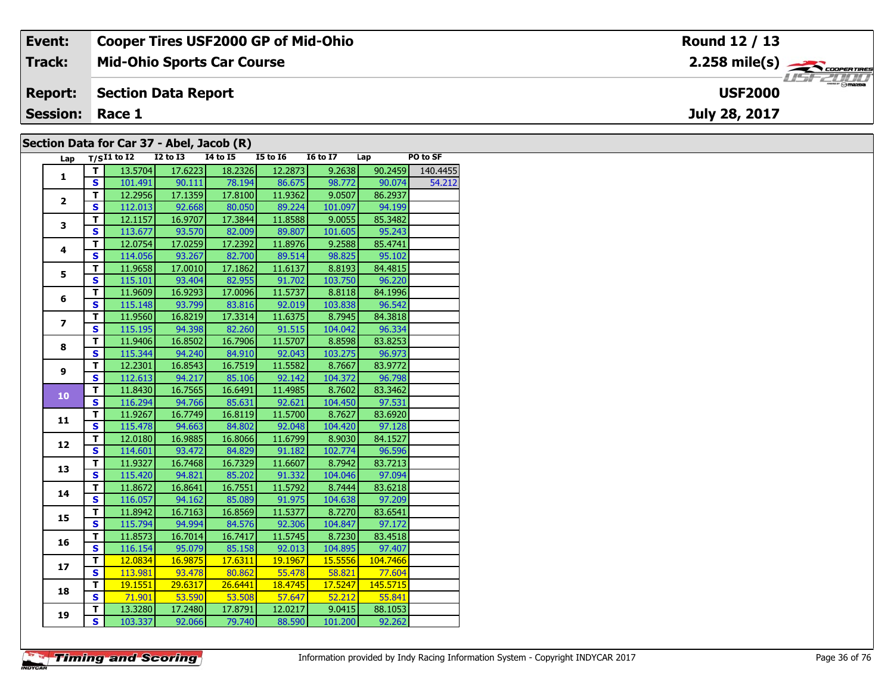| Event: | Cooper Tires USF2000 GP of Mid-Ohio | Round 12 / 13 |
|---|---|---|
| Track: | Mid-Ohio Sports Car Course | 2.258 mile(s) |
| Report: | Section Data Report | USF2000 |
| Session: | Race 1 | July 28, 2017 |

## Section Data for Car 37 - Abel, Jacob (R)

| Lap | T/S | I1 to I2 | I2 to I3 | I4 to I5 | I5 to I6 | I6 to I7 | Lap | PO to SF |
|---|---|---|---|---|---|---|---|---|
| 1 | T | 13.5704 | 17.6223 | 18.2326 | 12.2873 | 9.2638 | 90.2459 | 140.4455 |
| | S | 101.491 | 90.111 | 78.194 | 86.675 | 98.772 | 90.074 | 54.212 |
| 2 | T | 12.2956 | 17.1359 | 17.8100 | 11.9362 | 9.0507 | 86.2937 | |
| | S | 112.013 | 92.668 | 80.050 | 89.224 | 101.097 | 94.199 | |
| 3 | T | 12.1157 | 16.9707 | 17.3844 | 11.8588 | 9.0055 | 85.3482 | |
| | S | 113.677 | 93.570 | 82.009 | 89.807 | 101.605 | 95.243 | |
| 4 | T | 12.0754 | 17.0259 | 17.2392 | 11.8976 | 9.2588 | 85.4741 | |
| | S | 114.056 | 93.267 | 82.700 | 89.514 | 98.825 | 95.102 | |
| 5 | T | 11.9658 | 17.0010 | 17.1862 | 11.6137 | 8.8193 | 84.4815 | |
| | S | 115.101 | 93.404 | 82.955 | 91.702 | 103.750 | 96.220 | |
| 6 | T | 11.9609 | 16.9293 | 17.0096 | 11.5737 | 8.8118 | 84.1996 | |
| | S | 115.148 | 93.799 | 83.816 | 92.019 | 103.838 | 96.542 | |
| 7 | T | 11.9560 | 16.8219 | 17.3314 | 11.6375 | 8.7945 | 84.3818 | |
| | S | 115.195 | 94.398 | 82.260 | 91.515 | 104.042 | 96.334 | |
| 8 | T | 11.9406 | 16.8502 | 16.7906 | 11.5707 | 8.8598 | 83.8253 | |
| | S | 115.344 | 94.240 | 84.910 | 92.043 | 103.275 | 96.973 | |
| 9 | T | 12.2301 | 16.8543 | 16.7519 | 11.5582 | 8.7667 | 83.9772 | |
| | S | 112.613 | 94.217 | 85.106 | 92.142 | 104.372 | 96.798 | |
| 10 | T | 11.8430 | 16.7565 | 16.6491 | 11.4985 | 8.7602 | 83.3462 | |
| | S | 116.294 | 94.766 | 85.631 | 92.621 | 104.450 | 97.531 | |
| 11 | T | 11.9267 | 16.7749 | 16.8119 | 11.5700 | 8.7627 | 83.6920 | |
| | S | 115.478 | 94.663 | 84.802 | 92.048 | 104.420 | 97.128 | |
| 12 | T | 12.0180 | 16.9885 | 16.8066 | 11.6799 | 8.9030 | 84.1527 | |
| | S | 114.601 | 93.472 | 84.829 | 91.182 | 102.774 | 96.596 | |
| 13 | T | 11.9327 | 16.7468 | 16.7329 | 11.6607 | 8.7942 | 83.7213 | |
| | S | 115.420 | 94.821 | 85.202 | 91.332 | 104.046 | 97.094 | |
| 14 | T | 11.8672 | 16.8641 | 16.7551 | 11.5792 | 8.7444 | 83.6218 | |
| | S | 116.057 | 94.162 | 85.089 | 91.975 | 104.638 | 97.209 | |
| 15 | T | 11.8942 | 16.7163 | 16.8569 | 11.5377 | 8.7270 | 83.6541 | |
| | S | 115.794 | 94.994 | 84.576 | 92.306 | 104.847 | 97.172 | |
| 16 | T | 11.8573 | 16.7014 | 16.7417 | 11.5745 | 8.7230 | 83.4518 | |
| | S | 116.154 | 95.079 | 85.158 | 92.013 | 104.895 | 97.407 | |
| 17 | T | 12.0834 | 16.9875 | 17.6311 | 19.1967 | 15.5556 | 104.7466 | |
| | S | 113.981 | 93.478 | 80.862 | 55.478 | 58.821 | 77.604 | |
| 18 | T | 19.1551 | 29.6317 | 26.6441 | 18.4745 | 17.5247 | 145.5715 | |
| | S | 71.901 | 53.590 | 53.508 | 57.647 | 52.212 | 55.841 | |
| 19 | T | 13.3280 | 17.2480 | 17.8791 | 12.0217 | 9.0415 | 88.1053 | |
| | S | 103.337 | 92.066 | 79.740 | 88.590 | 101.200 | 92.262 | |

Information provided by Indy Racing Information System - Copyright INDYCAR 2017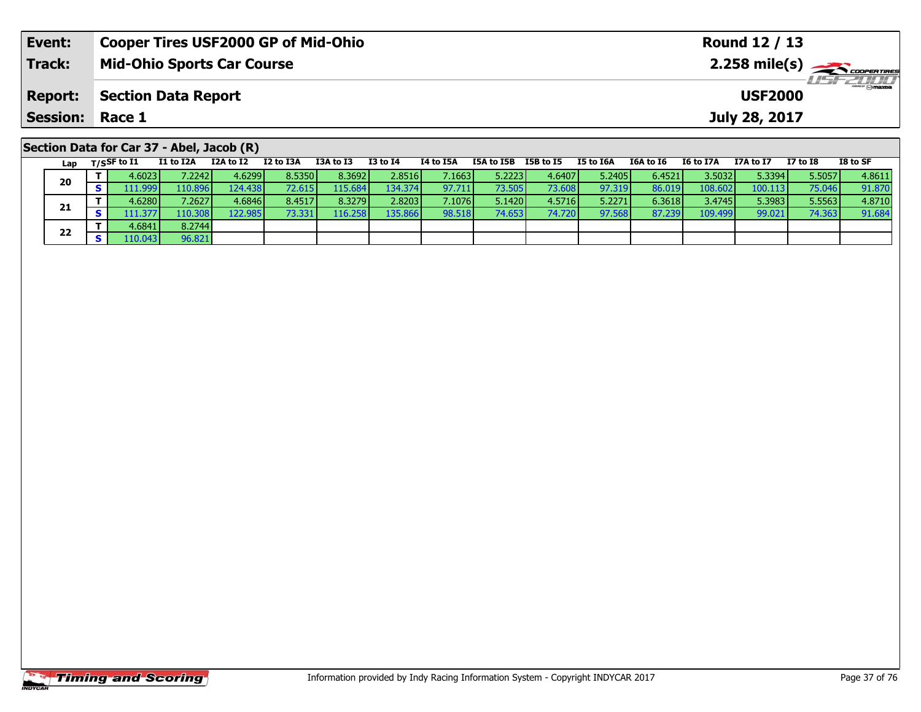| Event: | Cooper Tires USF2000 GP of Mid-Ohio | Round 12 / 13 |
|---|---|---|
| Track: | Mid-Ohio Sports Car Course | 2.258 mile(s) |
| Report: | Section Data Report | USF2000 |
| Session: | Race 1 | July 28, 2017 |

## Section Data for Car 37 - Abel, Jacob (R)

| Lap | T/S | SF to I1 | I1 to I2A | I2A to I2 | I2 to I3A | I3A to I3 | I3 to I4 | I4 to I5A | I5A to I5B | I5B to I5 | I5 to I6A | I6A to I6 | I6 to I7A | I7A to I7 | I7 to I8 | I8 to SF |
|---|---|---|---|---|---|---|---|---|---|---|---|---|---|---|---|---|
| 20 | T | 4.6023 | 7.2242 | 4.6299 | 8.5350 | 8.3692 | 2.8516 | 7.1663 | 5.2223 | 4.6407 | 5.2405 | 6.4521 | 3.5032 | 5.3394 | 5.5057 | 4.8611 |
| | S | 111.999 | 110.896 | 124.438 | 72.615 | 115.684 | 134.374 | 97.711 | 73.505 | 73.608 | 97.319 | 86.019 | 108.602 | 100.113 | 75.046 | 91.870 |
| 21 | T | 4.6280 | 7.2627 | 4.6846 | 8.4517 | 8.3279 | 2.8203 | 7.1076 | 5.1420 | 4.5716 | 5.2271 | 6.3618 | 3.4745 | 5.3983 | 5.5563 | 4.8710 |
| | S | 111.377 | 110.308 | 122.985 | 73.331 | 116.258 | 135.866 | 98.518 | 74.653 | 74.720 | 97.568 | 87.239 | 109.499 | 99.021 | 74.363 | 91.684 |
| 22 | T | 4.6841 | 8.2744 | | | | | | | | | | | | | |
| | S | 110.043 | 96.821 | | | | | | | | | | | | | |

Information provided by Indy Racing Information System - Copyright INDYCAR 2017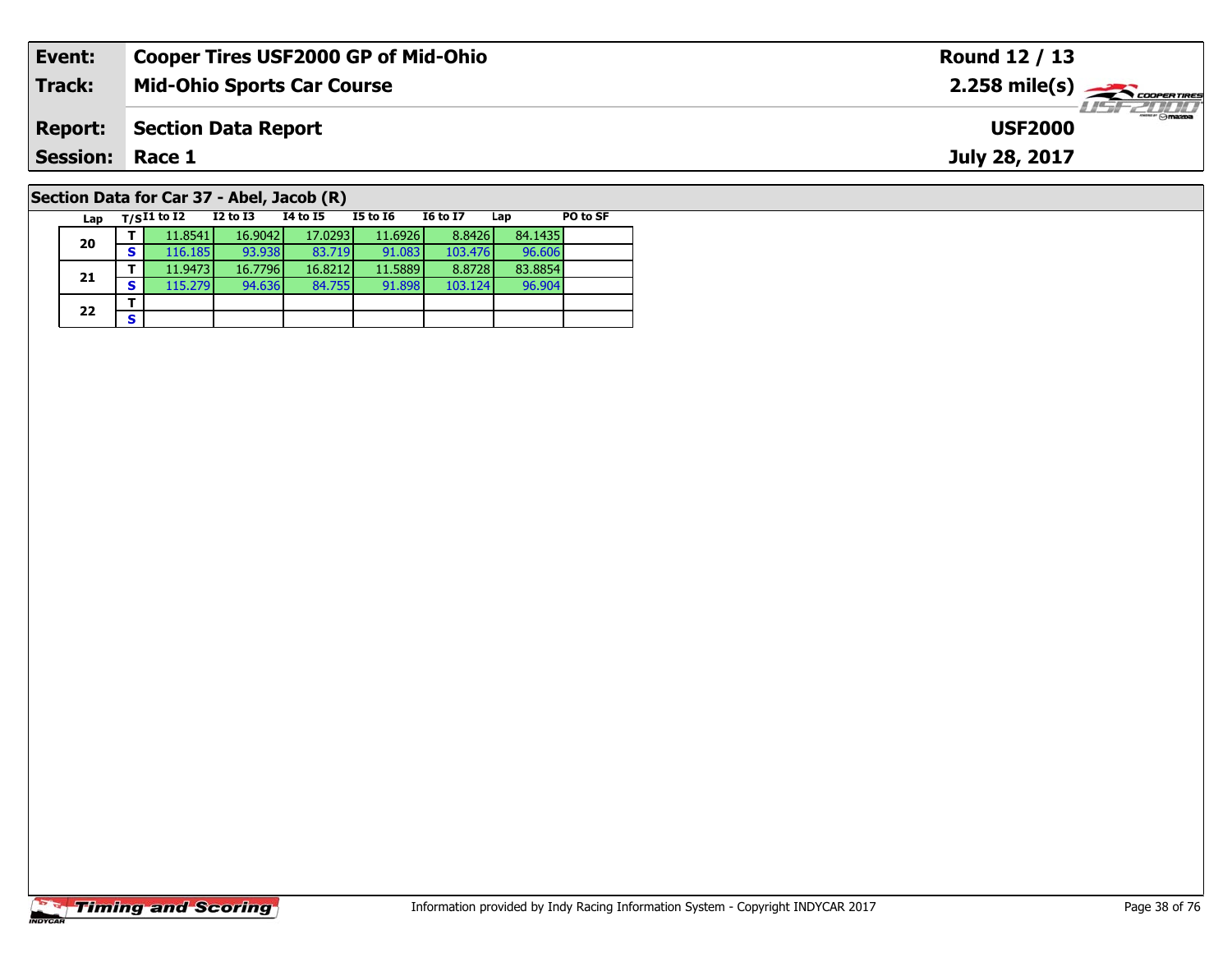| **Event:** | **Cooper Tires USF2000 GP of Mid-Ohio** | **Round 12 / 13** |
|---|---|---|
| **Track:** | **Mid-Ohio Sports Car Course** | **2.258 mile(s)** |
| **Report:** | **Section Data Report** | **USF2000** |
| **Session:** | **Race 1** | **July 28, 2017** |

## Section Data for Car 37 - Abel, Jacob (R)

| Lap | T/S | I1 to I2 | I2 to I3 | I4 to I5 | I5 to I6 | I6 to I7 | Lap | PO to SF |
|---|---|---|---|---|---|---|---|---|
| 20 | T | 11.8541 | 16.9042 | 17.0293 | 11.6926 | 8.8426 | 84.1435 | |
| | S | 116.185 | 93.938 | 83.719 | 91.083 | 103.476 | 96.606 | |
| 21 | T | 11.9473 | 16.7796 | 16.8212 | 11.5889 | 8.8728 | 83.8854 | |
| | S | 115.279 | 94.636 | 84.755 | 91.898 | 103.124 | 96.904 | |
| 22 | T | | | | | | | |
| | S | | | | | | | |

Information provided by Indy Racing Information System - Copyright INDYCAR 2017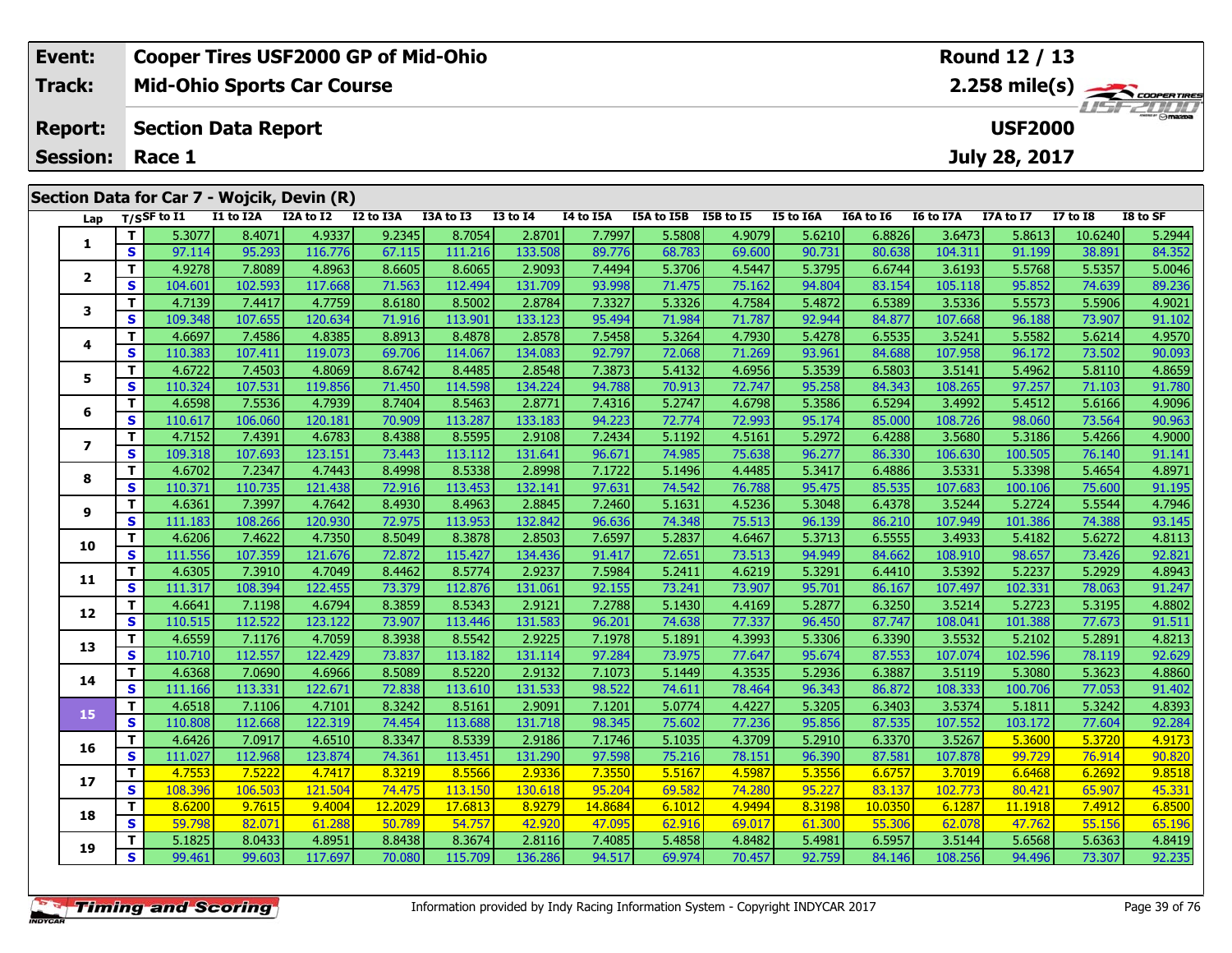| Event: | Cooper Tires USF2000 GP of Mid-Ohio | Round 12 / 13 |
|---|---|---|
| Track: | Mid-Ohio Sports Car Course | 2.258 mile(s) |
| Report: | Section Data Report | USF2000 |
| Session: | Race 1 | July 28, 2017 |

## Section Data for Car 7 - Wojcik, Devin (R)

| Lap | T/S | SF to I1 | I1 to I2A | I2A to I2 | I2 to I3A | I3A to I3 | I3 to I4 | I4 to I5A | I5A to I5B | I5B to I5 | I5 to I6A | I6A to I6 | I6 to I7A | I7A to I7 | I7 to I8 | I8 to SF |
|---|---|---|---|---|---|---|---|---|---|---|---|---|---|---|---|---|
| 1 | T | 5.3077 | 8.4071 | 4.9337 | 9.2345 | 8.7054 | 2.8701 | 7.7997 | 5.5808 | 4.9079 | 5.6210 | 6.8826 | 3.6473 | 5.8613 | 10.6240 | 5.2944 |
| | S | 97.114 | 95.293 | 116.776 | 67.115 | 111.216 | 133.508 | 89.776 | 68.783 | 69.600 | 90.731 | 80.638 | 104.311 | 91.199 | 38.891 | 84.352 |
| 2 | T | 4.9278 | 7.8089 | 4.8963 | 8.6605 | 8.6065 | 2.9093 | 7.4494 | 5.3706 | 4.5447 | 5.3795 | 6.6744 | 3.6193 | 5.5768 | 5.5357 | 5.0046 |
| | S | 104.601 | 102.593 | 117.668 | 71.563 | 112.494 | 131.709 | 93.998 | 71.475 | 75.162 | 94.804 | 83.154 | 105.118 | 95.852 | 74.639 | 89.236 |
| 3 | T | 4.7139 | 7.4417 | 4.7759 | 8.6180 | 8.5002 | 2.8784 | 7.3327 | 5.3326 | 4.7584 | 5.4872 | 6.5389 | 3.5336 | 5.5573 | 5.5906 | 4.9021 |
| | S | 109.348 | 107.655 | 120.634 | 71.916 | 113.901 | 133.123 | 95.494 | 71.984 | 71.787 | 92.944 | 84.877 | 107.668 | 96.188 | 73.907 | 91.102 |
| 4 | T | 4.6697 | 7.4586 | 4.8385 | 8.8913 | 8.4878 | 2.8578 | 7.5458 | 5.3264 | 4.7930 | 5.4278 | 6.5535 | 3.5241 | 5.5582 | 5.6214 | 4.9570 |
| | S | 110.383 | 107.411 | 119.073 | 69.706 | 114.067 | 134.083 | 92.797 | 72.068 | 71.269 | 93.961 | 84.688 | 107.958 | 96.172 | 73.502 | 90.093 |
| 5 | T | 4.6722 | 7.4503 | 4.8069 | 8.6742 | 8.4485 | 2.8548 | 7.3873 | 5.4132 | 4.6956 | 5.3539 | 6.5803 | 3.5141 | 5.4962 | 5.8110 | 4.8659 |
| | S | 110.324 | 107.531 | 119.856 | 71.450 | 114.598 | 134.224 | 94.788 | 70.913 | 72.747 | 95.258 | 84.343 | 108.265 | 97.257 | 71.103 | 91.780 |
| 6 | T | 4.6598 | 7.5536 | 4.7939 | 8.7404 | 8.5463 | 2.8771 | 7.4316 | 5.2747 | 4.6798 | 5.3586 | 6.5294 | 3.4992 | 5.4512 | 5.6166 | 4.9096 |
| | S | 110.617 | 106.060 | 120.181 | 70.909 | 113.287 | 133.183 | 94.223 | 72.774 | 72.993 | 95.174 | 85.000 | 108.726 | 98.060 | 73.564 | 90.963 |
| 7 | T | 4.7152 | 7.4391 | 4.6783 | 8.4388 | 8.5595 | 2.9108 | 7.2434 | 5.1192 | 4.5161 | 5.2972 | 6.4288 | 3.5680 | 5.3186 | 5.4266 | 4.9000 |
| | S | 109.318 | 107.693 | 123.151 | 73.443 | 113.112 | 131.641 | 96.671 | 74.985 | 75.638 | 96.277 | 86.330 | 106.630 | 100.505 | 76.140 | 91.141 |
| 8 | T | 4.6702 | 7.2347 | 4.7443 | 8.4998 | 8.5338 | 2.8998 | 7.1722 | 5.1496 | 4.4485 | 5.3417 | 6.4886 | 3.5331 | 5.3398 | 5.4654 | 4.8971 |
| | S | 110.371 | 110.735 | 121.438 | 72.916 | 113.453 | 132.141 | 97.631 | 74.542 | 76.788 | 95.475 | 85.535 | 107.683 | 100.106 | 75.600 | 91.195 |
| 9 | T | 4.6361 | 7.3997 | 4.7642 | 8.4930 | 8.4963 | 2.8845 | 7.2460 | 5.1631 | 4.5236 | 5.3048 | 6.4378 | 3.5244 | 5.2724 | 5.5544 | 4.7946 |
| | S | 111.183 | 108.266 | 120.930 | 72.975 | 113.953 | 132.842 | 96.636 | 74.348 | 75.513 | 96.139 | 86.210 | 107.949 | 101.386 | 74.388 | 93.145 |
| 10 | T | 4.6206 | 7.4622 | 4.7350 | 8.5049 | 8.3878 | 2.8503 | 7.6597 | 5.2837 | 4.6467 | 5.3713 | 6.5555 | 3.4933 | 5.4182 | 5.6272 | 4.8113 |
| | S | 111.556 | 107.359 | 121.676 | 72.872 | 115.427 | 134.436 | 91.417 | 72.651 | 73.513 | 94.949 | 84.662 | 108.910 | 98.657 | 73.426 | 92.821 |
| 11 | T | 4.6305 | 7.3910 | 4.7049 | 8.4462 | 8.5774 | 2.9237 | 7.5984 | 5.2411 | 4.6219 | 5.3291 | 6.4410 | 3.5392 | 5.2237 | 5.2929 | 4.8943 |
| | S | 111.317 | 108.394 | 122.455 | 73.379 | 112.876 | 131.061 | 92.155 | 73.241 | 73.907 | 95.701 | 86.167 | 107.497 | 102.331 | 78.063 | 91.247 |
| 12 | T | 4.6641 | 7.1198 | 4.6794 | 8.3859 | 8.5343 | 2.9121 | 7.2788 | 5.1430 | 4.4169 | 5.2877 | 6.3250 | 3.5214 | 5.2723 | 5.3195 | 4.8802 |
| | S | 110.515 | 112.522 | 123.122 | 73.907 | 113.446 | 131.583 | 96.201 | 74.638 | 77.337 | 96.450 | 87.747 | 108.041 | 101.388 | 77.673 | 91.511 |
| 13 | T | 4.6559 | 7.1176 | 4.7059 | 8.3938 | 8.5542 | 2.9225 | 7.1978 | 5.1891 | 4.3993 | 5.3306 | 6.3390 | 3.5532 | 5.2102 | 5.2891 | 4.8213 |
| | S | 110.710 | 112.557 | 122.429 | 73.837 | 113.182 | 131.114 | 97.284 | 73.975 | 77.647 | 95.674 | 87.553 | 107.074 | 102.596 | 78.119 | 92.629 |
| 14 | T | 4.6368 | 7.0690 | 4.6966 | 8.5089 | 8.5220 | 2.9132 | 7.1073 | 5.1449 | 4.3535 | 5.2936 | 6.3887 | 3.5119 | 5.3080 | 5.3623 | 4.8860 |
| | S | 111.166 | 113.331 | 122.671 | 72.838 | 113.610 | 131.533 | 98.522 | 74.611 | 78.464 | 96.343 | 86.872 | 108.333 | 100.706 | 77.053 | 91.402 |
| 15 | T | 4.6518 | 7.1106 | 4.7101 | 8.3242 | 8.5161 | 2.9091 | 7.1201 | 5.0774 | 4.4227 | 5.3205 | 6.3403 | 3.5374 | 5.1811 | 5.3242 | 4.8393 |
| | S | 110.808 | 112.668 | 122.319 | 74.454 | 113.688 | 131.718 | 98.345 | 75.602 | 77.236 | 95.856 | 87.535 | 107.552 | 103.172 | 77.604 | 92.284 |
| 16 | T | 4.6426 | 7.0917 | 4.6510 | 8.3347 | 8.5339 | 2.9186 | 7.1746 | 5.1035 | 4.3709 | 5.2910 | 6.3370 | 3.5267 | 5.3600 | 5.3720 | 4.9173 |
| | S | 111.027 | 112.968 | 123.874 | 74.361 | 113.451 | 131.290 | 97.598 | 75.216 | 78.151 | 96.390 | 87.581 | 107.878 | 99.729 | 76.914 | 90.820 |
| 17 | T | 4.7553 | 7.5222 | 4.7417 | 8.3219 | 8.5566 | 2.9336 | 7.3550 | 5.5167 | 4.5987 | 5.3556 | 6.6757 | 3.7019 | 6.6468 | 6.2692 | 9.8518 |
| | S | 108.396 | 106.503 | 121.504 | 74.475 | 113.150 | 130.618 | 95.204 | 69.582 | 74.280 | 95.227 | 83.137 | 102.773 | 80.421 | 65.907 | 45.331 |
| 18 | T | 8.6200 | 9.7615 | 9.4004 | 12.2029 | 17.6813 | 8.9279 | 14.8684 | 6.1012 | 4.9494 | 8.3198 | 10.0350 | 6.1287 | 11.1918 | 7.4912 | 6.8500 |
| | S | 59.798 | 82.071 | 61.288 | 50.789 | 54.757 | 42.920 | 47.095 | 62.916 | 69.017 | 61.300 | 55.306 | 62.078 | 47.762 | 55.156 | 65.196 |
| 19 | T | 5.1825 | 8.0433 | 4.8951 | 8.8438 | 8.3674 | 2.8116 | 7.4085 | 5.4858 | 4.8482 | 5.4981 | 6.5957 | 3.5144 | 5.6568 | 5.6363 | 4.8419 |
| | S | 99.461 | 99.603 | 117.697 | 70.080 | 115.709 | 136.286 | 94.517 | 69.974 | 70.457 | 92.759 | 84.146 | 108.256 | 94.496 | 73.307 | 92.235 |

Information provided by Indy Racing Information System - Copyright INDYCAR 2017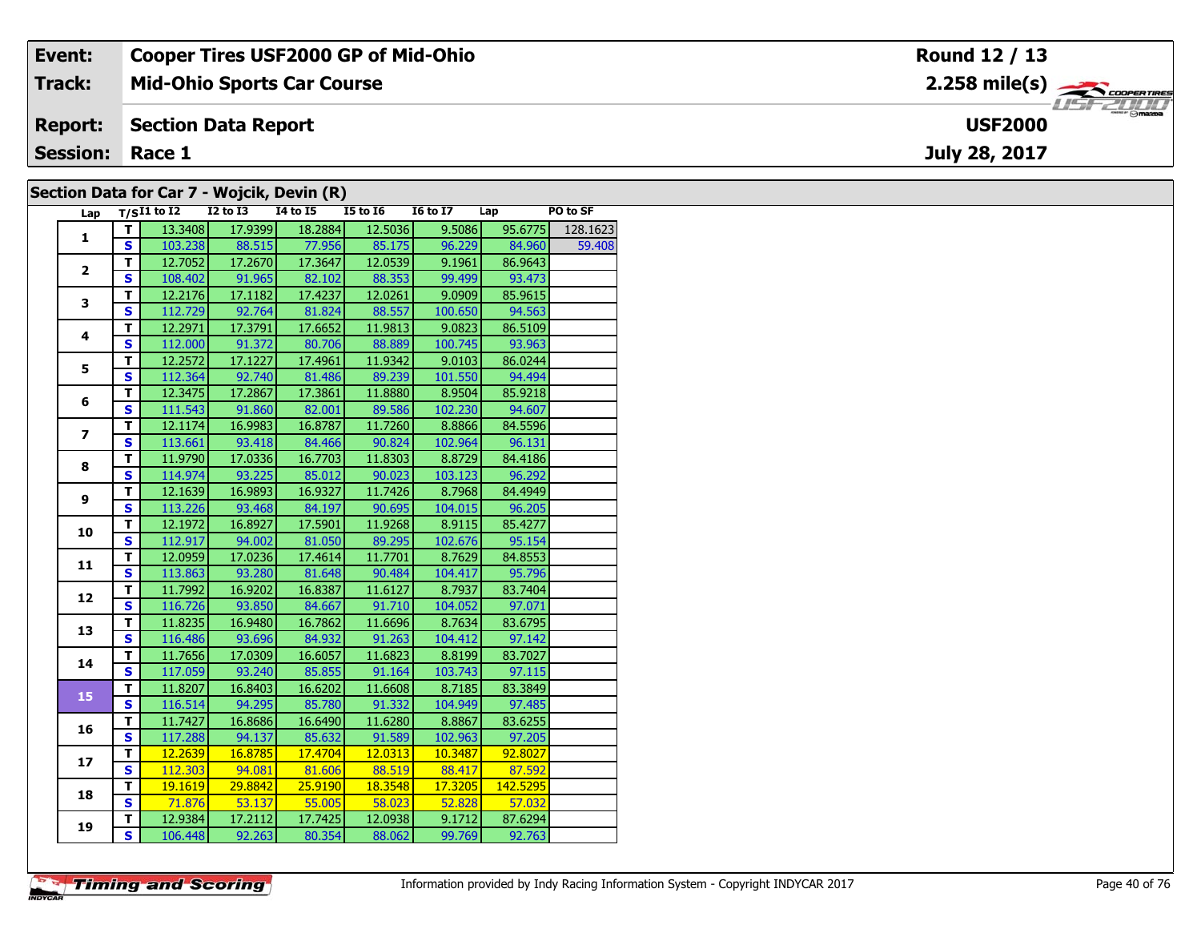| Event: | Cooper Tires USF2000 GP of Mid-Ohio | Round 12 / 13 |
|---|---|---|
| Track: | Mid-Ohio Sports Car Course | 2.258 mile(s) |
| Report: | Section Data Report | USF2000 |
| Session: | Race 1 | July 28, 2017 |

## Section Data for Car 7 - Wojcik, Devin (R)

| Lap | T/S | I1 to I2 | I2 to I3 | I4 to I5 | I5 to I6 | I6 to I7 | Lap | PO to SF |
|---|---|---|---|---|---|---|---|---|
| 1 | T | 13.3408 | 17.9399 | 18.2884 | 12.5036 | 9.5086 | 95.6775 | 128.1623 |
| | S | 103.238 | 88.515 | 77.956 | 85.175 | 96.229 | 84.960 | 59.408 |
| 2 | T | 12.7052 | 17.2670 | 17.3647 | 12.0539 | 9.1961 | 86.9643 | |
| | S | 108.402 | 91.965 | 82.102 | 88.353 | 99.499 | 93.473 | |
| 3 | T | 12.2176 | 17.1182 | 17.4237 | 12.0261 | 9.0909 | 85.9615 | |
| | S | 112.729 | 92.764 | 81.824 | 88.557 | 100.650 | 94.563 | |
| 4 | T | 12.2971 | 17.3791 | 17.6652 | 11.9813 | 9.0823 | 86.5109 | |
| | S | 112.000 | 91.372 | 80.706 | 88.889 | 100.745 | 93.963 | |
| 5 | T | 12.2572 | 17.1227 | 17.4961 | 11.9342 | 9.0103 | 86.0244 | |
| | S | 112.364 | 92.740 | 81.486 | 89.239 | 101.550 | 94.494 | |
| 6 | T | 12.3475 | 17.2867 | 17.3861 | 11.8880 | 8.9504 | 85.9218 | |
| | S | 111.543 | 91.860 | 82.001 | 89.586 | 102.230 | 94.607 | |
| 7 | T | 12.1174 | 16.9983 | 16.8787 | 11.7260 | 8.8866 | 84.5596 | |
| | S | 113.661 | 93.418 | 84.466 | 90.824 | 102.964 | 96.131 | |
| 8 | T | 11.9790 | 17.0336 | 16.7703 | 11.8303 | 8.8729 | 84.4186 | |
| | S | 114.974 | 93.225 | 85.012 | 90.023 | 103.123 | 96.292 | |
| 9 | T | 12.1639 | 16.9893 | 16.9327 | 11.7426 | 8.7968 | 84.4949 | |
| | S | 113.226 | 93.468 | 84.197 | 90.695 | 104.015 | 96.205 | |
| 10 | T | 12.1972 | 16.8927 | 17.5901 | 11.9268 | 8.9115 | 85.4277 | |
| | S | 112.917 | 94.002 | 81.050 | 89.295 | 102.676 | 95.154 | |
| 11 | T | 12.0959 | 17.0236 | 17.4614 | 11.7701 | 8.7629 | 84.8553 | |
| | S | 113.863 | 93.280 | 81.648 | 90.484 | 104.417 | 95.796 | |
| 12 | T | 11.7992 | 16.9202 | 16.8387 | 11.6127 | 8.7937 | 83.7404 | |
| | S | 116.726 | 93.850 | 84.667 | 91.710 | 104.052 | 97.071 | |
| 13 | T | 11.8235 | 16.9480 | 16.7862 | 11.6696 | 8.7634 | 83.6795 | |
| | S | 116.486 | 93.696 | 84.932 | 91.263 | 104.412 | 97.142 | |
| 14 | T | 11.7656 | 17.0309 | 16.6057 | 11.6823 | 8.8199 | 83.7027 | |
| | S | 117.059 | 93.240 | 85.855 | 91.164 | 103.743 | 97.115 | |
| 15 | T | 11.8207 | 16.8403 | 16.6202 | 11.6608 | 8.7185 | 83.3849 | |
| | S | 116.514 | 94.295 | 85.780 | 91.332 | 104.949 | 97.485 | |
| 16 | T | 11.7427 | 16.8686 | 16.6490 | 11.6280 | 8.8867 | 83.6255 | |
| | S | 117.288 | 94.137 | 85.632 | 91.589 | 102.963 | 97.205 | |
| 17 | T | 12.2639 | 16.8785 | 17.4704 | 12.0313 | 10.3487 | 92.8027 | |
| | S | 112.303 | 94.081 | 81.606 | 88.519 | 88.417 | 87.592 | |
| 18 | T | 19.1619 | 29.8842 | 25.9190 | 18.3548 | 17.3205 | 142.5295 | |
| | S | 71.876 | 53.137 | 55.005 | 58.023 | 52.828 | 57.032 | |
| 19 | T | 12.9384 | 17.2112 | 17.7425 | 12.0938 | 9.1712 | 87.6294 | |
| | S | 106.448 | 92.263 | 80.354 | 88.062 | 99.769 | 92.763 | |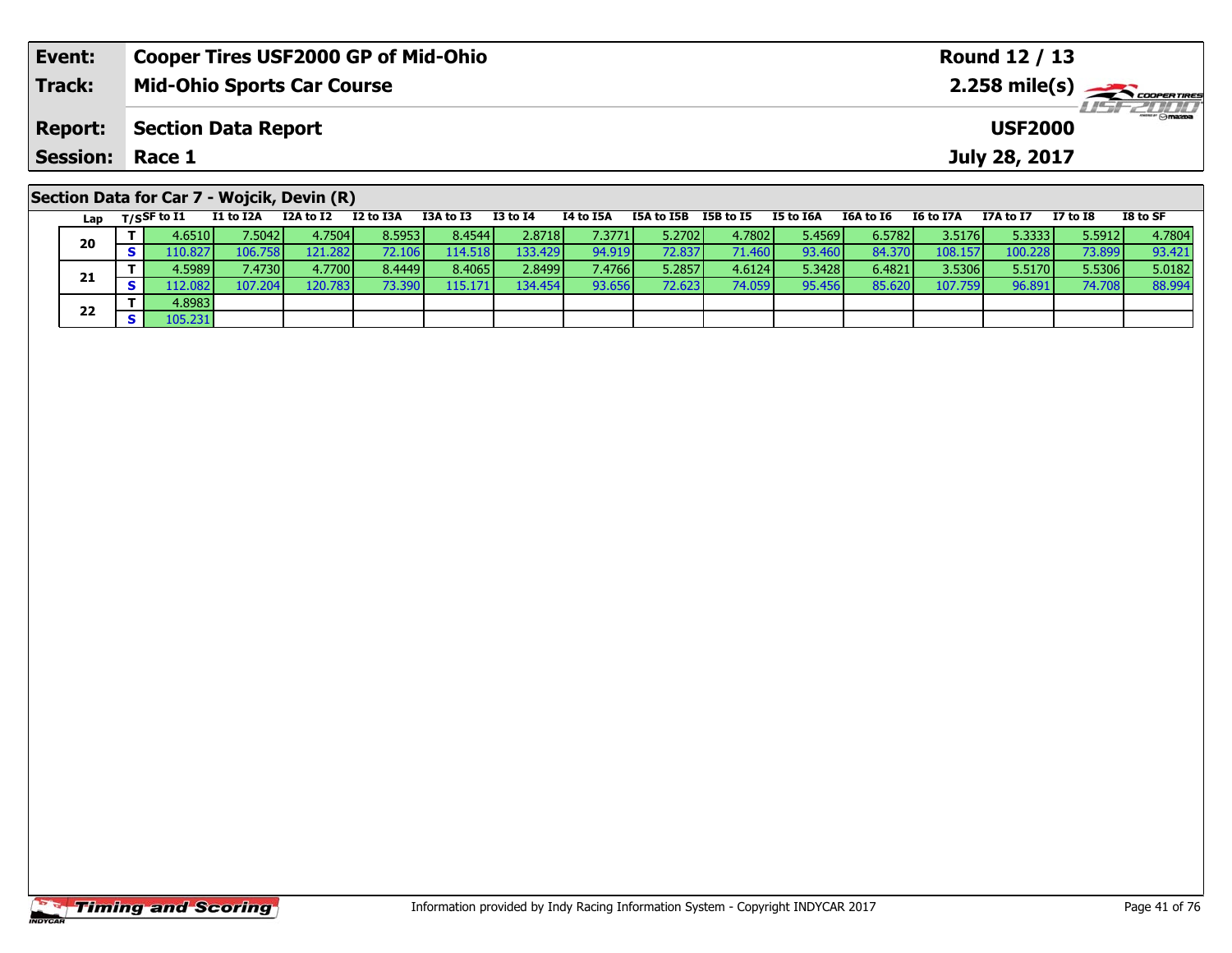| Event: | Cooper Tires USF2000 GP of Mid-Ohio | Round 12 / 13 |
|---|---|---|
| Track: | Mid-Ohio Sports Car Course | 2.258 mile(s) |
| Report: | Section Data Report | USF2000 |
| Session: | Race 1 | July 28, 2017 |

## Section Data for Car 7 - Wojcik, Devin (R)

| Lap | T/S | SF to I1 | I1 to I2A | I2A to I2 | I2 to I3A | I3A to I3 | I3 to I4 | I4 to I5A | I5A to I5B | I5B to I5 | I5 to I6A | I6A to I6 | I6 to I7A | I7A to I7 | I7 to I8 | I8 to SF |
|---|---|---|---|---|---|---|---|---|---|---|---|---|---|---|---|---|
| 20 | T | 4.6510 | 7.5042 | 4.7504 | 8.5953 | 8.4544 | 2.8718 | 7.3771 | 5.2702 | 4.7802 | 5.4569 | 6.5782 | 3.5176 | 5.3333 | 5.5912 | 4.7804 |
| | S | 110.827 | 106.758 | 121.282 | 72.106 | 114.518 | 133.429 | 94.919 | 72.837 | 71.460 | 93.460 | 84.370 | 108.157 | 100.228 | 73.899 | 93.421 |
| 21 | T | 4.5989 | 7.4730 | 4.7700 | 8.4449 | 8.4065 | 2.8499 | 7.4766 | 5.2857 | 4.6124 | 5.3428 | 6.4821 | 3.5306 | 5.5170 | 5.5306 | 5.0182 |
| | S | 112.082 | 107.204 | 120.783 | 73.390 | 115.171 | 134.454 | 93.656 | 72.623 | 74.059 | 95.456 | 85.620 | 107.759 | 96.891 | 74.708 | 88.994 |
| 22 | T | 4.8983 | | | | | | | | | | | | | | |
| | S | 105.231 | | | | | | | | | | | | | | |

Information provided by Indy Racing Information System - Copyright INDYCAR 2017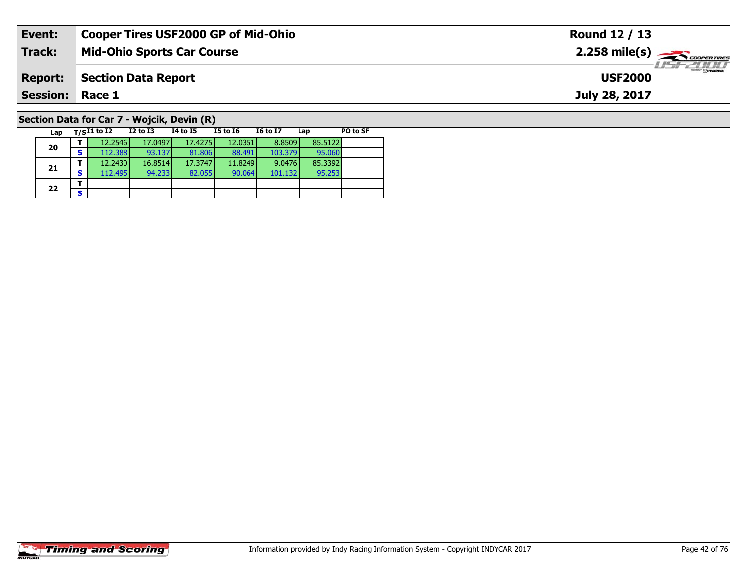| **Event:** | **Cooper Tires USF2000 GP of Mid-Ohio** | **Round 12 / 13** |
|---|---|---|
| **Track:** | **Mid-Ohio Sports Car Course** | **2.258 mile(s)** |
| **Report:** | **Section Data Report** | **USF2000** |
| **Session:** | **Race 1** | **July 28, 2017** |

## Section Data for Car 7 - Wojcik, Devin (R)

| Lap | T/S | I1 to I2 | I2 to I3 | I4 to I5 | I5 to I6 | I6 to I7 | Lap | PO to SF |
|---|---|---|---|---|---|---|---|---|
| 20 | T | 12.2546 | 17.0497 | 17.4275 | 12.0351 | 8.8509 | 85.5122 | |
| | S | 112.388 | 93.137 | 81.806 | 88.491 | 103.379 | 95.060 | |
| 21 | T | 12.2430 | 16.8514 | 17.3747 | 11.8249 | 9.0476 | 85.3392 | |
| | S | 112.495 | 94.233 | 82.055 | 90.064 | 101.132 | 95.253 | |
| 22 | T | | | | | | | |
| | S | | | | | | | |

Information provided by Indy Racing Information System - Copyright INDYCAR 2017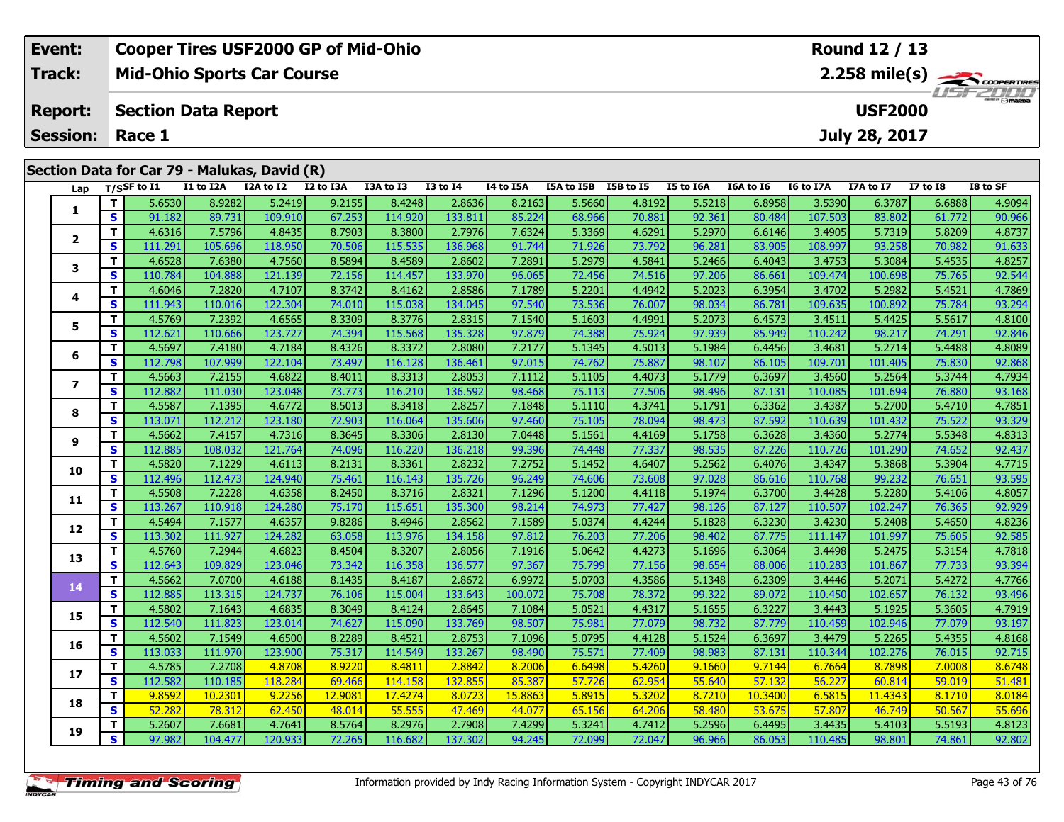| Event: | Cooper Tires USF2000 GP of Mid-Ohio | Round 12 / 13 |
|---|---|---|
| Track: | Mid-Ohio Sports Car Course | 2.258 mile(s) |
| Report: | Section Data Report | USF2000 |
| Session: | Race 1 | July 28, 2017 |

## Section Data for Car 79 - Malukas, David (R)

| Lap | T/S | SF to I1 | I1 to I2A | I2A to I2 | I2 to I3A | I3A to I3 | I3 to I4 | I4 to I5A | I5A to I5B | I5B to I5 | I5 to I6A | I6A to I6 | I6 to I7A | I7A to I7 | I7 to I8 | I8 to SF |
|---|---|---|---|---|---|---|---|---|---|---|---|---|---|---|---|---|
| 1 | T | 5.6530 | 8.9282 | 5.2419 | 9.2155 | 8.4248 | 2.8636 | 8.2163 | 5.5660 | 4.8192 | 5.5218 | 6.8958 | 3.5390 | 6.3787 | 6.6888 | 4.9094 |
| | S | 91.182 | 89.731 | 109.910 | 67.253 | 114.920 | 133.811 | 85.224 | 68.966 | 70.881 | 92.361 | 80.484 | 107.503 | 83.802 | 61.772 | 90.966 |
| 2 | T | 4.6316 | 7.5796 | 4.8435 | 8.7903 | 8.3800 | 2.7976 | 7.6324 | 5.3369 | 4.6291 | 5.2970 | 6.6146 | 3.4905 | 5.7319 | 5.8209 | 4.8737 |
| | S | 111.291 | 105.696 | 118.950 | 70.506 | 115.535 | 136.968 | 91.744 | 71.926 | 73.792 | 96.281 | 83.905 | 108.997 | 93.258 | 70.982 | 91.633 |
| 3 | T | 4.6528 | 7.6380 | 4.7560 | 8.5894 | 8.4589 | 2.8602 | 7.2891 | 5.2979 | 4.5841 | 5.2466 | 6.4043 | 3.4753 | 5.3084 | 5.4535 | 4.8257 |
| | S | 110.784 | 104.888 | 121.139 | 72.156 | 114.457 | 133.970 | 96.065 | 72.456 | 74.516 | 97.206 | 86.661 | 109.474 | 100.698 | 75.765 | 92.544 |
| 4 | T | 4.6046 | 7.2820 | 4.7107 | 8.3742 | 8.4162 | 2.8586 | 7.1789 | 5.2201 | 4.4942 | 5.2023 | 6.3954 | 3.4702 | 5.2982 | 5.4521 | 4.7869 |
| | S | 111.943 | 110.016 | 122.304 | 74.010 | 115.038 | 134.045 | 97.540 | 73.536 | 76.007 | 98.034 | 86.781 | 109.635 | 100.892 | 75.784 | 93.294 |
| 5 | T | 4.5769 | 7.2392 | 4.6565 | 8.3309 | 8.3776 | 2.8315 | 7.1540 | 5.1603 | 4.4991 | 5.2073 | 6.4573 | 3.4511 | 5.4425 | 5.5617 | 4.8100 |
| | S | 112.621 | 110.666 | 123.727 | 74.394 | 115.568 | 135.328 | 97.879 | 74.388 | 75.924 | 97.939 | 85.949 | 110.242 | 98.217 | 74.291 | 92.846 |
| 6 | T | 4.5697 | 7.4180 | 4.7184 | 8.4326 | 8.3372 | 2.8080 | 7.2177 | 5.1345 | 4.5013 | 5.1984 | 6.4456 | 3.4681 | 5.2714 | 5.4488 | 4.8089 |
| | S | 112.798 | 107.999 | 122.104 | 73.497 | 116.128 | 136.461 | 97.015 | 74.762 | 75.887 | 98.107 | 86.105 | 109.701 | 101.405 | 75.830 | 92.868 |
| 7 | T | 4.5663 | 7.2155 | 4.6822 | 8.4011 | 8.3313 | 2.8053 | 7.1112 | 5.1105 | 4.4073 | 5.1779 | 6.3697 | 3.4560 | 5.2564 | 5.3744 | 4.7934 |
| | S | 112.882 | 111.030 | 123.048 | 73.773 | 116.210 | 136.592 | 98.468 | 75.113 | 77.506 | 98.496 | 87.131 | 110.085 | 101.694 | 76.880 | 93.168 |
| 8 | T | 4.5587 | 7.1395 | 4.6772 | 8.5013 | 8.3418 | 2.8257 | 7.1848 | 5.1110 | 4.3741 | 5.1791 | 6.3362 | 3.4387 | 5.2700 | 5.4710 | 4.7851 |
| | S | 113.071 | 112.212 | 123.180 | 72.903 | 116.064 | 135.606 | 97.460 | 75.105 | 78.094 | 98.473 | 87.592 | 110.639 | 101.432 | 75.522 | 93.329 |
| 9 | T | 4.5662 | 7.4157 | 4.7316 | 8.3645 | 8.3306 | 2.8130 | 7.0448 | 5.1561 | 4.4169 | 5.1758 | 6.3628 | 3.4360 | 5.2774 | 5.5348 | 4.8313 |
| | S | 112.885 | 108.032 | 121.764 | 74.096 | 116.220 | 136.218 | 99.396 | 74.448 | 77.337 | 98.535 | 87.226 | 110.726 | 101.290 | 74.652 | 92.437 |
| 10 | T | 4.5820 | 7.1229 | 4.6113 | 8.2131 | 8.3361 | 2.8232 | 7.2752 | 5.1452 | 4.6407 | 5.2562 | 6.4076 | 3.4347 | 5.3868 | 5.3904 | 4.7715 |
| | S | 112.496 | 112.473 | 124.940 | 75.461 | 116.143 | 135.726 | 96.249 | 74.606 | 73.608 | 97.028 | 86.616 | 110.768 | 99.232 | 76.651 | 93.595 |
| 11 | T | 4.5508 | 7.2228 | 4.6358 | 8.2450 | 8.3716 | 2.8321 | 7.1296 | 5.1200 | 4.4118 | 5.1974 | 6.3700 | 3.4428 | 5.2280 | 5.4106 | 4.8057 |
| | S | 113.267 | 110.918 | 124.280 | 75.170 | 115.651 | 135.300 | 98.214 | 74.973 | 77.427 | 98.126 | 87.127 | 110.507 | 102.247 | 76.365 | 92.929 |
| 12 | T | 4.5494 | 7.1577 | 4.6357 | 9.8286 | 8.4946 | 2.8562 | 7.1589 | 5.0374 | 4.4244 | 5.1828 | 6.3230 | 3.4230 | 5.2408 | 5.4650 | 4.8236 |
| | S | 113.302 | 111.927 | 124.282 | 63.058 | 113.976 | 134.158 | 97.812 | 76.203 | 77.206 | 98.402 | 87.775 | 111.147 | 101.997 | 75.605 | 92.585 |
| 13 | T | 4.5760 | 7.2944 | 4.6823 | 8.4504 | 8.3207 | 2.8056 | 7.1916 | 5.0642 | 4.4273 | 5.1696 | 6.3064 | 3.4498 | 5.2475 | 5.3154 | 4.7818 |
| | S | 112.643 | 109.829 | 123.046 | 73.342 | 116.358 | 136.577 | 97.367 | 75.799 | 77.156 | 98.654 | 88.006 | 110.283 | 101.867 | 77.733 | 93.394 |
| 14 | T | 4.5662 | 7.0700 | 4.6188 | 8.1435 | 8.4187 | 2.8672 | 6.9972 | 5.0703 | 4.3586 | 5.1348 | 6.2309 | 3.4446 | 5.2071 | 5.4272 | 4.7766 |
| | S | 112.885 | 113.315 | 124.737 | 76.106 | 115.004 | 133.643 | 100.072 | 75.708 | 78.372 | 99.322 | 89.072 | 110.450 | 102.657 | 76.132 | 93.496 |
| 15 | T | 4.5802 | 7.1643 | 4.6835 | 8.3049 | 8.4124 | 2.8645 | 7.1084 | 5.0521 | 4.4317 | 5.1655 | 6.3227 | 3.4443 | 5.1925 | 5.3605 | 4.7919 |
| | S | 112.540 | 111.823 | 123.014 | 74.627 | 115.090 | 133.769 | 98.507 | 75.981 | 77.079 | 98.732 | 87.779 | 110.459 | 102.946 | 77.079 | 93.197 |
| 16 | T | 4.5602 | 7.1549 | 4.6500 | 8.2289 | 8.4521 | 2.8753 | 7.1096 | 5.0795 | 4.4128 | 5.1524 | 6.3697 | 3.4479 | 5.2265 | 5.4355 | 4.8168 |
| | S | 113.033 | 111.970 | 123.900 | 75.317 | 114.549 | 133.267 | 98.490 | 75.571 | 77.409 | 98.983 | 87.131 | 110.344 | 102.276 | 76.015 | 92.715 |
| 17 | T | 4.5785 | 7.2708 | 4.8708 | 8.9220 | 8.4811 | 2.8842 | 8.2006 | 6.6498 | 5.4260 | 9.1660 | 9.7144 | 6.7664 | 8.7898 | 7.0008 | 8.6748 |
| | S | 112.582 | 110.185 | 118.284 | 69.466 | 114.158 | 132.855 | 85.387 | 57.726 | 62.954 | 55.640 | 57.132 | 56.227 | 60.814 | 59.019 | 51.481 |
| 18 | T | 9.8592 | 10.2301 | 9.2256 | 12.9081 | 17.4274 | 8.0723 | 15.8863 | 5.8915 | 5.3202 | 8.7210 | 10.3400 | 6.5815 | 11.4343 | 8.1710 | 8.0184 |
| | S | 52.282 | 78.312 | 62.450 | 48.014 | 55.555 | 47.469 | 44.077 | 65.156 | 64.206 | 58.480 | 53.675 | 57.807 | 46.749 | 50.567 | 55.696 |
| 19 | T | 5.2607 | 7.6681 | 4.7641 | 8.5764 | 8.2976 | 2.7908 | 7.4299 | 5.3241 | 4.7412 | 5.2596 | 6.4495 | 3.4435 | 5.4103 | 5.5193 | 4.8123 |
| | S | 97.982 | 104.477 | 120.933 | 72.265 | 116.682 | 137.302 | 94.245 | 72.099 | 72.047 | 96.966 | 86.053 | 110.485 | 98.801 | 74.861 | 92.802 |

Information provided by Indy Racing Information System - Copyright INDYCAR 2017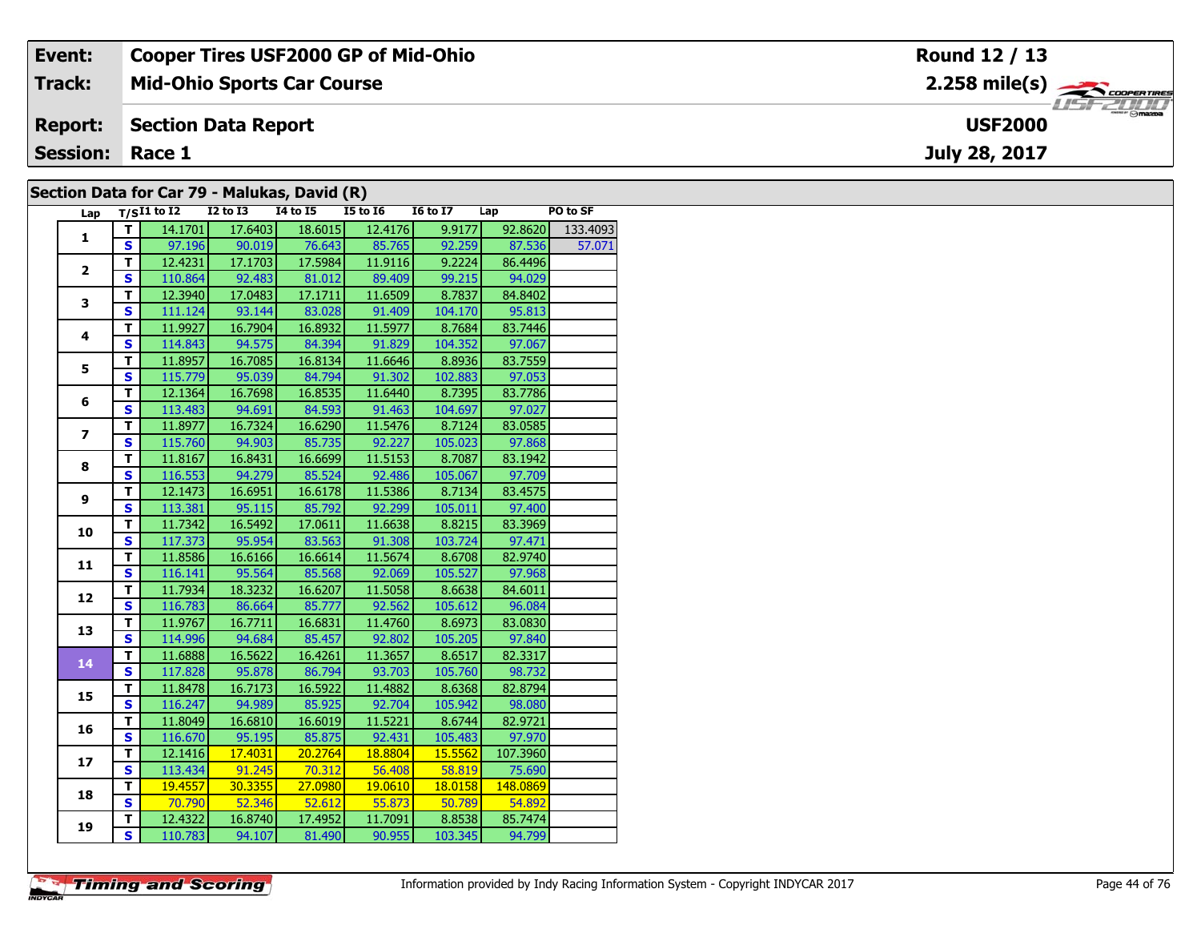| **Event:** | **Cooper Tires USF2000 GP of Mid-Ohio** | **Round 12 / 13** |
|---|---|---|
| **Track:** | **Mid-Ohio Sports Car Course** | **2.258 mile(s)** |
| **Report:** | **Section Data Report** | **USF2000** |
| **Session:** | **Race 1** | **July 28, 2017** |

## Section Data for Car 79 - Malukas, David (R)

| Lap | T/S | I1 to I2 | I2 to I3 | I4 to I5 | I5 to I6 | I6 to I7 | Lap | PO to SF |
|---|---|---|---|---|---|---|---|---|
| 1 | T | 14.1701 | 17.6403 | 18.6015 | 12.4176 | 9.9177 | 92.8620 | 133.4093 |
| | S | 97.196 | 90.019 | 76.643 | 85.765 | 92.259 | 87.536 | 57.071 |
| 2 | T | 12.4231 | 17.1703 | 17.5984 | 11.9116 | 9.2224 | 86.4496 | |
| | S | 110.864 | 92.483 | 81.012 | 89.409 | 99.215 | 94.029 | |
| 3 | T | 12.3940 | 17.0483 | 17.1711 | 11.6509 | 8.7837 | 84.8402 | |
| | S | 111.124 | 93.144 | 83.028 | 91.409 | 104.170 | 95.813 | |
| 4 | T | 11.9927 | 16.7904 | 16.8932 | 11.5977 | 8.7684 | 83.7446 | |
| | S | 114.843 | 94.575 | 84.394 | 91.829 | 104.352 | 97.067 | |
| 5 | T | 11.8957 | 16.7085 | 16.8134 | 11.6646 | 8.8936 | 83.7559 | |
| | S | 115.779 | 95.039 | 84.794 | 91.302 | 102.883 | 97.053 | |
| 6 | T | 12.1364 | 16.7698 | 16.8535 | 11.6440 | 8.7395 | 83.7786 | |
| | S | 113.483 | 94.691 | 84.593 | 91.463 | 104.697 | 97.027 | |
| 7 | T | 11.8977 | 16.7324 | 16.6290 | 11.5476 | 8.7124 | 83.0585 | |
| | S | 115.760 | 94.903 | 85.735 | 92.227 | 105.023 | 97.868 | |
| 8 | T | 11.8167 | 16.8431 | 16.6699 | 11.5153 | 8.7087 | 83.1942 | |
| | S | 116.553 | 94.279 | 85.524 | 92.486 | 105.067 | 97.709 | |
| 9 | T | 12.1473 | 16.6951 | 16.6178 | 11.5386 | 8.7134 | 83.4575 | |
| | S | 113.381 | 95.115 | 85.792 | 92.299 | 105.011 | 97.400 | |
| 10 | T | 11.7342 | 16.5492 | 17.0611 | 11.6638 | 8.8215 | 83.3969 | |
| | S | 117.373 | 95.954 | 83.563 | 91.308 | 103.724 | 97.471 | |
| 11 | T | 11.8586 | 16.6166 | 16.6614 | 11.5674 | 8.6708 | 82.9740 | |
| | S | 116.141 | 95.564 | 85.568 | 92.069 | 105.527 | 97.968 | |
| 12 | T | 11.7934 | 18.3232 | 16.6207 | 11.5058 | 8.6638 | 84.6011 | |
| | S | 116.783 | 86.664 | 85.777 | 92.562 | 105.612 | 96.084 | |
| 13 | T | 11.9767 | 16.7711 | 16.6831 | 11.4760 | 8.6973 | 83.0830 | |
| | S | 114.996 | 94.684 | 85.457 | 92.802 | 105.205 | 97.840 | |
| 14 | T | 11.6888 | 16.5622 | 16.4261 | 11.3657 | 8.6517 | 82.3317 | |
| | S | 117.828 | 95.878 | 86.794 | 93.703 | 105.760 | 98.732 | |
| 15 | T | 11.8478 | 16.7173 | 16.5922 | 11.4882 | 8.6368 | 82.8794 | |
| | S | 116.247 | 94.989 | 85.925 | 92.704 | 105.942 | 98.080 | |
| 16 | T | 11.8049 | 16.6810 | 16.6019 | 11.5221 | 8.6744 | 82.9721 | |
| | S | 116.670 | 95.195 | 85.875 | 92.431 | 105.483 | 97.970 | |
| 17 | T | 12.1416 | 17.4031 | 20.2764 | 18.8804 | 15.5562 | 107.3960 | |
| | S | 113.434 | 91.245 | 70.312 | 56.408 | 58.819 | 75.690 | |
| 18 | T | 19.4557 | 30.3355 | 27.0980 | 19.0610 | 18.0158 | 148.0869 | |
| | S | 70.790 | 52.346 | 52.612 | 55.873 | 50.789 | 54.892 | |
| 19 | T | 12.4322 | 16.8740 | 17.4952 | 11.7091 | 8.8538 | 85.7474 | |
| | S | 110.783 | 94.107 | 81.490 | 90.955 | 103.345 | 94.799 | |

Information provided by Indy Racing Information System - Copyright INDYCAR 2017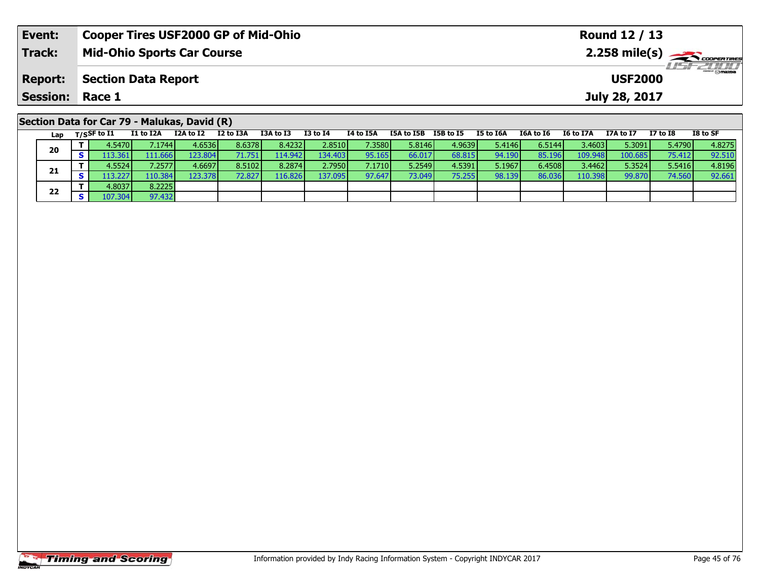| Event: | Cooper Tires USF2000 GP of Mid-Ohio | Round 12 / 13 |
|---|---|---|
| Track: | Mid-Ohio Sports Car Course | 2.258 mile(s) |
| Report: | Section Data Report | USF2000 |
| Session: | Race 1 | July 28, 2017 |

## Section Data for Car 79 - Malukas, David (R)

| Lap | T/S | SF to I1 | I1 to I2A | I2A to I2 | I2 to I3A | I3A to I3 | I3 to I4 | I4 to I5A | I5A to I5B | I5B to I5 | I5 to I6A | I6A to I6 | I6 to I7A | I7A to I7 | I7 to I8 | I8 to SF |
|---|---|---|---|---|---|---|---|---|---|---|---|---|---|---|---|---|
| 20 | T | 4.5470 | 7.1744 | 4.6536 | 8.6378 | 8.4232 | 2.8510 | 7.3580 | 5.8146 | 4.9639 | 5.4146 | 6.5144 | 3.4603 | 5.3091 | 5.4790 | 4.8275 |
| | S | 113.361 | 111.666 | 123.804 | 71.751 | 114.942 | 134.403 | 95.165 | 66.017 | 68.815 | 94.190 | 85.196 | 109.948 | 100.685 | 75.412 | 92.510 |
| 21 | T | 4.5524 | 7.2577 | 4.6697 | 8.5102 | 8.2874 | 2.7950 | 7.1710 | 5.2549 | 4.5391 | 5.1967 | 6.4508 | 3.4462 | 5.3524 | 5.5416 | 4.8196 |
| | S | 113.227 | 110.384 | 123.378 | 72.827 | 116.826 | 137.095 | 97.647 | 73.049 | 75.255 | 98.139 | 86.036 | 110.398 | 99.870 | 74.560 | 92.661 |
| 22 | T | 4.8037 | 8.2225 | | | | | | | | | | | | | |
| | S | 107.304 | 97.432 | | | | | | | | | | | | | |

Information provided by Indy Racing Information System - Copyright INDYCAR 2017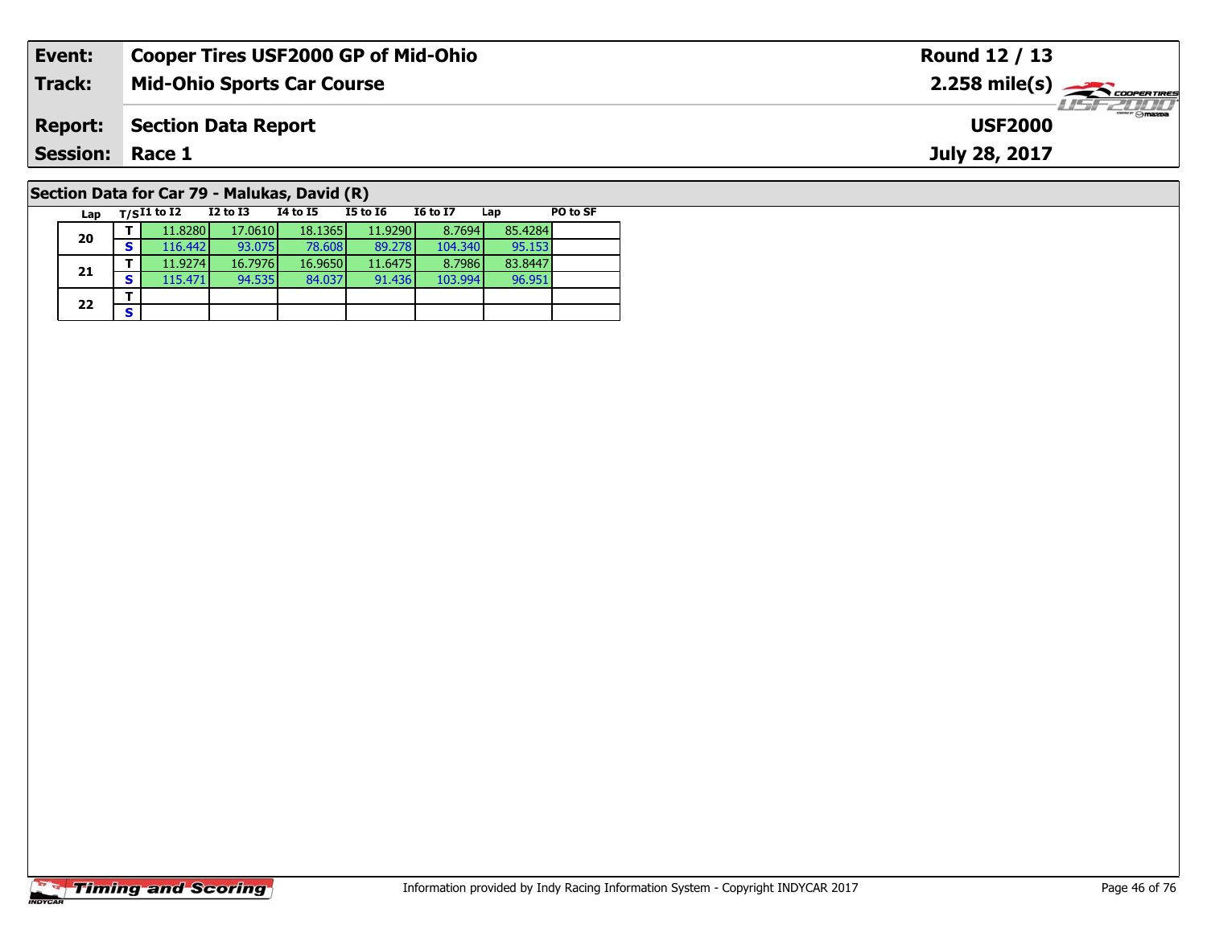| Event: | Cooper Tires USF2000 GP of Mid-Ohio | Round 12 / 13 |
|---|---|---|
| Track: | Mid-Ohio Sports Car Course | 2.258 mile(s) |
| Report: | Section Data Report | USF2000 |
| Session: | Race 1 | July 28, 2017 |

## Section Data for Car 79 - Malukas, David (R)

| Lap | T/S | I1 to I2 | I2 to I3 | I4 to I5 | I5 to I6 | I6 to I7 | Lap | PO to SF |
|---|---|---|---|---|---|---|---|---|
| 20 | T | 11.8280 | 17.0610 | 18.1365 | 11.9290 | 8.7694 | 85.4284 | |
| | S | 116.442 | 93.075 | 78.608 | 89.278 | 104.340 | 95.153 | |
| 21 | T | 11.9274 | 16.7976 | 16.9650 | 11.6475 | 8.7986 | 83.8447 | |
| | S | 115.471 | 94.535 | 84.037 | 91.436 | 103.994 | 96.951 | |
| 22 | T | | | | | | | |
| | S | | | | | | | |

Information provided by Indy Racing Information System - Copyright INDYCAR 2017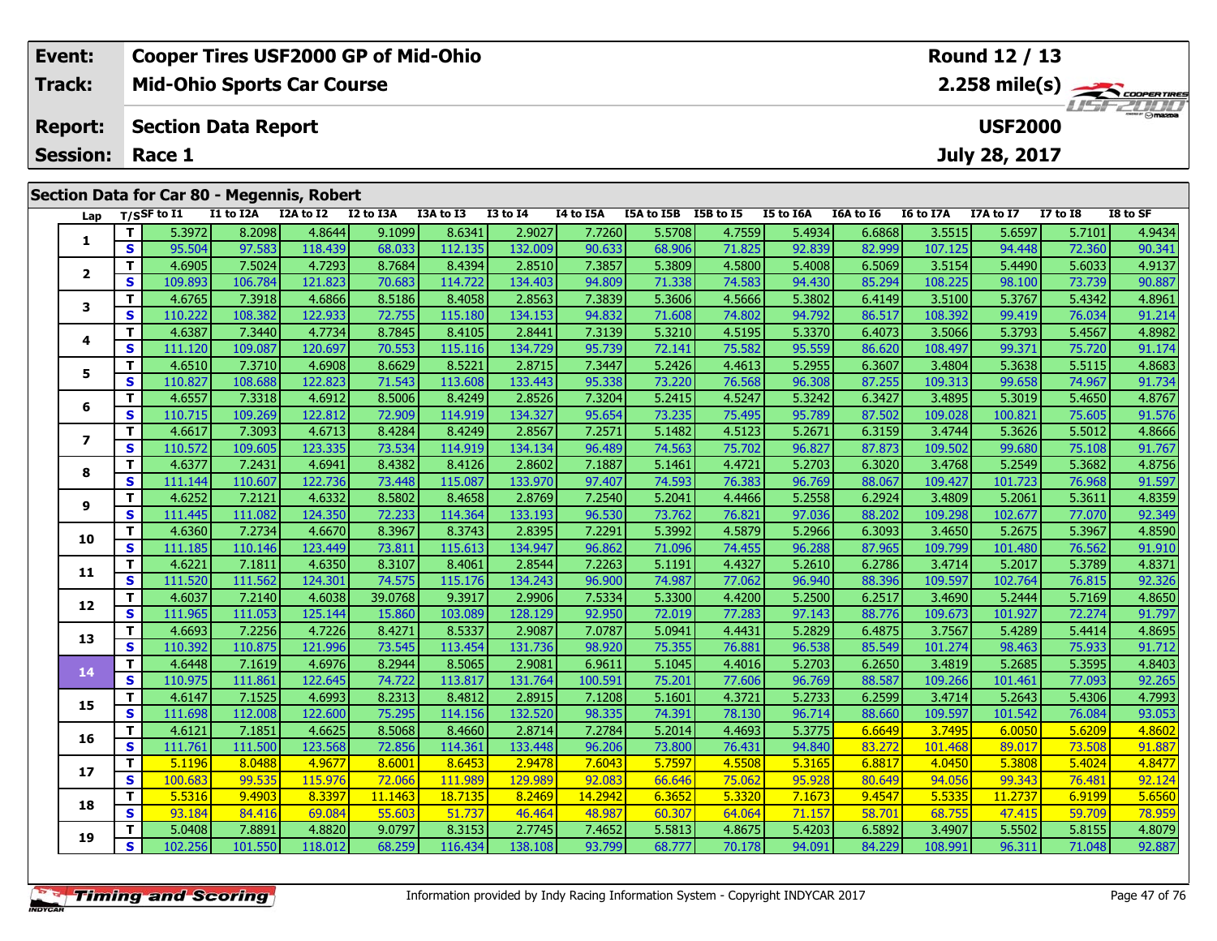| Event: | Cooper Tires USF2000 GP of Mid-Ohio | Round 12 / 13 |
|---|---|---|
| Track: | Mid-Ohio Sports Car Course | 2.258 mile(s) |
| Report: | Section Data Report | USF2000 |
| Session: | Race 1 | July 28, 2017 |

## Section Data for Car 80 - Megennis, Robert

| Lap | T/S | SF to I1 | I1 to I2A | I2A to I2 | I2 to I3A | I3A to I3 | I3 to I4 | I4 to I5A | I5A to I5B | I5B to I5 | I5 to I6A | I6A to I6 | I6 to I7A | I7A to I7 | I7 to I8 | I8 to SF |
|---|---|---|---|---|---|---|---|---|---|---|---|---|---|---|---|---|
| 1 | T | 5.3972 | 8.2098 | 4.8644 | 9.1099 | 8.6341 | 2.9027 | 7.7260 | 5.5708 | 4.7559 | 5.4934 | 6.6868 | 3.5515 | 5.6597 | 5.7101 | 4.9434 |
| | S | 95.504 | 97.583 | 118.439 | 68.033 | 112.135 | 132.009 | 90.633 | 68.906 | 71.825 | 92.839 | 82.999 | 107.125 | 94.448 | 72.360 | 90.341 |
| 2 | T | 4.6905 | 7.5024 | 4.7293 | 8.7684 | 8.4394 | 2.8510 | 7.3857 | 5.3809 | 4.5800 | 5.4008 | 6.5069 | 3.5154 | 5.4490 | 5.6033 | 4.9137 |
| | S | 109.893 | 106.784 | 121.823 | 70.683 | 114.722 | 134.403 | 94.809 | 71.338 | 74.583 | 94.430 | 85.294 | 108.225 | 98.100 | 73.739 | 90.887 |
| 3 | T | 4.6765 | 7.3918 | 4.6866 | 8.5186 | 8.4058 | 2.8563 | 7.3839 | 5.3606 | 4.5666 | 5.3802 | 6.4149 | 3.5100 | 5.3767 | 5.4342 | 4.8961 |
| | S | 110.222 | 108.382 | 122.933 | 72.755 | 115.180 | 134.153 | 94.832 | 71.608 | 74.802 | 94.792 | 86.517 | 108.392 | 99.419 | 76.034 | 91.214 |
| 4 | T | 4.6387 | 7.3440 | 4.7734 | 8.7845 | 8.4105 | 2.8441 | 7.3139 | 5.3210 | 4.5195 | 5.3370 | 6.4073 | 3.5066 | 5.3793 | 5.4567 | 4.8982 |
| | S | 111.120 | 109.087 | 120.697 | 70.553 | 115.116 | 134.729 | 95.739 | 72.141 | 75.582 | 95.559 | 86.620 | 108.497 | 99.371 | 75.720 | 91.174 |
| 5 | T | 4.6510 | 7.3710 | 4.6908 | 8.6629 | 8.5221 | 2.8715 | 7.3447 | 5.2426 | 4.4613 | 5.2955 | 6.3607 | 3.4804 | 5.3638 | 5.5115 | 4.8683 |
| | S | 110.827 | 108.688 | 122.823 | 71.543 | 113.608 | 133.443 | 95.338 | 73.220 | 76.568 | 96.308 | 87.255 | 109.313 | 99.658 | 74.967 | 91.734 |
| 6 | T | 4.6557 | 7.3318 | 4.6912 | 8.5006 | 8.4249 | 2.8526 | 7.3204 | 5.2415 | 4.5247 | 5.3242 | 6.3427 | 3.4895 | 5.3019 | 5.4650 | 4.8767 |
| | S | 110.715 | 109.269 | 122.812 | 72.909 | 114.919 | 134.327 | 95.654 | 73.235 | 75.495 | 95.789 | 87.502 | 109.028 | 100.821 | 75.605 | 91.576 |
| 7 | T | 4.6617 | 7.3093 | 4.6713 | 8.4284 | 8.4249 | 2.8567 | 7.2571 | 5.1482 | 4.5123 | 5.2671 | 6.3159 | 3.4744 | 5.3626 | 5.5012 | 4.8666 |
| | S | 110.572 | 109.605 | 123.335 | 73.534 | 114.919 | 134.134 | 96.489 | 74.563 | 75.702 | 96.827 | 87.873 | 109.502 | 99.680 | 75.108 | 91.767 |
| 8 | T | 4.6377 | 7.2431 | 4.6941 | 8.4382 | 8.4126 | 2.8602 | 7.1887 | 5.1461 | 4.4721 | 5.2703 | 6.3020 | 3.4768 | 5.2549 | 5.3682 | 4.8756 |
| | S | 111.144 | 110.607 | 122.736 | 73.448 | 115.087 | 133.970 | 97.407 | 74.593 | 76.383 | 96.769 | 88.067 | 109.427 | 101.723 | 76.968 | 91.597 |
| 9 | T | 4.6252 | 7.2121 | 4.6332 | 8.5802 | 8.4658 | 2.8769 | 7.2540 | 5.2041 | 4.4466 | 5.2558 | 6.2924 | 3.4809 | 5.2061 | 5.3611 | 4.8359 |
| | S | 111.445 | 111.082 | 124.350 | 72.233 | 114.364 | 133.193 | 96.530 | 73.762 | 76.821 | 97.036 | 88.202 | 109.298 | 102.677 | 77.070 | 92.349 |
| 10 | T | 4.6360 | 7.2734 | 4.6670 | 8.3967 | 8.3743 | 2.8395 | 7.2291 | 5.3992 | 4.5879 | 5.2966 | 6.3093 | 3.4650 | 5.2675 | 5.3967 | 4.8590 |
| | S | 111.185 | 110.146 | 123.449 | 73.811 | 115.613 | 134.947 | 96.862 | 71.096 | 74.455 | 96.288 | 87.965 | 109.799 | 101.480 | 76.562 | 91.910 |
| 11 | T | 4.6221 | 7.1811 | 4.6350 | 8.3107 | 8.4061 | 2.8544 | 7.2263 | 5.1191 | 4.4327 | 5.2610 | 6.2786 | 3.4714 | 5.2017 | 5.3789 | 4.8371 |
| | S | 111.520 | 111.562 | 124.301 | 74.575 | 115.176 | 134.243 | 96.900 | 74.987 | 77.062 | 96.940 | 88.396 | 109.597 | 102.764 | 76.815 | 92.326 |
| 12 | T | 4.6037 | 7.2140 | 4.6038 | 39.0768 | 9.3917 | 2.9906 | 7.5334 | 5.3300 | 4.4200 | 5.2500 | 6.2517 | 3.4690 | 5.2444 | 5.7169 | 4.8650 |
| | S | 111.965 | 111.053 | 125.144 | 15.860 | 103.089 | 128.129 | 92.950 | 72.019 | 77.283 | 97.143 | 88.776 | 109.673 | 101.927 | 72.274 | 91.797 |
| 13 | T | 4.6693 | 7.2256 | 4.7226 | 8.4271 | 8.5337 | 2.9087 | 7.0787 | 5.0941 | 4.4431 | 5.2829 | 6.4875 | 3.7567 | 5.4289 | 5.4414 | 4.8695 |
| | S | 110.392 | 110.875 | 121.996 | 73.545 | 113.454 | 131.736 | 98.920 | 75.355 | 76.881 | 96.538 | 85.549 | 101.274 | 98.463 | 75.933 | 91.712 |
| 14 | T | 4.6448 | 7.1619 | 4.6976 | 8.2944 | 8.5065 | 2.9081 | 6.9611 | 5.1045 | 4.4016 | 5.2703 | 6.2650 | 3.4819 | 5.2685 | 5.3595 | 4.8403 |
| | S | 110.975 | 111.861 | 122.645 | 74.722 | 113.817 | 131.764 | 100.591 | 75.201 | 77.606 | 96.769 | 88.587 | 109.266 | 101.461 | 77.093 | 92.265 |
| 15 | T | 4.6147 | 7.1525 | 4.6993 | 8.2313 | 8.4812 | 2.8915 | 7.1208 | 5.1601 | 4.3721 | 5.2733 | 6.2599 | 3.4714 | 5.2643 | 5.4306 | 4.7993 |
| | S | 111.698 | 112.008 | 122.600 | 75.295 | 114.156 | 132.520 | 98.335 | 74.391 | 78.130 | 96.714 | 88.660 | 109.597 | 101.542 | 76.084 | 93.053 |
| 16 | T | 4.6121 | 7.1851 | 4.6625 | 8.5068 | 8.4660 | 2.8714 | 7.2784 | 5.2014 | 4.4693 | 5.3775 | 6.6649 | 3.7495 | 6.0050 | 5.6209 | 4.8602 |
| | S | 111.761 | 111.500 | 123.568 | 72.856 | 114.361 | 133.448 | 96.206 | 73.800 | 76.431 | 94.840 | 83.272 | 101.468 | 89.017 | 73.508 | 91.887 |
| 17 | T | 5.1196 | 8.0488 | 4.9677 | 8.6001 | 8.6453 | 2.9478 | 7.6043 | 5.7597 | 4.5508 | 5.3165 | 6.8817 | 4.0450 | 5.3808 | 5.4024 | 4.8477 |
| | S | 100.683 | 99.535 | 115.976 | 72.066 | 111.989 | 129.989 | 92.083 | 66.646 | 75.062 | 95.928 | 80.649 | 94.056 | 99.343 | 76.481 | 92.124 |
| 18 | T | 5.5316 | 9.4903 | 8.3397 | 11.1463 | 18.7135 | 8.2469 | 14.2942 | 6.3652 | 5.3320 | 7.1673 | 9.4547 | 5.5335 | 11.2737 | 6.9199 | 5.6560 |
| | S | 93.184 | 84.416 | 69.084 | 55.603 | 51.737 | 46.464 | 48.987 | 60.307 | 64.064 | 71.157 | 58.701 | 68.755 | 47.415 | 59.709 | 78.959 |
| 19 | T | 5.0408 | 7.8891 | 4.8820 | 9.0797 | 8.3153 | 2.7745 | 7.4652 | 5.5813 | 4.8675 | 5.4203 | 6.5892 | 3.4907 | 5.5502 | 5.8155 | 4.8079 |
| | S | 102.256 | 101.550 | 118.012 | 68.259 | 116.434 | 138.108 | 93.799 | 68.777 | 70.178 | 94.091 | 84.229 | 108.991 | 96.311 | 71.048 | 92.887 |

Information provided by Indy Racing Information System - Copyright INDYCAR 2017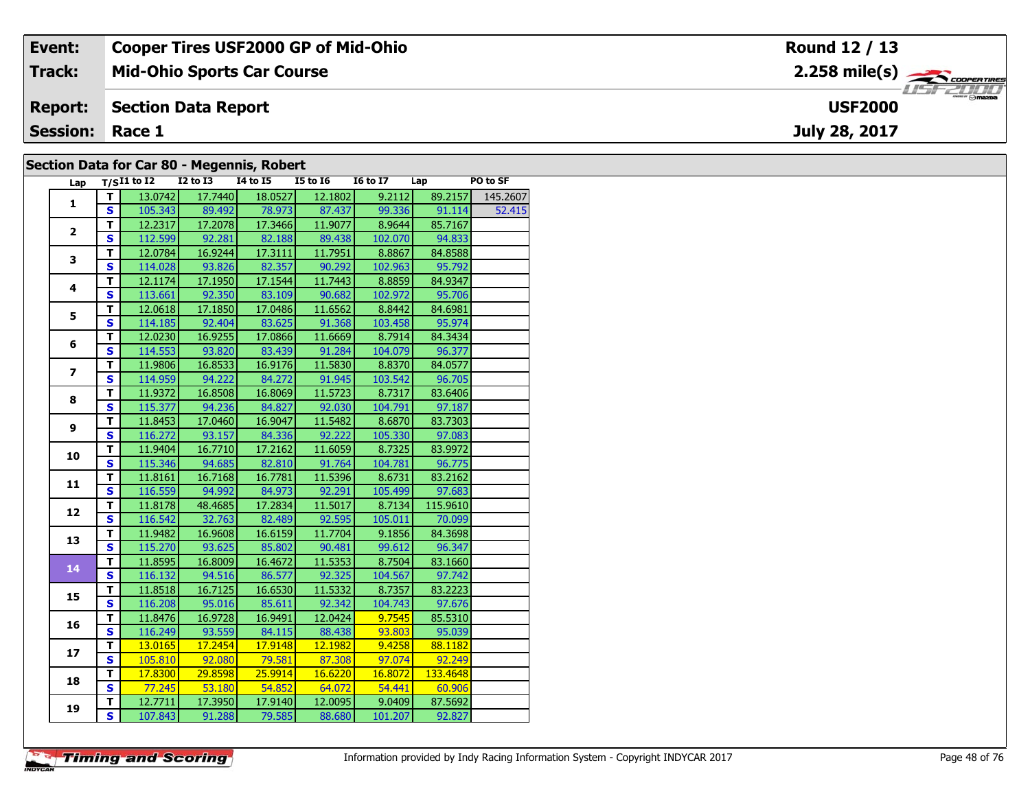| Event: | Cooper Tires USF2000 GP of Mid-Ohio | Round 12 / 13 |
|---|---|---|
| Track: | Mid-Ohio Sports Car Course | 2.258 mile(s) |
| Report: | Section Data Report | USF2000 |
| Session: | Race 1 | July 28, 2017 |

## Section Data for Car 80 - Megennis, Robert

| Lap | T/S | I1 to I2 | I2 to I3 | I4 to I5 | I5 to I6 | I6 to I7 | Lap | PO to SF |
|---|---|---|---|---|---|---|---|---|
| 1 | T | 13.0742 | 17.7440 | 18.0527 | 12.1802 | 9.2112 | 89.2157 | 145.2607 |
| | S | 105.343 | 89.492 | 78.973 | 87.437 | 99.336 | 91.114 | 52.415 |
| 2 | T | 12.2317 | 17.2078 | 17.3466 | 11.9077 | 8.9644 | 85.7167 | |
| | S | 112.599 | 92.281 | 82.188 | 89.438 | 102.070 | 94.833 | |
| 3 | T | 12.0784 | 16.9244 | 17.3111 | 11.7951 | 8.8867 | 84.8588 | |
| | S | 114.028 | 93.826 | 82.357 | 90.292 | 102.963 | 95.792 | |
| 4 | T | 12.1174 | 17.1950 | 17.1544 | 11.7443 | 8.8859 | 84.9347 | |
| | S | 113.661 | 92.350 | 83.109 | 90.682 | 102.972 | 95.706 | |
| 5 | T | 12.0618 | 17.1850 | 17.0486 | 11.6562 | 8.8442 | 84.6981 | |
| | S | 114.185 | 92.404 | 83.625 | 91.368 | 103.458 | 95.974 | |
| 6 | T | 12.0230 | 16.9255 | 17.0866 | 11.6669 | 8.7914 | 84.3434 | |
| | S | 114.553 | 93.820 | 83.439 | 91.284 | 104.079 | 96.377 | |
| 7 | T | 11.9806 | 16.8533 | 16.9176 | 11.5830 | 8.8370 | 84.0577 | |
| | S | 114.959 | 94.222 | 84.272 | 91.945 | 103.542 | 96.705 | |
| 8 | T | 11.9372 | 16.8508 | 16.8069 | 11.5723 | 8.7317 | 83.6406 | |
| | S | 115.377 | 94.236 | 84.827 | 92.030 | 104.791 | 97.187 | |
| 9 | T | 11.8453 | 17.0460 | 16.9047 | 11.5482 | 8.6870 | 83.7303 | |
| | S | 116.272 | 93.157 | 84.336 | 92.222 | 105.330 | 97.083 | |
| 10 | T | 11.9404 | 16.7710 | 17.2162 | 11.6059 | 8.7325 | 83.9972 | |
| | S | 115.346 | 94.685 | 82.810 | 91.764 | 104.781 | 96.775 | |
| 11 | T | 11.8161 | 16.7168 | 16.7781 | 11.5396 | 8.6731 | 83.2162 | |
| | S | 116.559 | 94.992 | 84.973 | 92.291 | 105.499 | 97.683 | |
| 12 | T | 11.8178 | 48.4685 | 17.2834 | 11.5017 | 8.7134 | 115.9610 | |
| | S | 116.542 | 32.763 | 82.489 | 92.595 | 105.011 | 70.099 | |
| 13 | T | 11.9482 | 16.9608 | 16.6159 | 11.7704 | 9.1856 | 84.3698 | |
| | S | 115.270 | 93.625 | 85.802 | 90.481 | 99.612 | 96.347 | |
| 14 | T | 11.8595 | 16.8009 | 16.4672 | 11.5353 | 8.7504 | 83.1660 | |
| | S | 116.132 | 94.516 | 86.577 | 92.325 | 104.567 | 97.742 | |
| 15 | T | 11.8518 | 16.7125 | 16.6530 | 11.5332 | 8.7357 | 83.2223 | |
| | S | 116.208 | 95.016 | 85.611 | 92.342 | 104.743 | 97.676 | |
| 16 | T | 11.8476 | 16.9728 | 16.9491 | 12.0424 | 9.7545 | 85.5310 | |
| | S | 116.249 | 93.559 | 84.115 | 88.438 | 93.803 | 95.039 | |
| 17 | T | 13.0165 | 17.2454 | 17.9148 | 12.1982 | 9.4258 | 88.1182 | |
| | S | 105.810 | 92.080 | 79.581 | 87.308 | 97.074 | 92.249 | |
| 18 | T | 17.8300 | 29.8598 | 25.9914 | 16.6220 | 16.8072 | 133.4648 | |
| | S | 77.245 | 53.180 | 54.852 | 64.072 | 54.441 | 60.906 | |
| 19 | T | 12.7711 | 17.3950 | 17.9140 | 12.0095 | 9.0409 | 87.5692 | |
| | S | 107.843 | 91.288 | 79.585 | 88.680 | 101.207 | 92.827 | |

Information provided by Indy Racing Information System - Copyright INDYCAR 2017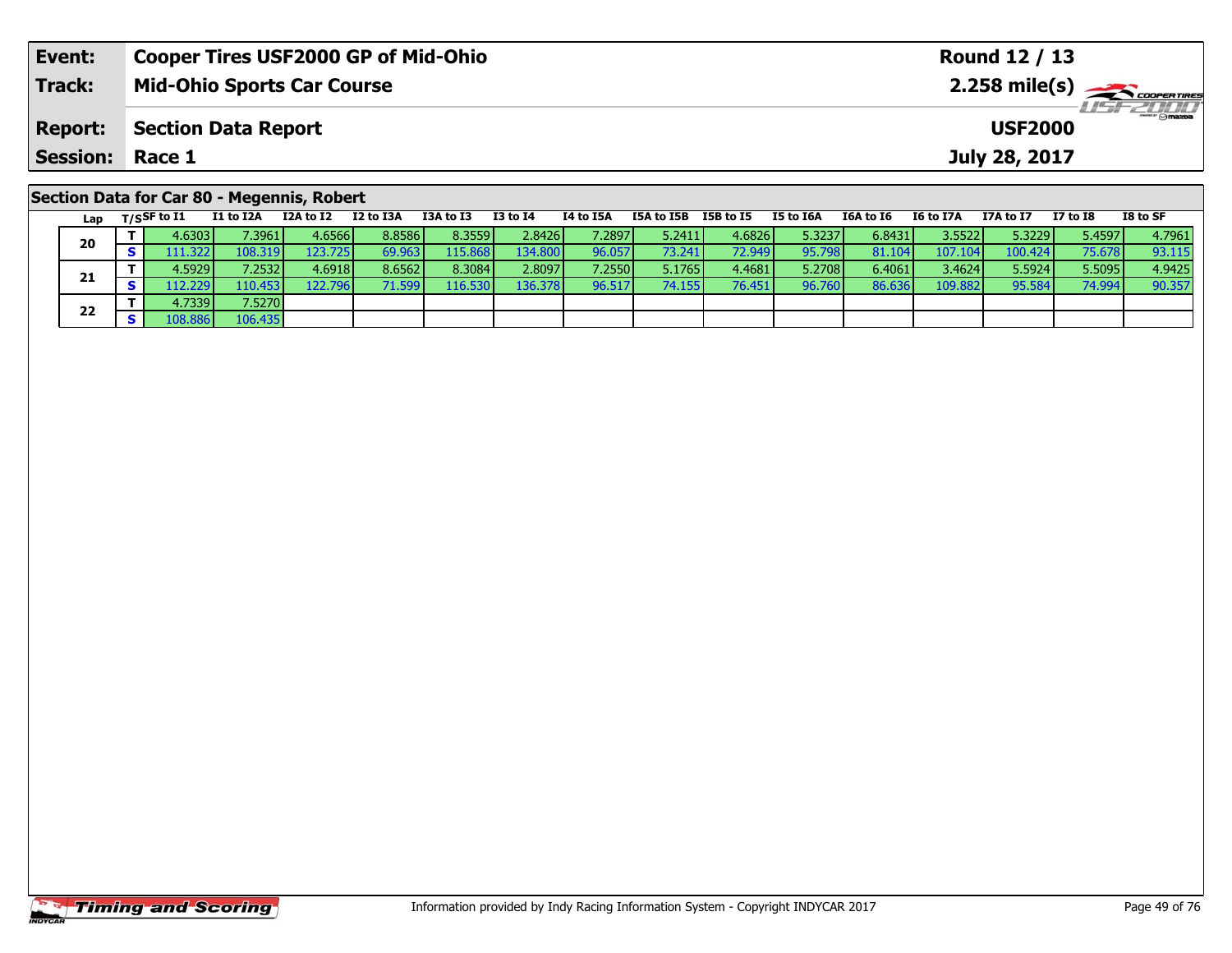| Event: | Cooper Tires USF2000 GP of Mid-Ohio | Round 12 / 13 |
|---|---|---|
| Track: | Mid-Ohio Sports Car Course | 2.258 mile(s) |
| Report: | Section Data Report | USF2000 |
| Session: | Race 1 | July 28, 2017 |

## Section Data for Car 80 - Megennis, Robert

| Lap | T/S | SF to I1 | I1 to I2A | I2A to I2 | I2 to I3A | I3A to I3 | I3 to I4 | I4 to I5A | I5A to I5B | I5B to I5 | I5 to I6A | I6A to I6 | I6 to I7A | I7A to I7 | I7 to I8 | I8 to SF |
|---|---|---|---|---|---|---|---|---|---|---|---|---|---|---|---|---|
| 20 | T | 4.6303 | 7.3961 | 4.6566 | 8.8586 | 8.3559 | 2.8426 | 7.2897 | 5.2411 | 4.6826 | 5.3237 | 6.8431 | 3.5522 | 5.3229 | 5.4597 | 4.7961 |
| | S | 111.322 | 108.319 | 123.725 | 69.963 | 115.868 | 134.800 | 96.057 | 73.241 | 72.949 | 95.798 | 81.104 | 107.104 | 100.424 | 75.678 | 93.115 |
| 21 | T | 4.5929 | 7.2532 | 4.6918 | 8.6562 | 8.3084 | 2.8097 | 7.2550 | 5.1765 | 4.4681 | 5.2708 | 6.4061 | 3.4624 | 5.5924 | 5.5095 | 4.9425 |
| | S | 112.229 | 110.453 | 122.796 | 71.599 | 116.530 | 136.378 | 96.517 | 74.155 | 76.451 | 96.760 | 86.636 | 109.882 | 95.584 | 74.994 | 90.357 |
| 22 | T | 4.7339 | 7.5270 | | | | | | | | | | | | | |
| | S | 108.886 | 106.435 | | | | | | | | | | | | | |

Information provided by Indy Racing Information System - Copyright INDYCAR 2017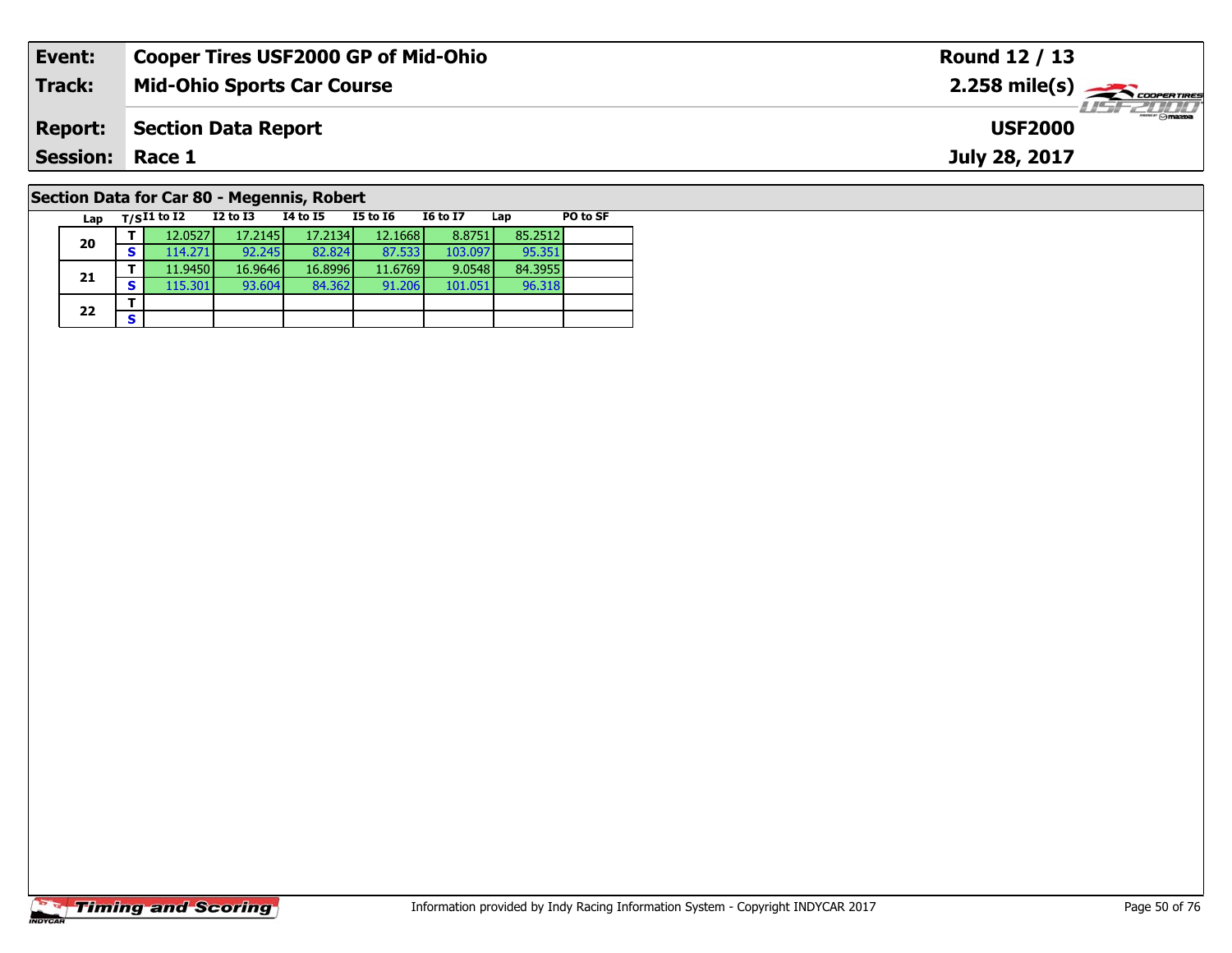| **Event:** | **Cooper Tires USF2000 GP of Mid-Ohio** | **Round 12 / 13** |
|---|---|---|
| **Track:** | **Mid-Ohio Sports Car Course** | **2.258 mile(s)** |
| **Report:** | **Section Data Report** | **USF2000** |
| **Session:** | **Race 1** | **July 28, 2017** |

## Section Data for Car 80 - Megennis, Robert

| Lap | T/S | I1 to I2 | I2 to I3 | I4 to I5 | I5 to I6 | I6 to I7 | Lap | PO to SF |
|---|---|---|---|---|---|---|---|---|
| 20 | T | 12.0527 | 17.2145 | 17.2134 | 12.1668 | 8.8751 | 85.2512 | |
| | S | 114.271 | 92.245 | 82.824 | 87.533 | 103.097 | 95.351 | |
| 21 | T | 11.9450 | 16.9646 | 16.8996 | 11.6769 | 9.0548 | 84.3955 | |
| | S | 115.301 | 93.604 | 84.362 | 91.206 | 101.051 | 96.318 | |
| 22 | T | | | | | | | |
| | S | | | | | | | |

Information provided by Indy Racing Information System - Copyright INDYCAR 2017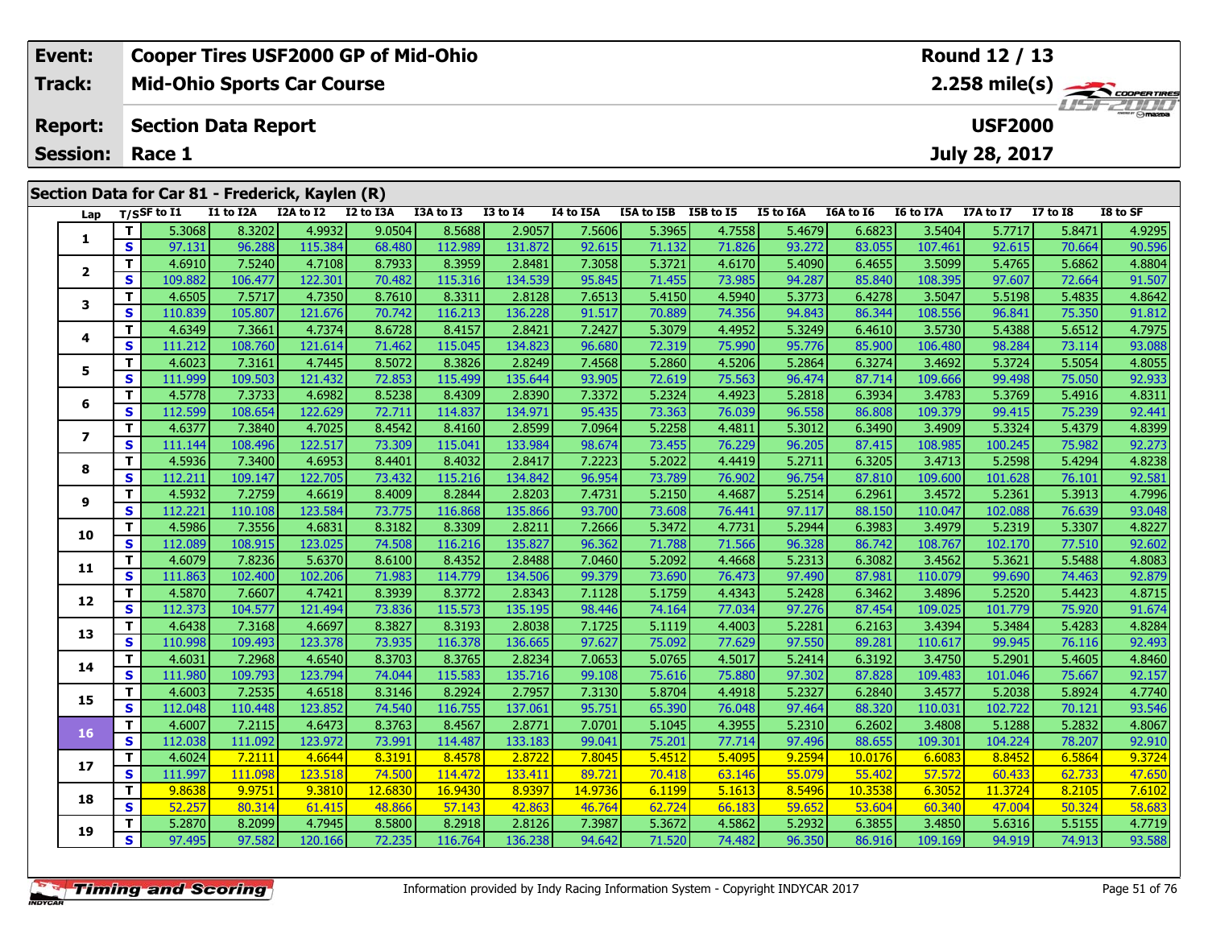| Event: | Cooper Tires USF2000 GP of Mid-Ohio | Round 12 / 13 |
|---|---|---|
| Track: | Mid-Ohio Sports Car Course | 2.258 mile(s) |
| Report: | Section Data Report | USF2000 |
| Session: | Race 1 | July 28, 2017 |

## Section Data for Car 81 - Frederick, Kaylen (R)

| Lap | T/S | SF to I1 | I1 to I2A | I2A to I2 | I2 to I3A | I3A to I3 | I3 to I4 | I4 to I5A | I5A to I5B | I5B to I5 | I5 to I6A | I6A to I6 | I6 to I7A | I7A to I7 | I7 to I8 | I8 to SF |
|---|---|---|---|---|---|---|---|---|---|---|---|---|---|---|---|---|
| 1 | T | 5.3068 | 8.3202 | 4.9932 | 9.0504 | 8.5688 | 2.9057 | 7.5606 | 5.3965 | 4.7558 | 5.4679 | 6.6823 | 3.5404 | 5.7717 | 5.8471 | 4.9295 |
| | S | 97.131 | 96.288 | 115.384 | 68.480 | 112.989 | 131.872 | 92.615 | 71.132 | 71.826 | 93.272 | 83.055 | 107.461 | 92.615 | 70.664 | 90.596 |
| 2 | T | 4.6910 | 7.5240 | 4.7108 | 8.7933 | 8.3959 | 2.8481 | 7.3058 | 5.3721 | 4.6170 | 5.4090 | 6.4655 | 3.5099 | 5.4765 | 5.6862 | 4.8804 |
| | S | 109.882 | 106.477 | 122.301 | 70.482 | 115.316 | 134.539 | 95.845 | 71.455 | 73.985 | 94.287 | 85.840 | 108.395 | 97.607 | 72.664 | 91.507 |
| 3 | T | 4.6505 | 7.5717 | 4.7350 | 8.7610 | 8.3311 | 2.8128 | 7.6513 | 5.4150 | 4.5940 | 5.3773 | 6.4278 | 3.5047 | 5.5198 | 5.4835 | 4.8642 |
| | S | 110.839 | 105.807 | 121.676 | 70.742 | 116.213 | 136.228 | 91.517 | 70.889 | 74.356 | 94.843 | 86.344 | 108.556 | 96.841 | 75.350 | 91.812 |
| 4 | T | 4.6349 | 7.3661 | 4.7374 | 8.6728 | 8.4157 | 2.8421 | 7.2427 | 5.3079 | 4.4952 | 5.3249 | 6.4610 | 3.5730 | 5.4388 | 5.6512 | 4.7975 |
| | S | 111.212 | 108.760 | 121.614 | 71.462 | 115.045 | 134.823 | 96.680 | 72.319 | 75.990 | 95.776 | 85.900 | 106.480 | 98.284 | 73.114 | 93.088 |
| 5 | T | 4.6023 | 7.3161 | 4.7445 | 8.5072 | 8.3826 | 2.8249 | 7.4568 | 5.2860 | 4.5206 | 5.2864 | 6.3274 | 3.4692 | 5.3724 | 5.5054 | 4.8055 |
| | S | 111.999 | 109.503 | 121.432 | 72.853 | 115.499 | 135.644 | 93.905 | 72.619 | 75.563 | 96.474 | 87.714 | 109.666 | 99.498 | 75.050 | 92.933 |
| 6 | T | 4.5778 | 7.3733 | 4.6982 | 8.5238 | 8.4309 | 2.8390 | 7.3372 | 5.2324 | 4.4923 | 5.2818 | 6.3934 | 3.4783 | 5.3769 | 5.4916 | 4.8311 |
| | S | 112.599 | 108.654 | 122.629 | 72.711 | 114.837 | 134.971 | 95.435 | 73.363 | 76.039 | 96.558 | 86.808 | 109.379 | 99.415 | 75.239 | 92.441 |
| 7 | T | 4.6377 | 7.3840 | 4.7025 | 8.4542 | 8.4160 | 2.8599 | 7.0964 | 5.2258 | 4.4811 | 5.3012 | 6.3490 | 3.4909 | 5.3324 | 5.4379 | 4.8399 |
| | S | 111.144 | 108.496 | 122.517 | 73.309 | 115.041 | 133.984 | 98.674 | 73.455 | 76.229 | 96.205 | 87.415 | 108.985 | 100.245 | 75.982 | 92.273 |
| 8 | T | 4.5936 | 7.3400 | 4.6953 | 8.4401 | 8.4032 | 2.8417 | 7.2223 | 5.2022 | 4.4419 | 5.2711 | 6.3205 | 3.4713 | 5.2598 | 5.4294 | 4.8238 |
| | S | 112.211 | 109.147 | 122.705 | 73.432 | 115.216 | 134.842 | 96.954 | 73.789 | 76.902 | 96.754 | 87.810 | 109.600 | 101.628 | 76.101 | 92.581 |
| 9 | T | 4.5932 | 7.2759 | 4.6619 | 8.4009 | 8.2844 | 2.8203 | 7.4731 | 5.2150 | 4.4687 | 5.2514 | 6.2961 | 3.4572 | 5.2361 | 5.3913 | 4.7996 |
| | S | 112.221 | 110.108 | 123.584 | 73.775 | 116.868 | 135.866 | 93.700 | 73.608 | 76.441 | 97.117 | 88.150 | 110.047 | 102.088 | 76.639 | 93.048 |
| 10 | T | 4.5986 | 7.3556 | 4.6831 | 8.3182 | 8.3309 | 2.8211 | 7.2666 | 5.3472 | 4.7731 | 5.2944 | 6.3983 | 3.4979 | 5.2319 | 5.3307 | 4.8227 |
| | S | 112.089 | 108.915 | 123.025 | 74.508 | 116.216 | 135.827 | 96.362 | 71.788 | 71.566 | 96.328 | 86.742 | 108.767 | 102.170 | 77.510 | 92.602 |
| 11 | T | 4.6079 | 7.8236 | 5.6370 | 8.6100 | 8.4352 | 2.8488 | 7.0460 | 5.2092 | 4.4668 | 5.2313 | 6.3082 | 3.4562 | 5.3621 | 5.5488 | 4.8083 |
| | S | 111.863 | 102.400 | 102.206 | 71.983 | 114.779 | 134.506 | 99.379 | 73.690 | 76.473 | 97.490 | 87.981 | 110.079 | 99.690 | 74.463 | 92.879 |
| 12 | T | 4.5870 | 7.6607 | 4.7421 | 8.3939 | 8.3772 | 2.8343 | 7.1128 | 5.1759 | 4.4343 | 5.2428 | 6.3462 | 3.4896 | 5.2520 | 5.4423 | 4.8715 |
| | S | 112.373 | 104.577 | 121.494 | 73.836 | 115.573 | 135.195 | 98.446 | 74.164 | 77.034 | 97.276 | 87.454 | 109.025 | 101.779 | 75.920 | 91.674 |
| 13 | T | 4.6438 | 7.3168 | 4.6697 | 8.3827 | 8.3193 | 2.8038 | 7.1725 | 5.1119 | 4.4003 | 5.2281 | 6.2163 | 3.4394 | 5.3484 | 5.4283 | 4.8284 |
| | S | 110.998 | 109.493 | 123.378 | 73.935 | 116.378 | 136.665 | 97.627 | 75.092 | 77.629 | 97.550 | 89.281 | 110.617 | 99.945 | 76.116 | 92.493 |
| 14 | T | 4.6031 | 7.2968 | 4.6540 | 8.3703 | 8.3765 | 2.8234 | 7.0653 | 5.0765 | 4.5017 | 5.2414 | 6.3192 | 3.4750 | 5.2901 | 5.4605 | 4.8460 |
| | S | 111.980 | 109.793 | 123.794 | 74.044 | 115.583 | 135.716 | 99.108 | 75.616 | 75.880 | 97.302 | 87.828 | 109.483 | 101.046 | 75.667 | 92.157 |
| 15 | T | 4.6003 | 7.2535 | 4.6518 | 8.3146 | 8.2924 | 2.7957 | 7.3130 | 5.8704 | 4.4918 | 5.2327 | 6.2840 | 3.4577 | 5.2038 | 5.8924 | 4.7740 |
| | S | 112.048 | 110.448 | 123.852 | 74.540 | 116.755 | 137.061 | 95.751 | 65.390 | 76.048 | 97.464 | 88.320 | 110.031 | 102.722 | 70.121 | 93.546 |
| 16 | T | 4.6007 | 7.2115 | 4.6473 | 8.3763 | 8.4567 | 2.8771 | 7.0701 | 5.1045 | 4.3955 | 5.2310 | 6.2602 | 3.4808 | 5.1288 | 5.2832 | 4.8067 |
| | S | 112.038 | 111.092 | 123.972 | 73.991 | 114.487 | 133.183 | 99.041 | 75.201 | 77.714 | 97.496 | 88.655 | 109.301 | 104.224 | 78.207 | 92.910 |
| 17 | T | 4.6024 | 7.2111 | 4.6644 | 8.3191 | 8.4578 | 2.8722 | 7.8045 | 5.4512 | 5.4095 | 9.2594 | 10.0176 | 6.6083 | 8.8452 | 6.5864 | 9.3724 |
| | S | 111.997 | 111.098 | 123.518 | 74.500 | 114.472 | 133.411 | 89.721 | 70.418 | 63.146 | 55.079 | 55.402 | 57.572 | 60.433 | 62.733 | 47.650 |
| 18 | T | 9.8638 | 9.9751 | 9.3810 | 12.6830 | 16.9430 | 8.9397 | 14.9736 | 6.1199 | 5.1613 | 8.5496 | 10.3538 | 6.3052 | 11.3724 | 8.2105 | 7.6102 |
| | S | 52.257 | 80.314 | 61.415 | 48.866 | 57.143 | 42.863 | 46.764 | 62.724 | 66.183 | 59.652 | 53.604 | 60.340 | 47.004 | 50.324 | 58.683 |
| 19 | T | 5.2870 | 8.2099 | 4.7945 | 8.5800 | 8.2918 | 2.8126 | 7.3987 | 5.3672 | 4.5862 | 5.2932 | 6.3855 | 3.4850 | 5.6316 | 5.5155 | 4.7719 |
| | S | 97.495 | 97.582 | 120.166 | 72.235 | 116.764 | 136.238 | 94.642 | 71.520 | 74.482 | 96.350 | 86.916 | 109.169 | 94.919 | 74.913 | 93.588 |

Information provided by Indy Racing Information System - Copyright INDYCAR 2017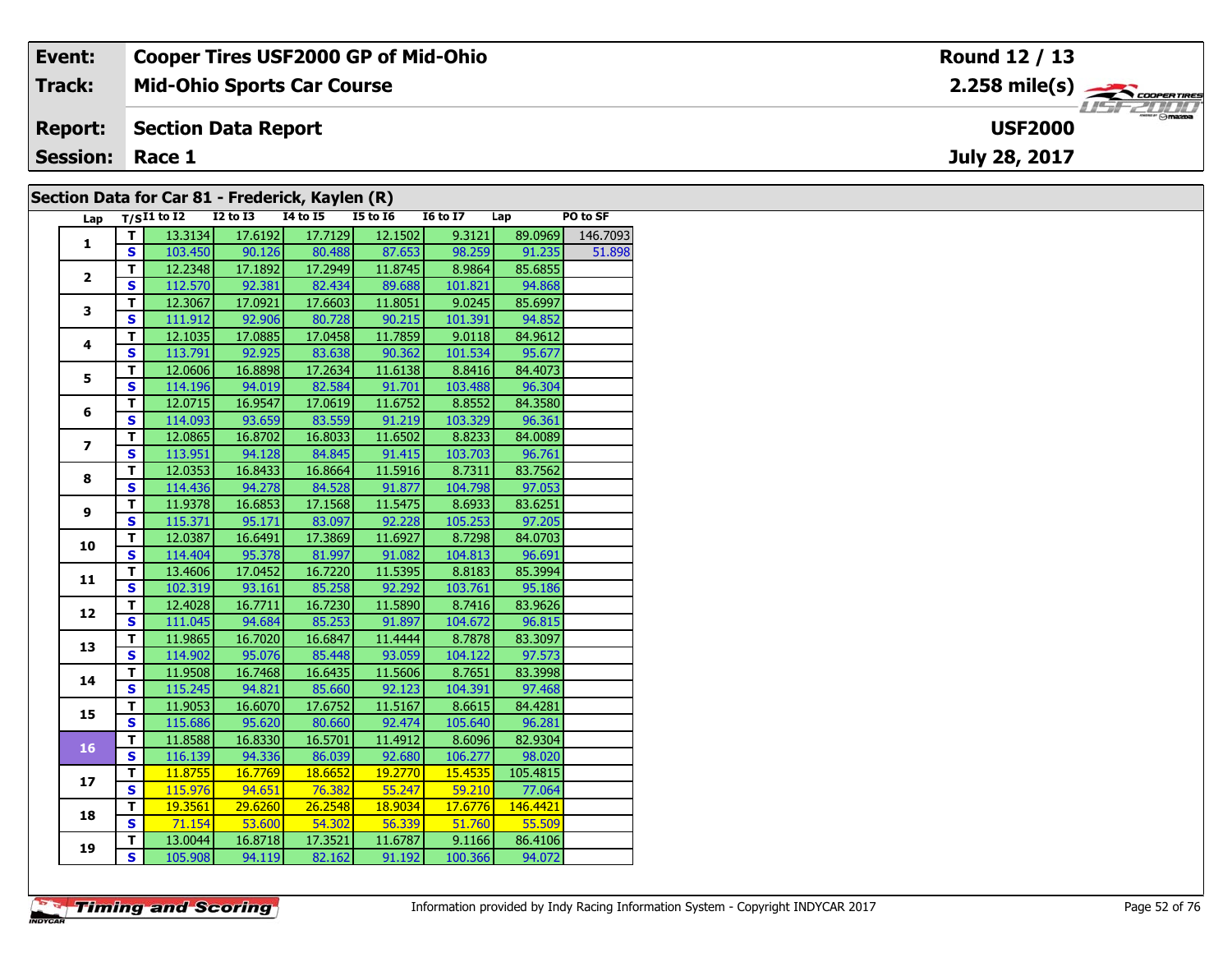| | | | |
|---|---|---|---|
| **Event:** | **Cooper Tires USF2000 GP of Mid-Ohio** | **Round 12 / 13** | |
| **Track:** | **Mid-Ohio Sports Car Course** | **2.258 mile(s)** | |
| **Report:** | **Section Data Report** | **USF2000** | |
| **Session:** | **Race 1** | **July 28, 2017** | |

## Section Data for Car 81 - Frederick, Kaylen (R)

| Lap | T/S | I1 to I2 | I2 to I3 | I4 to I5 | I5 to I6 | I6 to I7 | Lap | PO to SF |
|---|---|---|---|---|---|---|---|---|
| 1 | T | 13.3134 | 17.6192 | 17.7129 | 12.1502 | 9.3121 | 89.0969 | 146.7093 |
| | S | 103.450 | 90.126 | 80.488 | 87.653 | 98.259 | 91.235 | 51.898 |
| 2 | T | 12.2348 | 17.1892 | 17.2949 | 11.8745 | 8.9864 | 85.6855 | |
| | S | 112.570 | 92.381 | 82.434 | 89.688 | 101.821 | 94.868 | |
| 3 | T | 12.3067 | 17.0921 | 17.6603 | 11.8051 | 9.0245 | 85.6997 | |
| | S | 111.912 | 92.906 | 80.728 | 90.215 | 101.391 | 94.852 | |
| 4 | T | 12.1035 | 17.0885 | 17.0458 | 11.7859 | 9.0118 | 84.9612 | |
| | S | 113.791 | 92.925 | 83.638 | 90.362 | 101.534 | 95.677 | |
| 5 | T | 12.0606 | 16.8898 | 17.2634 | 11.6138 | 8.8416 | 84.4073 | |
| | S | 114.196 | 94.019 | 82.584 | 91.701 | 103.488 | 96.304 | |
| 6 | T | 12.0715 | 16.9547 | 17.0619 | 11.6752 | 8.8552 | 84.3580 | |
| | S | 114.093 | 93.659 | 83.559 | 91.219 | 103.329 | 96.361 | |
| 7 | T | 12.0865 | 16.8702 | 16.8033 | 11.6502 | 8.8233 | 84.0089 | |
| | S | 113.951 | 94.128 | 84.845 | 91.415 | 103.703 | 96.761 | |
| 8 | T | 12.0353 | 16.8433 | 16.8664 | 11.5916 | 8.7311 | 83.7562 | |
| | S | 114.436 | 94.278 | 84.528 | 91.877 | 104.798 | 97.053 | |
| 9 | T | 11.9378 | 16.6853 | 17.1568 | 11.5475 | 8.6933 | 83.6251 | |
| | S | 115.371 | 95.171 | 83.097 | 92.228 | 105.253 | 97.205 | |
| 10 | T | 12.0387 | 16.6491 | 17.3869 | 11.6927 | 8.7298 | 84.0703 | |
| | S | 114.404 | 95.378 | 81.997 | 91.082 | 104.813 | 96.691 | |
| 11 | T | 13.4606 | 17.0452 | 16.7220 | 11.5395 | 8.8183 | 85.3994 | |
| | S | 102.319 | 93.161 | 85.258 | 92.292 | 103.761 | 95.186 | |
| 12 | T | 12.4028 | 16.7711 | 16.7230 | 11.5890 | 8.7416 | 83.9626 | |
| | S | 111.045 | 94.684 | 85.253 | 91.897 | 104.672 | 96.815 | |
| 13 | T | 11.9865 | 16.7020 | 16.6847 | 11.4444 | 8.7878 | 83.3097 | |
| | S | 114.902 | 95.076 | 85.448 | 93.059 | 104.122 | 97.573 | |
| 14 | T | 11.9508 | 16.7468 | 16.6435 | 11.5606 | 8.7651 | 83.3998 | |
| | S | 115.245 | 94.821 | 85.660 | 92.123 | 104.391 | 97.468 | |
| 15 | T | 11.9053 | 16.6070 | 17.6752 | 11.5167 | 8.6615 | 84.4281 | |
| | S | 115.686 | 95.620 | 80.660 | 92.474 | 105.640 | 96.281 | |
| 16 | T | 11.8588 | 16.8330 | 16.5701 | 11.4912 | 8.6096 | 82.9304 | |
| | S | 116.139 | 94.336 | 86.039 | 92.680 | 106.277 | 98.020 | |
| 17 | T | 11.8755 | 16.7769 | 18.6652 | 19.2770 | 15.4535 | 105.4815 | |
| | S | 115.976 | 94.651 | 76.382 | 55.247 | 59.210 | 77.064 | |
| 18 | T | 19.3561 | 29.6260 | 26.2548 | 18.9034 | 17.6776 | 146.4421 | |
| | S | 71.154 | 53.600 | 54.302 | 56.339 | 51.760 | 55.509 | |
| 19 | T | 13.0044 | 16.8718 | 17.3521 | 11.6787 | 9.1166 | 86.4106 | |
| | S | 105.908 | 94.119 | 82.162 | 91.192 | 100.366 | 94.072 | |

Timing and Scoring

Information provided by Indy Racing Information System - Copyright INDYCAR 2017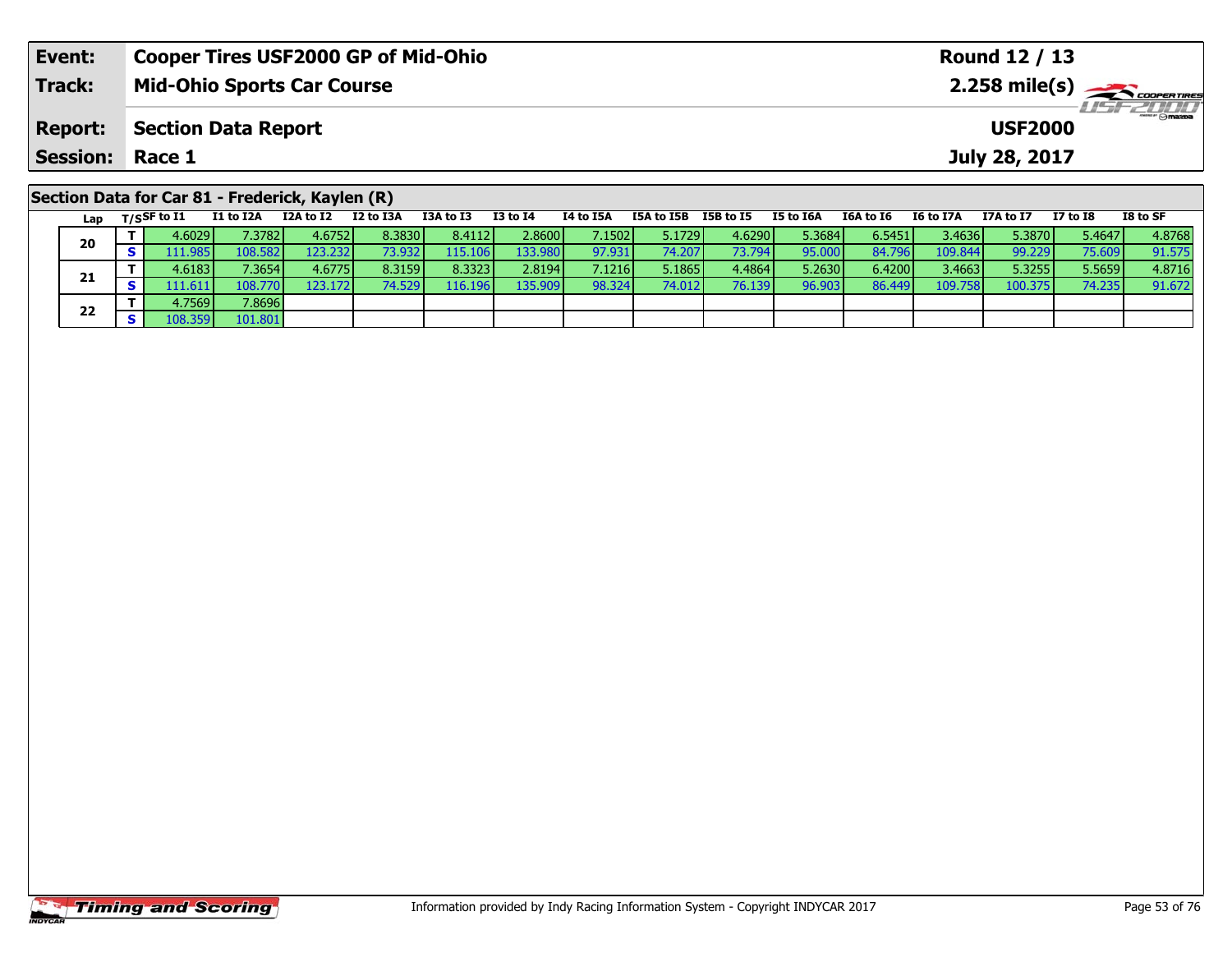| Event: | Cooper Tires USF2000 GP of Mid-Ohio | Round 12 / 13 |
|---|---|---|
| Track: | Mid-Ohio Sports Car Course | 2.258 mile(s) |
| Report: | Section Data Report | USF2000 |
| Session: | Race 1 | July 28, 2017 |

## Section Data for Car 81 - Frederick, Kaylen (R)

| Lap | T/S | SF to I1 | I1 to I2A | I2A to I2 | I2 to I3A | I3A to I3 | I3 to I4 | I4 to I5A | I5A to I5B | I5B to I5 | I5 to I6A | I6A to I6 | I6 to I7A | I7A to I7 | I7 to I8 | I8 to SF |
|---|---|---|---|---|---|---|---|---|---|---|---|---|---|---|---|---|
| 20 | T | 4.6029 | 7.3782 | 4.6752 | 8.3830 | 8.4112 | 2.8600 | 7.1502 | 5.1729 | 4.6290 | 5.3684 | 6.5451 | 3.4636 | 5.3870 | 5.4647 | 4.8768 |
| | S | 111.985 | 108.582 | 123.232 | 73.932 | 115.106 | 133.980 | 97.931 | 74.207 | 73.794 | 95.000 | 84.796 | 109.844 | 99.229 | 75.609 | 91.575 |
| 21 | T | 4.6183 | 7.3654 | 4.6775 | 8.3159 | 8.3323 | 2.8194 | 7.1216 | 5.1865 | 4.4864 | 5.2630 | 6.4200 | 3.4663 | 5.3255 | 5.5659 | 4.8716 |
| | S | 111.611 | 108.770 | 123.172 | 74.529 | 116.196 | 135.909 | 98.324 | 74.012 | 76.139 | 96.903 | 86.449 | 109.758 | 100.375 | 74.235 | 91.672 |
| 22 | T | 4.7569 | 7.8696 | | | | | | | | | | | | | |
| | S | 108.359 | 101.801 | | | | | | | | | | | | | |

Information provided by Indy Racing Information System - Copyright INDYCAR 2017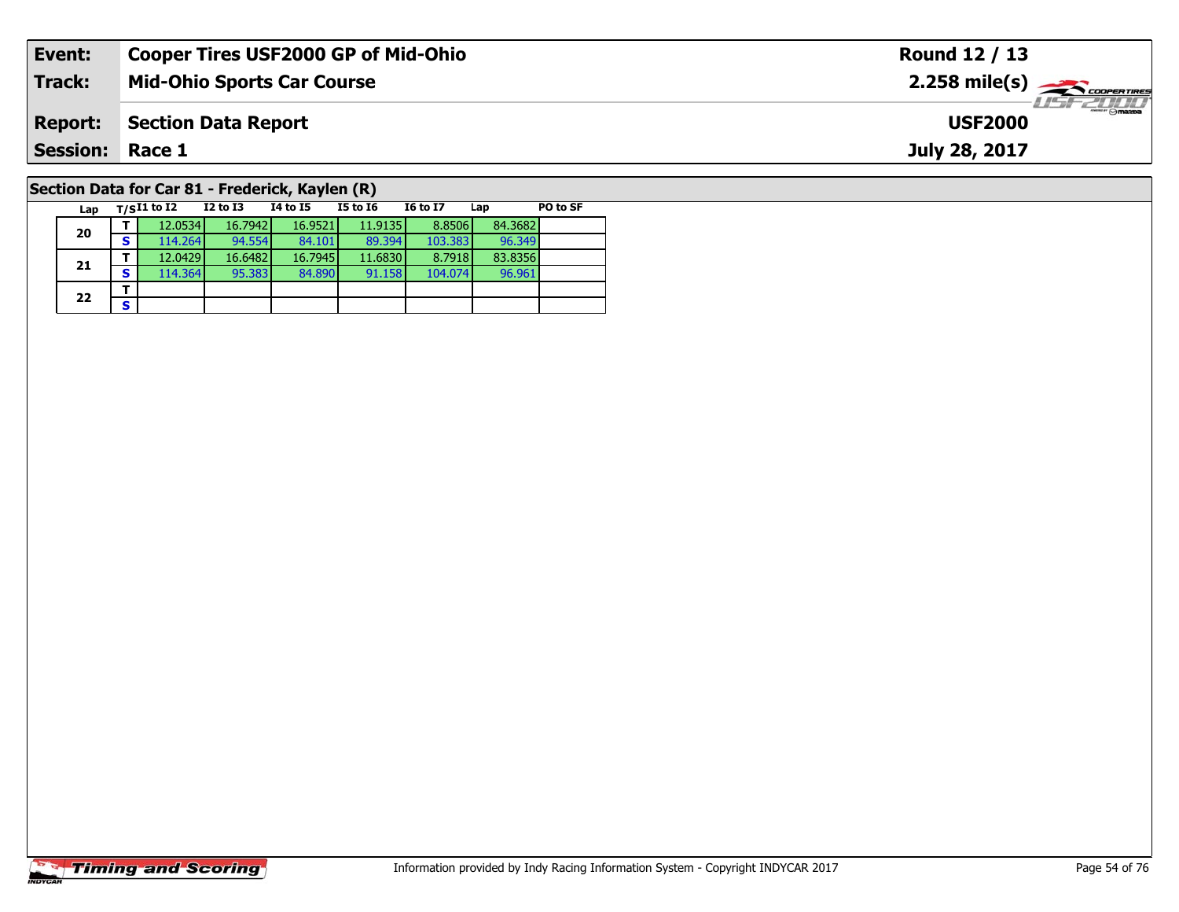| **Event:** | **Cooper Tires USF2000 GP of Mid-Ohio** | **Round 12 / 13** |
|---|---|---|
| **Track:** | **Mid-Ohio Sports Car Course** | **2.258 mile(s)** |
| **Report:** | **Section Data Report** | **USF2000** |
| **Session:** | **Race 1** | **July 28, 2017** |

## Section Data for Car 81 - Frederick, Kaylen (R)

| Lap | T/S | I1 to I2 | I2 to I3 | I4 to I5 | I5 to I6 | I6 to I7 | Lap | PO to SF |
|---|---|---|---|---|---|---|---|---|
| 20 | T | 12.0534 | 16.7942 | 16.9521 | 11.9135 | 8.8506 | 84.3682 | |
| | S | 114.264 | 94.554 | 84.101 | 89.394 | 103.383 | 96.349 | |
| 21 | T | 12.0429 | 16.6482 | 16.7945 | 11.6830 | 8.7918 | 83.8356 | |
| | S | 114.364 | 95.383 | 84.890 | 91.158 | 104.074 | 96.961 | |
| 22 | T | | | | | | | |
| | S | | | | | | | |

Information provided by Indy Racing Information System - Copyright INDYCAR 2017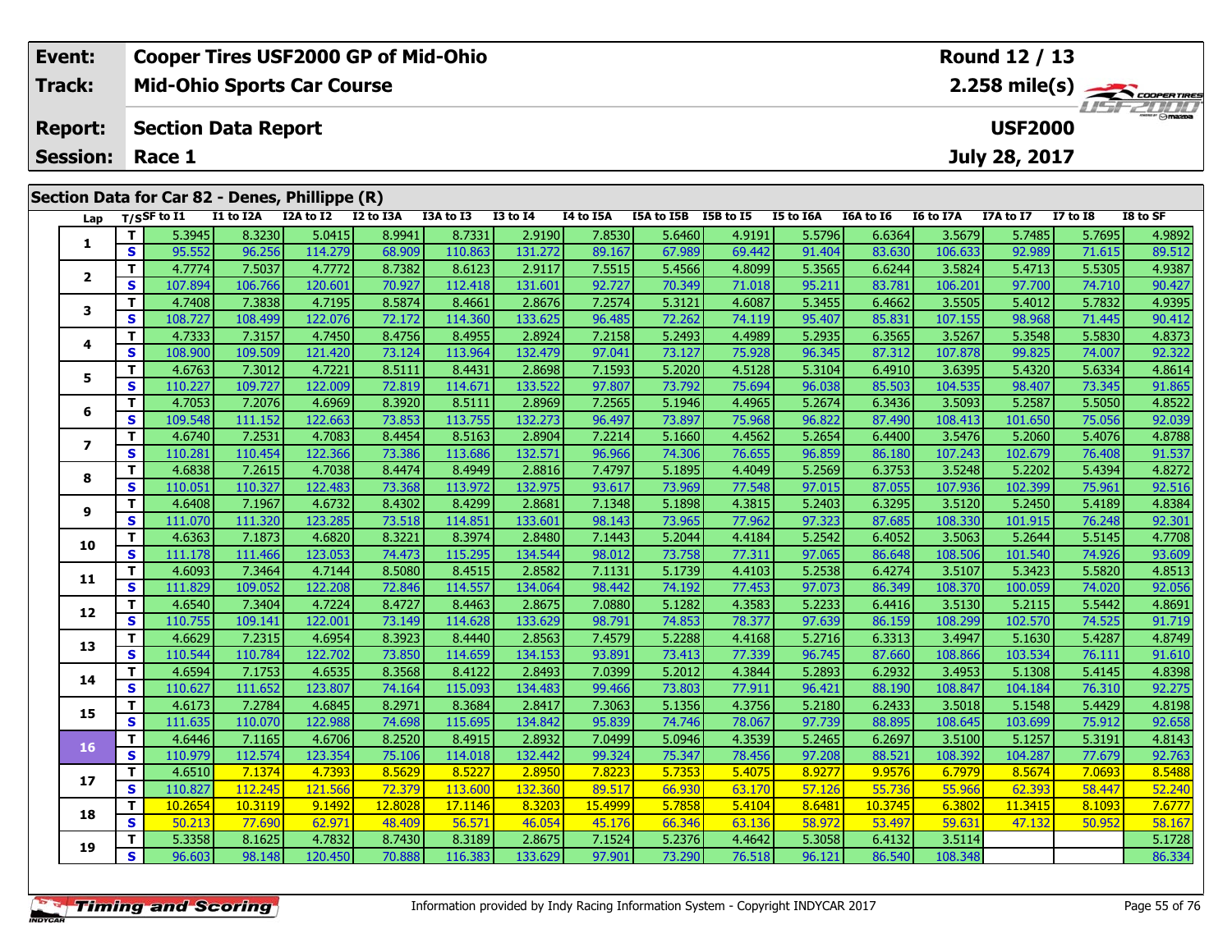| Event: | Cooper Tires USF2000 GP of Mid-Ohio | Round 12 / 13 |
|---|---|---|
| Track: | Mid-Ohio Sports Car Course | 2.258 mile(s) |
| Report: | Section Data Report | USF2000 |
| Session: | Race 1 | July 28, 2017 |

## Section Data for Car 82 - Denes, Phillippe (R)

| Lap | T/S | SF to I1 | I1 to I2A | I2A to I2 | I2 to I3A | I3A to I3 | I3 to I4 | I4 to I5A | I5A to I5B | I5B to I5 | I5 to I6A | I6A to I6 | I6 to I7A | I7A to I7 | I7 to I8 | I8 to SF |
|---|---|---|---|---|---|---|---|---|---|---|---|---|---|---|---|---|
| 1 | T | 5.3945 | 8.3230 | 5.0415 | 8.9941 | 8.7331 | 2.9190 | 7.8530 | 5.6460 | 4.9191 | 5.5796 | 6.6364 | 3.5679 | 5.7485 | 5.7695 | 4.9892 |
| | S | 95.552 | 96.256 | 114.279 | 68.909 | 110.863 | 131.272 | 89.167 | 67.989 | 69.442 | 91.404 | 83.630 | 106.633 | 92.989 | 71.615 | 89.512 |
| 2 | T | 4.7774 | 7.5037 | 4.7772 | 8.7382 | 8.6123 | 2.9117 | 7.5515 | 5.4566 | 4.8099 | 5.3565 | 6.6244 | 3.5824 | 5.4713 | 5.5305 | 4.9387 |
| | S | 107.894 | 106.766 | 120.601 | 70.927 | 112.418 | 131.601 | 92.727 | 70.349 | 71.018 | 95.211 | 83.781 | 106.201 | 97.700 | 74.710 | 90.427 |
| 3 | T | 4.7408 | 7.3838 | 4.7195 | 8.5874 | 8.4661 | 2.8676 | 7.2574 | 5.3121 | 4.6087 | 5.3455 | 6.4662 | 3.5505 | 5.4012 | 5.7832 | 4.9395 |
| | S | 108.727 | 108.499 | 122.076 | 72.172 | 114.360 | 133.625 | 96.485 | 72.262 | 74.119 | 95.407 | 85.831 | 107.155 | 98.968 | 71.445 | 90.412 |
| 4 | T | 4.7333 | 7.3157 | 4.7450 | 8.4756 | 8.4955 | 2.8924 | 7.2158 | 5.2493 | 4.4989 | 5.2935 | 6.3565 | 3.5267 | 5.3548 | 5.5830 | 4.8373 |
| | S | 108.900 | 109.509 | 121.420 | 73.124 | 113.964 | 132.479 | 97.041 | 73.127 | 75.928 | 96.345 | 87.312 | 107.878 | 99.825 | 74.007 | 92.322 |
| 5 | T | 4.6763 | 7.3012 | 4.7221 | 8.5111 | 8.4431 | 2.8698 | 7.1593 | 5.2020 | 4.5128 | 5.3104 | 6.4910 | 3.6395 | 5.4320 | 5.6334 | 4.8614 |
| | S | 110.227 | 109.727 | 122.009 | 72.819 | 114.671 | 133.522 | 97.807 | 73.792 | 75.694 | 96.038 | 85.503 | 104.535 | 98.407 | 73.345 | 91.865 |
| 6 | T | 4.7053 | 7.2076 | 4.6969 | 8.3920 | 8.5111 | 2.8969 | 7.2565 | 5.1946 | 4.4965 | 5.2674 | 6.3436 | 3.5093 | 5.2587 | 5.5050 | 4.8522 |
| | S | 109.548 | 111.152 | 122.663 | 73.853 | 113.755 | 132.273 | 96.497 | 73.897 | 75.968 | 96.822 | 87.490 | 108.413 | 101.650 | 75.056 | 92.039 |
| 7 | T | 4.6740 | 7.2531 | 4.7083 | 8.4454 | 8.5163 | 2.8904 | 7.2214 | 5.1660 | 4.4562 | 5.2654 | 6.4400 | 3.5476 | 5.2060 | 5.4076 | 4.8788 |
| | S | 110.281 | 110.454 | 122.366 | 73.386 | 113.686 | 132.571 | 96.966 | 74.306 | 76.655 | 96.859 | 86.180 | 107.243 | 102.679 | 76.408 | 91.537 |
| 8 | T | 4.6838 | 7.2615 | 4.7038 | 8.4474 | 8.4949 | 2.8816 | 7.4797 | 5.1895 | 4.4049 | 5.2569 | 6.3753 | 3.5248 | 5.2202 | 5.4394 | 4.8272 |
| | S | 110.051 | 110.327 | 122.483 | 73.368 | 113.972 | 132.975 | 93.617 | 73.969 | 77.548 | 97.015 | 87.055 | 107.936 | 102.399 | 75.961 | 92.516 |
| 9 | T | 4.6408 | 7.1967 | 4.6732 | 8.4302 | 8.4299 | 2.8681 | 7.1348 | 5.1898 | 4.3815 | 5.2403 | 6.3295 | 3.5120 | 5.2450 | 5.4189 | 4.8384 |
| | S | 111.070 | 111.320 | 123.285 | 73.518 | 114.851 | 133.601 | 98.143 | 73.965 | 77.962 | 97.323 | 87.685 | 108.330 | 101.915 | 76.248 | 92.301 |
| 10 | T | 4.6363 | 7.1873 | 4.6820 | 8.3221 | 8.3974 | 2.8480 | 7.1443 | 5.2044 | 4.4184 | 5.2542 | 6.4052 | 3.5063 | 5.2644 | 5.5145 | 4.7708 |
| | S | 111.178 | 111.466 | 123.053 | 74.473 | 115.295 | 134.544 | 98.012 | 73.758 | 77.311 | 97.065 | 86.648 | 108.506 | 101.540 | 74.926 | 93.609 |
| 11 | T | 4.6093 | 7.3464 | 4.7144 | 8.5080 | 8.4515 | 2.8582 | 7.1131 | 5.1739 | 4.4103 | 5.2538 | 6.4274 | 3.5107 | 5.3423 | 5.5820 | 4.8513 |
| | S | 111.829 | 109.052 | 122.208 | 72.846 | 114.557 | 134.064 | 98.442 | 74.192 | 77.453 | 97.073 | 86.349 | 108.370 | 100.059 | 74.020 | 92.056 |
| 12 | T | 4.6540 | 7.3404 | 4.7224 | 8.4727 | 8.4463 | 2.8675 | 7.0880 | 5.1282 | 4.3583 | 5.2233 | 6.4416 | 3.5130 | 5.2115 | 5.5442 | 4.8691 |
| | S | 110.755 | 109.141 | 122.001 | 73.149 | 114.628 | 133.629 | 98.791 | 74.853 | 78.377 | 97.639 | 86.159 | 108.299 | 102.570 | 74.525 | 91.719 |
| 13 | T | 4.6629 | 7.2315 | 4.6954 | 8.3923 | 8.4440 | 2.8563 | 7.4579 | 5.2288 | 4.4168 | 5.2716 | 6.3313 | 3.4947 | 5.1630 | 5.4287 | 4.8749 |
| | S | 110.544 | 110.784 | 122.702 | 73.850 | 114.659 | 134.153 | 93.891 | 73.413 | 77.339 | 96.745 | 87.660 | 108.866 | 103.534 | 76.111 | 91.610 |
| 14 | T | 4.6594 | 7.1753 | 4.6535 | 8.3568 | 8.4122 | 2.8493 | 7.0399 | 5.2012 | 4.3844 | 5.2893 | 6.2932 | 3.4953 | 5.1308 | 5.4145 | 4.8398 |
| | S | 110.627 | 111.652 | 123.807 | 74.164 | 115.093 | 134.483 | 99.466 | 73.803 | 77.911 | 96.421 | 88.190 | 108.847 | 104.184 | 76.310 | 92.275 |
| 15 | T | 4.6173 | 7.2784 | 4.6845 | 8.2971 | 8.3684 | 2.8417 | 7.3063 | 5.1356 | 4.3756 | 5.2180 | 6.2433 | 3.5018 | 5.1548 | 5.4429 | 4.8198 |
| | S | 111.635 | 110.070 | 122.988 | 74.698 | 115.695 | 134.842 | 95.839 | 74.746 | 78.067 | 97.739 | 88.895 | 108.645 | 103.699 | 75.912 | 92.658 |
| 16 | T | 4.6446 | 7.1165 | 4.6706 | 8.2520 | 8.4915 | 2.8932 | 7.0499 | 5.0946 | 4.3539 | 5.2465 | 6.2697 | 3.5100 | 5.1257 | 5.3191 | 4.8143 |
| | S | 110.979 | 112.574 | 123.354 | 75.106 | 114.018 | 132.442 | 99.324 | 75.347 | 78.456 | 97.208 | 88.521 | 108.392 | 104.287 | 77.679 | 92.763 |
| 17 | T | 4.6510 | 7.1374 | 4.7393 | 8.5629 | 8.5227 | 2.8950 | 7.8223 | 5.7353 | 5.4075 | 8.9277 | 9.9576 | 6.7979 | 8.5674 | 7.0693 | 8.5488 |
| | S | 110.827 | 112.245 | 121.566 | 72.379 | 113.600 | 132.360 | 89.517 | 66.930 | 63.170 | 57.126 | 55.736 | 55.966 | 62.393 | 58.447 | 52.240 |
| 18 | T | 10.2654 | 10.3119 | 9.1492 | 12.8028 | 17.1146 | 8.3203 | 15.4999 | 5.7858 | 5.4104 | 8.6481 | 10.3745 | 6.3802 | 11.3415 | 8.1093 | 7.6777 |
| | S | 50.213 | 77.690 | 62.971 | 48.409 | 56.571 | 46.054 | 45.176 | 66.346 | 63.136 | 58.972 | 53.497 | 59.631 | 47.132 | 50.952 | 58.167 |
| 19 | T | 5.3358 | 8.1625 | 4.7832 | 8.7430 | 8.3189 | 2.8675 | 7.1524 | 5.2376 | 4.4642 | 5.3058 | 6.4132 | 3.5114 | | | 5.1728 |
| | S | 96.603 | 98.148 | 120.450 | 70.888 | 116.383 | 133.629 | 97.901 | 73.290 | 76.518 | 96.121 | 86.540 | 108.348 | | | 86.334 |

Information provided by Indy Racing Information System - Copyright INDYCAR 2017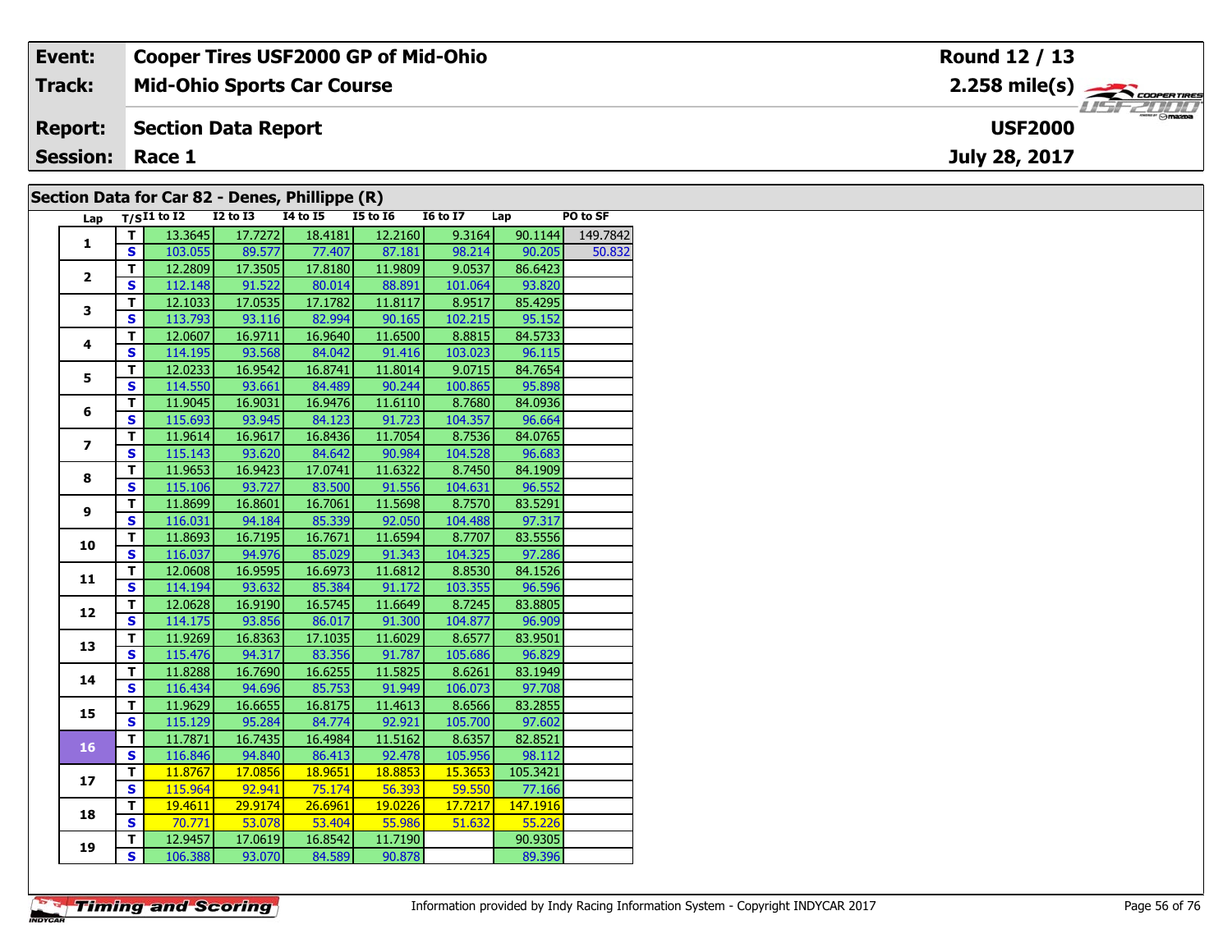| Event: | Cooper Tires USF2000 GP of Mid-Ohio | Round 12 / 13 |
|---|---|---|
| Track: | Mid-Ohio Sports Car Course | 2.258 mile(s) |
| Report: | Section Data Report | USF2000 |
| Session: | Race 1 | July 28, 2017 |

## Section Data for Car 82 - Denes, Phillippe (R)

| Lap | T/S | I1 to I2 | I2 to I3 | I4 to I5 | I5 to I6 | I6 to I7 | Lap | PO to SF |
|---|---|---|---|---|---|---|---|---|
| 1 | T | 13.3645 | 17.7272 | 18.4181 | 12.2160 | 9.3164 | 90.1144 | 149.7842 |
| | S | 103.055 | 89.577 | 77.407 | 87.181 | 98.214 | 90.205 | 50.832 |
| 2 | T | 12.2809 | 17.3505 | 17.8180 | 11.9809 | 9.0537 | 86.6423 | |
| | S | 112.148 | 91.522 | 80.014 | 88.891 | 101.064 | 93.820 | |
| 3 | T | 12.1033 | 17.0535 | 17.1782 | 11.8117 | 8.9517 | 85.4295 | |
| | S | 113.793 | 93.116 | 82.994 | 90.165 | 102.215 | 95.152 | |
| 4 | T | 12.0607 | 16.9711 | 16.9640 | 11.6500 | 8.8815 | 84.5733 | |
| | S | 114.195 | 93.568 | 84.042 | 91.416 | 103.023 | 96.115 | |
| 5 | T | 12.0233 | 16.9542 | 16.8741 | 11.8014 | 9.0715 | 84.7654 | |
| | S | 114.550 | 93.661 | 84.489 | 90.244 | 100.865 | 95.898 | |
| 6 | T | 11.9045 | 16.9031 | 16.9476 | 11.6110 | 8.7680 | 84.0936 | |
| | S | 115.693 | 93.945 | 84.123 | 91.723 | 104.357 | 96.664 | |
| 7 | T | 11.9614 | 16.9617 | 16.8436 | 11.7054 | 8.7536 | 84.0765 | |
| | S | 115.143 | 93.620 | 84.642 | 90.984 | 104.528 | 96.683 | |
| 8 | T | 11.9653 | 16.9423 | 17.0741 | 11.6322 | 8.7450 | 84.1909 | |
| | S | 115.106 | 93.727 | 83.500 | 91.556 | 104.631 | 96.552 | |
| 9 | T | 11.8699 | 16.8601 | 16.7061 | 11.5698 | 8.7570 | 83.5291 | |
| | S | 116.031 | 94.184 | 85.339 | 92.050 | 104.488 | 97.317 | |
| 10 | T | 11.8693 | 16.7195 | 16.7671 | 11.6594 | 8.7707 | 83.5556 | |
| | S | 116.037 | 94.976 | 85.029 | 91.343 | 104.325 | 97.286 | |
| 11 | T | 12.0608 | 16.9595 | 16.6973 | 11.6812 | 8.8530 | 84.1526 | |
| | S | 114.194 | 93.632 | 85.384 | 91.172 | 103.355 | 96.596 | |
| 12 | T | 12.0628 | 16.9190 | 16.5745 | 11.6649 | 8.7245 | 83.8805 | |
| | S | 114.175 | 93.856 | 86.017 | 91.300 | 104.877 | 96.909 | |
| 13 | T | 11.9269 | 16.8363 | 17.1035 | 11.6029 | 8.6577 | 83.9501 | |
| | S | 115.476 | 94.317 | 83.356 | 91.787 | 105.686 | 96.829 | |
| 14 | T | 11.8288 | 16.7690 | 16.6255 | 11.5825 | 8.6261 | 83.1949 | |
| | S | 116.434 | 94.696 | 85.753 | 91.949 | 106.073 | 97.708 | |
| 15 | T | 11.9629 | 16.6655 | 16.8175 | 11.4613 | 8.6566 | 83.2855 | |
| | S | 115.129 | 95.284 | 84.774 | 92.921 | 105.700 | 97.602 | |
| 16 | T | 11.7871 | 16.7435 | 16.4984 | 11.5162 | 8.6357 | 82.8521 | |
| | S | 116.846 | 94.840 | 86.413 | 92.478 | 105.956 | 98.112 | |
| 17 | T | 11.8767 | 17.0856 | 18.9651 | 18.8853 | 15.3653 | 105.3421 | |
| | S | 115.964 | 92.941 | 75.174 | 56.393 | 59.550 | 77.166 | |
| 18 | T | 19.4611 | 29.9174 | 26.6961 | 19.0226 | 17.7217 | 147.1916 | |
| | S | 70.771 | 53.078 | 53.404 | 55.986 | 51.632 | 55.226 | |
| 19 | T | 12.9457 | 17.0619 | 16.8542 | 11.7190 | | 90.9305 | |
| | S | 106.388 | 93.070 | 84.589 | 90.878 | | 89.396 | |

Information provided by Indy Racing Information System - Copyright INDYCAR 2017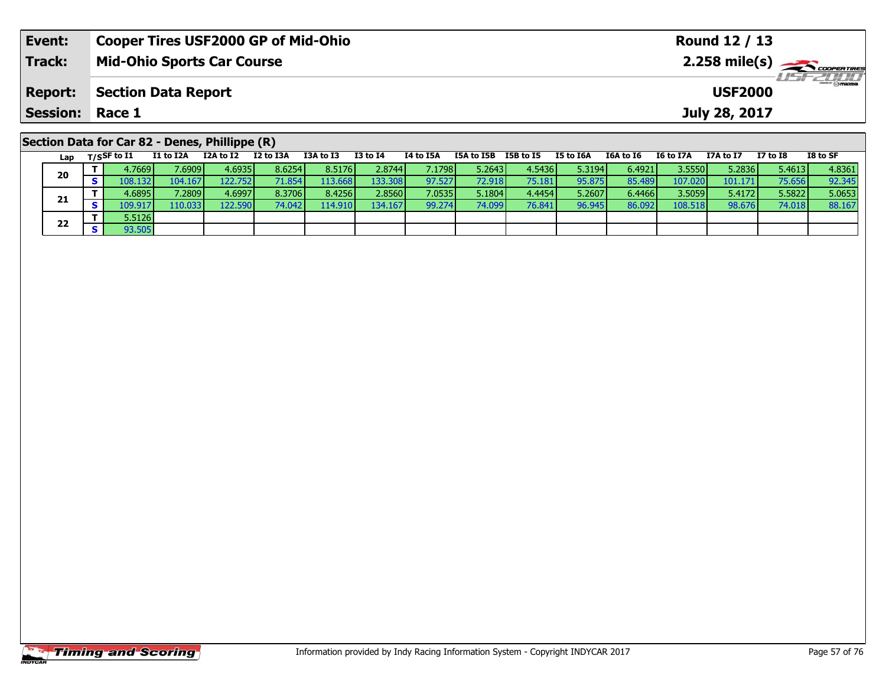| Event: | Cooper Tires USF2000 GP of Mid-Ohio | Round 12 / 13 |
|---|---|---|
| Track: | Mid-Ohio Sports Car Course | 2.258 mile(s) |
| Report: | Section Data Report | USF2000 |
| Session: | Race 1 | July 28, 2017 |

## Section Data for Car 82 - Denes, Phillippe (R)

| Lap | T/S | SF to I1 | I1 to I2A | I2A to I2 | I2 to I3A | I3A to I3 | I3 to I4 | I4 to I5A | I5A to I5B | I5B to I5 | I5 to I6A | I6A to I6 | I6 to I7A | I7A to I7 | I7 to I8 | I8 to SF |
|---|---|---|---|---|---|---|---|---|---|---|---|---|---|---|---|---|
| 20 | T | 4.7669 | 7.6909 | 4.6935 | 8.6254 | 8.5176 | 2.8744 | 7.1798 | 5.2643 | 4.5436 | 5.3194 | 6.4921 | 3.5550 | 5.2836 | 5.4613 | 4.8361 |
| | S | 108.132 | 104.167 | 122.752 | 71.854 | 113.668 | 133.308 | 97.527 | 72.918 | 75.181 | 95.875 | 85.489 | 107.020 | 101.171 | 75.656 | 92.345 |
| 21 | T | 4.6895 | 7.2809 | 4.6997 | 8.3706 | 8.4256 | 2.8560 | 7.0535 | 5.1804 | 4.4454 | 5.2607 | 6.4466 | 3.5059 | 5.4172 | 5.5822 | 5.0653 |
| | S | 109.917 | 110.033 | 122.590 | 74.042 | 114.910 | 134.167 | 99.274 | 74.099 | 76.841 | 96.945 | 86.092 | 108.518 | 98.676 | 74.018 | 88.167 |
| 22 | T | 5.5126 | | | | | | | | | | | | | | |
| | S | 93.505 | | | | | | | | | | | | | | |

Information provided by Indy Racing Information System - Copyright INDYCAR 2017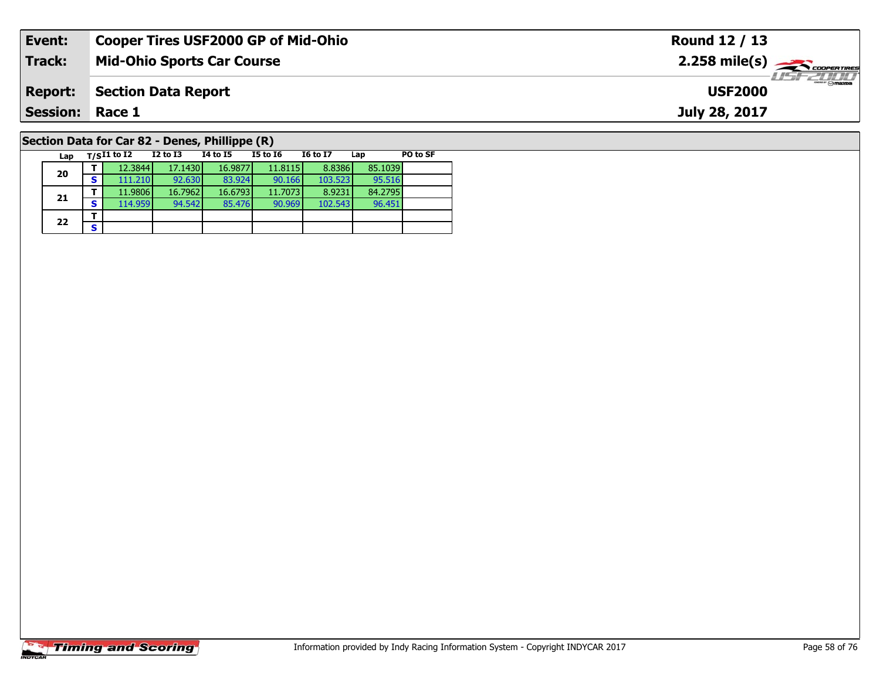| **Event:** | **Cooper Tires USF2000 GP of Mid-Ohio** | **Round 12 / 13** |
|---|---|---|
| **Track:** | **Mid-Ohio Sports Car Course** | **2.258 mile(s)** |
| **Report:** | **Section Data Report** | **USF2000** |
| **Session:** | **Race 1** | **July 28, 2017** |

## Section Data for Car 82 - Denes, Phillippe (R)

| Lap | T/S | I1 to I2 | I2 to I3 | I4 to I5 | I5 to I6 | I6 to I7 | Lap | PO to SF |
|---|---|---|---|---|---|---|---|---|
| 20 | T | 12.3844 | 17.1430 | 16.9877 | 11.8115 | 8.8386 | 85.1039 | |
| | S | 111.210 | 92.630 | 83.924 | 90.166 | 103.523 | 95.516 | |
| 21 | T | 11.9806 | 16.7962 | 16.6793 | 11.7073 | 8.9231 | 84.2795 | |
| | S | 114.959 | 94.542 | 85.476 | 90.969 | 102.543 | 96.451 | |
| 22 | T | | | | | | | |
| | S | | | | | | | |

Information provided by Indy Racing Information System - Copyright INDYCAR 2017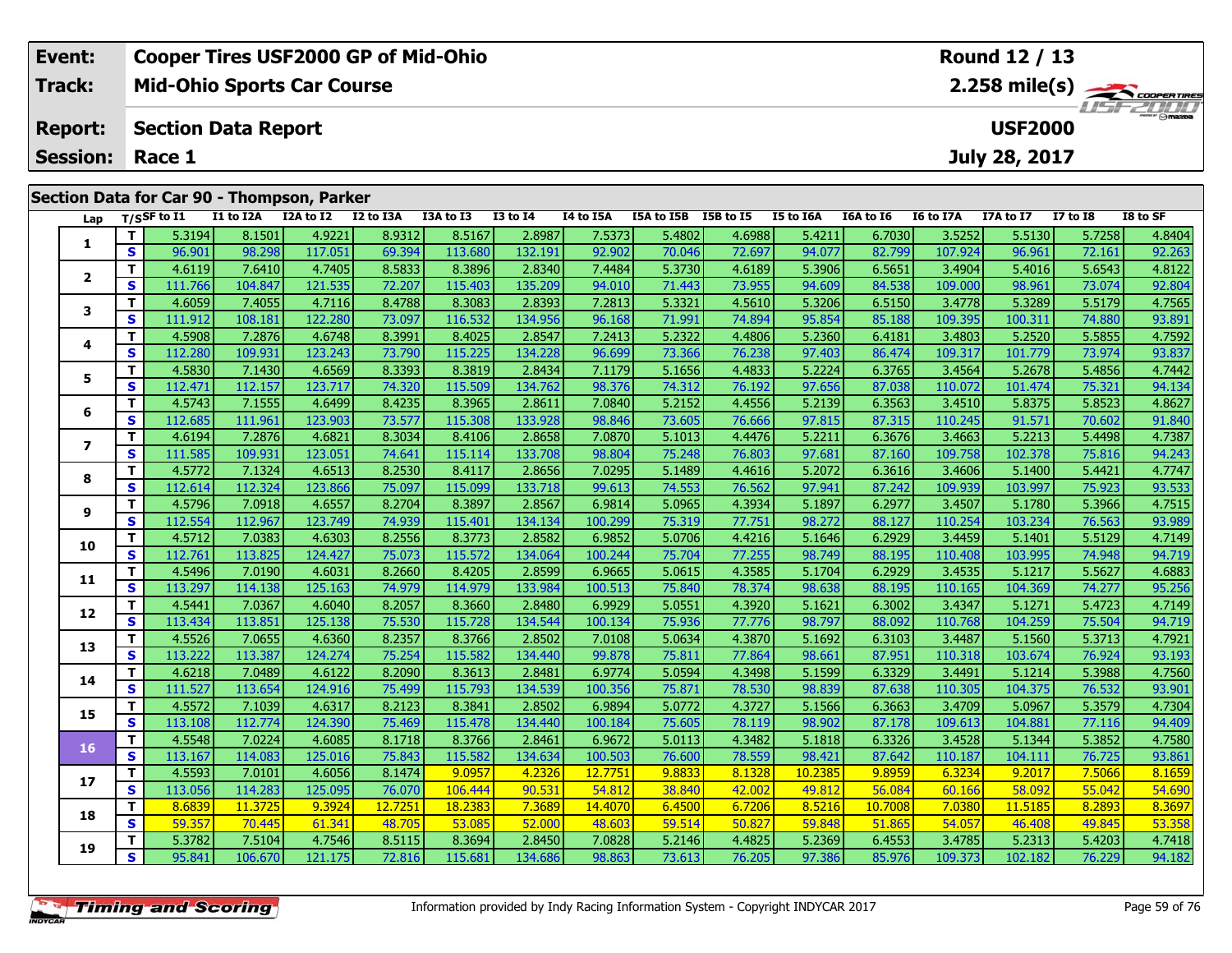| Event: | Cooper Tires USF2000 GP of Mid-Ohio | Round 12 / 13 |
|---|---|---|
| Track: | Mid-Ohio Sports Car Course | 2.258 mile(s) |
| Report: | Section Data Report | USF2000 |
| Session: | Race 1 | July 28, 2017 |

## Section Data for Car 90 - Thompson, Parker

| Lap | T/S | SF to I1 | I1 to I2A | I2A to I2 | I2 to I3A | I3A to I3 | I3 to I4 | I4 to I5A | I5A to I5B | I5B to I5 | I5 to I6A | I6A to I6 | I6 to I7A | I7A to I7 | I7 to I8 | I8 to SF |
|---|---|---|---|---|---|---|---|---|---|---|---|---|---|---|---|---|
| 1 | T | 5.3194 | 8.1501 | 4.9221 | 8.9312 | 8.5167 | 2.8987 | 7.5373 | 5.4802 | 4.6988 | 5.4211 | 6.7030 | 3.5252 | 5.5130 | 5.7258 | 4.8404 |
| | S | 96.901 | 98.298 | 117.051 | 69.394 | 113.680 | 132.191 | 92.902 | 70.046 | 72.697 | 94.077 | 82.799 | 107.924 | 96.961 | 72.161 | 92.263 |
| 2 | T | 4.6119 | 7.6410 | 4.7405 | 8.5833 | 8.3896 | 2.8340 | 7.4484 | 5.3730 | 4.6189 | 5.3906 | 6.5651 | 3.4904 | 5.4016 | 5.6543 | 4.8122 |
| | S | 111.766 | 104.847 | 121.535 | 72.207 | 115.403 | 135.209 | 94.010 | 71.443 | 73.955 | 94.609 | 84.538 | 109.000 | 98.961 | 73.074 | 92.804 |
| 3 | T | 4.6059 | 7.4055 | 4.7116 | 8.4788 | 8.3083 | 2.8393 | 7.2813 | 5.3321 | 4.5610 | 5.3206 | 6.5150 | 3.4778 | 5.3289 | 5.5179 | 4.7565 |
| | S | 111.912 | 108.181 | 122.280 | 73.097 | 116.532 | 134.956 | 96.168 | 71.991 | 74.894 | 95.854 | 85.188 | 109.395 | 100.311 | 74.880 | 93.891 |
| 4 | T | 4.5908 | 7.2876 | 4.6748 | 8.3991 | 8.4025 | 2.8547 | 7.2413 | 5.2322 | 4.4806 | 5.2360 | 6.4181 | 3.4803 | 5.2520 | 5.5855 | 4.7592 |
| | S | 112.280 | 109.931 | 123.243 | 73.790 | 115.225 | 134.228 | 96.699 | 73.366 | 76.238 | 97.403 | 86.474 | 109.317 | 101.779 | 73.974 | 93.837 |
| 5 | T | 4.5830 | 7.1430 | 4.6569 | 8.3393 | 8.3819 | 2.8434 | 7.1179 | 5.1656 | 4.4833 | 5.2224 | 6.3765 | 3.4564 | 5.2678 | 5.4856 | 4.7442 |
| | S | 112.471 | 112.157 | 123.717 | 74.320 | 115.509 | 134.762 | 98.376 | 74.312 | 76.192 | 97.656 | 87.038 | 110.072 | 101.474 | 75.321 | 94.134 |
| 6 | T | 4.5743 | 7.1555 | 4.6499 | 8.4235 | 8.3965 | 2.8611 | 7.0840 | 5.2152 | 4.4556 | 5.2139 | 6.3563 | 3.4510 | 5.8375 | 5.8523 | 4.8627 |
| | S | 112.685 | 111.961 | 123.903 | 73.577 | 115.308 | 133.928 | 98.846 | 73.605 | 76.666 | 97.815 | 87.315 | 110.245 | 91.571 | 70.602 | 91.840 |
| 7 | T | 4.6194 | 7.2876 | 4.6821 | 8.3034 | 8.4106 | 2.8658 | 7.0870 | 5.1013 | 4.4476 | 5.2211 | 6.3676 | 3.4663 | 5.2213 | 5.4498 | 4.7387 |
| | S | 111.585 | 109.931 | 123.051 | 74.641 | 115.114 | 133.708 | 98.804 | 75.248 | 76.803 | 97.681 | 87.160 | 109.758 | 102.378 | 75.816 | 94.243 |
| 8 | T | 4.5772 | 7.1324 | 4.6513 | 8.2530 | 8.4117 | 2.8656 | 7.0295 | 5.1489 | 4.4616 | 5.2072 | 6.3616 | 3.4606 | 5.1400 | 5.4421 | 4.7747 |
| | S | 112.614 | 112.324 | 123.866 | 75.097 | 115.099 | 133.718 | 99.613 | 74.553 | 76.562 | 97.941 | 87.242 | 109.939 | 103.997 | 75.923 | 93.533 |
| 9 | T | 4.5796 | 7.0918 | 4.6557 | 8.2704 | 8.3897 | 2.8567 | 6.9814 | 5.0965 | 4.3934 | 5.1897 | 6.2977 | 3.4507 | 5.1780 | 5.3966 | 4.7515 |
| | S | 112.554 | 112.967 | 123.749 | 74.939 | 115.401 | 134.134 | 100.299 | 75.319 | 77.751 | 98.272 | 88.127 | 110.254 | 103.234 | 76.563 | 93.989 |
| 10 | T | 4.5712 | 7.0383 | 4.6303 | 8.2556 | 8.3773 | 2.8582 | 6.9852 | 5.0706 | 4.4216 | 5.1646 | 6.2929 | 3.4459 | 5.1401 | 5.5129 | 4.7149 |
| | S | 112.761 | 113.825 | 124.427 | 75.073 | 115.572 | 134.064 | 100.244 | 75.704 | 77.255 | 98.749 | 88.195 | 110.408 | 103.995 | 74.948 | 94.719 |
| 11 | T | 4.5496 | 7.0190 | 4.6031 | 8.2660 | 8.4205 | 2.8599 | 6.9665 | 5.0615 | 4.3585 | 5.1704 | 6.2929 | 3.4535 | 5.1217 | 5.5627 | 4.6883 |
| | S | 113.297 | 114.138 | 125.163 | 74.979 | 114.979 | 133.984 | 100.513 | 75.840 | 78.374 | 98.638 | 88.195 | 110.165 | 104.369 | 74.277 | 95.256 |
| 12 | T | 4.5441 | 7.0367 | 4.6040 | 8.2057 | 8.3660 | 2.8480 | 6.9929 | 5.0551 | 4.3920 | 5.1621 | 6.3002 | 3.4347 | 5.1271 | 5.4723 | 4.7149 |
| | S | 113.434 | 113.851 | 125.138 | 75.530 | 115.728 | 134.544 | 100.134 | 75.936 | 77.776 | 98.797 | 88.092 | 110.768 | 104.259 | 75.504 | 94.719 |
| 13 | T | 4.5526 | 7.0655 | 4.6360 | 8.2357 | 8.3766 | 2.8502 | 7.0108 | 5.0634 | 4.3870 | 5.1692 | 6.3103 | 3.4487 | 5.1560 | 5.3713 | 4.7921 |
| | S | 113.222 | 113.387 | 124.274 | 75.254 | 115.582 | 134.440 | 99.878 | 75.811 | 77.864 | 98.661 | 87.951 | 110.318 | 103.674 | 76.924 | 93.193 |
| 14 | T | 4.6218 | 7.0489 | 4.6122 | 8.2090 | 8.3613 | 2.8481 | 6.9774 | 5.0594 | 4.3498 | 5.1599 | 6.3329 | 3.4491 | 5.1214 | 5.3988 | 4.7560 |
| | S | 111.527 | 113.654 | 124.916 | 75.499 | 115.793 | 134.539 | 100.356 | 75.871 | 78.530 | 98.839 | 87.638 | 110.305 | 104.375 | 76.532 | 93.901 |
| 15 | T | 4.5572 | 7.1039 | 4.6317 | 8.2123 | 8.3841 | 2.8502 | 6.9894 | 5.0772 | 4.3727 | 5.1566 | 6.3663 | 3.4709 | 5.0967 | 5.3579 | 4.7304 |
| | S | 113.108 | 112.774 | 124.390 | 75.469 | 115.478 | 134.440 | 100.184 | 75.605 | 78.119 | 98.902 | 87.178 | 109.613 | 104.881 | 77.116 | 94.409 |
| 16 | T | 4.5548 | 7.0224 | 4.6085 | 8.1718 | 8.3766 | 2.8461 | 6.9672 | 5.0113 | 4.3482 | 5.1818 | 6.3326 | 3.4528 | 5.1344 | 5.3852 | 4.7580 |
| | S | 113.167 | 114.083 | 125.016 | 75.843 | 115.582 | 134.634 | 100.503 | 76.600 | 78.559 | 98.421 | 87.642 | 110.187 | 104.111 | 76.725 | 93.861 |
| 17 | T | 4.5593 | 7.0101 | 4.6056 | 8.1474 | 9.0957 | 4.2326 | 12.7751 | 9.8833 | 8.1328 | 10.2385 | 9.8959 | 6.3234 | 9.2017 | 7.5066 | 8.1659 |
| | S | 113.056 | 114.283 | 125.095 | 76.070 | 106.444 | 90.531 | 54.812 | 38.840 | 42.002 | 49.812 | 56.084 | 60.166 | 58.092 | 55.042 | 54.690 |
| 18 | T | 8.6839 | 11.3725 | 9.3924 | 12.7251 | 18.2383 | 7.3689 | 14.4070 | 6.4500 | 6.7206 | 8.5216 | 10.7008 | 7.0380 | 11.5185 | 8.2893 | 8.3697 |
| | S | 59.357 | 70.445 | 61.341 | 48.705 | 53.085 | 52.000 | 48.603 | 59.514 | 50.827 | 59.848 | 51.865 | 54.057 | 46.408 | 49.845 | 53.358 |
| 19 | T | 5.3782 | 7.5104 | 4.7546 | 8.5115 | 8.3694 | 2.8450 | 7.0828 | 5.2146 | 4.4825 | 5.2369 | 6.4553 | 3.4785 | 5.2313 | 5.4203 | 4.7418 |
| | S | 95.841 | 106.670 | 121.175 | 72.816 | 115.681 | 134.686 | 98.863 | 73.613 | 76.205 | 97.386 | 85.976 | 109.373 | 102.182 | 76.229 | 94.182 |

Information provided by Indy Racing Information System - Copyright INDYCAR 2017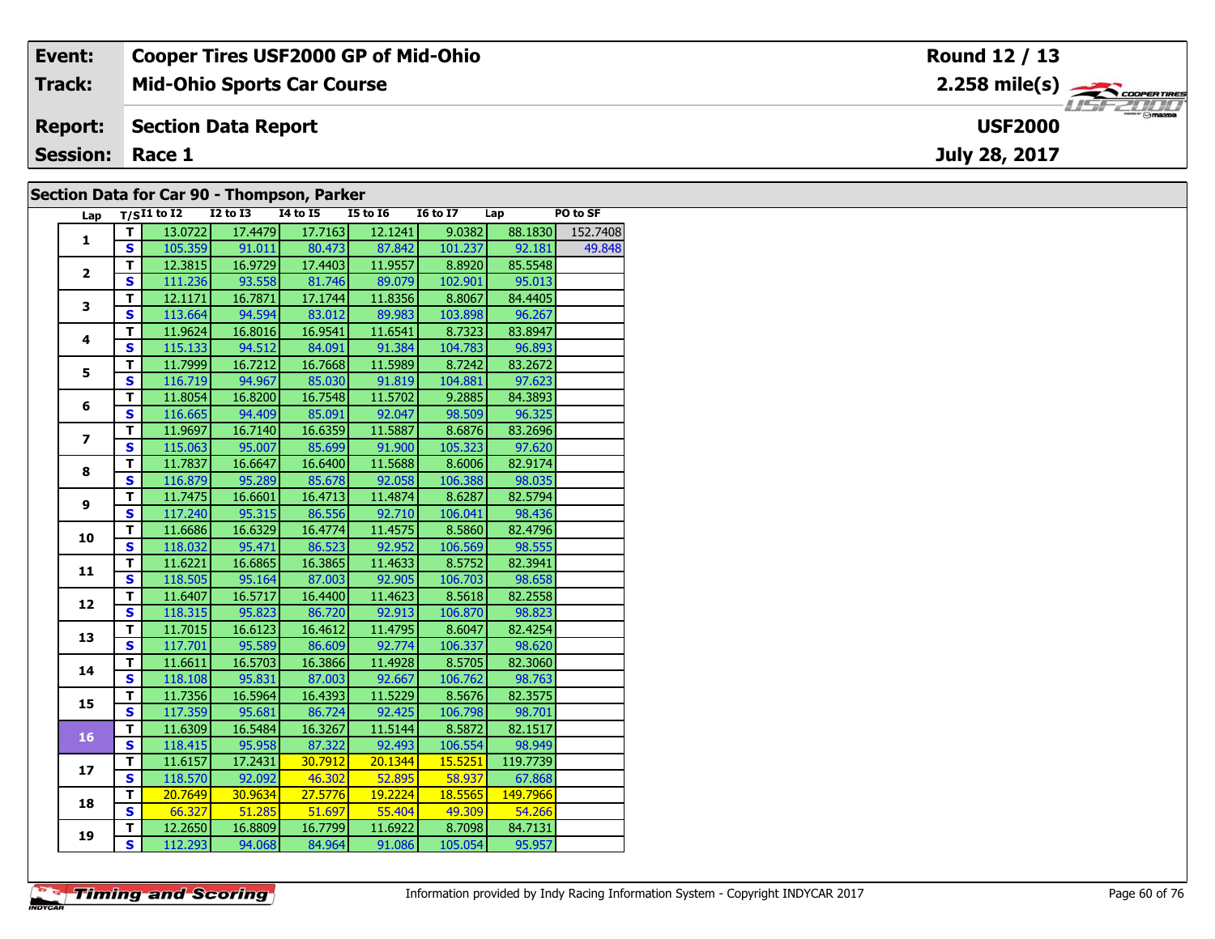| Event: | Cooper Tires USF2000 GP of Mid-Ohio | Round 12 / 13 |
|---|---|---|
| Track: | Mid-Ohio Sports Car Course | 2.258 mile(s) |
| Report: | Section Data Report | USF2000 |
| Session: | Race 1 | July 28, 2017 |

## Section Data for Car 90 - Thompson, Parker

| Lap | T/S | I1 to I2 | I2 to I3 | I4 to I5 | I5 to I6 | I6 to I7 | Lap | PO to SF |
|---|---|---|---|---|---|---|---|---|
| 1 | T | 13.0722 | 17.4479 | 17.7163 | 12.1241 | 9.0382 | 88.1830 | 152.7408 |
|  | S | 105.359 | 91.011 | 80.473 | 87.842 | 101.237 | 92.181 | 49.848 |
| 2 | T | 12.3815 | 16.9729 | 17.4403 | 11.9557 | 8.8920 | 85.5548 |  |
|  | S | 111.236 | 93.558 | 81.746 | 89.079 | 102.901 | 95.013 |  |
| 3 | T | 12.1171 | 16.7871 | 17.1744 | 11.8356 | 8.8067 | 84.4405 |  |
|  | S | 113.664 | 94.594 | 83.012 | 89.983 | 103.898 | 96.267 |  |
| 4 | T | 11.9624 | 16.8016 | 16.9541 | 11.6541 | 8.7323 | 83.8947 |  |
|  | S | 115.133 | 94.512 | 84.091 | 91.384 | 104.783 | 96.893 |  |
| 5 | T | 11.7999 | 16.7212 | 16.7668 | 11.5989 | 8.7242 | 83.2672 |  |
|  | S | 116.719 | 94.967 | 85.030 | 91.819 | 104.881 | 97.623 |  |
| 6 | T | 11.8054 | 16.8200 | 16.7548 | 11.5702 | 9.2885 | 84.3893 |  |
|  | S | 116.665 | 94.409 | 85.091 | 92.047 | 98.509 | 96.325 |  |
| 7 | T | 11.9697 | 16.7140 | 16.6359 | 11.5887 | 8.6876 | 83.2696 |  |
|  | S | 115.063 | 95.007 | 85.699 | 91.900 | 105.323 | 97.620 |  |
| 8 | T | 11.7837 | 16.6647 | 16.6400 | 11.5688 | 8.6006 | 82.9174 |  |
|  | S | 116.879 | 95.289 | 85.678 | 92.058 | 106.388 | 98.035 |  |
| 9 | T | 11.7475 | 16.6601 | 16.4713 | 11.4874 | 8.6287 | 82.5794 |  |
|  | S | 117.240 | 95.315 | 86.556 | 92.710 | 106.041 | 98.436 |  |
| 10 | T | 11.6686 | 16.6329 | 16.4774 | 11.4575 | 8.5860 | 82.4796 |  |
|  | S | 118.032 | 95.471 | 86.523 | 92.952 | 106.569 | 98.555 |  |
| 11 | T | 11.6221 | 16.6865 | 16.3865 | 11.4633 | 8.5752 | 82.3941 |  |
|  | S | 118.505 | 95.164 | 87.003 | 92.905 | 106.703 | 98.658 |  |
| 12 | T | 11.6407 | 16.5717 | 16.4400 | 11.4623 | 8.5618 | 82.2558 |  |
|  | S | 118.315 | 95.823 | 86.720 | 92.913 | 106.870 | 98.823 |  |
| 13 | T | 11.7015 | 16.6123 | 16.4612 | 11.4795 | 8.6047 | 82.4254 |  |
|  | S | 117.701 | 95.589 | 86.609 | 92.774 | 106.337 | 98.620 |  |
| 14 | T | 11.6611 | 16.5703 | 16.3866 | 11.4928 | 8.5705 | 82.3060 |  |
|  | S | 118.108 | 95.831 | 87.003 | 92.667 | 106.762 | 98.763 |  |
| 15 | T | 11.7356 | 16.5964 | 16.4393 | 11.5229 | 8.5676 | 82.3575 |  |
|  | S | 117.359 | 95.681 | 86.724 | 92.425 | 106.798 | 98.701 |  |
| 16 | T | 11.6309 | 16.5484 | 16.3267 | 11.5144 | 8.5872 | 82.1517 |  |
|  | S | 118.415 | 95.958 | 87.322 | 92.493 | 106.554 | 98.949 |  |
| 17 | T | 11.6157 | 17.2431 | 30.7912 | 20.1344 | 15.5251 | 119.7739 |  |
|  | S | 118.570 | 92.092 | 46.302 | 52.895 | 58.937 | 67.868 |  |
| 18 | T | 20.7649 | 30.9634 | 27.5776 | 19.2224 | 18.5565 | 149.7966 |  |
|  | S | 66.327 | 51.285 | 51.697 | 55.404 | 49.309 | 54.266 |  |
| 19 | T | 12.2650 | 16.8809 | 16.7799 | 11.6922 | 8.7098 | 84.7131 |  |
|  | S | 112.293 | 94.068 | 84.964 | 91.086 | 105.054 | 95.957 |  |

Information provided by Indy Racing Information System - Copyright INDYCAR 2017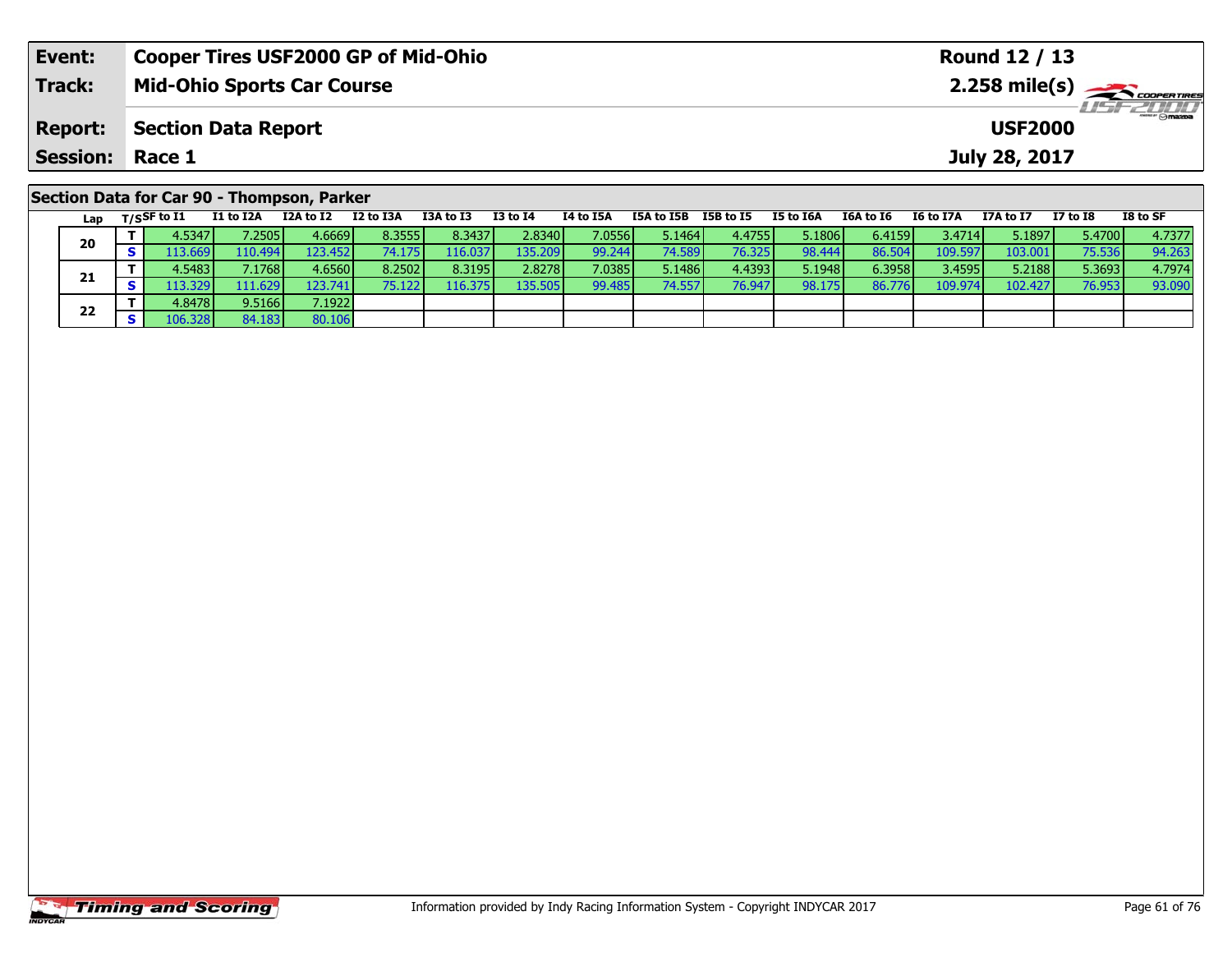| **Event:** | **Cooper Tires USF2000 GP of Mid-Ohio** | **Round 12 / 13** |
|---|---|---|
| **Track:** | **Mid-Ohio Sports Car Course** | **2.258 mile(s)** |
| **Report:** | **Section Data Report** | **USF2000** |
| **Session:** | **Race 1** | **July 28, 2017** |

## Section Data for Car 90 - Thompson, Parker

| Lap | T/S | SF to I1 | I1 to I2A | I2A to I2 | I2 to I3A | I3A to I3 | I3 to I4 | I4 to I5A | I5A to I5B | I5B to I5 | I5 to I6A | I6A to I6 | I6 to I7A | I7A to I7 | I7 to I8 | I8 to SF |
|---|---|---|---|---|---|---|---|---|---|---|---|---|---|---|---|---|
| 20 | T | 4.5347 | 7.2505 | 4.6669 | 8.3555 | 8.3437 | 2.8340 | 7.0556 | 5.1464 | 4.4755 | 5.1806 | 6.4159 | 3.4714 | 5.1897 | 5.4700 | 4.7377 |
| | S | 113.669 | 110.494 | 123.452 | 74.175 | 116.037 | 135.209 | 99.244 | 74.589 | 76.325 | 98.444 | 86.504 | 109.597 | 103.001 | 75.536 | 94.263 |
| 21 | T | 4.5483 | 7.1768 | 4.6560 | 8.2502 | 8.3195 | 2.8278 | 7.0385 | 5.1486 | 4.4393 | 5.1948 | 6.3958 | 3.4595 | 5.2188 | 5.3693 | 4.7974 |
| | S | 113.329 | 111.629 | 123.741 | 75.122 | 116.375 | 135.505 | 99.485 | 74.557 | 76.947 | 98.175 | 86.776 | 109.974 | 102.427 | 76.953 | 93.090 |
| 22 | T | 4.8478 | 9.5166 | 7.1922 | | | | | | | | | | | | |
| | S | 106.328 | 84.183 | 80.106 | | | | | | | | | | | | |

Information provided by Indy Racing Information System - Copyright INDYCAR 2017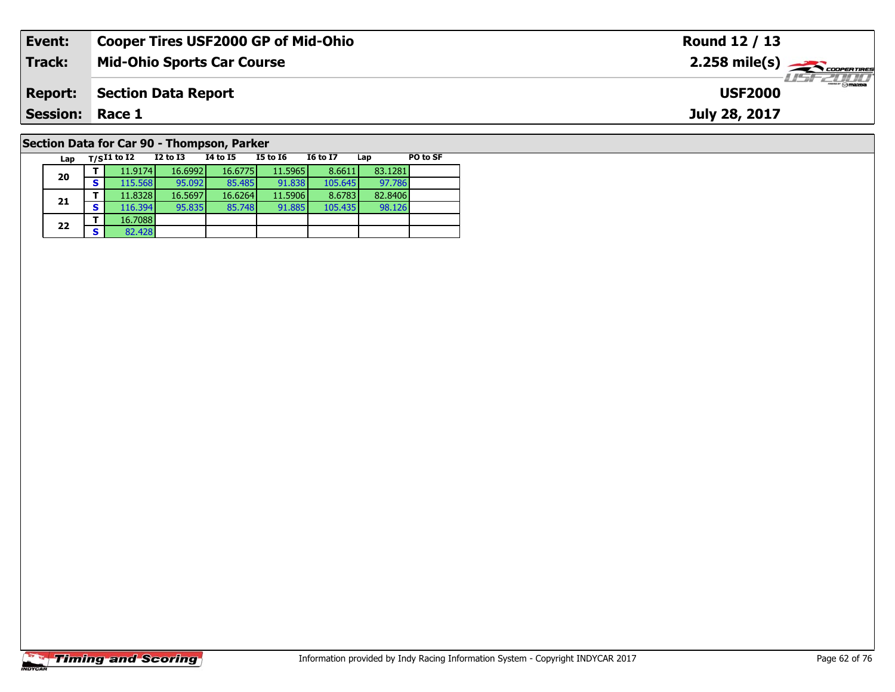| Event: | Cooper Tires USF2000 GP of Mid-Ohio | Round 12 / 13 |
|---|---|---|
| Track: | Mid-Ohio Sports Car Course | 2.258 mile(s) |
| Report: | Section Data Report | USF2000 |
| Session: | Race 1 | July 28, 2017 |

## Section Data for Car 90 - Thompson, Parker

| Lap | T/S | I1 to I2 | I2 to I3 | I4 to I5 | I5 to I6 | I6 to I7 | Lap | PO to SF |
|---|---|---|---|---|---|---|---|---|
| 20 | T | 11.9174 | 16.6992 | 16.6775 | 11.5965 | 8.6611 | 83.1281 | |
| | S | 115.568 | 95.092 | 85.485 | 91.838 | 105.645 | 97.786 | |
| 21 | T | 11.8328 | 16.5697 | 16.6264 | 11.5906 | 8.6783 | 82.8406 | |
| | S | 116.394 | 95.835 | 85.748 | 91.885 | 105.435 | 98.126 | |
| 22 | T | 16.7088 | | | | | | |
| | S | 82.428 | | | | | | |

Information provided by Indy Racing Information System - Copyright INDYCAR 2017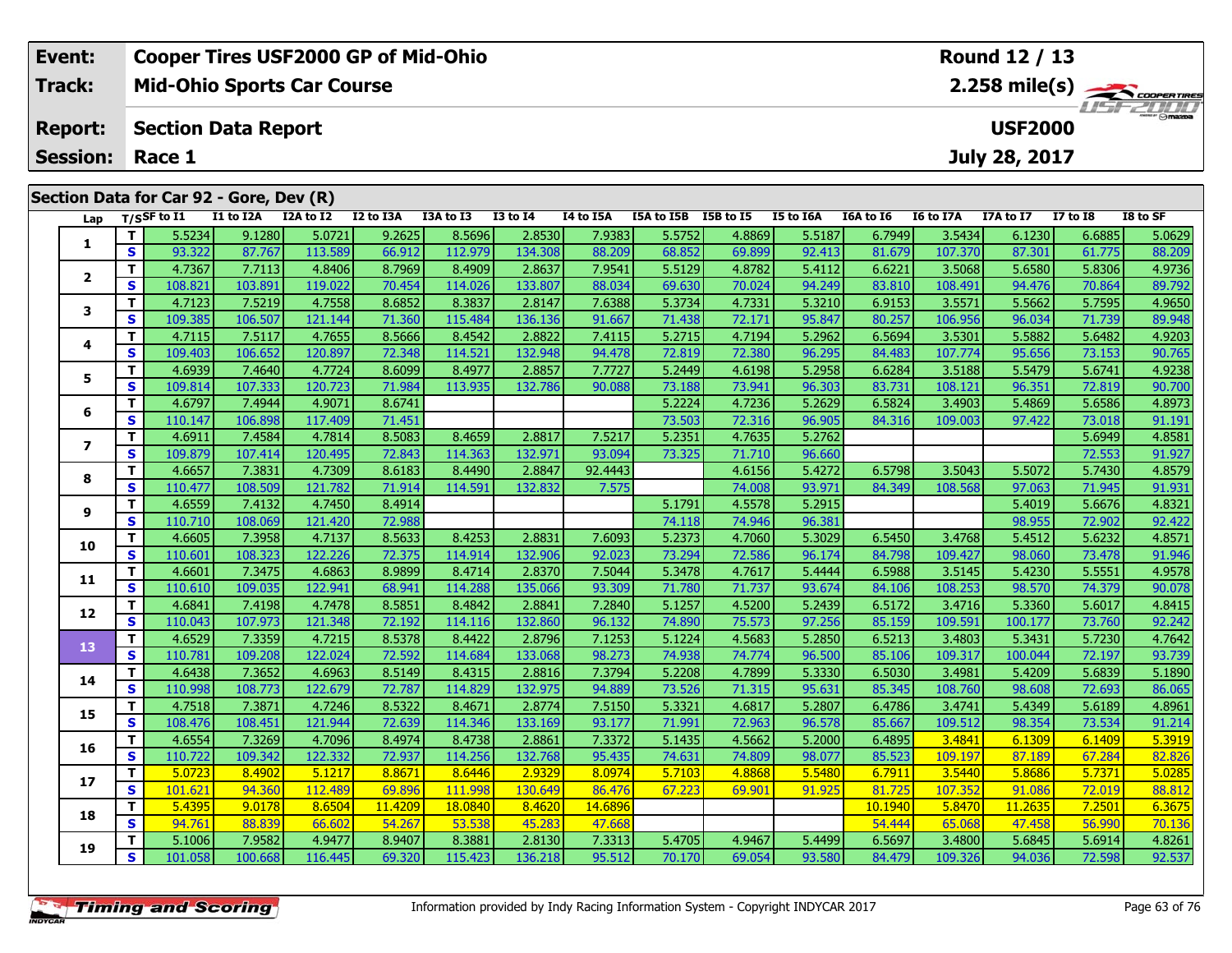| Event: | Cooper Tires USF2000 GP of Mid-Ohio | Round 12 / 13 |
|---|---|---|
| Track: | Mid-Ohio Sports Car Course | 2.258 mile(s) |
| Report: | Section Data Report | USF2000 |
| Session: | Race 1 | July 28, 2017 |

## Section Data for Car 92 - Gore, Dev (R)

| Lap | T/S | SF to I1 | I1 to I2A | I2A to I2 | I2 to I3A | I3A to I3 | I3 to I4 | I4 to I5A | I5A to I5B | I5B to I5 | I5 to I6A | I6A to I6 | I6 to I7A | I7A to I7 | I7 to I8 | I8 to SF |
|---|---|---|---|---|---|---|---|---|---|---|---|---|---|---|---|---|
| 1 | T | 5.5234 | 9.1280 | 5.0721 | 9.2625 | 8.5696 | 2.8530 | 7.9383 | 5.5752 | 4.8869 | 5.5187 | 6.7949 | 3.5434 | 6.1230 | 6.6885 | 5.0629 |
| | S | 93.322 | 87.767 | 113.589 | 66.912 | 112.979 | 134.308 | 88.209 | 68.852 | 69.899 | 92.413 | 81.679 | 107.370 | 87.301 | 61.775 | 88.209 |
| 2 | T | 4.7367 | 7.7113 | 4.8406 | 8.7969 | 8.4909 | 2.8637 | 7.9541 | 5.5129 | 4.8782 | 5.4112 | 6.6221 | 3.5068 | 5.6580 | 5.8306 | 4.9736 |
| | S | 108.821 | 103.891 | 119.022 | 70.454 | 114.026 | 133.807 | 88.034 | 69.630 | 70.024 | 94.249 | 83.810 | 108.491 | 94.476 | 70.864 | 89.792 |
| 3 | T | 4.7123 | 7.5219 | 4.7558 | 8.6852 | 8.3837 | 2.8147 | 7.6388 | 5.3734 | 4.7331 | 5.3210 | 6.9153 | 3.5571 | 5.5662 | 5.7595 | 4.9650 |
| | S | 109.385 | 106.507 | 121.144 | 71.360 | 115.484 | 136.136 | 91.667 | 71.438 | 72.171 | 95.847 | 80.257 | 106.956 | 96.034 | 71.739 | 89.948 |
| 4 | T | 4.7115 | 7.5117 | 4.7655 | 8.5666 | 8.4542 | 2.8822 | 7.4115 | 5.2715 | 4.7194 | 5.2962 | 6.5694 | 3.5301 | 5.5882 | 5.6482 | 4.9203 |
| | S | 109.403 | 106.652 | 120.897 | 72.348 | 114.521 | 132.948 | 94.478 | 72.819 | 72.380 | 96.295 | 84.483 | 107.774 | 95.656 | 73.153 | 90.765 |
| 5 | T | 4.6939 | 7.4640 | 4.7724 | 8.6099 | 8.4977 | 2.8857 | 7.7727 | 5.2449 | 4.6198 | 5.2958 | 6.6284 | 3.5188 | 5.5479 | 5.6741 | 4.9238 |
| | S | 109.814 | 107.333 | 120.723 | 71.984 | 113.935 | 132.786 | 90.088 | 73.188 | 73.941 | 96.303 | 83.731 | 108.121 | 96.351 | 72.819 | 90.700 |
| 6 | T | 4.6797 | 7.4944 | 4.9071 | 8.6741 | | | | 5.2224 | 4.7236 | 5.2629 | 6.5824 | 3.4903 | 5.4869 | 5.6586 | 4.8973 |
| | S | 110.147 | 106.898 | 117.409 | 71.451 | | | | 73.503 | 72.316 | 96.905 | 84.316 | 109.003 | 97.422 | 73.018 | 91.191 |
| 7 | T | 4.6911 | 7.4584 | 4.7814 | 8.5083 | 8.4659 | 2.8817 | 7.5217 | 5.2351 | 4.7635 | 5.2762 | | | | 5.6949 | 4.8581 |
| | S | 109.879 | 107.414 | 120.495 | 72.843 | 114.363 | 132.971 | 93.094 | 73.325 | 71.710 | 96.660 | | | | 72.553 | 91.927 |
| 8 | T | 4.6657 | 7.3831 | 4.7309 | 8.6183 | 8.4490 | 2.8847 | 92.4443 | | 4.6156 | 5.4272 | 6.5798 | 3.5043 | 5.5072 | 5.7430 | 4.8579 |
| | S | 110.477 | 108.509 | 121.782 | 71.914 | 114.591 | 132.832 | 7.575 | | 74.008 | 93.971 | 84.349 | 108.568 | 97.063 | 71.945 | 91.931 |
| 9 | T | 4.6559 | 7.4132 | 4.7450 | 8.4914 | | | | 5.1791 | 4.5578 | 5.2915 | | | 5.4019 | 5.6676 | 4.8321 |
| | S | 110.710 | 108.069 | 121.420 | 72.988 | | | | 74.118 | 74.946 | 96.381 | | | 98.955 | 72.902 | 92.422 |
| 10 | T | 4.6605 | 7.3958 | 4.7137 | 8.5633 | 8.4253 | 2.8831 | 7.6093 | 5.2373 | 4.7060 | 5.3029 | 6.5450 | 3.4768 | 5.4512 | 5.6232 | 4.8571 |
| | S | 110.601 | 108.323 | 122.226 | 72.375 | 114.914 | 132.906 | 92.023 | 73.294 | 72.586 | 96.174 | 84.798 | 109.427 | 98.060 | 73.478 | 91.946 |
| 11 | T | 4.6601 | 7.3475 | 4.6863 | 8.9899 | 8.4714 | 2.8370 | 7.5044 | 5.3478 | 4.7617 | 5.4444 | 6.5988 | 3.5145 | 5.4230 | 5.5551 | 4.9578 |
| | S | 110.610 | 109.035 | 122.941 | 68.941 | 114.288 | 135.066 | 93.309 | 71.780 | 71.737 | 93.674 | 84.106 | 108.253 | 98.570 | 74.379 | 90.078 |
| 12 | T | 4.6841 | 7.4198 | 4.7478 | 8.5851 | 8.4842 | 2.8841 | 7.2840 | 5.1257 | 4.5200 | 5.2439 | 6.5172 | 3.4716 | 5.3360 | 5.6017 | 4.8415 |
| | S | 110.043 | 107.973 | 121.348 | 72.192 | 114.116 | 132.860 | 96.132 | 74.890 | 75.573 | 97.256 | 85.159 | 109.591 | 100.177 | 73.760 | 92.242 |
| 13 | T | 4.6529 | 7.3359 | 4.7215 | 8.5378 | 8.4422 | 2.8796 | 7.1253 | 5.1224 | 4.5683 | 5.2850 | 6.5213 | 3.4803 | 5.3431 | 5.7230 | 4.7642 |
| | S | 110.781 | 109.208 | 122.024 | 72.592 | 114.684 | 133.068 | 98.273 | 74.938 | 74.774 | 96.500 | 85.106 | 109.317 | 100.044 | 72.197 | 93.739 |
| 14 | T | 4.6438 | 7.3652 | 4.6963 | 8.5149 | 8.4315 | 2.8816 | 7.3794 | 5.2208 | 4.7899 | 5.3330 | 6.5030 | 3.4981 | 5.4209 | 5.6839 | 5.1890 |
| | S | 110.998 | 108.773 | 122.679 | 72.787 | 114.829 | 132.975 | 94.889 | 73.526 | 71.315 | 95.631 | 85.345 | 108.760 | 98.608 | 72.693 | 86.065 |
| 15 | T | 4.7518 | 7.3871 | 4.7246 | 8.5322 | 8.4671 | 2.8774 | 7.5150 | 5.3321 | 4.6817 | 5.2807 | 6.4786 | 3.4741 | 5.4349 | 5.6189 | 4.8961 |
| | S | 108.476 | 108.451 | 121.944 | 72.639 | 114.346 | 133.169 | 93.177 | 71.991 | 72.963 | 96.578 | 85.667 | 109.512 | 98.354 | 73.534 | 91.214 |
| 16 | T | 4.6554 | 7.3269 | 4.7096 | 8.4974 | 8.4738 | 2.8861 | 7.3372 | 5.1435 | 4.5662 | 5.2000 | 6.4895 | 3.4841 | 6.1309 | 6.1409 | 5.3919 |
| | S | 110.722 | 109.342 | 122.332 | 72.937 | 114.256 | 132.768 | 95.435 | 74.631 | 74.809 | 98.077 | 85.523 | 109.197 | 87.189 | 67.284 | 82.826 |
| 17 | T | 5.0723 | 8.4902 | 5.1217 | 8.8671 | 8.6446 | 2.9329 | 8.0974 | 5.7103 | 4.8868 | 5.5480 | 6.7911 | 3.5440 | 5.8686 | 5.7371 | 5.0285 |
| | S | 101.621 | 94.360 | 112.489 | 69.896 | 111.998 | 130.649 | 86.476 | 67.223 | 69.901 | 91.925 | 81.725 | 107.352 | 91.086 | 72.019 | 88.812 |
| 18 | T | 5.4395 | 9.0178 | 8.6504 | 11.4209 | 18.0840 | 8.4620 | 14.6896 | | | | 10.1940 | 5.8470 | 11.2635 | 7.2501 | 6.3675 |
| | S | 94.761 | 88.839 | 66.602 | 54.267 | 53.538 | 45.283 | 47.668 | | | | 54.444 | 65.068 | 47.458 | 56.990 | 70.136 |
| 19 | T | 5.1006 | 7.9582 | 4.9477 | 8.9407 | 8.3881 | 2.8130 | 7.3313 | 5.4705 | 4.9467 | 5.4499 | 6.5697 | 3.4800 | 5.6845 | 5.6914 | 4.8261 |
| | S | 101.058 | 100.668 | 116.445 | 69.320 | 115.423 | 136.218 | 95.512 | 70.170 | 69.054 | 93.580 | 84.479 | 109.326 | 94.036 | 72.598 | 92.537 |

Information provided by Indy Racing Information System - Copyright INDYCAR 2017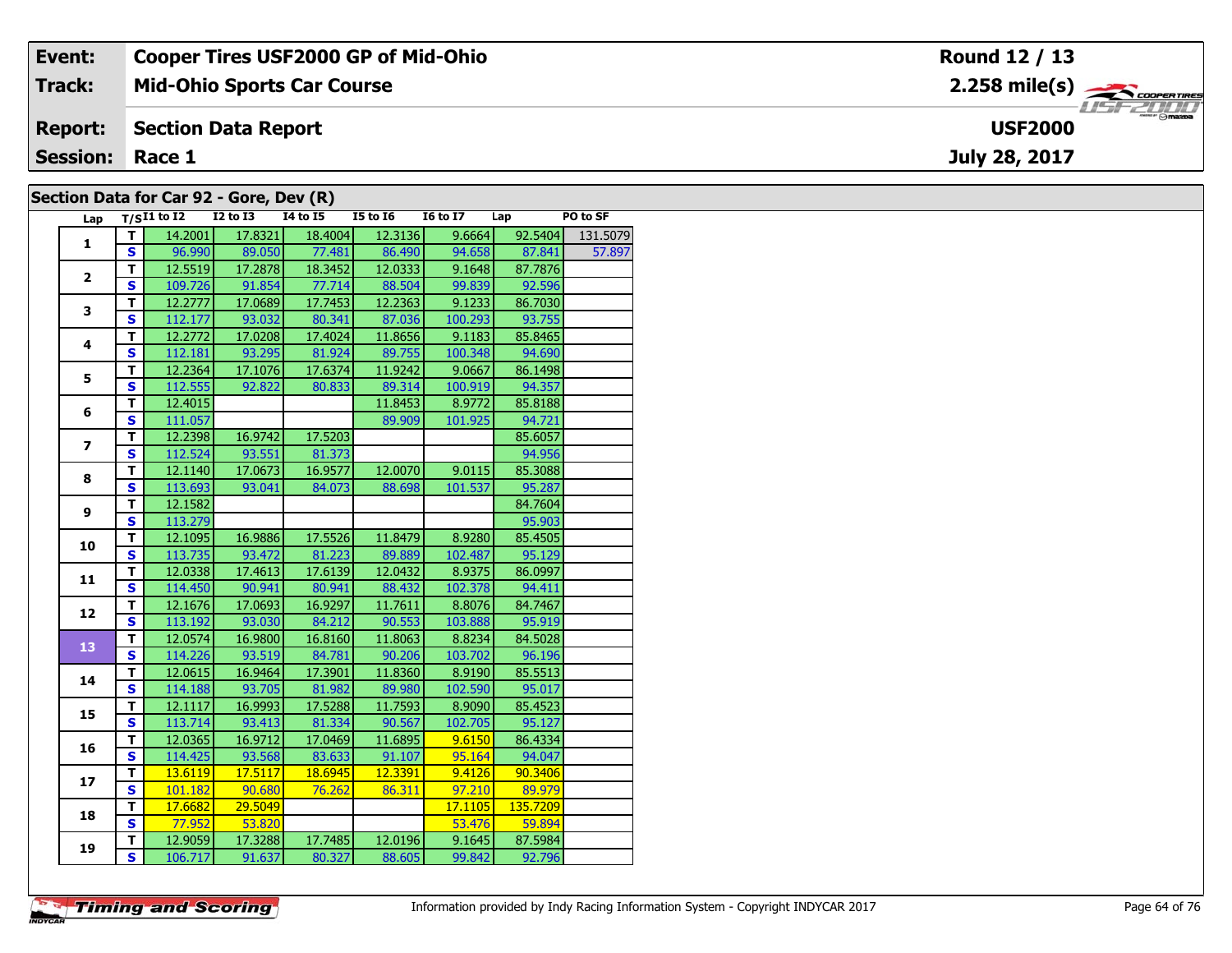| Event: | Cooper Tires USF2000 GP of Mid-Ohio | Round 12 / 13 |
|---|---|---|
| Track: | Mid-Ohio Sports Car Course | 2.258 mile(s) |
| Report: | Section Data Report | USF2000 |
| Session: | Race 1 | July 28, 2017 |

## Section Data for Car 92 - Gore, Dev (R)

| Lap | T/S | I1 to I2 | I2 to I3 | I4 to I5 | I5 to I6 | I6 to I7 | Lap | PO to SF |
|---|---|---|---|---|---|---|---|---|
| 1 | T | 14.2001 | 17.8321 | 18.4004 | 12.3136 | 9.6664 | 92.5404 | 131.5079 |
|  | S | 96.990 | 89.050 | 77.481 | 86.490 | 94.658 | 87.841 | 57.897 |
| 2 | T | 12.5519 | 17.2878 | 18.3452 | 12.0333 | 9.1648 | 87.7876 |  |
|  | S | 109.726 | 91.854 | 77.714 | 88.504 | 99.839 | 92.596 |  |
| 3 | T | 12.2777 | 17.0689 | 17.7453 | 12.2363 | 9.1233 | 86.7030 |  |
|  | S | 112.177 | 93.032 | 80.341 | 87.036 | 100.293 | 93.755 |  |
| 4 | T | 12.2772 | 17.0208 | 17.4024 | 11.8656 | 9.1183 | 85.8465 |  |
|  | S | 112.181 | 93.295 | 81.924 | 89.755 | 100.348 | 94.690 |  |
| 5 | T | 12.2364 | 17.1076 | 17.6374 | 11.9242 | 9.0667 | 86.1498 |  |
|  | S | 112.555 | 92.822 | 80.833 | 89.314 | 100.919 | 94.357 |  |
| 6 | T | 12.4015 |  |  | 11.8453 | 8.9772 | 85.8188 |  |
|  | S | 111.057 |  |  | 89.909 | 101.925 | 94.721 |  |
| 7 | T | 12.2398 | 16.9742 | 17.5203 |  |  | 85.6057 |  |
|  | S | 112.524 | 93.551 | 81.373 |  |  | 94.956 |  |
| 8 | T | 12.1140 | 17.0673 | 16.9577 | 12.0070 | 9.0115 | 85.3088 |  |
|  | S | 113.693 | 93.041 | 84.073 | 88.698 | 101.537 | 95.287 |  |
| 9 | T | 12.1582 |  |  |  |  | 84.7604 |  |
|  | S | 113.279 |  |  |  |  | 95.903 |  |
| 10 | T | 12.1095 | 16.9886 | 17.5526 | 11.8479 | 8.9280 | 85.4505 |  |
|  | S | 113.735 | 93.472 | 81.223 | 89.889 | 102.487 | 95.129 |  |
| 11 | T | 12.0338 | 17.4613 | 17.6139 | 12.0432 | 8.9375 | 86.0997 |  |
|  | S | 114.450 | 90.941 | 80.941 | 88.432 | 102.378 | 94.411 |  |
| 12 | T | 12.1676 | 17.0693 | 16.9297 | 11.7611 | 8.8076 | 84.7467 |  |
|  | S | 113.192 | 93.030 | 84.212 | 90.553 | 103.888 | 95.919 |  |
| 13 | T | 12.0574 | 16.9800 | 16.8160 | 11.8063 | 8.8234 | 84.5028 |  |
|  | S | 114.226 | 93.519 | 84.781 | 90.206 | 103.702 | 96.196 |  |
| 14 | T | 12.0615 | 16.9464 | 17.3901 | 11.8360 | 8.9190 | 85.5513 |  |
|  | S | 114.188 | 93.705 | 81.982 | 89.980 | 102.590 | 95.017 |  |
| 15 | T | 12.1117 | 16.9993 | 17.5288 | 11.7593 | 8.9090 | 85.4523 |  |
|  | S | 113.714 | 93.413 | 81.334 | 90.567 | 102.705 | 95.127 |  |
| 16 | T | 12.0365 | 16.9712 | 17.0469 | 11.6895 | 9.6150 | 86.4334 |  |
|  | S | 114.425 | 93.568 | 83.633 | 91.107 | 95.164 | 94.047 |  |
| 17 | T | 13.6119 | 17.5117 | 18.6945 | 12.3391 | 9.4126 | 90.3406 |  |
|  | S | 101.182 | 90.680 | 76.262 | 86.311 | 97.210 | 89.979 |  |
| 18 | T | 17.6682 | 29.5049 |  |  | 17.1105 | 135.7209 |  |
|  | S | 77.952 | 53.820 |  |  | 53.476 | 59.894 |  |
| 19 | T | 12.9059 | 17.3288 | 17.7485 | 12.0196 | 9.1645 | 87.5984 |  |
|  | S | 106.717 | 91.637 | 80.327 | 88.605 | 99.842 | 92.796 |  |

Information provided by Indy Racing Information System - Copyright INDYCAR 2017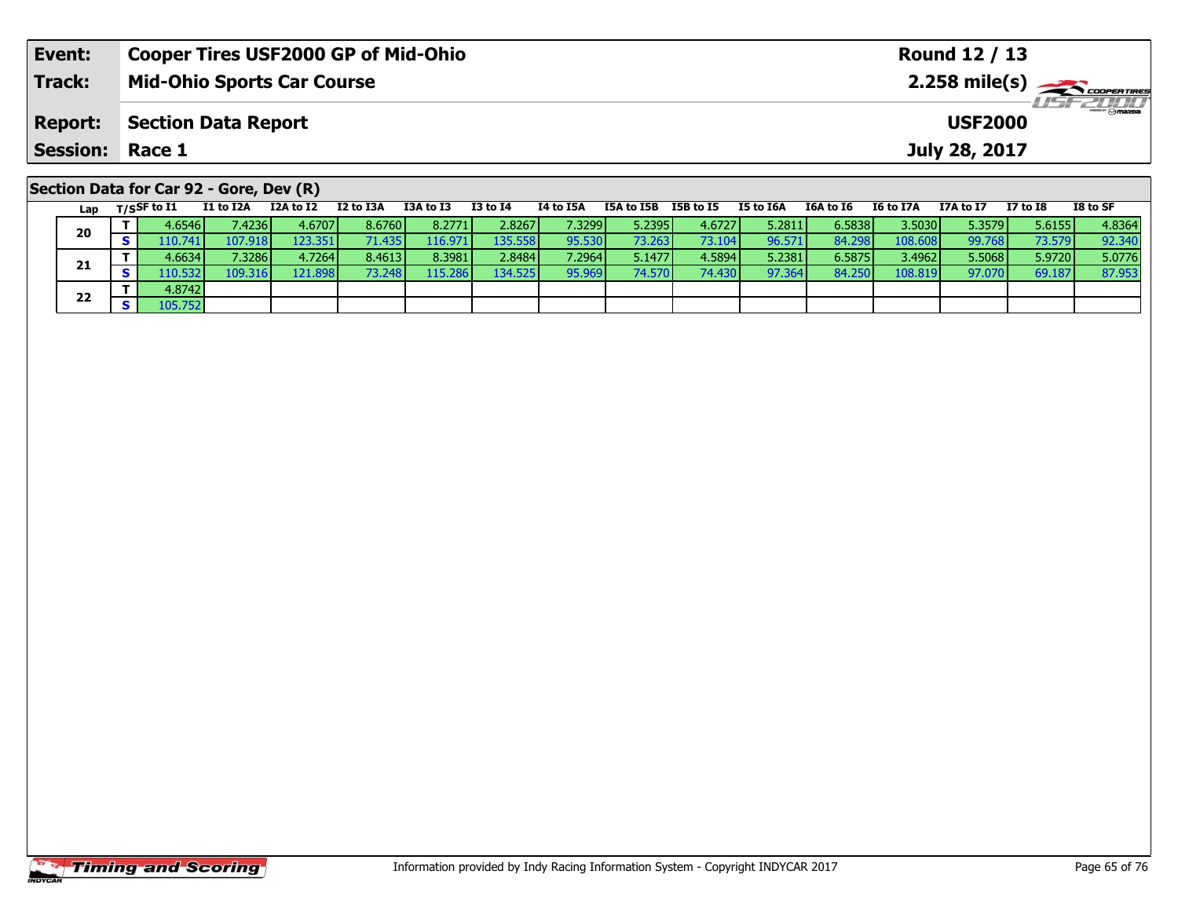| Event: | Cooper Tires USF2000 GP of Mid-Ohio | Round 12 / 13 |
|---|---|---|
| Track: | Mid-Ohio Sports Car Course | 2.258 mile(s) |
| Report: | Section Data Report | USF2000 |
| Session: | Race 1 | July 28, 2017 |

## Section Data for Car 92 - Gore, Dev (R)

| Lap | T/S | SF to I1 | I1 to I2A | I2A to I2 | I2 to I3A | I3A to I3 | I3 to I4 | I4 to I5A | I5A to I5B | I5B to I5 | I5 to I6A | I6A to I6 | I6 to I7A | I7A to I7 | I7 to I8 | I8 to SF |
|---|---|---|---|---|---|---|---|---|---|---|---|---|---|---|---|---|
| 20 | T | 4.6546 | 7.4236 | 4.6707 | 8.6760 | 8.2771 | 2.8267 | 7.3299 | 5.2395 | 4.6727 | 5.2811 | 6.5838 | 3.5030 | 5.3579 | 5.6155 | 4.8364 |
| | S | 110.741 | 107.918 | 123.351 | 71.435 | 116.971 | 135.558 | 95.530 | 73.263 | 73.104 | 96.571 | 84.298 | 108.608 | 99.768 | 73.579 | 92.340 |
| 21 | T | 4.6634 | 7.3286 | 4.7264 | 8.4613 | 8.3981 | 2.8484 | 7.2964 | 5.1477 | 4.5894 | 5.2381 | 6.5875 | 3.4962 | 5.5068 | 5.9720 | 5.0776 |
| | S | 110.532 | 109.316 | 121.898 | 73.248 | 115.286 | 134.525 | 95.969 | 74.570 | 74.430 | 97.364 | 84.250 | 108.819 | 97.070 | 69.187 | 87.953 |
| 22 | T | 4.8742 | | | | | | | | | | | | | | |
| | S | 105.752 | | | | | | | | | | | | | | |

Information provided by Indy Racing Information System - Copyright INDYCAR 2017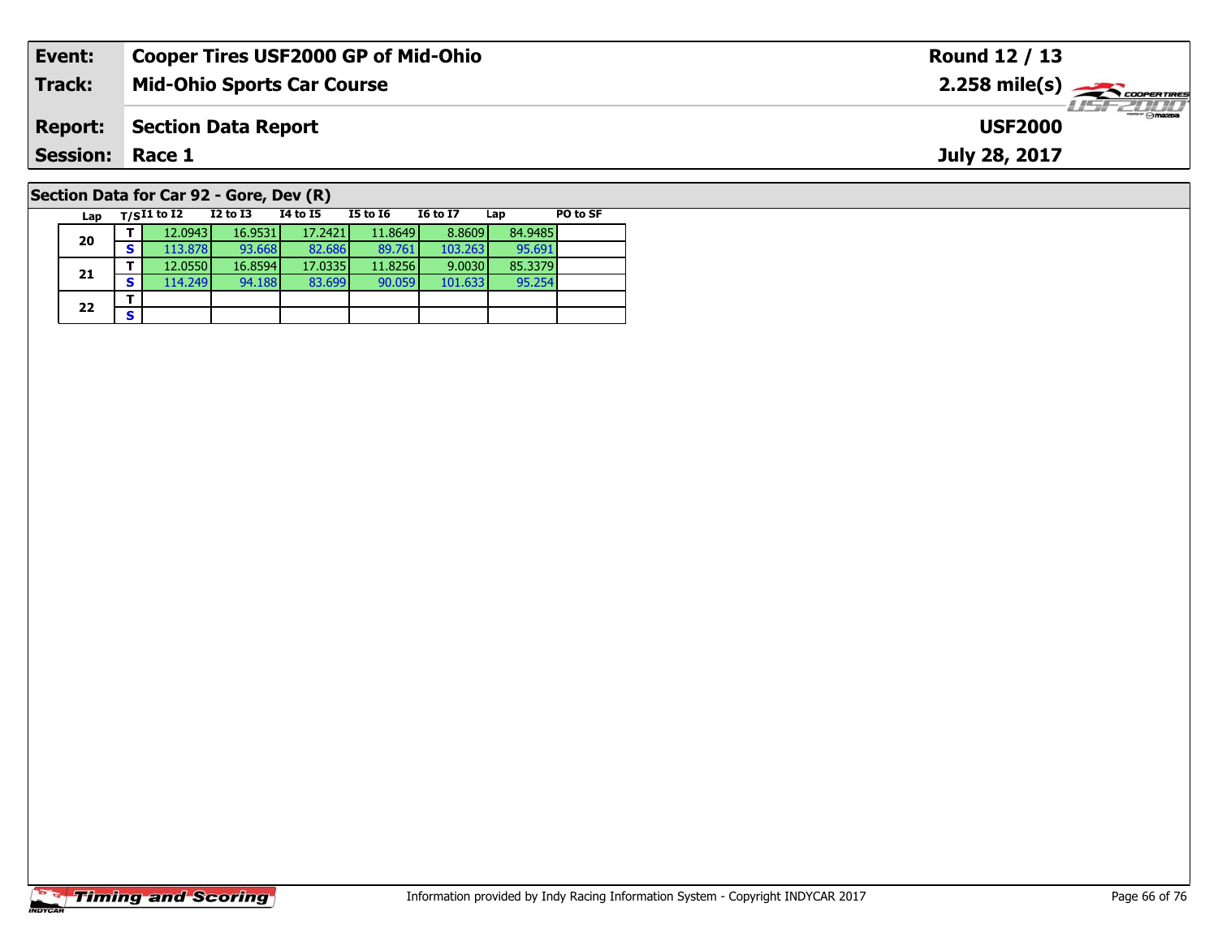| Event: | Cooper Tires USF2000 GP of Mid-Ohio | Round 12 / 13 |
|---|---|---|
| Track: | Mid-Ohio Sports Car Course | 2.258 mile(s) |
| Report: | Section Data Report | USF2000 |
| Session: | Race 1 | July 28, 2017 |

## Section Data for Car 92 - Gore, Dev (R)

| Lap | T/S | I1 to I2 | I2 to I3 | I4 to I5 | I5 to I6 | I6 to I7 | Lap | PO to SF |
|---|---|---|---|---|---|---|---|---|
| 20 | T | 12.0943 | 16.9531 | 17.2421 | 11.8649 | 8.8609 | 84.9485 | |
| | S | 113.878 | 93.668 | 82.686 | 89.761 | 103.263 | 95.691 | |
| 21 | T | 12.0550 | 16.8594 | 17.0335 | 11.8256 | 9.0030 | 85.3379 | |
| | S | 114.249 | 94.188 | 83.699 | 90.059 | 101.633 | 95.254 | |
| 22 | T | | | | | | | |
| | S | | | | | | | |

Information provided by Indy Racing Information System - Copyright INDYCAR 2017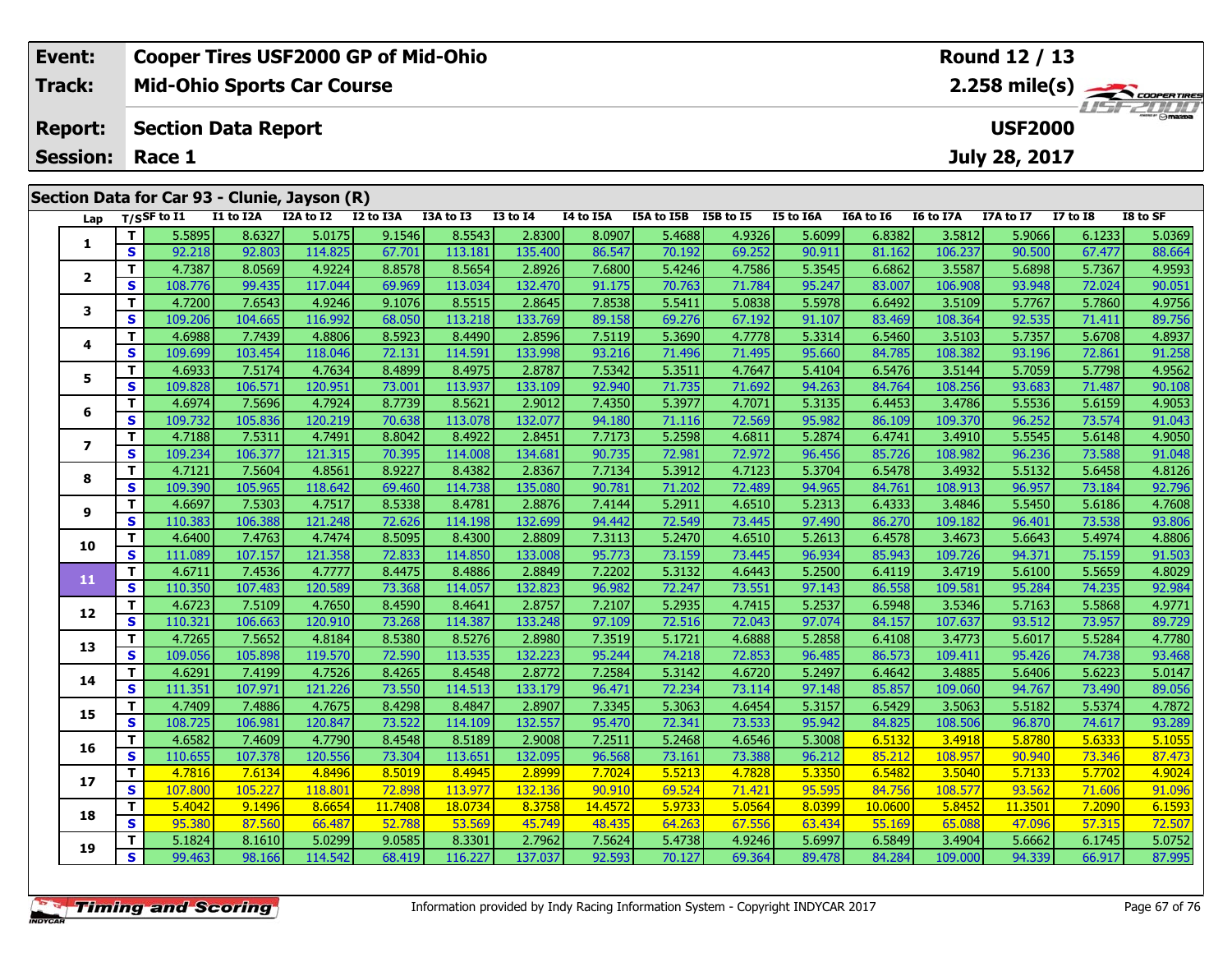| Event: | Cooper Tires USF2000 GP of Mid-Ohio | Round 12 / 13 |
|---|---|---|
| Track: | Mid-Ohio Sports Car Course | 2.258 mile(s) |
| Report: | Section Data Report | USF2000 |
| Session: | Race 1 | July 28, 2017 |

## Section Data for Car 93 - Clunie, Jayson (R)

| Lap | T/S | SF to I1 | I1 to I2A | I2A to I2 | I2 to I3A | I3A to I3 | I3 to I4 | I4 to I5A | I5A to I5B | I5B to I5 | I5 to I6A | I6A to I6 | I6 to I7A | I7A to I7 | I7 to I8 | I8 to SF |
|---|---|---|---|---|---|---|---|---|---|---|---|---|---|---|---|---|
| 1 | T | 5.5895 | 8.6327 | 5.0175 | 9.1546 | 8.5543 | 2.8300 | 8.0907 | 5.4688 | 4.9326 | 5.6099 | 6.8382 | 3.5812 | 5.9066 | 6.1233 | 5.0369 |
| | S | 92.218 | 92.803 | 114.825 | 67.701 | 113.181 | 135.400 | 86.547 | 70.192 | 69.252 | 90.911 | 81.162 | 106.237 | 90.500 | 67.477 | 88.664 |
| 2 | T | 4.7387 | 8.0569 | 4.9224 | 8.8578 | 8.5654 | 2.8926 | 7.6800 | 5.4246 | 4.7586 | 5.3545 | 6.6862 | 3.5587 | 5.6898 | 5.7367 | 4.9593 |
| | S | 108.776 | 99.435 | 117.044 | 69.969 | 113.034 | 132.470 | 91.175 | 70.763 | 71.784 | 95.247 | 83.007 | 106.908 | 93.948 | 72.024 | 90.051 |
| 3 | T | 4.7200 | 7.6543 | 4.9246 | 9.1076 | 8.5515 | 2.8645 | 7.8538 | 5.5411 | 5.0838 | 5.5978 | 6.6492 | 3.5109 | 5.7767 | 5.7860 | 4.9756 |
| | S | 109.206 | 104.665 | 116.992 | 68.050 | 113.218 | 133.769 | 89.158 | 69.276 | 67.192 | 91.107 | 83.469 | 108.364 | 92.535 | 71.411 | 89.756 |
| 4 | T | 4.6988 | 7.7439 | 4.8806 | 8.5923 | 8.4490 | 2.8596 | 7.5119 | 5.3690 | 4.7778 | 5.3314 | 6.5460 | 3.5103 | 5.7357 | 5.6708 | 4.8937 |
| | S | 109.699 | 103.454 | 118.046 | 72.131 | 114.591 | 133.998 | 93.216 | 71.496 | 71.495 | 95.660 | 84.785 | 108.382 | 93.196 | 72.861 | 91.258 |
| 5 | T | 4.6933 | 7.5174 | 4.7634 | 8.4899 | 8.4975 | 2.8787 | 7.5342 | 5.3511 | 4.7647 | 5.4104 | 6.5476 | 3.5144 | 5.7059 | 5.7798 | 4.9562 |
| | S | 109.828 | 106.571 | 120.951 | 73.001 | 113.937 | 133.109 | 92.940 | 71.735 | 71.692 | 94.263 | 84.764 | 108.256 | 93.683 | 71.487 | 90.108 |
| 6 | T | 4.6974 | 7.5696 | 4.7924 | 8.7739 | 8.5621 | 2.9012 | 7.4350 | 5.3977 | 4.7071 | 5.3135 | 6.4453 | 3.4786 | 5.5536 | 5.6159 | 4.9053 |
| | S | 109.732 | 105.836 | 120.219 | 70.638 | 113.078 | 132.077 | 94.180 | 71.116 | 72.569 | 95.982 | 86.109 | 109.370 | 96.252 | 73.574 | 91.043 |
| 7 | T | 4.7188 | 7.5311 | 4.7491 | 8.8042 | 8.4922 | 2.8451 | 7.7173 | 5.2598 | 4.6811 | 5.2874 | 6.4741 | 3.4910 | 5.5545 | 5.6148 | 4.9050 |
| | S | 109.234 | 106.377 | 121.315 | 70.395 | 114.008 | 134.681 | 90.735 | 72.981 | 72.972 | 96.456 | 85.726 | 108.982 | 96.236 | 73.588 | 91.048 |
| 8 | T | 4.7121 | 7.5604 | 4.8561 | 8.9227 | 8.4382 | 2.8367 | 7.7134 | 5.3912 | 4.7123 | 5.3704 | 6.5478 | 3.4932 | 5.5132 | 5.6458 | 4.8126 |
| | S | 109.390 | 105.965 | 118.642 | 69.460 | 114.738 | 135.080 | 90.781 | 71.202 | 72.489 | 94.965 | 84.761 | 108.913 | 96.957 | 73.184 | 92.796 |
| 9 | T | 4.6697 | 7.5303 | 4.7517 | 8.5338 | 8.4781 | 2.8876 | 7.4144 | 5.2911 | 4.6510 | 5.2313 | 6.4333 | 3.4846 | 5.5450 | 5.6186 | 4.7608 |
| | S | 110.383 | 106.388 | 121.248 | 72.626 | 114.198 | 132.699 | 94.442 | 72.549 | 73.445 | 97.490 | 86.270 | 109.182 | 96.401 | 73.538 | 93.806 |
| 10 | T | 4.6400 | 7.4763 | 4.7474 | 8.5095 | 8.4300 | 2.8809 | 7.3113 | 5.2470 | 4.6510 | 5.2613 | 6.4578 | 3.4673 | 5.6643 | 5.4974 | 4.8806 |
| | S | 111.089 | 107.157 | 121.358 | 72.833 | 114.850 | 133.008 | 95.773 | 73.159 | 73.445 | 96.934 | 85.943 | 109.726 | 94.371 | 75.159 | 91.503 |
| 11 | T | 4.6711 | 7.4536 | 4.7777 | 8.4475 | 8.4886 | 2.8849 | 7.2202 | 5.3132 | 4.6443 | 5.2500 | 6.4119 | 3.4719 | 5.6100 | 5.5659 | 4.8029 |
| | S | 110.350 | 107.483 | 120.589 | 73.368 | 114.057 | 132.823 | 96.982 | 72.247 | 73.551 | 97.143 | 86.558 | 109.581 | 95.284 | 74.235 | 92.984 |
| 12 | T | 4.6723 | 7.5109 | 4.7650 | 8.4590 | 8.4641 | 2.8757 | 7.2107 | 5.2935 | 4.7415 | 5.2537 | 6.5948 | 3.5346 | 5.7163 | 5.5868 | 4.9771 |
| | S | 110.321 | 106.663 | 120.910 | 73.268 | 114.387 | 133.248 | 97.109 | 72.516 | 72.043 | 97.074 | 84.157 | 107.637 | 93.512 | 73.957 | 89.729 |
| 13 | T | 4.7265 | 7.5652 | 4.8184 | 8.5380 | 8.5276 | 2.8980 | 7.3519 | 5.1721 | 4.6888 | 5.2858 | 6.4108 | 3.4773 | 5.6017 | 5.5284 | 4.7780 |
| | S | 109.056 | 105.898 | 119.570 | 72.590 | 113.535 | 132.223 | 95.244 | 74.218 | 72.853 | 96.485 | 86.573 | 109.411 | 95.426 | 74.738 | 93.468 |
| 14 | T | 4.6291 | 7.4199 | 4.7526 | 8.4265 | 8.4548 | 2.8772 | 7.2584 | 5.3142 | 4.6720 | 5.2497 | 6.4642 | 3.4885 | 5.6406 | 5.6223 | 5.0147 |
| | S | 111.351 | 107.971 | 121.226 | 73.550 | 114.513 | 133.179 | 96.471 | 72.234 | 73.114 | 97.148 | 85.857 | 109.060 | 94.767 | 73.490 | 89.056 |
| 15 | T | 4.7409 | 7.4886 | 4.7675 | 8.4298 | 8.4847 | 2.8907 | 7.3345 | 5.3063 | 4.6454 | 5.3157 | 6.5429 | 3.5063 | 5.5182 | 5.5374 | 4.7872 |
| | S | 108.725 | 106.981 | 120.847 | 73.522 | 114.109 | 132.557 | 95.470 | 72.341 | 73.533 | 95.942 | 84.825 | 108.506 | 96.870 | 74.617 | 93.289 |
| 16 | T | 4.6582 | 7.4609 | 4.7790 | 8.4548 | 8.5189 | 2.9008 | 7.2511 | 5.2468 | 4.6546 | 5.3008 | 6.5132 | 3.4918 | 5.8780 | 5.6333 | 5.1055 |
| | S | 110.655 | 107.378 | 120.556 | 73.304 | 113.651 | 132.095 | 96.568 | 73.161 | 73.388 | 96.212 | 85.212 | 108.957 | 90.940 | 73.346 | 87.473 |
| 17 | T | 4.7816 | 7.6134 | 4.8496 | 8.5019 | 8.4945 | 2.8999 | 7.7024 | 5.5213 | 4.7828 | 5.3350 | 6.5482 | 3.5040 | 5.7133 | 5.7702 | 4.9024 |
| | S | 107.800 | 105.227 | 118.801 | 72.898 | 113.977 | 132.136 | 90.910 | 69.524 | 71.421 | 95.595 | 84.756 | 108.577 | 93.562 | 71.606 | 91.096 |
| 18 | T | 5.4042 | 9.1496 | 8.6654 | 11.7408 | 18.0734 | 8.3758 | 14.4572 | 5.9733 | 5.0564 | 8.0399 | 10.0600 | 5.8452 | 11.3501 | 7.2090 | 6.1593 |
| | S | 95.380 | 87.560 | 66.487 | 52.788 | 53.569 | 45.749 | 48.435 | 64.263 | 67.556 | 63.434 | 55.169 | 65.088 | 47.096 | 57.315 | 72.507 |
| 19 | T | 5.1824 | 8.1610 | 5.0299 | 9.0585 | 8.3301 | 2.7962 | 7.5624 | 5.4738 | 4.9246 | 5.6997 | 6.5849 | 3.4904 | 5.6662 | 6.1745 | 5.0752 |
| | S | 99.463 | 98.166 | 114.542 | 68.419 | 116.227 | 137.037 | 92.593 | 70.127 | 69.364 | 89.478 | 84.284 | 109.000 | 94.339 | 66.917 | 87.995 |

Information provided by Indy Racing Information System - Copyright INDYCAR 2017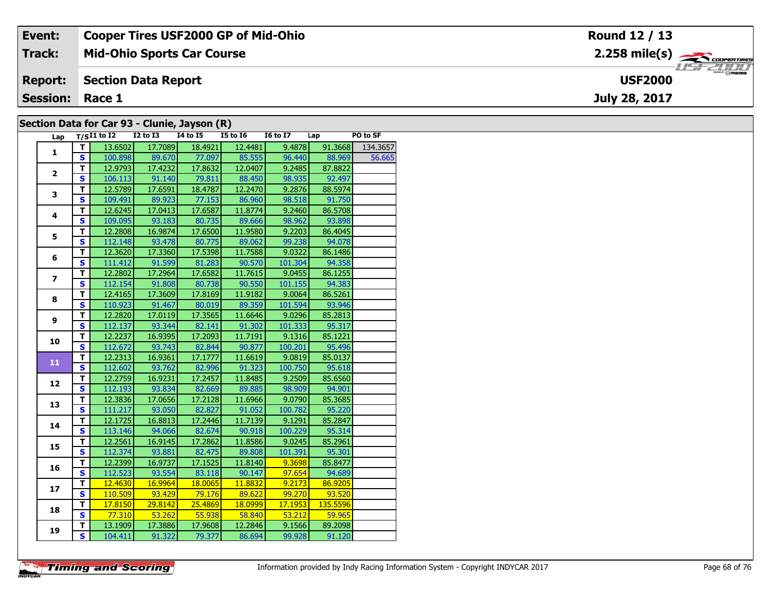| **Event:** | **Cooper Tires USF2000 GP of Mid-Ohio** | **Round 12 / 13** |
|---|---|---|
| **Track:** | **Mid-Ohio Sports Car Course** | **2.258 mile(s)** |
| **Report:** | **Section Data Report** | **USF2000** |
| **Session:** | **Race 1** | **July 28, 2017** |

## Section Data for Car 93 - Clunie, Jayson (R)

| Lap | T/S | I1 to I2 | I2 to I3 | I4 to I5 | I5 to I6 | I6 to I7 | Lap | PO to SF |
|---|---|---|---|---|---|---|---|---|
| 1 | T | 13.6502 | 17.7089 | 18.4921 | 12.4481 | 9.4878 | 91.3668 | 134.3657 |
| | S | 100.898 | 89.670 | 77.097 | 85.555 | 96.440 | 88.969 | 56.665 |
| 2 | T | 12.9793 | 17.4232 | 17.8632 | 12.0407 | 9.2485 | 87.8822 | |
| | S | 106.113 | 91.140 | 79.811 | 88.450 | 98.935 | 92.497 | |
| 3 | T | 12.5789 | 17.6591 | 18.4787 | 12.2470 | 9.2876 | 88.5974 | |
| | S | 109.491 | 89.923 | 77.153 | 86.960 | 98.518 | 91.750 | |
| 4 | T | 12.6245 | 17.0413 | 17.6587 | 11.8774 | 9.2460 | 86.5708 | |
| | S | 109.095 | 93.183 | 80.735 | 89.666 | 98.962 | 93.898 | |
| 5 | T | 12.2808 | 16.9874 | 17.6500 | 11.9580 | 9.2203 | 86.4045 | |
| | S | 112.148 | 93.478 | 80.775 | 89.062 | 99.238 | 94.078 | |
| 6 | T | 12.3620 | 17.3360 | 17.5398 | 11.7588 | 9.0322 | 86.1486 | |
| | S | 111.412 | 91.599 | 81.283 | 90.570 | 101.304 | 94.358 | |
| 7 | T | 12.2802 | 17.2964 | 17.6582 | 11.7615 | 9.0455 | 86.1255 | |
| | S | 112.154 | 91.808 | 80.738 | 90.550 | 101.155 | 94.383 | |
| 8 | T | 12.4165 | 17.3609 | 17.8169 | 11.9182 | 9.0064 | 86.5261 | |
| | S | 110.923 | 91.467 | 80.019 | 89.359 | 101.594 | 93.946 | |
| 9 | T | 12.2820 | 17.0119 | 17.3565 | 11.6646 | 9.0296 | 85.2813 | |
| | S | 112.137 | 93.344 | 82.141 | 91.302 | 101.333 | 95.317 | |
| 10 | T | 12.2237 | 16.9395 | 17.2093 | 11.7191 | 9.1316 | 85.1221 | |
| | S | 112.672 | 93.743 | 82.844 | 90.877 | 100.201 | 95.496 | |
| 11 | T | 12.2313 | 16.9361 | 17.1777 | 11.6619 | 9.0819 | 85.0137 | |
| | S | 112.602 | 93.762 | 82.996 | 91.323 | 100.750 | 95.618 | |
| 12 | T | 12.2759 | 16.9231 | 17.2457 | 11.8485 | 9.2509 | 85.6560 | |
| | S | 112.193 | 93.834 | 82.669 | 89.885 | 98.909 | 94.901 | |
| 13 | T | 12.3836 | 17.0656 | 17.2128 | 11.6966 | 9.0790 | 85.3685 | |
| | S | 111.217 | 93.050 | 82.827 | 91.052 | 100.782 | 95.220 | |
| 14 | T | 12.1725 | 16.8813 | 17.2446 | 11.7139 | 9.1291 | 85.2847 | |
| | S | 113.146 | 94.066 | 82.674 | 90.918 | 100.229 | 95.314 | |
| 15 | T | 12.2561 | 16.9145 | 17.2862 | 11.8586 | 9.0245 | 85.2961 | |
| | S | 112.374 | 93.881 | 82.475 | 89.808 | 101.391 | 95.301 | |
| 16 | T | 12.2399 | 16.9737 | 17.1525 | 11.8140 | 9.3698 | 85.8477 | |
| | S | 112.523 | 93.554 | 83.118 | 90.147 | 97.654 | 94.689 | |
| 17 | T | 12.4630 | 16.9964 | 18.0065 | 11.8832 | 9.2173 | 86.9205 | |
| | S | 110.509 | 93.429 | 79.176 | 89.622 | 99.270 | 93.520 | |
| 18 | T | 17.8150 | 29.8142 | 25.4869 | 18.0999 | 17.1953 | 135.5596 | |
| | S | 77.310 | 53.262 | 55.938 | 58.840 | 53.212 | 59.965 | |
| 19 | T | 13.1909 | 17.3886 | 17.9608 | 12.2846 | 9.1566 | 89.2098 | |
| | S | 104.411 | 91.322 | 79.377 | 86.694 | 99.928 | 91.120 | |

Information provided by Indy Racing Information System - Copyright INDYCAR 2017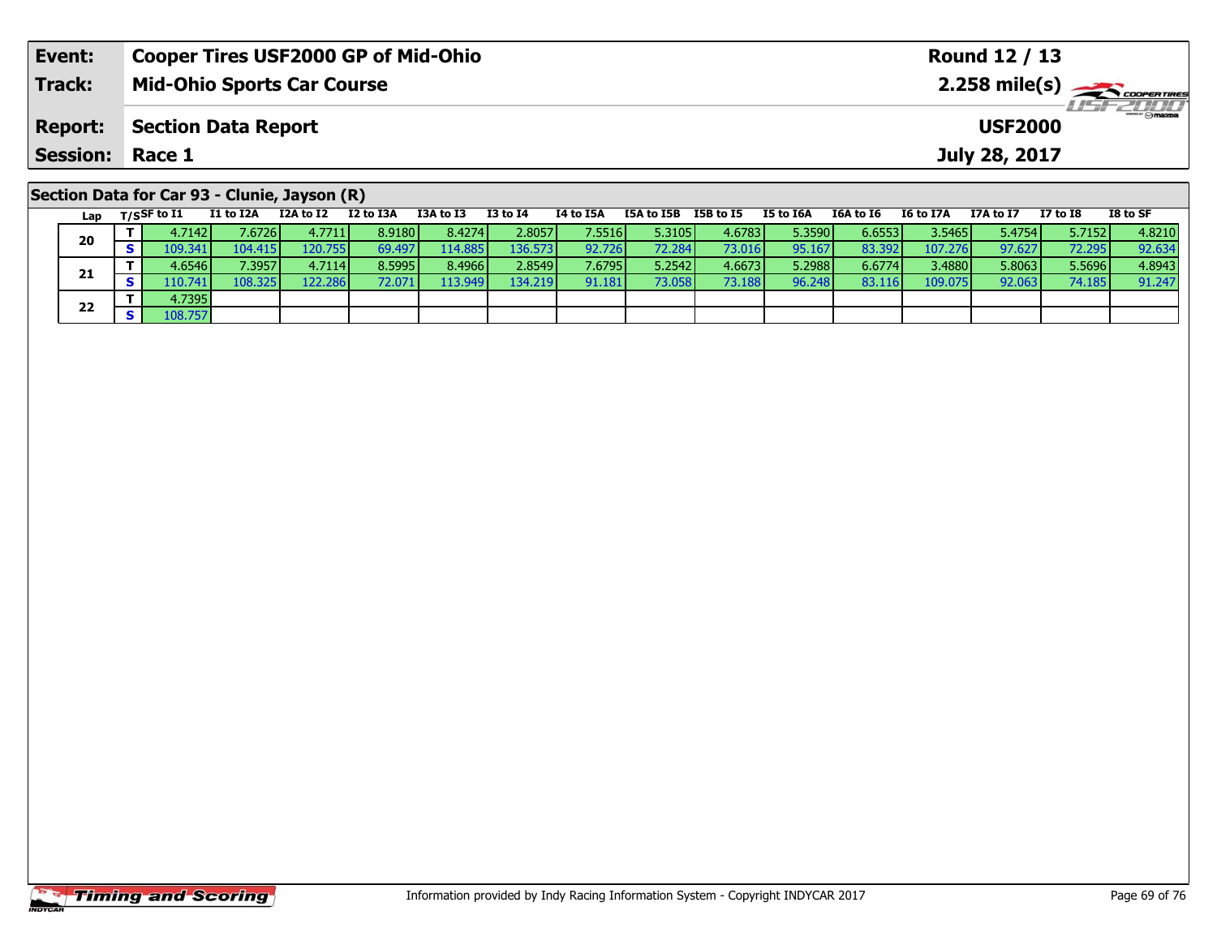| Event: | Cooper Tires USF2000 GP of Mid-Ohio | Round 12 / 13 |
|---|---|---|
| Track: | Mid-Ohio Sports Car Course | 2.258 mile(s) |
| Report: | Section Data Report | USF2000 |
| Session: | Race 1 | July 28, 2017 |

## Section Data for Car 93 - Clunie, Jayson (R)

| Lap | T/S | SF to I1 | I1 to I2A | I2A to I2 | I2 to I3A | I3A to I3 | I3 to I4 | I4 to I5A | I5A to I5B | I5B to I5 | I5 to I6A | I6A to I6 | I6 to I7A | I7A to I7 | I7 to I8 | I8 to SF |
|---|---|---|---|---|---|---|---|---|---|---|---|---|---|---|---|---|
| 20 | T | 4.7142 | 7.6726 | 4.7711 | 8.9180 | 8.4274 | 2.8057 | 7.5516 | 5.3105 | 4.6783 | 5.3590 | 6.6553 | 3.5465 | 5.4754 | 5.7152 | 4.8210 |
| | S | 109.341 | 104.415 | 120.755 | 69.497 | 114.885 | 136.573 | 92.726 | 72.284 | 73.016 | 95.167 | 83.392 | 107.276 | 97.627 | 72.295 | 92.634 |
| 21 | T | 4.6546 | 7.3957 | 4.7114 | 8.5995 | 8.4966 | 2.8549 | 7.6795 | 5.2542 | 4.6673 | 5.2988 | 6.6774 | 3.4880 | 5.8063 | 5.5696 | 4.8943 |
| | S | 110.741 | 108.325 | 122.286 | 72.071 | 113.949 | 134.219 | 91.181 | 73.058 | 73.188 | 96.248 | 83.116 | 109.075 | 92.063 | 74.185 | 91.247 |
| 22 | T | 4.7395 | | | | | | | | | | | | | | |
| | S | 108.757 | | | | | | | | | | | | | | |

Information provided by Indy Racing Information System - Copyright INDYCAR 2017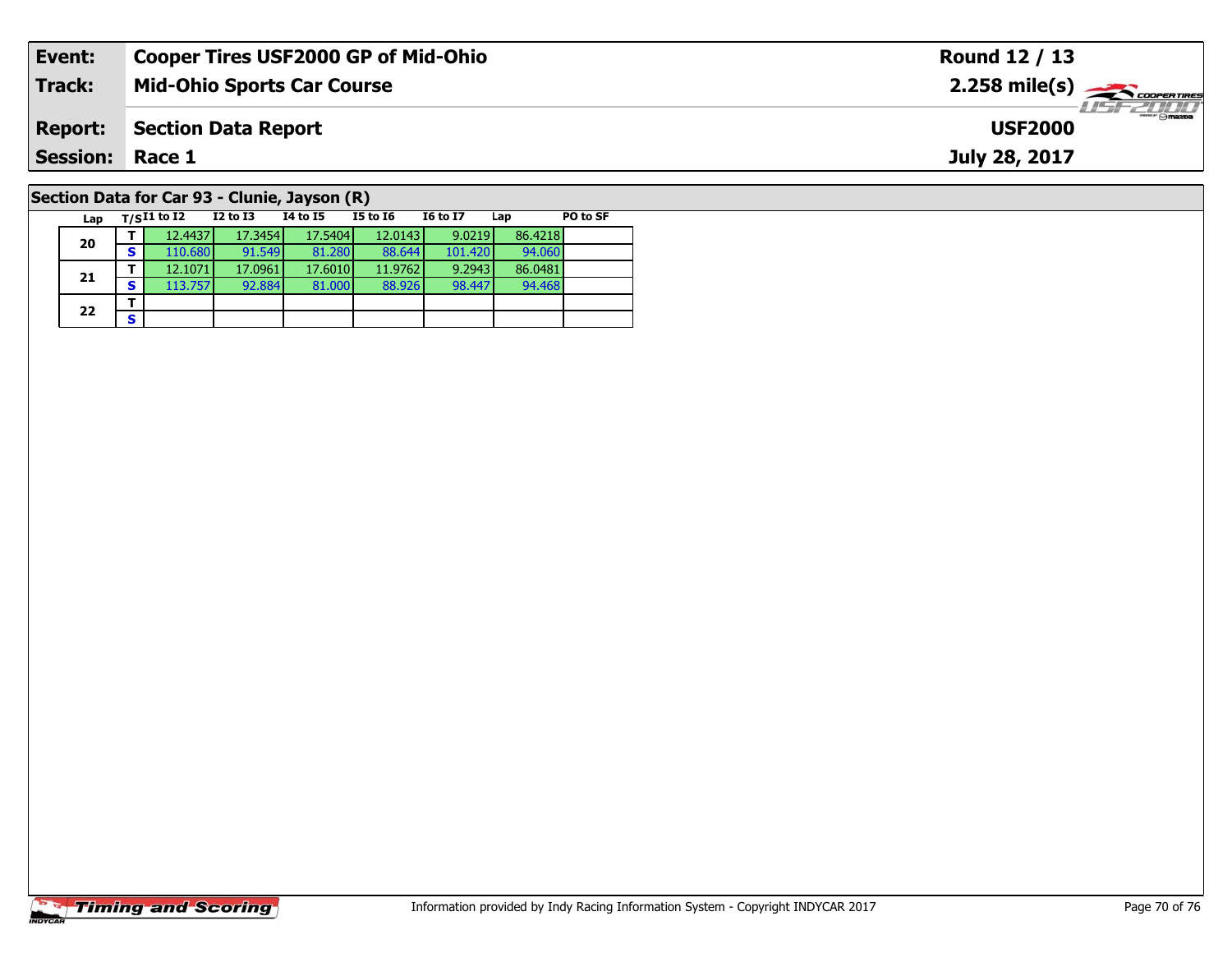| Event: | Cooper Tires USF2000 GP of Mid-Ohio | Round 12 / 13 |
|---|---|---|
| Track: | Mid-Ohio Sports Car Course | 2.258 mile(s) |
| Report: | Section Data Report | USF2000 |
| Session: | Race 1 | July 28, 2017 |

## Section Data for Car 93 - Clunie, Jayson (R)

| Lap | T/S | I1 to I2 | I2 to I3 | I4 to I5 | I5 to I6 | I6 to I7 | Lap | PO to SF |
|---|---|---|---|---|---|---|---|---|
| 20 | T | 12.4437 | 17.3454 | 17.5404 | 12.0143 | 9.0219 | 86.4218 | |
| | S | 110.680 | 91.549 | 81.280 | 88.644 | 101.420 | 94.060 | |
| 21 | T | 12.1071 | 17.0961 | 17.6010 | 11.9762 | 9.2943 | 86.0481 | |
| | S | 113.757 | 92.884 | 81.000 | 88.926 | 98.447 | 94.468 | |
| 22 | T | | | | | | | |
| | S | | | | | | | |

Timing and Scoring

Information provided by Indy Racing Information System - Copyright INDYCAR 2017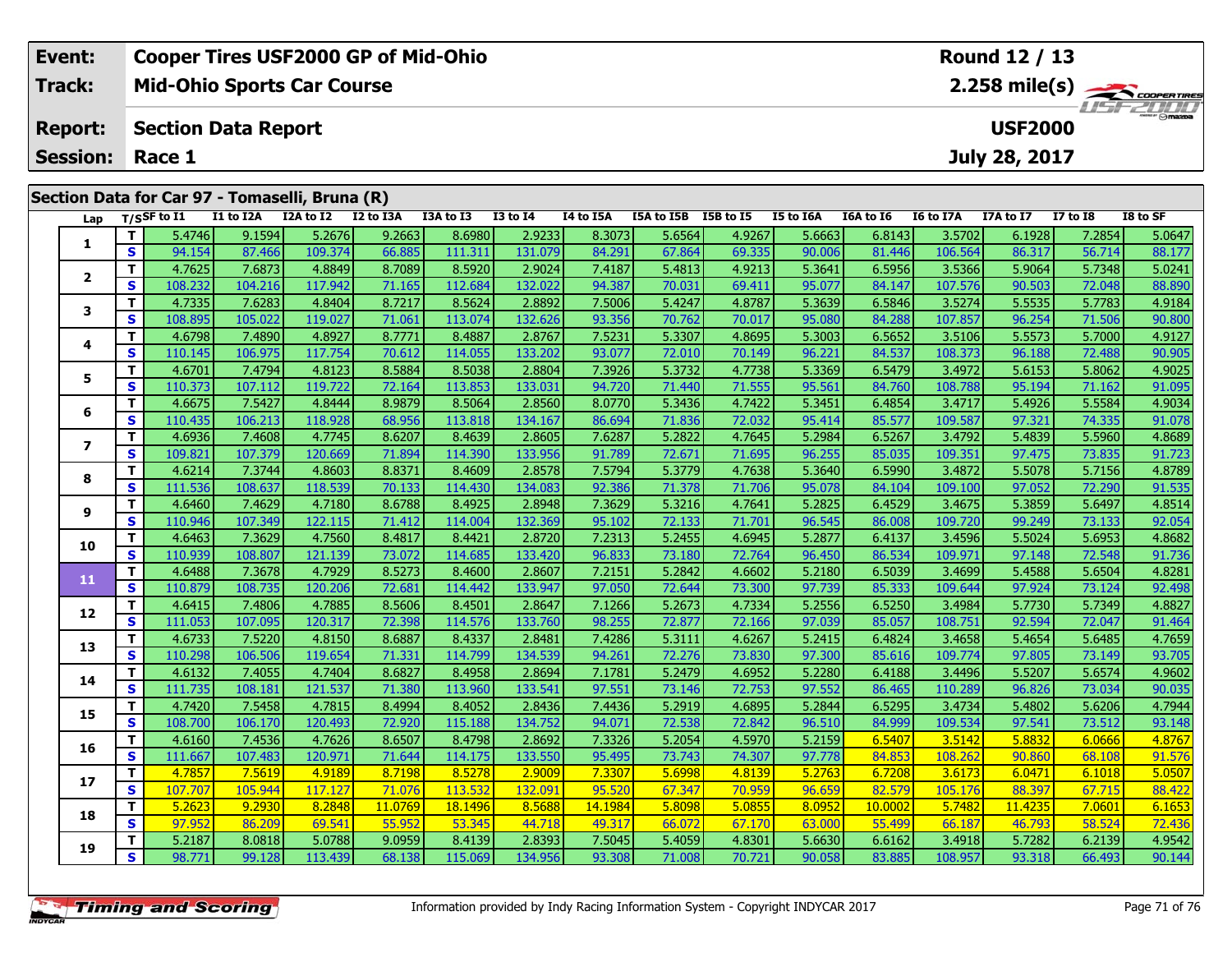| Event: | Cooper Tires USF2000 GP of Mid-Ohio | Round 12 / 13 |
|---|---|---|
| Track: | Mid-Ohio Sports Car Course | 2.258 mile(s) |
| Report: | Section Data Report | USF2000 |
| Session: | Race 1 | July 28, 2017 |

## Section Data for Car 97 - Tomaselli, Bruna (R)

| Lap | T/S | SF to I1 | I1 to I2A | I2A to I2 | I2 to I3A | I3A to I3 | I3 to I4 | I4 to I5A | I5A to I5B | I5B to I5 | I5 to I6A | I6A to I6 | I6 to I7A | I7A to I7 | I7 to I8 | I8 to SF |
|---|---|---|---|---|---|---|---|---|---|---|---|---|---|---|---|---|
| 1 | T | 5.4746 | 9.1594 | 5.2676 | 9.2663 | 8.6980 | 2.9233 | 8.3073 | 5.6564 | 4.9267 | 5.6663 | 6.8143 | 3.5702 | 6.1928 | 7.2854 | 5.0647 |
| | S | 94.154 | 87.466 | 109.374 | 66.885 | 111.311 | 131.079 | 84.291 | 67.864 | 69.335 | 90.006 | 81.446 | 106.564 | 86.317 | 56.714 | 88.177 |
| 2 | T | 4.7625 | 7.6873 | 4.8849 | 8.7089 | 8.5920 | 2.9024 | 7.4187 | 5.4813 | 4.9213 | 5.3641 | 6.5956 | 3.5366 | 5.9064 | 5.7348 | 5.0241 |
| | S | 108.232 | 104.216 | 117.942 | 71.165 | 112.684 | 132.022 | 94.387 | 70.031 | 69.411 | 95.077 | 84.147 | 107.576 | 90.503 | 72.048 | 88.890 |
| 3 | T | 4.7335 | 7.6283 | 4.8404 | 8.7217 | 8.5624 | 2.8892 | 7.5006 | 5.4247 | 4.8787 | 5.3639 | 6.5846 | 3.5274 | 5.5535 | 5.7783 | 4.9184 |
| | S | 108.895 | 105.022 | 119.027 | 71.061 | 113.074 | 132.626 | 93.356 | 70.762 | 70.017 | 95.080 | 84.288 | 107.857 | 96.254 | 71.506 | 90.800 |
| 4 | T | 4.6798 | 7.4890 | 4.8927 | 8.7771 | 8.4887 | 2.8767 | 7.5231 | 5.3307 | 4.8695 | 5.3003 | 6.5652 | 3.5106 | 5.5573 | 5.7000 | 4.9127 |
| | S | 110.145 | 106.975 | 117.754 | 70.612 | 114.055 | 133.202 | 93.077 | 72.010 | 70.149 | 96.221 | 84.537 | 108.373 | 96.188 | 72.488 | 90.905 |
| 5 | T | 4.6701 | 7.4794 | 4.8123 | 8.5884 | 8.5038 | 2.8804 | 7.3926 | 5.3732 | 4.7738 | 5.3369 | 6.5479 | 3.4972 | 5.6153 | 5.8062 | 4.9025 |
| | S | 110.373 | 107.112 | 119.722 | 72.164 | 113.853 | 133.031 | 94.720 | 71.440 | 71.555 | 95.561 | 84.760 | 108.788 | 95.194 | 71.162 | 91.095 |
| 6 | T | 4.6675 | 7.5427 | 4.8444 | 8.9879 | 8.5064 | 2.8560 | 8.0770 | 5.3436 | 4.7422 | 5.3451 | 6.4854 | 3.4717 | 5.4926 | 5.5584 | 4.9034 |
| | S | 110.435 | 106.213 | 118.928 | 68.956 | 113.818 | 134.167 | 86.694 | 71.836 | 72.032 | 95.414 | 85.577 | 109.587 | 97.321 | 74.335 | 91.078 |
| 7 | T | 4.6936 | 7.4608 | 4.7745 | 8.6207 | 8.4639 | 2.8605 | 7.6287 | 5.2822 | 4.7645 | 5.2984 | 6.5267 | 3.4792 | 5.4839 | 5.5960 | 4.8689 |
| | S | 109.821 | 107.379 | 120.669 | 71.894 | 114.390 | 133.956 | 91.789 | 72.671 | 71.695 | 96.255 | 85.035 | 109.351 | 97.475 | 73.835 | 91.723 |
| 8 | T | 4.6214 | 7.3744 | 4.8603 | 8.8371 | 8.4609 | 2.8578 | 7.5794 | 5.3779 | 4.7638 | 5.3640 | 6.5990 | 3.4872 | 5.5078 | 5.7156 | 4.8789 |
| | S | 111.536 | 108.637 | 118.539 | 70.133 | 114.430 | 134.083 | 92.386 | 71.378 | 71.706 | 95.078 | 84.104 | 109.100 | 97.052 | 72.290 | 91.535 |
| 9 | T | 4.6460 | 7.4629 | 4.7180 | 8.6788 | 8.4925 | 2.8948 | 7.3629 | 5.3216 | 4.7641 | 5.2825 | 6.4529 | 3.4675 | 5.3859 | 5.6497 | 4.8514 |
| | S | 110.946 | 107.349 | 122.115 | 71.412 | 114.004 | 132.369 | 95.102 | 72.133 | 71.701 | 96.545 | 86.008 | 109.720 | 99.249 | 73.133 | 92.054 |
| 10 | T | 4.6463 | 7.3629 | 4.7560 | 8.4817 | 8.4421 | 2.8720 | 7.2313 | 5.2455 | 4.6945 | 5.2877 | 6.4137 | 3.4596 | 5.5024 | 5.6953 | 4.8682 |
| | S | 110.939 | 108.807 | 121.139 | 73.072 | 114.685 | 133.420 | 96.833 | 73.180 | 72.764 | 96.450 | 86.534 | 109.971 | 97.148 | 72.548 | 91.736 |
| 11 | T | 4.6488 | 7.3678 | 4.7929 | 8.5273 | 8.4600 | 2.8607 | 7.2151 | 5.2842 | 4.6602 | 5.2180 | 6.5039 | 3.4699 | 5.4588 | 5.6504 | 4.8281 |
| | S | 110.879 | 108.735 | 120.206 | 72.681 | 114.442 | 133.947 | 97.050 | 72.644 | 73.300 | 97.739 | 85.333 | 109.644 | 97.924 | 73.124 | 92.498 |
| 12 | T | 4.6415 | 7.4806 | 4.7885 | 8.5606 | 8.4501 | 2.8647 | 7.1266 | 5.2673 | 4.7334 | 5.2556 | 6.5250 | 3.4984 | 5.7730 | 5.7349 | 4.8827 |
| | S | 111.053 | 107.095 | 120.317 | 72.398 | 114.576 | 133.760 | 98.255 | 72.877 | 72.166 | 97.039 | 85.057 | 108.751 | 92.594 | 72.047 | 91.464 |
| 13 | T | 4.6733 | 7.5220 | 4.8150 | 8.6887 | 8.4337 | 2.8481 | 7.4286 | 5.3111 | 4.6267 | 5.2415 | 6.4824 | 3.4658 | 5.4654 | 5.6485 | 4.7659 |
| | S | 110.298 | 106.506 | 119.654 | 71.331 | 114.799 | 134.539 | 94.261 | 72.276 | 73.830 | 97.300 | 85.616 | 109.774 | 97.805 | 73.149 | 93.705 |
| 14 | T | 4.6132 | 7.4055 | 4.7404 | 8.6827 | 8.4958 | 2.8694 | 7.1781 | 5.2479 | 4.6952 | 5.2280 | 6.4188 | 3.4496 | 5.5207 | 5.6574 | 4.9602 |
| | S | 111.735 | 108.181 | 121.537 | 71.380 | 113.960 | 133.541 | 97.551 | 73.146 | 72.753 | 97.552 | 86.465 | 110.289 | 96.826 | 73.034 | 90.035 |
| 15 | T | 4.7420 | 7.5458 | 4.7815 | 8.4994 | 8.4052 | 2.8436 | 7.4436 | 5.2919 | 4.6895 | 5.2844 | 6.5295 | 3.4734 | 5.4802 | 5.6206 | 4.7944 |
| | S | 108.700 | 106.170 | 120.493 | 72.920 | 115.188 | 134.752 | 94.071 | 72.538 | 72.842 | 96.510 | 84.999 | 109.534 | 97.541 | 73.512 | 93.148 |
| 16 | T | 4.6160 | 7.4536 | 4.7626 | 8.6507 | 8.4798 | 2.8692 | 7.3326 | 5.2054 | 4.5970 | 5.2159 | 6.5407 | 3.5142 | 5.8832 | 6.0666 | 4.8767 |
| | S | 111.667 | 107.483 | 120.971 | 71.644 | 114.175 | 133.550 | 95.495 | 73.743 | 74.307 | 97.778 | 84.853 | 108.262 | 90.860 | 68.108 | 91.576 |
| 17 | T | 4.7857 | 7.5619 | 4.9189 | 8.7198 | 8.5278 | 2.9009 | 7.3307 | 5.6998 | 4.8139 | 5.2763 | 6.7208 | 3.6173 | 6.0471 | 6.1018 | 5.0507 |
| | S | 107.707 | 105.944 | 117.127 | 71.076 | 113.532 | 132.091 | 95.520 | 67.347 | 70.959 | 96.659 | 82.579 | 105.176 | 88.397 | 67.715 | 88.422 |
| 18 | T | 5.2623 | 9.2930 | 8.2848 | 11.0769 | 18.1496 | 8.5688 | 14.1984 | 5.8098 | 5.0855 | 8.0952 | 10.0002 | 5.7482 | 11.4235 | 7.0601 | 6.1653 |
| | S | 97.952 | 86.209 | 69.541 | 55.952 | 53.345 | 44.718 | 49.317 | 66.072 | 67.170 | 63.000 | 55.499 | 66.187 | 46.793 | 58.524 | 72.436 |
| 19 | T | 5.2187 | 8.0818 | 5.0788 | 9.0959 | 8.4139 | 2.8393 | 7.5045 | 5.4059 | 4.8301 | 5.6630 | 6.6162 | 3.4918 | 5.7282 | 6.2139 | 4.9542 |
| | S | 98.771 | 99.128 | 113.439 | 68.138 | 115.069 | 134.956 | 93.308 | 71.008 | 70.721 | 90.058 | 83.885 | 108.957 | 93.318 | 66.493 | 90.144 |

Information provided by Indy Racing Information System - Copyright INDYCAR 2017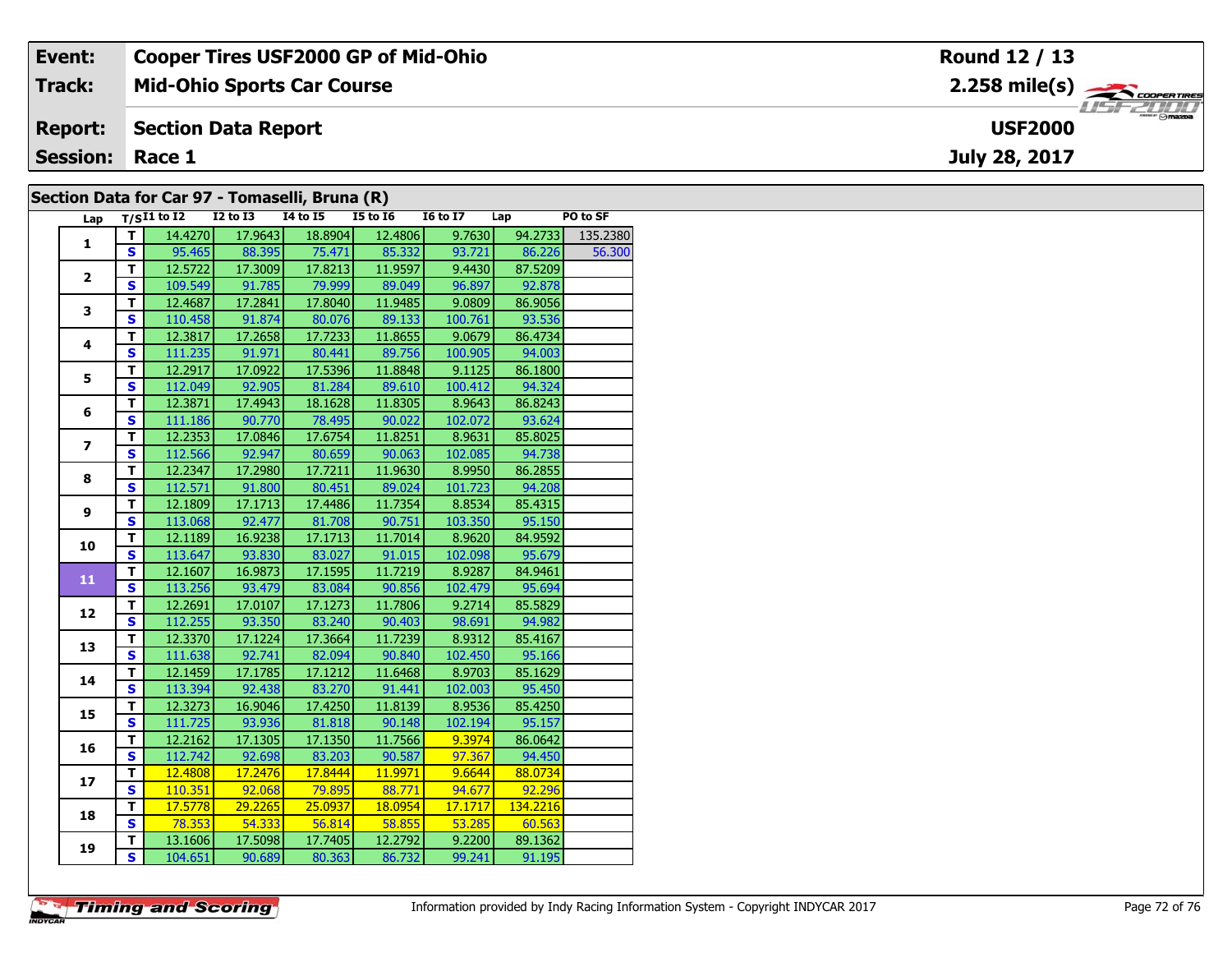| Event: | Cooper Tires USF2000 GP of Mid-Ohio | Round 12 / 13 |
|---|---|---|
| Track: | Mid-Ohio Sports Car Course | 2.258 mile(s) |
| Report: | Section Data Report | USF2000 |
| Session: | Race 1 | July 28, 2017 |

## Section Data for Car 97 - Tomaselli, Bruna (R)

| Lap | T/S | I1 to I2 | I2 to I3 | I4 to I5 | I5 to I6 | I6 to I7 | Lap | PO to SF |
|---|---|---|---|---|---|---|---|---|
| 1 | T | 14.4270 | 17.9643 | 18.8904 | 12.4806 | 9.7630 | 94.2733 | 135.2380 |
| | S | 95.465 | 88.395 | 75.471 | 85.332 | 93.721 | 86.226 | 56.300 |
| 2 | T | 12.5722 | 17.3009 | 17.8213 | 11.9597 | 9.4430 | 87.5209 | |
| | S | 109.549 | 91.785 | 79.999 | 89.049 | 96.897 | 92.878 | |
| 3 | T | 12.4687 | 17.2841 | 17.8040 | 11.9485 | 9.0809 | 86.9056 | |
| | S | 110.458 | 91.874 | 80.076 | 89.133 | 100.761 | 93.536 | |
| 4 | T | 12.3817 | 17.2658 | 17.7233 | 11.8655 | 9.0679 | 86.4734 | |
| | S | 111.235 | 91.971 | 80.441 | 89.756 | 100.905 | 94.003 | |
| 5 | T | 12.2917 | 17.0922 | 17.5396 | 11.8848 | 9.1125 | 86.1800 | |
| | S | 112.049 | 92.905 | 81.284 | 89.610 | 100.412 | 94.324 | |
| 6 | T | 12.3871 | 17.4943 | 18.1628 | 11.8305 | 8.9643 | 86.8243 | |
| | S | 111.186 | 90.770 | 78.495 | 90.022 | 102.072 | 93.624 | |
| 7 | T | 12.2353 | 17.0846 | 17.6754 | 11.8251 | 8.9631 | 85.8025 | |
| | S | 112.566 | 92.947 | 80.659 | 90.063 | 102.085 | 94.738 | |
| 8 | T | 12.2347 | 17.2980 | 17.7211 | 11.9630 | 8.9950 | 86.2855 | |
| | S | 112.571 | 91.800 | 80.451 | 89.024 | 101.723 | 94.208 | |
| 9 | T | 12.1809 | 17.1713 | 17.4486 | 11.7354 | 8.8534 | 85.4315 | |
| | S | 113.068 | 92.477 | 81.708 | 90.751 | 103.350 | 95.150 | |
| 10 | T | 12.1189 | 16.9238 | 17.1713 | 11.7014 | 8.9620 | 84.9592 | |
| | S | 113.647 | 93.830 | 83.027 | 91.015 | 102.098 | 95.679 | |
| 11 | T | 12.1607 | 16.9873 | 17.1595 | 11.7219 | 8.9287 | 84.9461 | |
| | S | 113.256 | 93.479 | 83.084 | 90.856 | 102.479 | 95.694 | |
| 12 | T | 12.2691 | 17.0107 | 17.1273 | 11.7806 | 9.2714 | 85.5829 | |
| | S | 112.255 | 93.350 | 83.240 | 90.403 | 98.691 | 94.982 | |
| 13 | T | 12.3370 | 17.1224 | 17.3664 | 11.7239 | 8.9312 | 85.4167 | |
| | S | 111.638 | 92.741 | 82.094 | 90.840 | 102.450 | 95.166 | |
| 14 | T | 12.1459 | 17.1785 | 17.1212 | 11.6468 | 8.9703 | 85.1629 | |
| | S | 113.394 | 92.438 | 83.270 | 91.441 | 102.003 | 95.450 | |
| 15 | T | 12.3273 | 16.9046 | 17.4250 | 11.8139 | 8.9536 | 85.4250 | |
| | S | 111.725 | 93.936 | 81.818 | 90.148 | 102.194 | 95.157 | |
| 16 | T | 12.2162 | 17.1305 | 17.1350 | 11.7566 | 9.3974 | 86.0642 | |
| | S | 112.742 | 92.698 | 83.203 | 90.587 | 97.367 | 94.450 | |
| 17 | T | 12.4808 | 17.2476 | 17.8444 | 11.9971 | 9.6644 | 88.0734 | |
| | S | 110.351 | 92.068 | 79.895 | 88.771 | 94.677 | 92.296 | |
| 18 | T | 17.5778 | 29.2265 | 25.0937 | 18.0954 | 17.1717 | 134.2216 | |
| | S | 78.353 | 54.333 | 56.814 | 58.855 | 53.285 | 60.563 | |
| 19 | T | 13.1606 | 17.5098 | 17.7405 | 12.2792 | 9.2200 | 89.1362 | |
| | S | 104.651 | 90.689 | 80.363 | 86.732 | 99.241 | 91.195 | |

Information provided by Indy Racing Information System - Copyright INDYCAR 2017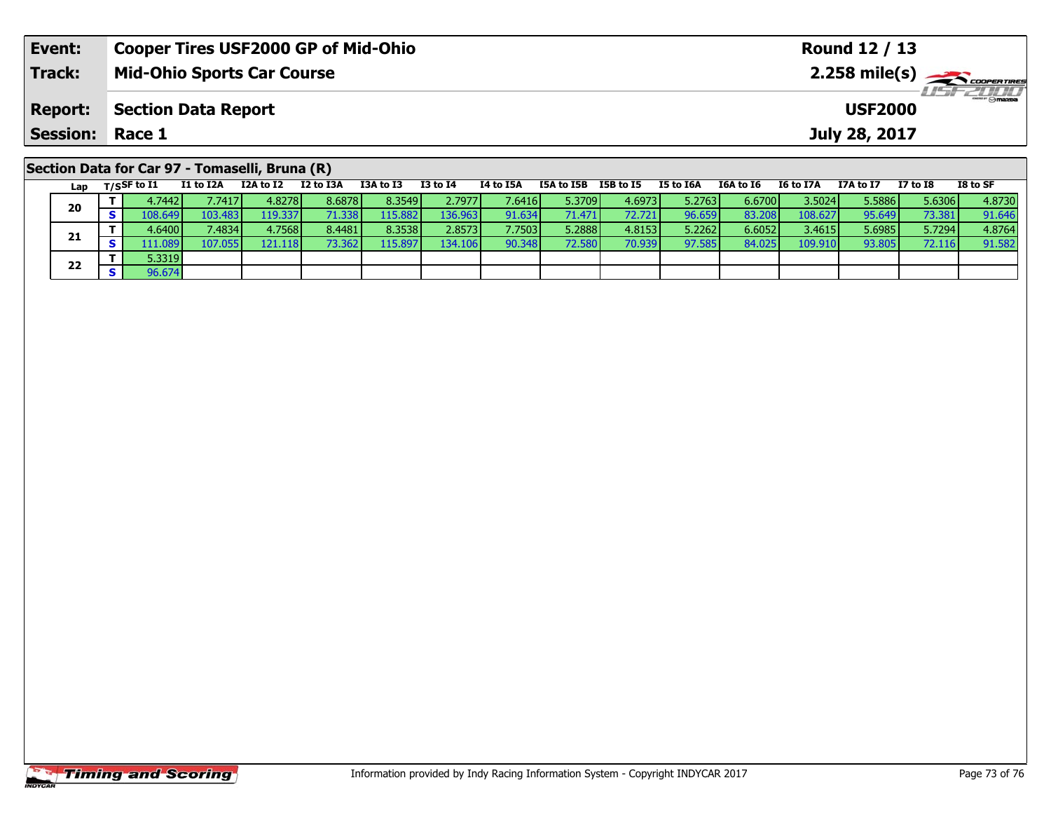| **Event:** | **Cooper Tires USF2000 GP of Mid-Ohio** | **Round 12 / 13** |
|---|---|---|
| **Track:** | **Mid-Ohio Sports Car Course** | **2.258 mile(s)** |
| **Report:** | **Section Data Report** | **USF2000** |
| **Session:** | **Race 1** | **July 28, 2017** |

## Section Data for Car 97 - Tomaselli, Bruna (R)

| Lap | T/S | SF to I1 | I1 to I2A | I2A to I2 | I2 to I3A | I3A to I3 | I3 to I4 | I4 to I5A | I5A to I5B | I5B to I5 | I5 to I6A | I6A to I6 | I6 to I7A | I7A to I7 | I7 to I8 | I8 to SF |
|---|---|---|---|---|---|---|---|---|---|---|---|---|---|---|---|---|
| 20 | T | 4.7442 | 7.7417 | 4.8278 | 8.6878 | 8.3549 | 2.7977 | 7.6416 | 5.3709 | 4.6973 | 5.2763 | 6.6700 | 3.5024 | 5.5886 | 5.6306 | 4.8730 |
| | S | 108.649 | 103.483 | 119.337 | 71.338 | 115.882 | 136.963 | 91.634 | 71.471 | 72.721 | 96.659 | 83.208 | 108.627 | 95.649 | 73.381 | 91.646 |
| 21 | T | 4.6400 | 7.4834 | 4.7568 | 8.4481 | 8.3538 | 2.8573 | 7.7503 | 5.2888 | 4.8153 | 5.2262 | 6.6052 | 3.4615 | 5.6985 | 5.7294 | 4.8764 |
| | S | 111.089 | 107.055 | 121.118 | 73.362 | 115.897 | 134.106 | 90.348 | 72.580 | 70.939 | 97.585 | 84.025 | 109.910 | 93.805 | 72.116 | 91.582 |
| 22 | T | 5.3319 | | | | | | | | | | | | | | |
| | S | 96.674 | | | | | | | | | | | | | | |

Information provided by Indy Racing Information System - Copyright INDYCAR 2017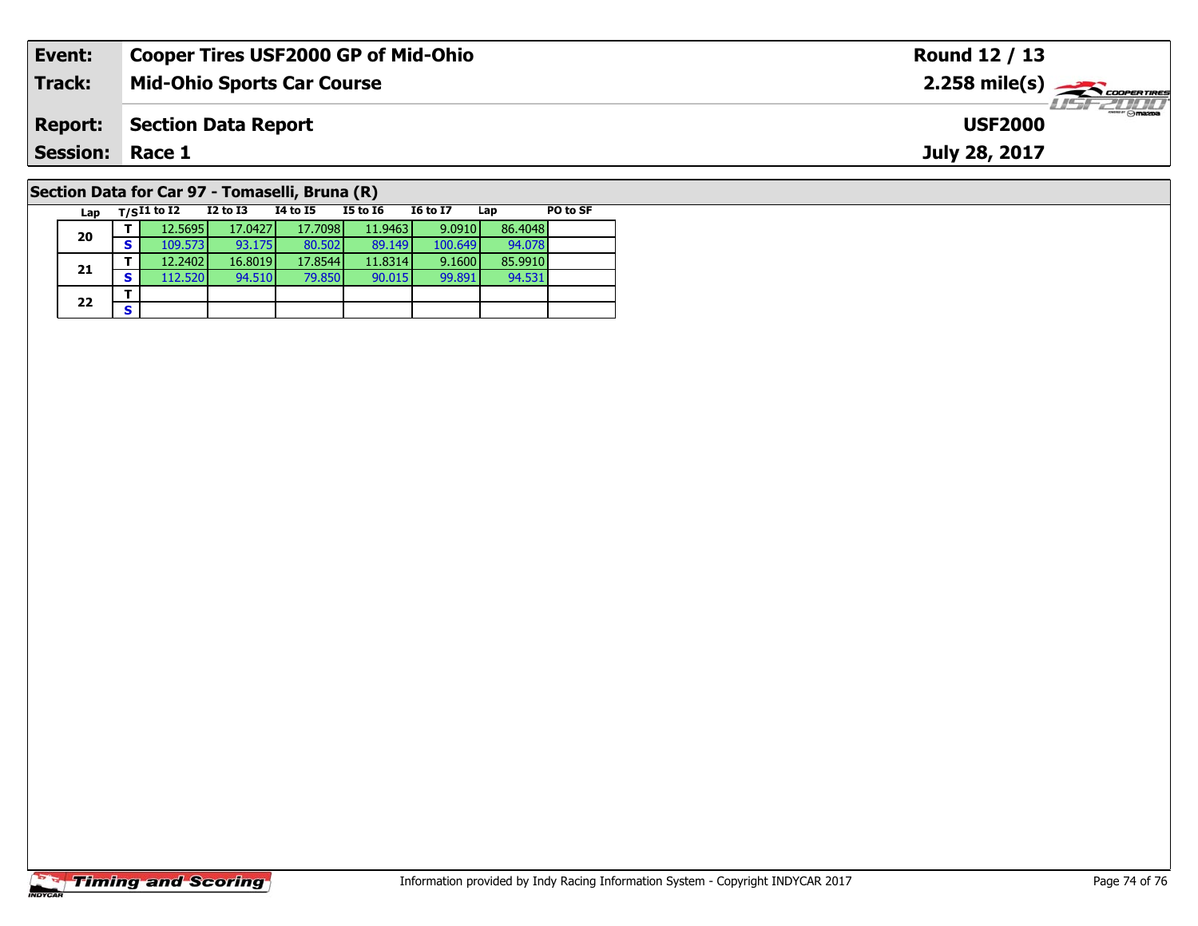| **Event:** | **Cooper Tires USF2000 GP of Mid-Ohio** | **Round 12 / 13** |
|---|---|---|
| **Track:** | **Mid-Ohio Sports Car Course** | **2.258 mile(s)** |
| **Report:** | **Section Data Report** | **USF2000** |
| **Session:** | **Race 1** | **July 28, 2017** |

## Section Data for Car 97 - Tomaselli, Bruna (R)

| Lap | T/S | I1 to I2 | I2 to I3 | I4 to I5 | I5 to I6 | I6 to I7 | Lap | PO to SF |
|---|---|---|---|---|---|---|---|---|
| 20 | T | 12.5695 | 17.0427 | 17.7098 | 11.9463 | 9.0910 | 86.4048 | |
| | S | 109.573 | 93.175 | 80.502 | 89.149 | 100.649 | 94.078 | |
| 21 | T | 12.2402 | 16.8019 | 17.8544 | 11.8314 | 9.1600 | 85.9910 | |
| | S | 112.520 | 94.510 | 79.850 | 90.015 | 99.891 | 94.531 | |
| 22 | T | | | | | | | |
| | S | | | | | | | |

Information provided by Indy Racing Information System - Copyright INDYCAR 2017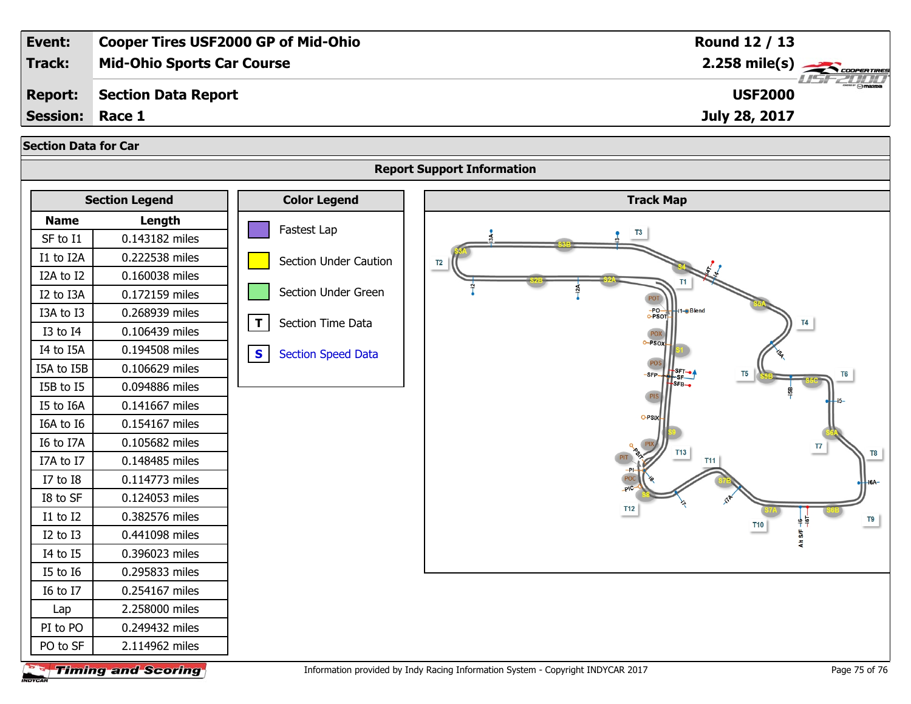| Event: | Cooper Tires USF2000 GP of Mid-Ohio | Round 12 / 13 |
|---|---|---|
| Track: | Mid-Ohio Sports Car Course | 2.258 mile(s) |
| Report: | Section Data Report | USF2000 |
| Session: | Race 1 | July 28, 2017 |

## Section Data for Car

### Report Support Information

**Section Legend**

| Name | Length |
|---|---|
| SF to I1 | 0.143182 miles |
| I1 to I2A | 0.222538 miles |
| I2A to I2 | 0.160038 miles |
| I2 to I3A | 0.172159 miles |
| I3A to I3 | 0.268939 miles |
| I3 to I4 | 0.106439 miles |
| I4 to I5A | 0.194508 miles |
| I5A to I5B | 0.106629 miles |
| I5B to I5 | 0.094886 miles |
| I5 to I6A | 0.141667 miles |
| I6A to I6 | 0.154167 miles |
| I6 to I7A | 0.105682 miles |
| I7A to I7 | 0.148485 miles |
| I7 to I8 | 0.114773 miles |
| I8 to SF | 0.124053 miles |
| I1 to I2 | 0.382576 miles |
| I2 to I3 | 0.441098 miles |
| I4 to I5 | 0.396023 miles |
| I5 to I6 | 0.295833 miles |
| I6 to I7 | 0.254167 miles |
| Lap | 2.258000 miles |
| PI to PO | 0.249432 miles |
| PO to SF | 2.114962 miles |

**Color Legend**

- Fastest Lap
- Section Under Caution
- Section Under Green
- T — Section Time Data
- S — Section Speed Data

**Track Map**

Information provided by Indy Racing Information System - Copyright INDYCAR 2017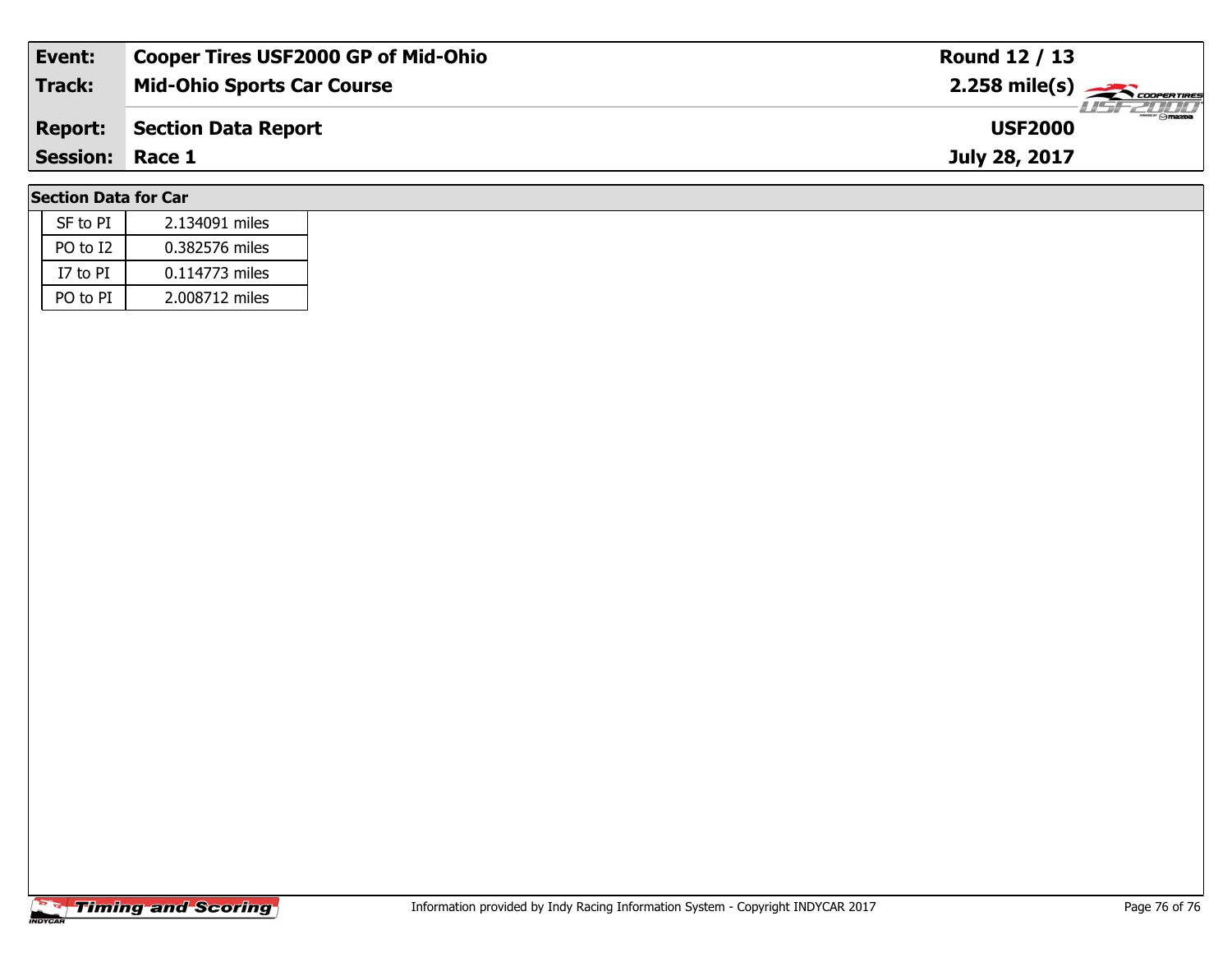| | |
|---|---|
| **Event:** | **Cooper Tires USF2000 GP of Mid-Ohio** |
| **Track:** | **Mid-Ohio Sports Car Course** |
| **Report:** | **Section Data Report** |
| **Session:** | **Race 1** |

**Round 12 / 13**
**2.258 mile(s)**
**USF2000**
**July 28, 2017**

## Section Data for Car

| | |
|---|---|
| SF to PI | 2.134091 miles |
| PO to I2 | 0.382576 miles |
| I7 to PI | 0.114773 miles |
| PO to PI | 2.008712 miles |

Information provided by Indy Racing Information System - Copyright INDYCAR 2017